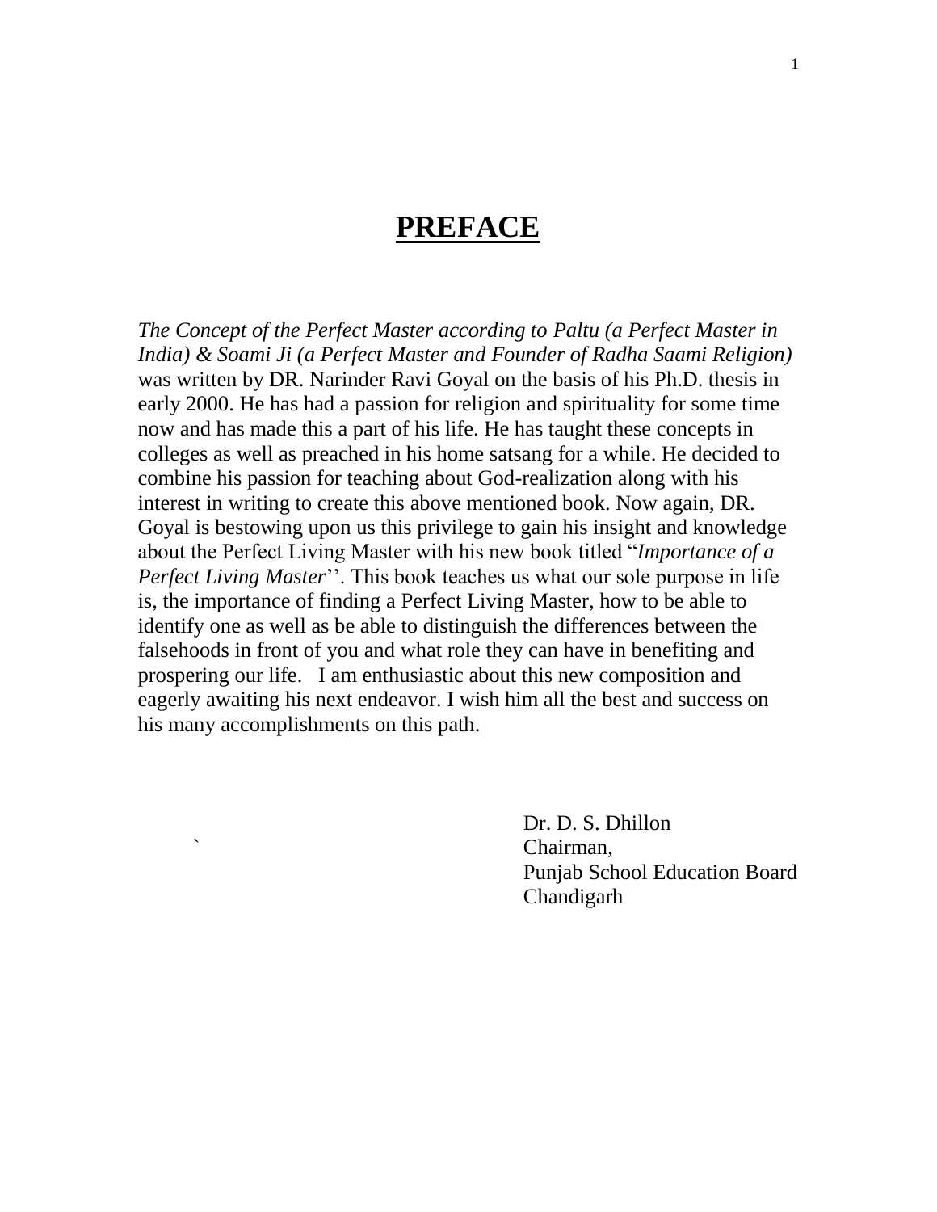# **PREFACE**

*The Concept of the Perfect Master according to Paltu (a Perfect Master in India) & Soami Ji (a Perfect Master and Founder of Radha Saami Religion)* was written by DR. Narinder Ravi Goyal on the basis of his Ph.D. thesis in early 2000. He has had a passion for religion and spirituality for some time now and has made this a part of his life. He has taught these concepts in colleges as well as preached in his home satsang for a while. He decided to combine his passion for teaching about God-realization along with his interest in writing to create this above mentioned book. Now again, DR. Goyal is bestowing upon us this privilege to gain his insight and knowledge about the Perfect Living Master with his new book titled "*Importance of a Perfect Living Master*''. This book teaches us what our sole purpose in life is, the importance of finding a Perfect Living Master, how to be able to identify one as well as be able to distinguish the differences between the falsehoods in front of you and what role they can have in benefiting and prospering our life. I am enthusiastic about this new composition and eagerly awaiting his next endeavor. I wish him all the best and success on his many accomplishments on this path.

Dr. D. S. Dhillon
Chairman,
Punjab School Education Board
Chandigarh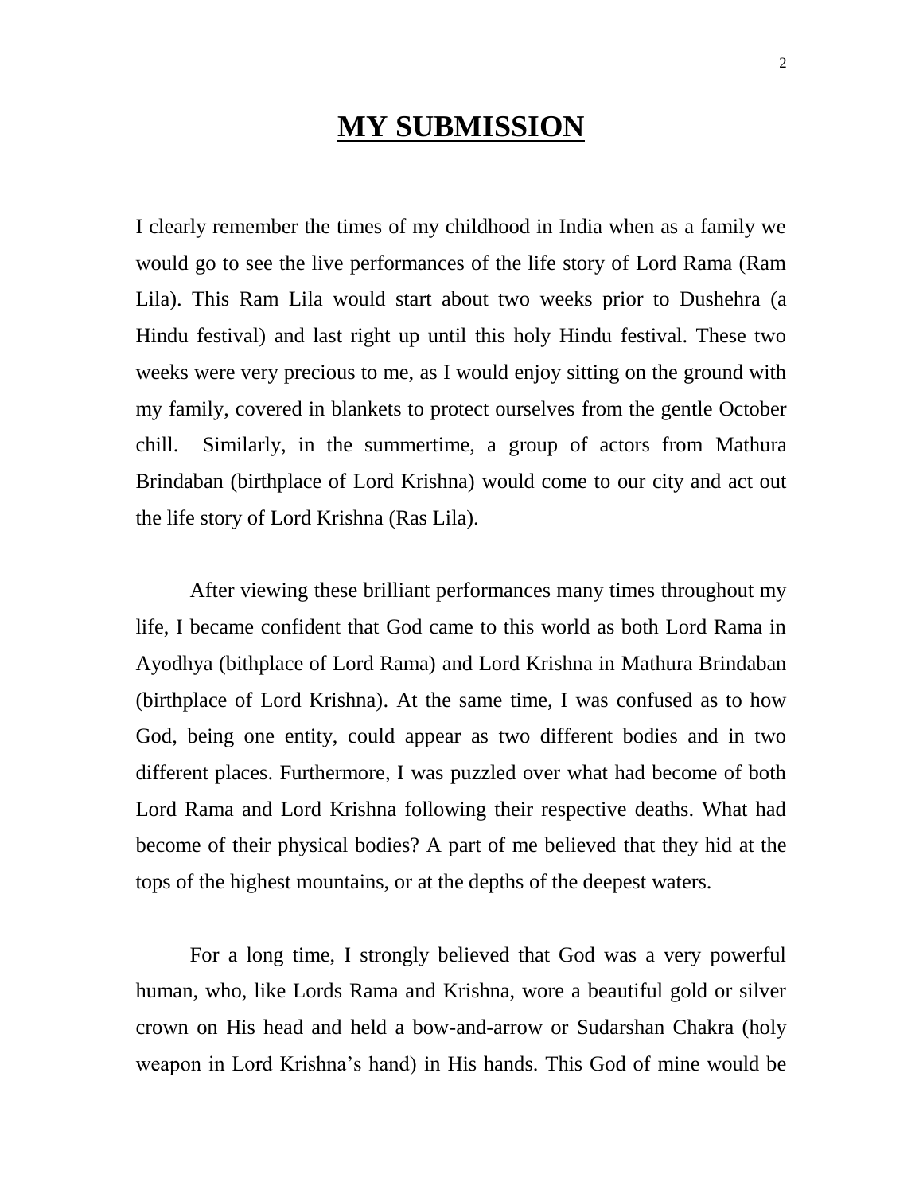# MY SUBMISSION

I clearly remember the times of my childhood in India when as a family we would go to see the live performances of the life story of Lord Rama (Ram Lila). This Ram Lila would start about two weeks prior to Dushehra (a Hindu festival) and last right up until this holy Hindu festival. These two weeks were very precious to me, as I would enjoy sitting on the ground with my family, covered in blankets to protect ourselves from the gentle October chill. Similarly, in the summertime, a group of actors from Mathura Brindaban (birthplace of Lord Krishna) would come to our city and act out the life story of Lord Krishna (Ras Lila).

After viewing these brilliant performances many times throughout my life, I became confident that God came to this world as both Lord Rama in Ayodhya (bithplace of Lord Rama) and Lord Krishna in Mathura Brindaban (birthplace of Lord Krishna). At the same time, I was confused as to how God, being one entity, could appear as two different bodies and in two different places. Furthermore, I was puzzled over what had become of both Lord Rama and Lord Krishna following their respective deaths. What had become of their physical bodies? A part of me believed that they hid at the tops of the highest mountains, or at the depths of the deepest waters.

For a long time, I strongly believed that God was a very powerful human, who, like Lords Rama and Krishna, wore a beautiful gold or silver crown on His head and held a bow-and-arrow or Sudarshan Chakra (holy weapon in Lord Krishna's hand) in His hands. This God of mine would be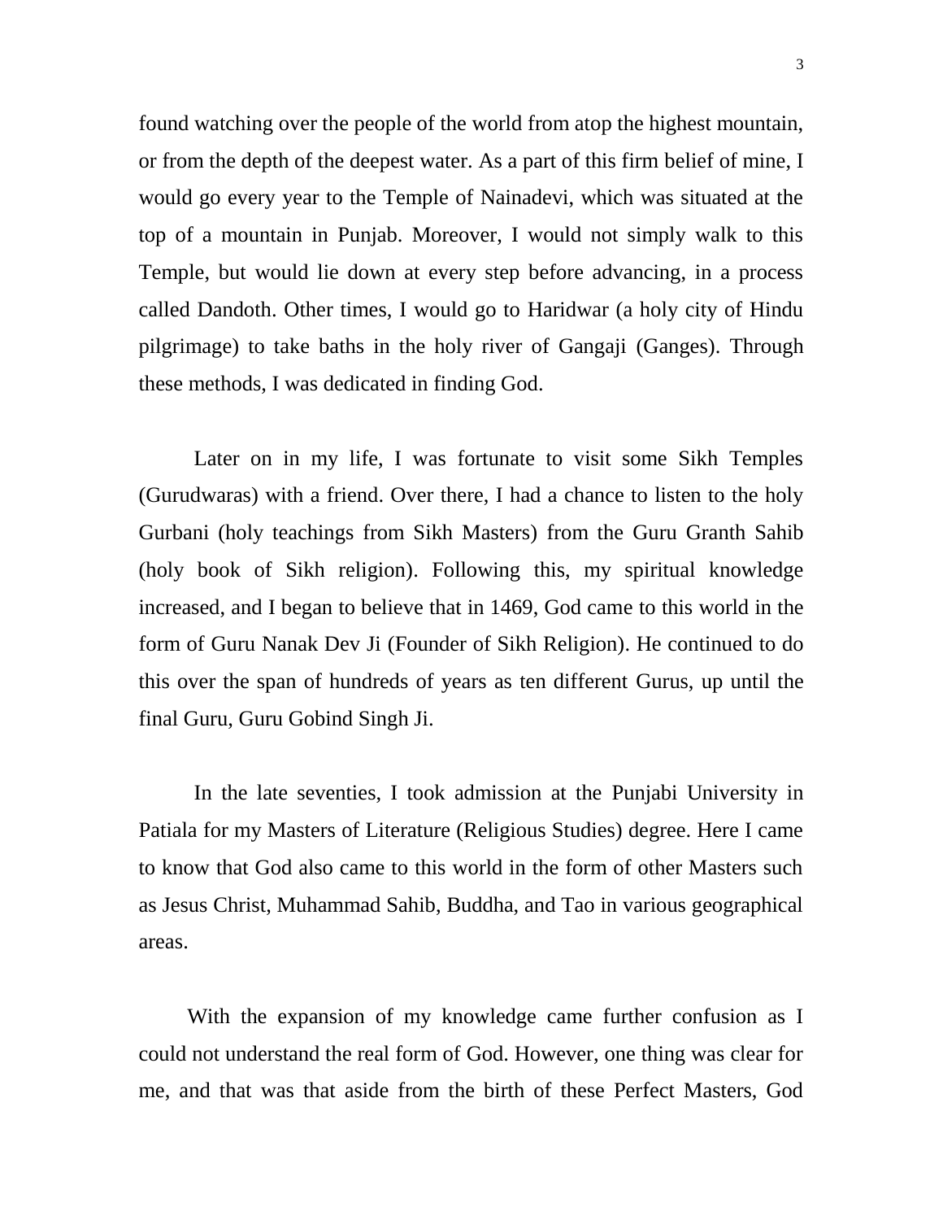found watching over the people of the world from atop the highest mountain, or from the depth of the deepest water. As a part of this firm belief of mine, I would go every year to the Temple of Nainadevi, which was situated at the top of a mountain in Punjab. Moreover, I would not simply walk to this Temple, but would lie down at every step before advancing, in a process called Dandoth. Other times, I would go to Haridwar (a holy city of Hindu pilgrimage) to take baths in the holy river of Gangaji (Ganges). Through these methods, I was dedicated in finding God.

Later on in my life, I was fortunate to visit some Sikh Temples (Gurudwaras) with a friend. Over there, I had a chance to listen to the holy Gurbani (holy teachings from Sikh Masters) from the Guru Granth Sahib (holy book of Sikh religion). Following this, my spiritual knowledge increased, and I began to believe that in 1469, God came to this world in the form of Guru Nanak Dev Ji (Founder of Sikh Religion). He continued to do this over the span of hundreds of years as ten different Gurus, up until the final Guru, Guru Gobind Singh Ji.

In the late seventies, I took admission at the Punjabi University in Patiala for my Masters of Literature (Religious Studies) degree. Here I came to know that God also came to this world in the form of other Masters such as Jesus Christ, Muhammad Sahib, Buddha, and Tao in various geographical areas.

With the expansion of my knowledge came further confusion as I could not understand the real form of God. However, one thing was clear for me, and that was that aside from the birth of these Perfect Masters, God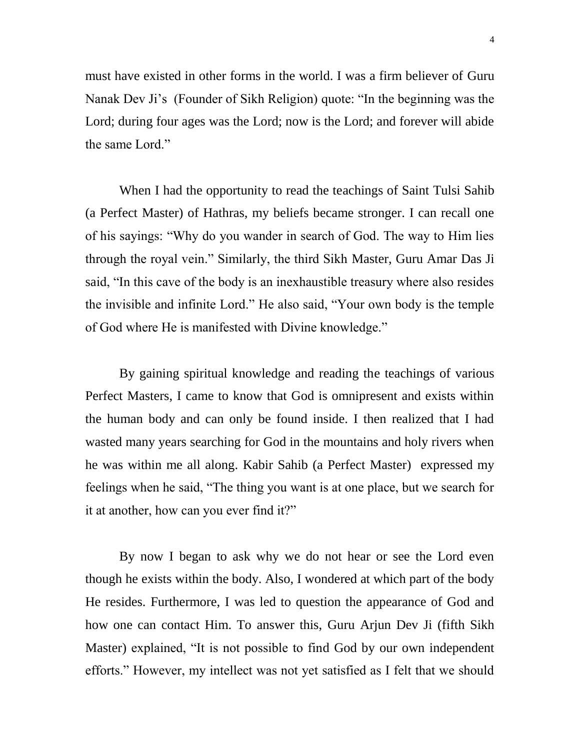must have existed in other forms in the world. I was a firm believer of Guru Nanak Dev Ji's (Founder of Sikh Religion) quote: "In the beginning was the Lord; during four ages was the Lord; now is the Lord; and forever will abide the same Lord."

When I had the opportunity to read the teachings of Saint Tulsi Sahib (a Perfect Master) of Hathras, my beliefs became stronger. I can recall one of his sayings: "Why do you wander in search of God. The way to Him lies through the royal vein." Similarly, the third Sikh Master, Guru Amar Das Ji said, "In this cave of the body is an inexhaustible treasury where also resides the invisible and infinite Lord." He also said, "Your own body is the temple of God where He is manifested with Divine knowledge."

By gaining spiritual knowledge and reading the teachings of various Perfect Masters, I came to know that God is omnipresent and exists within the human body and can only be found inside. I then realized that I had wasted many years searching for God in the mountains and holy rivers when he was within me all along. Kabir Sahib (a Perfect Master) expressed my feelings when he said, "The thing you want is at one place, but we search for it at another, how can you ever find it?"

By now I began to ask why we do not hear or see the Lord even though he exists within the body. Also, I wondered at which part of the body He resides. Furthermore, I was led to question the appearance of God and how one can contact Him. To answer this, Guru Arjun Dev Ji (fifth Sikh Master) explained, "It is not possible to find God by our own independent efforts." However, my intellect was not yet satisfied as I felt that we should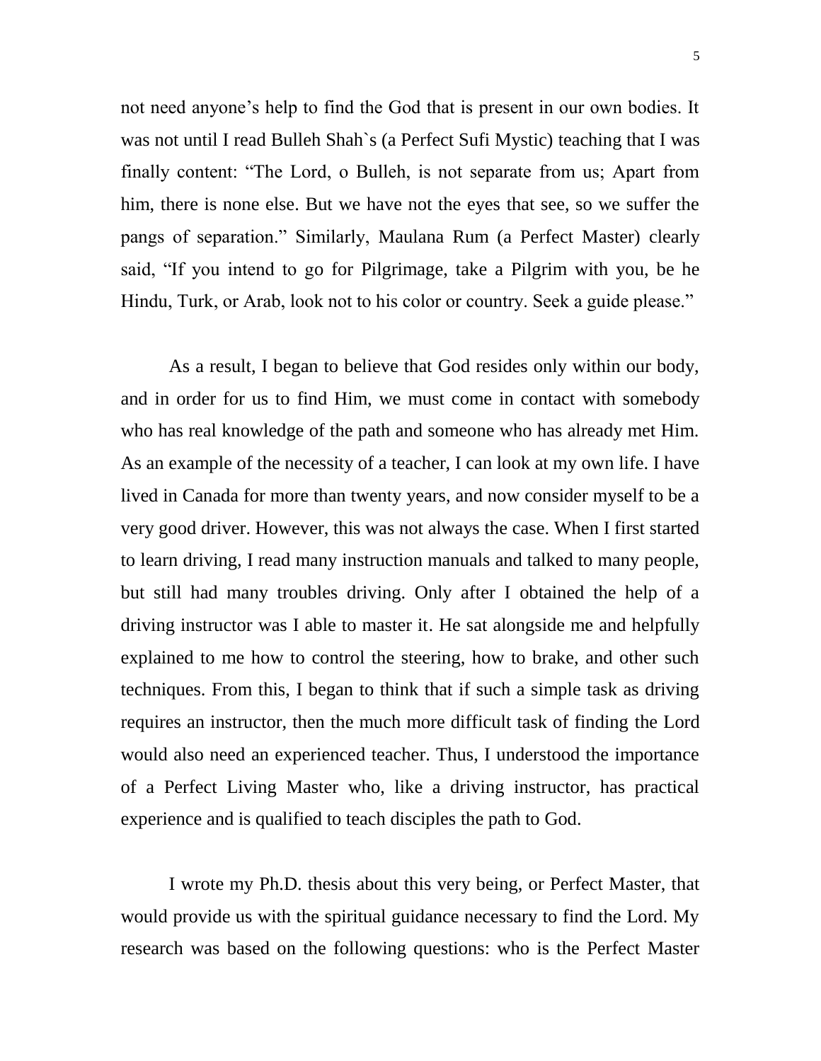not need anyone's help to find the God that is present in our own bodies. It was not until I read Bulleh Shah`s (a Perfect Sufi Mystic) teaching that I was finally content: "The Lord, o Bulleh, is not separate from us; Apart from him, there is none else. But we have not the eyes that see, so we suffer the pangs of separation." Similarly, Maulana Rum (a Perfect Master) clearly said, "If you intend to go for Pilgrimage, take a Pilgrim with you, be he Hindu, Turk, or Arab, look not to his color or country. Seek a guide please."

As a result, I began to believe that God resides only within our body, and in order for us to find Him, we must come in contact with somebody who has real knowledge of the path and someone who has already met Him. As an example of the necessity of a teacher, I can look at my own life. I have lived in Canada for more than twenty years, and now consider myself to be a very good driver. However, this was not always the case. When I first started to learn driving, I read many instruction manuals and talked to many people, but still had many troubles driving. Only after I obtained the help of a driving instructor was I able to master it. He sat alongside me and helpfully explained to me how to control the steering, how to brake, and other such techniques. From this, I began to think that if such a simple task as driving requires an instructor, then the much more difficult task of finding the Lord would also need an experienced teacher. Thus, I understood the importance of a Perfect Living Master who, like a driving instructor, has practical experience and is qualified to teach disciples the path to God.

I wrote my Ph.D. thesis about this very being, or Perfect Master, that would provide us with the spiritual guidance necessary to find the Lord. My research was based on the following questions: who is the Perfect Master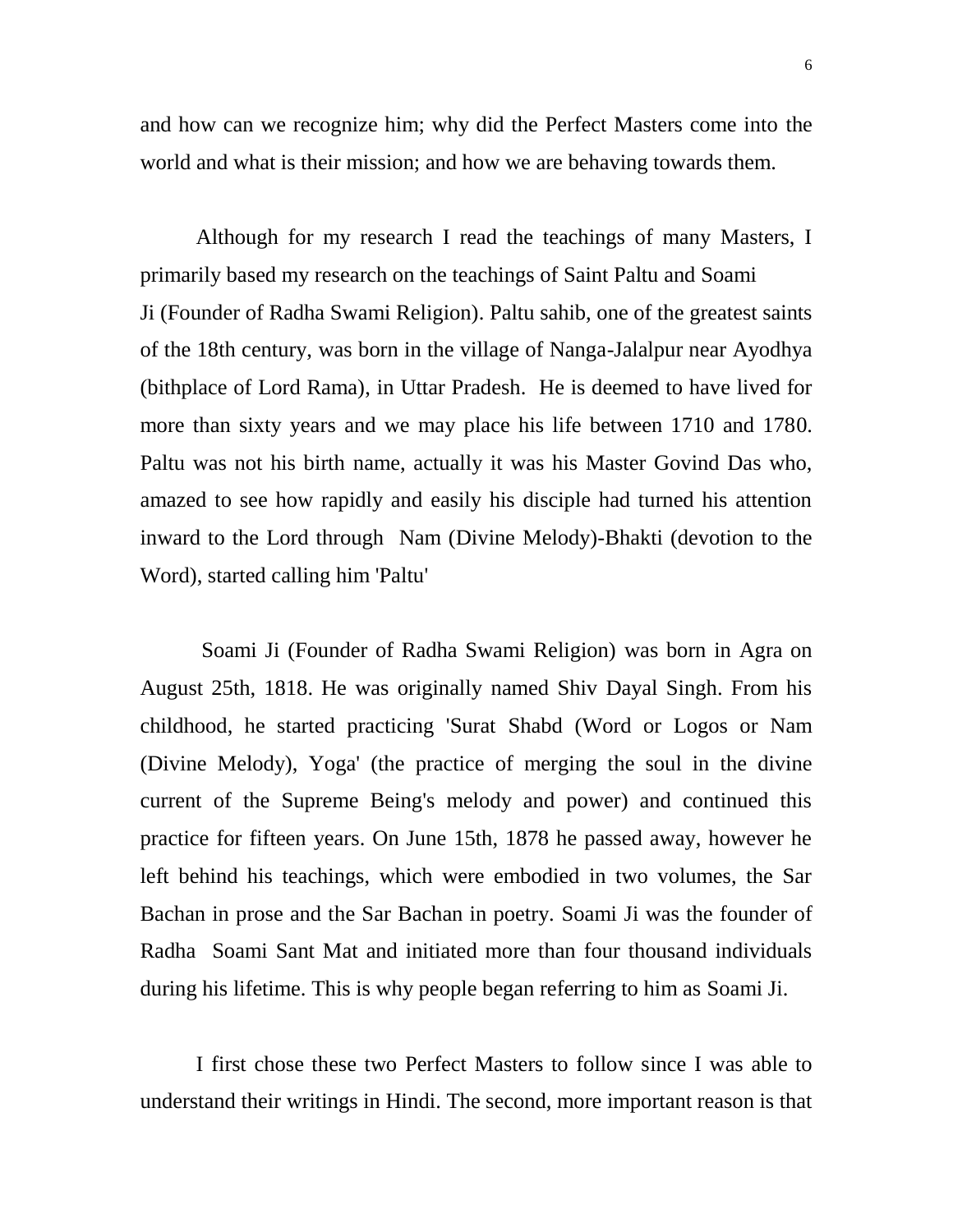and how can we recognize him; why did the Perfect Masters come into the world and what is their mission; and how we are behaving towards them.

Although for my research I read the teachings of many Masters, I primarily based my research on the teachings of Saint Paltu and Soami Ji (Founder of Radha Swami Religion). Paltu sahib, one of the greatest saints of the 18th century, was born in the village of Nanga-Jalalpur near Ayodhya (bithplace of Lord Rama), in Uttar Pradesh. He is deemed to have lived for more than sixty years and we may place his life between 1710 and 1780. Paltu was not his birth name, actually it was his Master Govind Das who, amazed to see how rapidly and easily his disciple had turned his attention inward to the Lord through Nam (Divine Melody)-Bhakti (devotion to the Word), started calling him 'Paltu'

Soami Ji (Founder of Radha Swami Religion) was born in Agra on August 25th, 1818. He was originally named Shiv Dayal Singh. From his childhood, he started practicing 'Surat Shabd (Word or Logos or Nam (Divine Melody), Yoga' (the practice of merging the soul in the divine current of the Supreme Being's melody and power) and continued this practice for fifteen years. On June 15th, 1878 he passed away, however he left behind his teachings, which were embodied in two volumes, the Sar Bachan in prose and the Sar Bachan in poetry. Soami Ji was the founder of Radha Soami Sant Mat and initiated more than four thousand individuals during his lifetime. This is why people began referring to him as Soami Ji.

I first chose these two Perfect Masters to follow since I was able to understand their writings in Hindi. The second, more important reason is that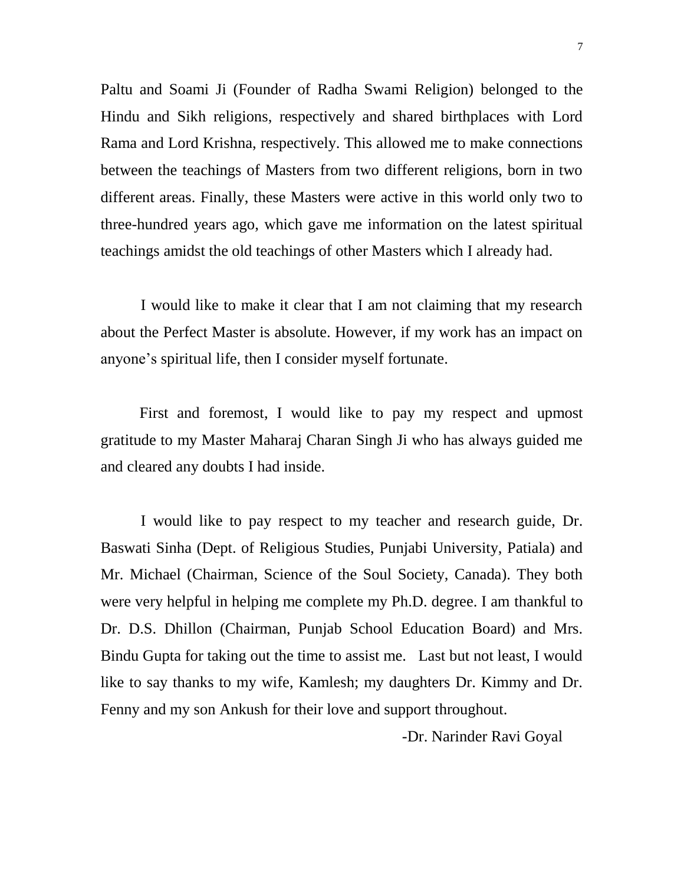Paltu and Soami Ji (Founder of Radha Swami Religion) belonged to the Hindu and Sikh religions, respectively and shared birthplaces with Lord Rama and Lord Krishna, respectively. This allowed me to make connections between the teachings of Masters from two different religions, born in two different areas. Finally, these Masters were active in this world only two to three-hundred years ago, which gave me information on the latest spiritual teachings amidst the old teachings of other Masters which I already had.

I would like to make it clear that I am not claiming that my research about the Perfect Master is absolute. However, if my work has an impact on anyone's spiritual life, then I consider myself fortunate.

First and foremost, I would like to pay my respect and upmost gratitude to my Master Maharaj Charan Singh Ji who has always guided me and cleared any doubts I had inside.

I would like to pay respect to my teacher and research guide, Dr. Baswati Sinha (Dept. of Religious Studies, Punjabi University, Patiala) and Mr. Michael (Chairman, Science of the Soul Society, Canada). They both were very helpful in helping me complete my Ph.D. degree. I am thankful to Dr. D.S. Dhillon (Chairman, Punjab School Education Board) and Mrs. Bindu Gupta for taking out the time to assist me. Last but not least, I would like to say thanks to my wife, Kamlesh; my daughters Dr. Kimmy and Dr. Fenny and my son Ankush for their love and support throughout.

-Dr. Narinder Ravi Goyal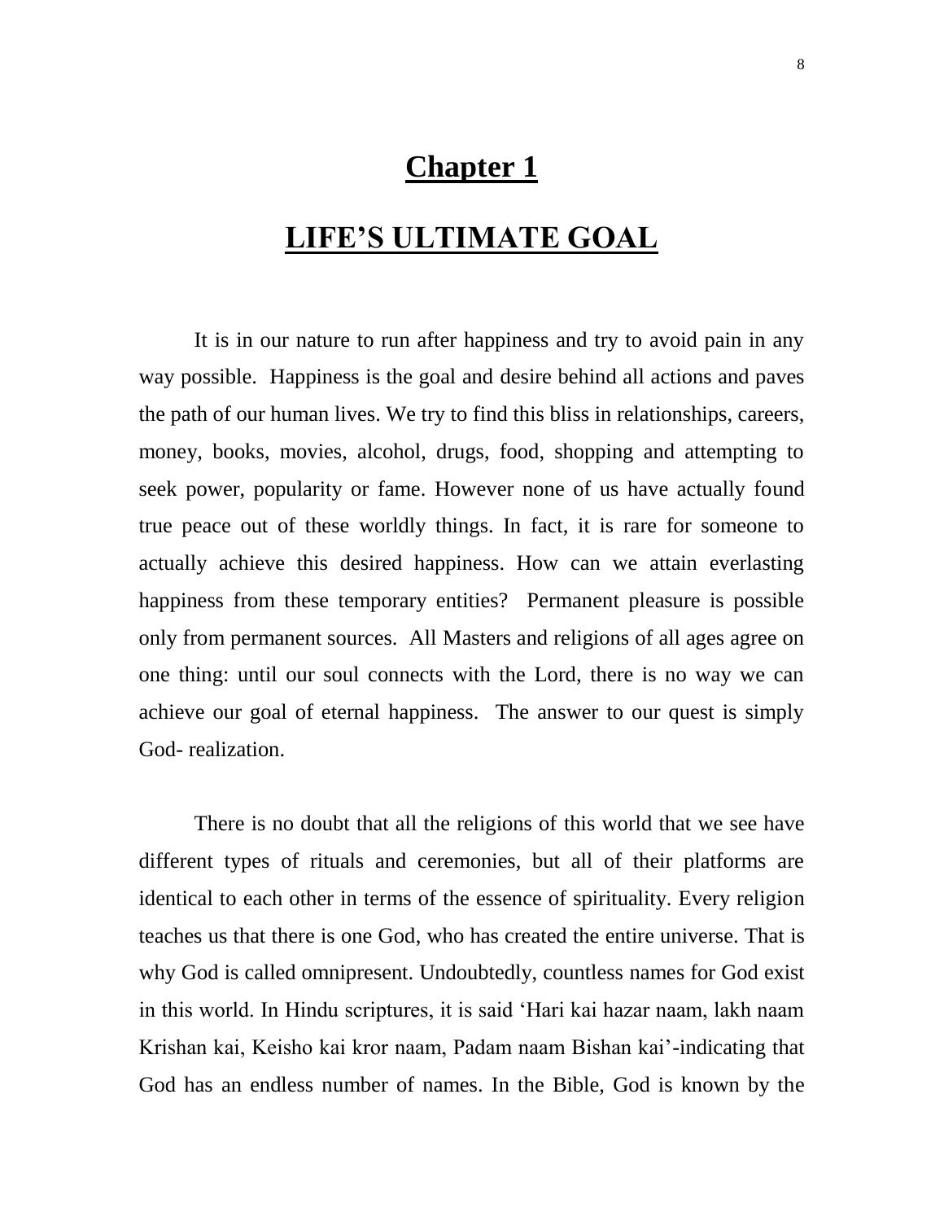# Chapter 1

## LIFE'S ULTIMATE GOAL

It is in our nature to run after happiness and try to avoid pain in any way possible. Happiness is the goal and desire behind all actions and paves the path of our human lives. We try to find this bliss in relationships, careers, money, books, movies, alcohol, drugs, food, shopping and attempting to seek power, popularity or fame. However none of us have actually found true peace out of these worldly things. In fact, it is rare for someone to actually achieve this desired happiness. How can we attain everlasting happiness from these temporary entities? Permanent pleasure is possible only from permanent sources. All Masters and religions of all ages agree on one thing: until our soul connects with the Lord, there is no way we can achieve our goal of eternal happiness. The answer to our quest is simply God- realization.

There is no doubt that all the religions of this world that we see have different types of rituals and ceremonies, but all of their platforms are identical to each other in terms of the essence of spirituality. Every religion teaches us that there is one God, who has created the entire universe. That is why God is called omnipresent. Undoubtedly, countless names for God exist in this world. In Hindu scriptures, it is said 'Hari kai hazar naam, lakh naam Krishan kai, Keisho kai kror naam, Padam naam Bishan kai'-indicating that God has an endless number of names. In the Bible, God is known by the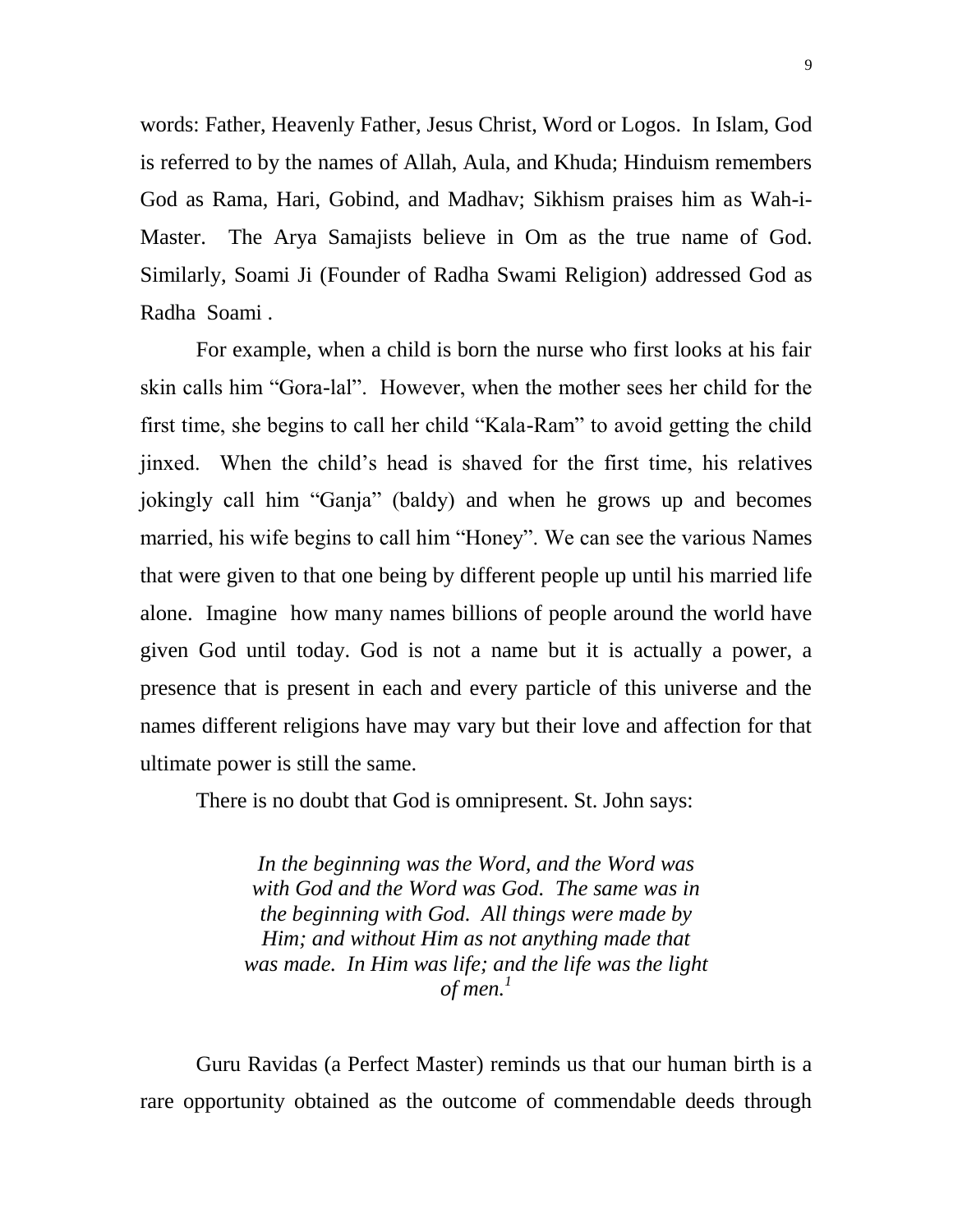words: Father, Heavenly Father, Jesus Christ, Word or Logos. In Islam, God is referred to by the names of Allah, Aula, and Khuda; Hinduism remembers God as Rama, Hari, Gobind, and Madhav; Sikhism praises him as Wah-i-Master. The Arya Samajists believe in Om as the true name of God. Similarly, Soami Ji (Founder of Radha Swami Religion) addressed God as Radha Soami .

For example, when a child is born the nurse who first looks at his fair skin calls him "Gora-lal". However, when the mother sees her child for the first time, she begins to call her child "Kala-Ram" to avoid getting the child jinxed. When the child's head is shaved for the first time, his relatives jokingly call him "Ganja" (baldy) and when he grows up and becomes married, his wife begins to call him "Honey". We can see the various Names that were given to that one being by different people up until his married life alone. Imagine how many names billions of people around the world have given God until today. God is not a name but it is actually a power, a presence that is present in each and every particle of this universe and the names different religions have may vary but their love and affection for that ultimate power is still the same.

There is no doubt that God is omnipresent. St. John says:

> *In the beginning was the Word, and the Word was with God and the Word was God. The same was in the beginning with God. All things were made by Him; and without Him as not anything made that was made. In Him was life; and the life was the light of men.*[1]

Guru Ravidas (a Perfect Master) reminds us that our human birth is a rare opportunity obtained as the outcome of commendable deeds through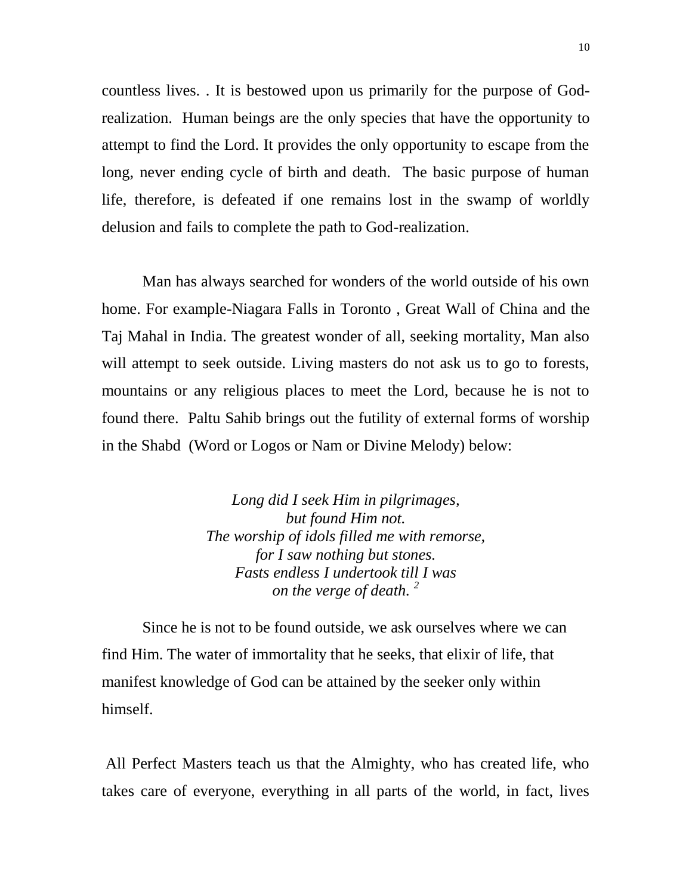countless lives. . It is bestowed upon us primarily for the purpose of God-realization. Human beings are the only species that have the opportunity to attempt to find the Lord. It provides the only opportunity to escape from the long, never ending cycle of birth and death. The basic purpose of human life, therefore, is defeated if one remains lost in the swamp of worldly delusion and fails to complete the path to God-realization.

Man has always searched for wonders of the world outside of his own home. For example-Niagara Falls in Toronto , Great Wall of China and the Taj Mahal in India. The greatest wonder of all, seeking mortality, Man also will attempt to seek outside. Living masters do not ask us to go to forests, mountains or any religious places to meet the Lord, because he is not to found there. Paltu Sahib brings out the futility of external forms of worship in the Shabd (Word or Logos or Nam or Divine Melody) below:

*Long did I seek Him in pilgrimages,*
*but found Him not.*
*The worship of idols filled me with remorse,*
*for I saw nothing but stones.*
*Fasts endless I undertook till I was*
*on the verge of death.* [2]

Since he is not to be found outside, we ask ourselves where we can find Him. The water of immortality that he seeks, that elixir of life, that manifest knowledge of God can be attained by the seeker only within himself.

All Perfect Masters teach us that the Almighty, who has created life, who takes care of everyone, everything in all parts of the world, in fact, lives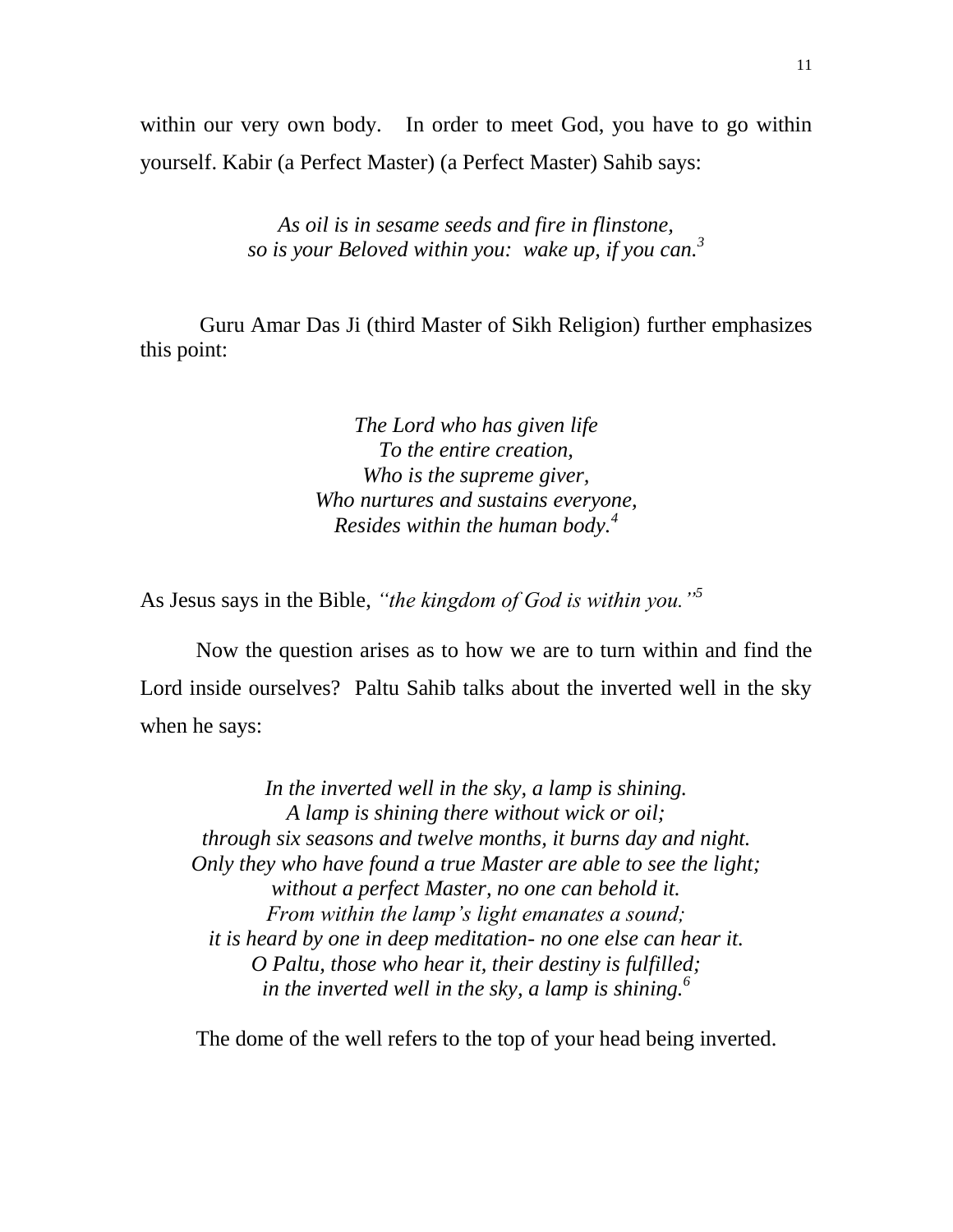within our very own body. In order to meet God, you have to go within yourself. Kabir (a Perfect Master) (a Perfect Master) Sahib says:

*As oil is in sesame seeds and fire in flinstone,*
*so is your Beloved within you: wake up, if you can.*[3]

Guru Amar Das Ji (third Master of Sikh Religion) further emphasizes this point:

*The Lord who has given life*
*To the entire creation,*
*Who is the supreme giver,*
*Who nurtures and sustains everyone,*
*Resides within the human body.*[4]

As Jesus says in the Bible, *"the kingdom of God is within you."*[5]

Now the question arises as to how we are to turn within and find the Lord inside ourselves? Paltu Sahib talks about the inverted well in the sky when he says:

*In the inverted well in the sky, a lamp is shining.*
*A lamp is shining there without wick or oil;*
*through six seasons and twelve months, it burns day and night.*
*Only they who have found a true Master are able to see the light;*
*without a perfect Master, no one can behold it.*
*From within the lamp's light emanates a sound;*
*it is heard by one in deep meditation- no one else can hear it.*
*O Paltu, those who hear it, their destiny is fulfilled;*
*in the inverted well in the sky, a lamp is shining.*[6]

The dome of the well refers to the top of your head being inverted.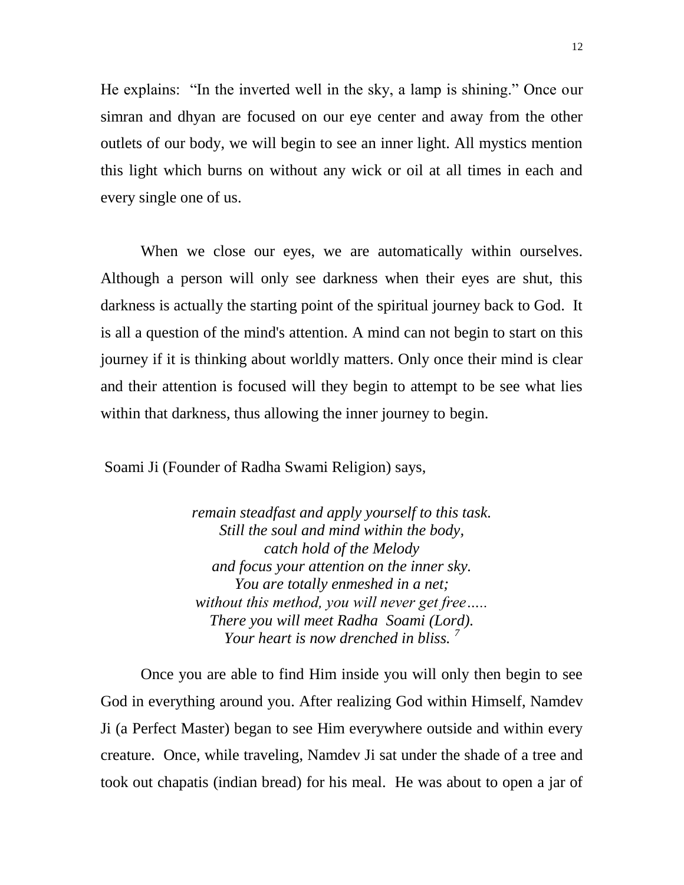He explains: "In the inverted well in the sky, a lamp is shining." Once our simran and dhyan are focused on our eye center and away from the other outlets of our body, we will begin to see an inner light. All mystics mention this light which burns on without any wick or oil at all times in each and every single one of us.

When we close our eyes, we are automatically within ourselves. Although a person will only see darkness when their eyes are shut, this darkness is actually the starting point of the spiritual journey back to God. It is all a question of the mind's attention. A mind can not begin to start on this journey if it is thinking about worldly matters. Only once their mind is clear and their attention is focused will they begin to attempt to be see what lies within that darkness, thus allowing the inner journey to begin.

Soami Ji (Founder of Radha Swami Religion) says,

> *remain steadfast and apply yourself to this task.*
> *Still the soul and mind within the body,*
> *catch hold of the Melody*
> *and focus your attention on the inner sky.*
> *You are totally enmeshed in a net;*
> *without this method, you will never get free…..*
> *There you will meet Radha Soami (Lord).*
> *Your heart is now drenched in bliss.* [7]

Once you are able to find Him inside you will only then begin to see God in everything around you. After realizing God within Himself, Namdev Ji (a Perfect Master) began to see Him everywhere outside and within every creature. Once, while traveling, Namdev Ji sat under the shade of a tree and took out chapatis (indian bread) for his meal. He was about to open a jar of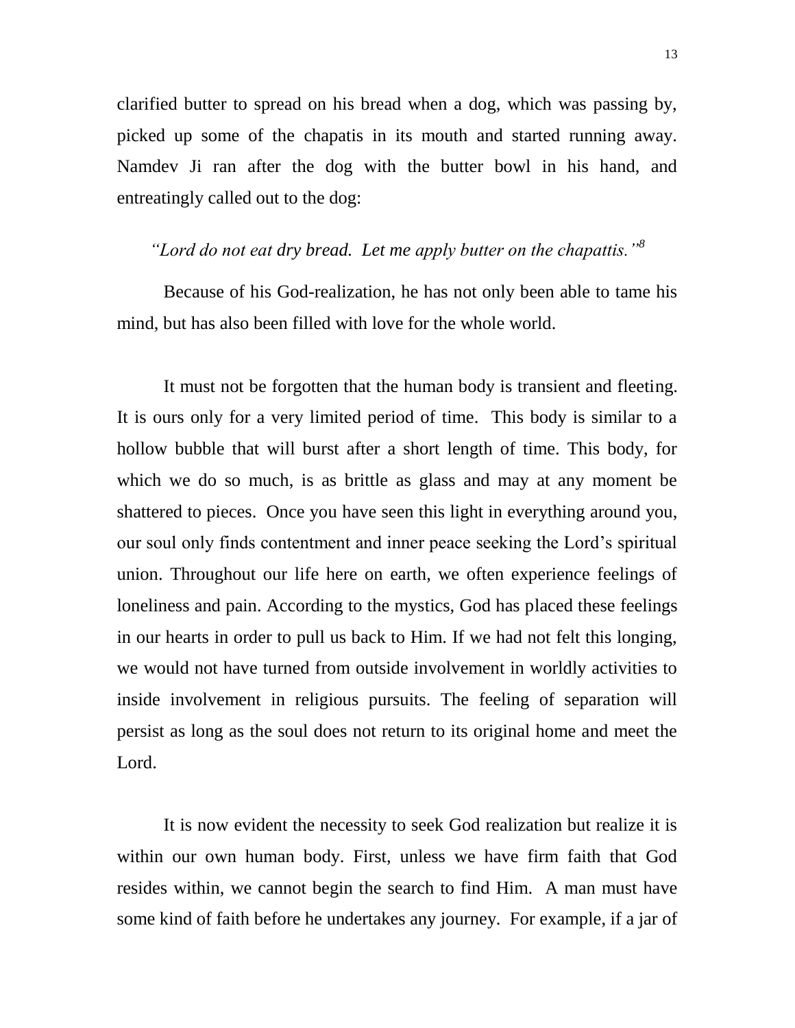clarified butter to spread on his bread when a dog, which was passing by, picked up some of the chapatis in its mouth and started running away. Namdev Ji ran after the dog with the butter bowl in his hand, and entreatingly called out to the dog:

*"Lord do not eat dry bread. Let me apply butter on the chapattis."*[8]

Because of his God-realization, he has not only been able to tame his mind, but has also been filled with love for the whole world.

It must not be forgotten that the human body is transient and fleeting. It is ours only for a very limited period of time. This body is similar to a hollow bubble that will burst after a short length of time. This body, for which we do so much, is as brittle as glass and may at any moment be shattered to pieces. Once you have seen this light in everything around you, our soul only finds contentment and inner peace seeking the Lord's spiritual union. Throughout our life here on earth, we often experience feelings of loneliness and pain. According to the mystics, God has placed these feelings in our hearts in order to pull us back to Him. If we had not felt this longing, we would not have turned from outside involvement in worldly activities to inside involvement in religious pursuits. The feeling of separation will persist as long as the soul does not return to its original home and meet the Lord.

It is now evident the necessity to seek God realization but realize it is within our own human body. First, unless we have firm faith that God resides within, we cannot begin the search to find Him. A man must have some kind of faith before he undertakes any journey. For example, if a jar of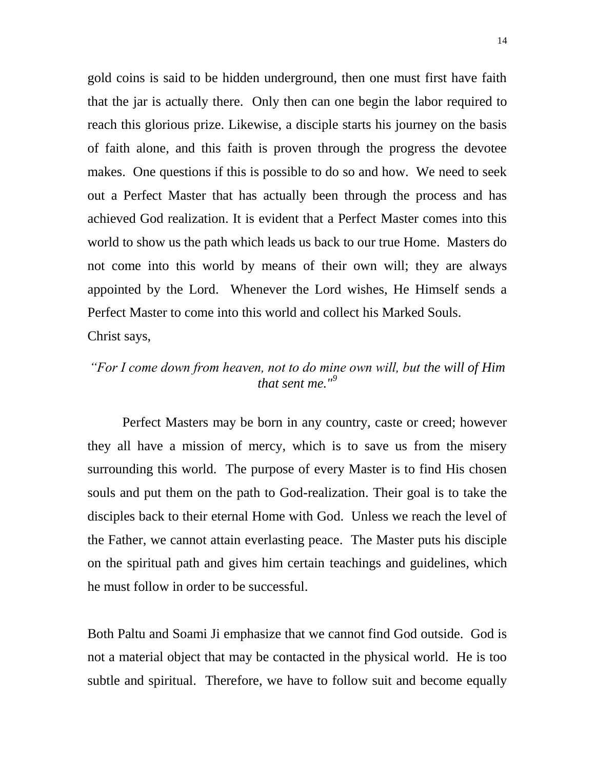gold coins is said to be hidden underground, then one must first have faith that the jar is actually there. Only then can one begin the labor required to reach this glorious prize. Likewise, a disciple starts his journey on the basis of faith alone, and this faith is proven through the progress the devotee makes. One questions if this is possible to do so and how. We need to seek out a Perfect Master that has actually been through the process and has achieved God realization. It is evident that a Perfect Master comes into this world to show us the path which leads us back to our true Home. Masters do not come into this world by means of their own will; they are always appointed by the Lord. Whenever the Lord wishes, He Himself sends a Perfect Master to come into this world and collect his Marked Souls.

Christ says,

*"For I come down from heaven, not to do mine own will, but the will of Him that sent me."*[9]

Perfect Masters may be born in any country, caste or creed; however they all have a mission of mercy, which is to save us from the misery surrounding this world. The purpose of every Master is to find His chosen souls and put them on the path to God-realization. Their goal is to take the disciples back to their eternal Home with God. Unless we reach the level of the Father, we cannot attain everlasting peace. The Master puts his disciple on the spiritual path and gives him certain teachings and guidelines, which he must follow in order to be successful.

Both Paltu and Soami Ji emphasize that we cannot find God outside. God is not a material object that may be contacted in the physical world. He is too subtle and spiritual. Therefore, we have to follow suit and become equally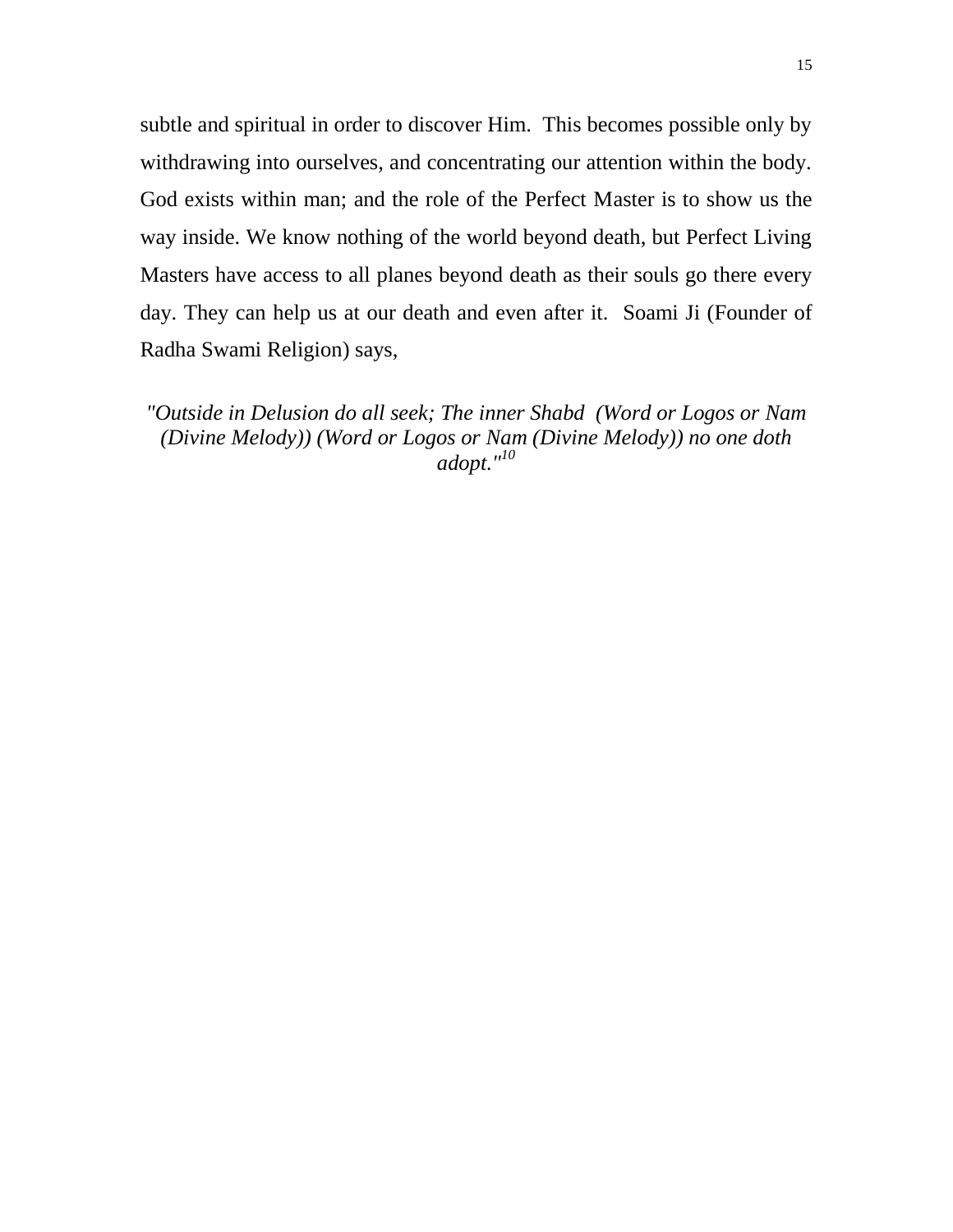subtle and spiritual in order to discover Him. This becomes possible only by withdrawing into ourselves, and concentrating our attention within the body. God exists within man; and the role of the Perfect Master is to show us the way inside. We know nothing of the world beyond death, but Perfect Living Masters have access to all planes beyond death as their souls go there every day. They can help us at our death and even after it. Soami Ji (Founder of Radha Swami Religion) says,

*"Outside in Delusion do all seek; The inner Shabd (Word or Logos or Nam (Divine Melody)) (Word or Logos or Nam (Divine Melody)) no one doth adopt."*[10]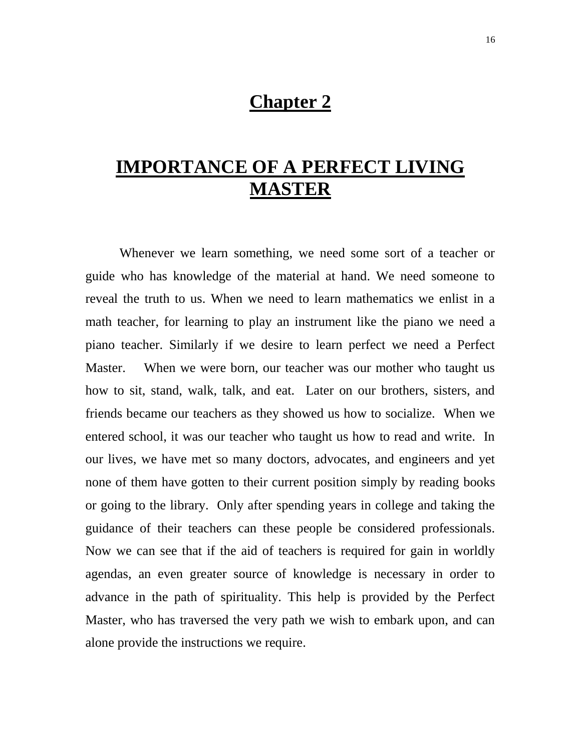# Chapter 2

# IMPORTANCE OF A PERFECT LIVING MASTER

Whenever we learn something, we need some sort of a teacher or guide who has knowledge of the material at hand. We need someone to reveal the truth to us. When we need to learn mathematics we enlist in a math teacher, for learning to play an instrument like the piano we need a piano teacher. Similarly if we desire to learn perfect we need a Perfect Master. When we were born, our teacher was our mother who taught us how to sit, stand, walk, talk, and eat. Later on our brothers, sisters, and friends became our teachers as they showed us how to socialize. When we entered school, it was our teacher who taught us how to read and write. In our lives, we have met so many doctors, advocates, and engineers and yet none of them have gotten to their current position simply by reading books or going to the library. Only after spending years in college and taking the guidance of their teachers can these people be considered professionals. Now we can see that if the aid of teachers is required for gain in worldly agendas, an even greater source of knowledge is necessary in order to advance in the path of spirituality. This help is provided by the Perfect Master, who has traversed the very path we wish to embark upon, and can alone provide the instructions we require.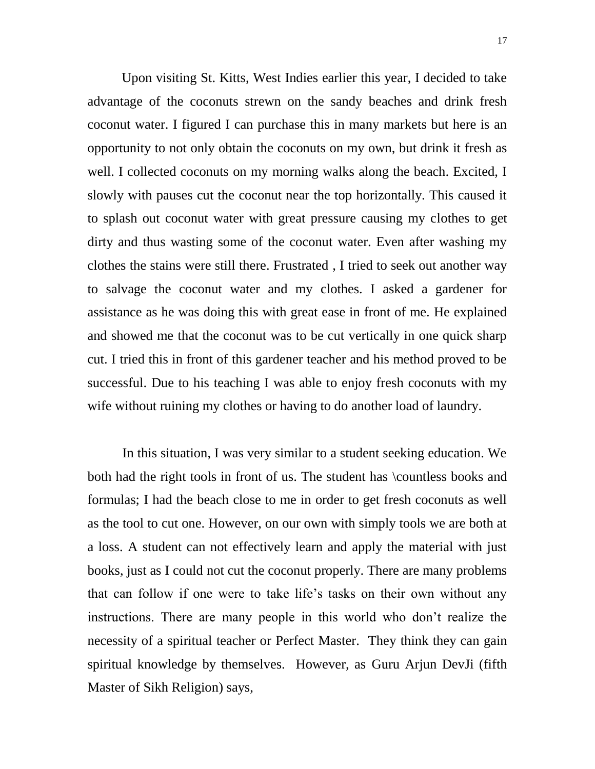Upon visiting St. Kitts, West Indies earlier this year, I decided to take advantage of the coconuts strewn on the sandy beaches and drink fresh coconut water. I figured I can purchase this in many markets but here is an opportunity to not only obtain the coconuts on my own, but drink it fresh as well. I collected coconuts on my morning walks along the beach. Excited, I slowly with pauses cut the coconut near the top horizontally. This caused it to splash out coconut water with great pressure causing my clothes to get dirty and thus wasting some of the coconut water. Even after washing my clothes the stains were still there. Frustrated , I tried to seek out another way to salvage the coconut water and my clothes. I asked a gardener for assistance as he was doing this with great ease in front of me. He explained and showed me that the coconut was to be cut vertically in one quick sharp cut. I tried this in front of this gardener teacher and his method proved to be successful. Due to his teaching I was able to enjoy fresh coconuts with my wife without ruining my clothes or having to do another load of laundry.

In this situation, I was very similar to a student seeking education. We both had the right tools in front of us. The student has \countless books and formulas; I had the beach close to me in order to get fresh coconuts as well as the tool to cut one. However, on our own with simply tools we are both at a loss. A student can not effectively learn and apply the material with just books, just as I could not cut the coconut properly. There are many problems that can follow if one were to take life's tasks on their own without any instructions. There are many people in this world who don't realize the necessity of a spiritual teacher or Perfect Master. They think they can gain spiritual knowledge by themselves. However, as Guru Arjun DevJi (fifth Master of Sikh Religion) says,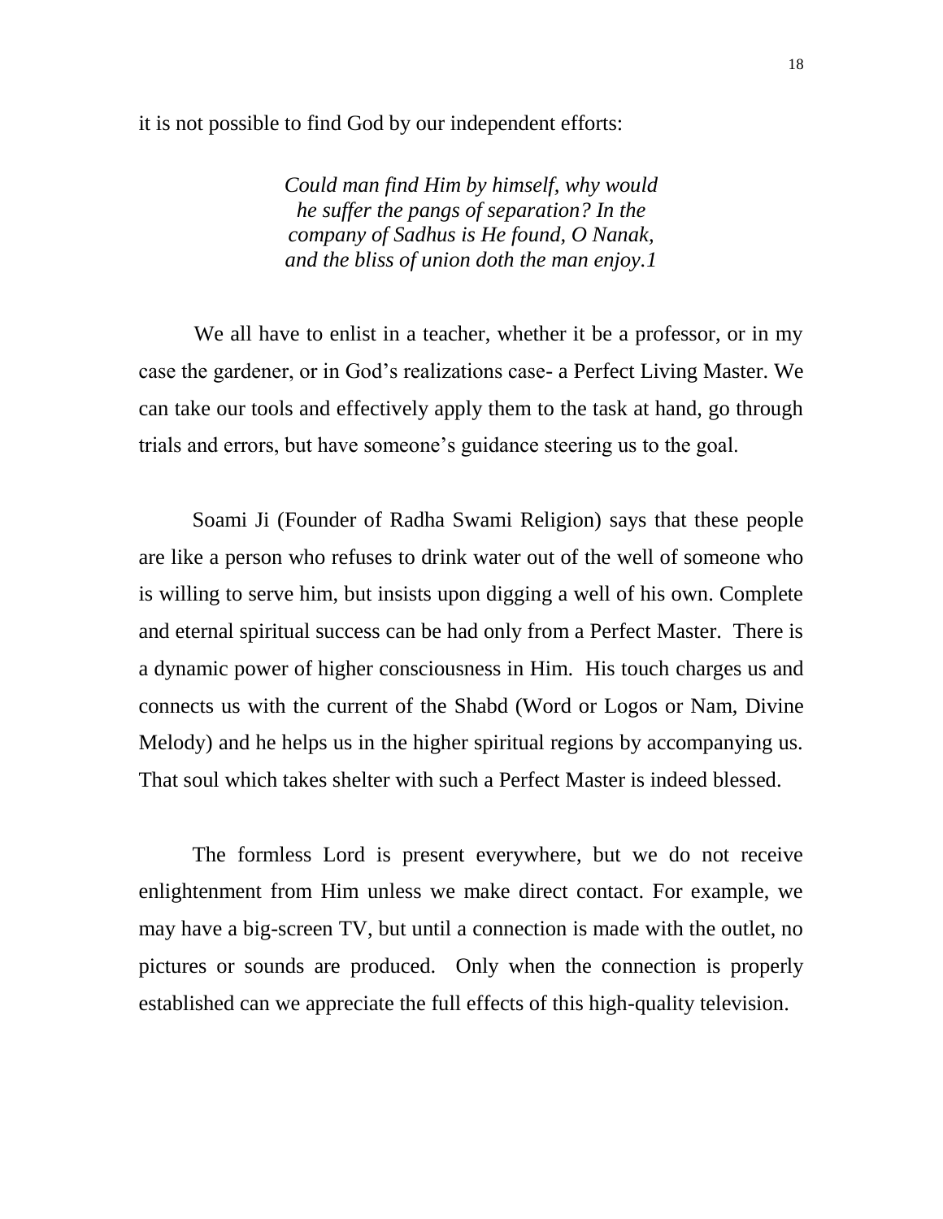it is not possible to find God by our independent efforts:

> *Could man find Him by himself, why would he suffer the pangs of separation? In the company of Sadhus is He found, O Nanak, and the bliss of union doth the man enjoy.1*

We all have to enlist in a teacher, whether it be a professor, or in my case the gardener, or in God's realizations case- a Perfect Living Master. We can take our tools and effectively apply them to the task at hand, go through trials and errors, but have someone's guidance steering us to the goal.

Soami Ji (Founder of Radha Swami Religion) says that these people are like a person who refuses to drink water out of the well of someone who is willing to serve him, but insists upon digging a well of his own. Complete and eternal spiritual success can be had only from a Perfect Master. There is a dynamic power of higher consciousness in Him. His touch charges us and connects us with the current of the Shabd (Word or Logos or Nam, Divine Melody) and he helps us in the higher spiritual regions by accompanying us. That soul which takes shelter with such a Perfect Master is indeed blessed.

The formless Lord is present everywhere, but we do not receive enlightenment from Him unless we make direct contact. For example, we may have a big-screen TV, but until a connection is made with the outlet, no pictures or sounds are produced. Only when the connection is properly established can we appreciate the full effects of this high-quality television.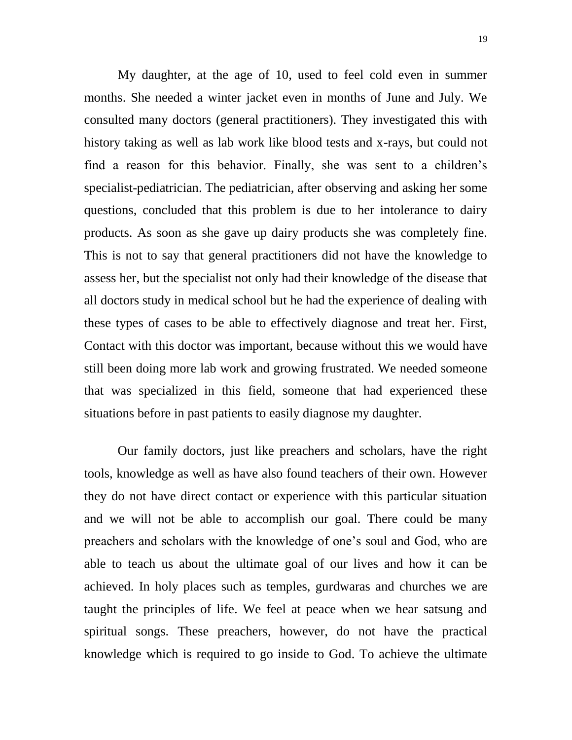My daughter, at the age of 10, used to feel cold even in summer months. She needed a winter jacket even in months of June and July. We consulted many doctors (general practitioners). They investigated this with history taking as well as lab work like blood tests and x-rays, but could not find a reason for this behavior. Finally, she was sent to a children's specialist-pediatrician. The pediatrician, after observing and asking her some questions, concluded that this problem is due to her intolerance to dairy products. As soon as she gave up dairy products she was completely fine. This is not to say that general practitioners did not have the knowledge to assess her, but the specialist not only had their knowledge of the disease that all doctors study in medical school but he had the experience of dealing with these types of cases to be able to effectively diagnose and treat her. First, Contact with this doctor was important, because without this we would have still been doing more lab work and growing frustrated. We needed someone that was specialized in this field, someone that had experienced these situations before in past patients to easily diagnose my daughter.

Our family doctors, just like preachers and scholars, have the right tools, knowledge as well as have also found teachers of their own. However they do not have direct contact or experience with this particular situation and we will not be able to accomplish our goal. There could be many preachers and scholars with the knowledge of one's soul and God, who are able to teach us about the ultimate goal of our lives and how it can be achieved. In holy places such as temples, gurdwaras and churches we are taught the principles of life. We feel at peace when we hear satsung and spiritual songs. These preachers, however, do not have the practical knowledge which is required to go inside to God. To achieve the ultimate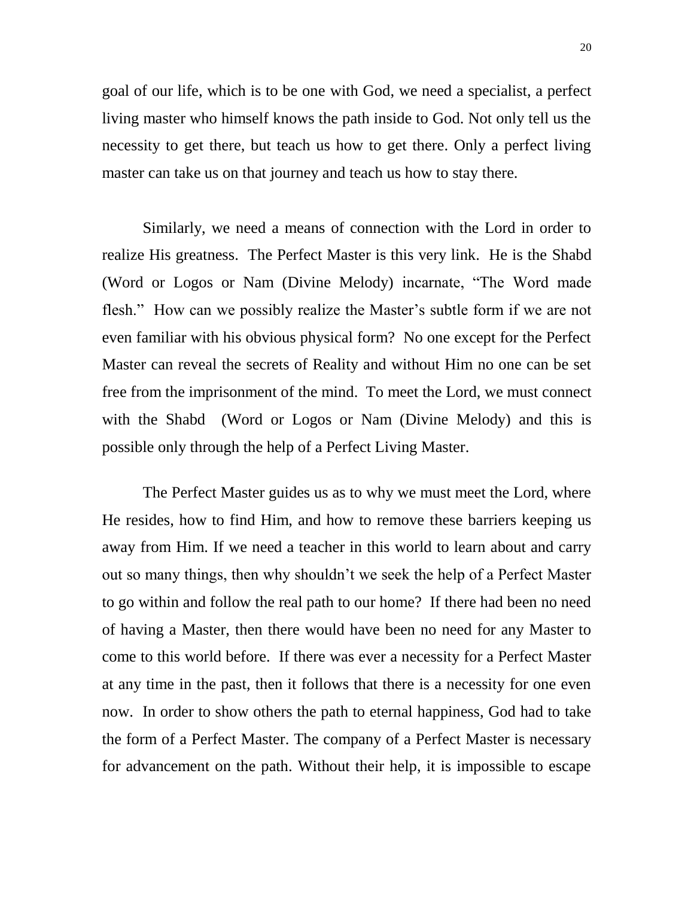goal of our life, which is to be one with God, we need a specialist, a perfect living master who himself knows the path inside to God. Not only tell us the necessity to get there, but teach us how to get there. Only a perfect living master can take us on that journey and teach us how to stay there.

Similarly, we need a means of connection with the Lord in order to realize His greatness. The Perfect Master is this very link. He is the Shabd (Word or Logos or Nam (Divine Melody) incarnate, "The Word made flesh." How can we possibly realize the Master's subtle form if we are not even familiar with his obvious physical form? No one except for the Perfect Master can reveal the secrets of Reality and without Him no one can be set free from the imprisonment of the mind. To meet the Lord, we must connect with the Shabd (Word or Logos or Nam (Divine Melody) and this is possible only through the help of a Perfect Living Master.

The Perfect Master guides us as to why we must meet the Lord, where He resides, how to find Him, and how to remove these barriers keeping us away from Him. If we need a teacher in this world to learn about and carry out so many things, then why shouldn't we seek the help of a Perfect Master to go within and follow the real path to our home? If there had been no need of having a Master, then there would have been no need for any Master to come to this world before. If there was ever a necessity for a Perfect Master at any time in the past, then it follows that there is a necessity for one even now. In order to show others the path to eternal happiness, God had to take the form of a Perfect Master. The company of a Perfect Master is necessary for advancement on the path. Without their help, it is impossible to escape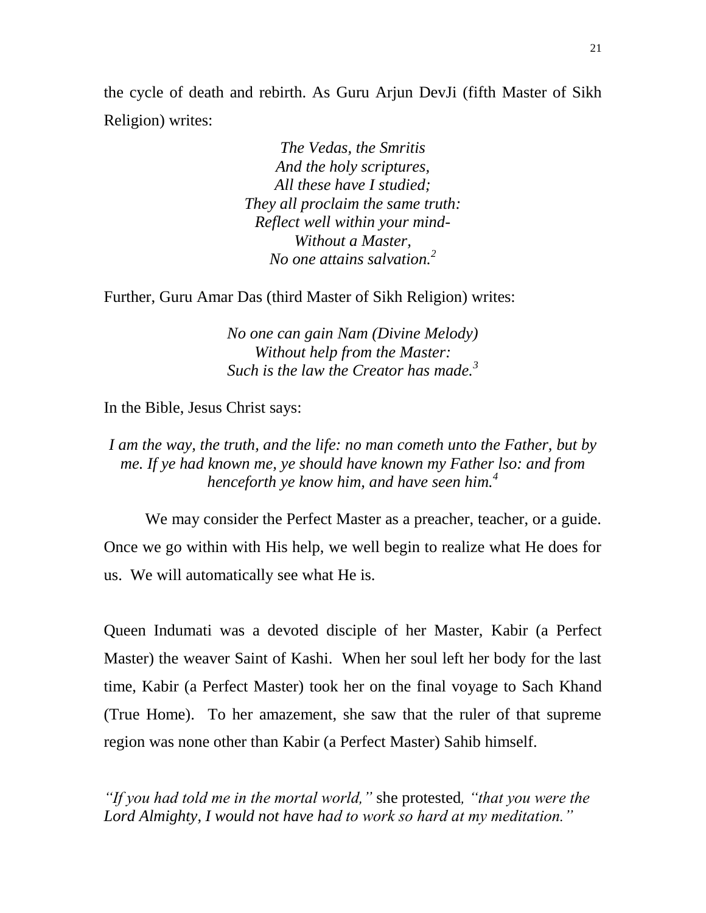the cycle of death and rebirth. As Guru Arjun DevJi (fifth Master of Sikh Religion) writes:

*The Vedas, the Smritis*
*And the holy scriptures,*
*All these have I studied;*
*They all proclaim the same truth:*
*Reflect well within your mind-*
*Without a Master,*
*No one attains salvation.*[2]

Further, Guru Amar Das (third Master of Sikh Religion) writes:

*No one can gain Nam (Divine Melody)*
*Without help from the Master:*
*Such is the law the Creator has made.*[3]

In the Bible, Jesus Christ says:

*I am the way, the truth, and the life: no man cometh unto the Father, but by me. If ye had known me, ye should have known my Father lso: and from henceforth ye know him, and have seen him.*[4]

We may consider the Perfect Master as a preacher, teacher, or a guide. Once we go within with His help, we well begin to realize what He does for us. We will automatically see what He is.

Queen Indumati was a devoted disciple of her Master, Kabir (a Perfect Master) the weaver Saint of Kashi. When her soul left her body for the last time, Kabir (a Perfect Master) took her on the final voyage to Sach Khand (True Home). To her amazement, she saw that the ruler of that supreme region was none other than Kabir (a Perfect Master) Sahib himself.

*"If you had told me in the mortal world,"* she protested*, "that you were the Lord Almighty, I would not have had to work so hard at my meditation."*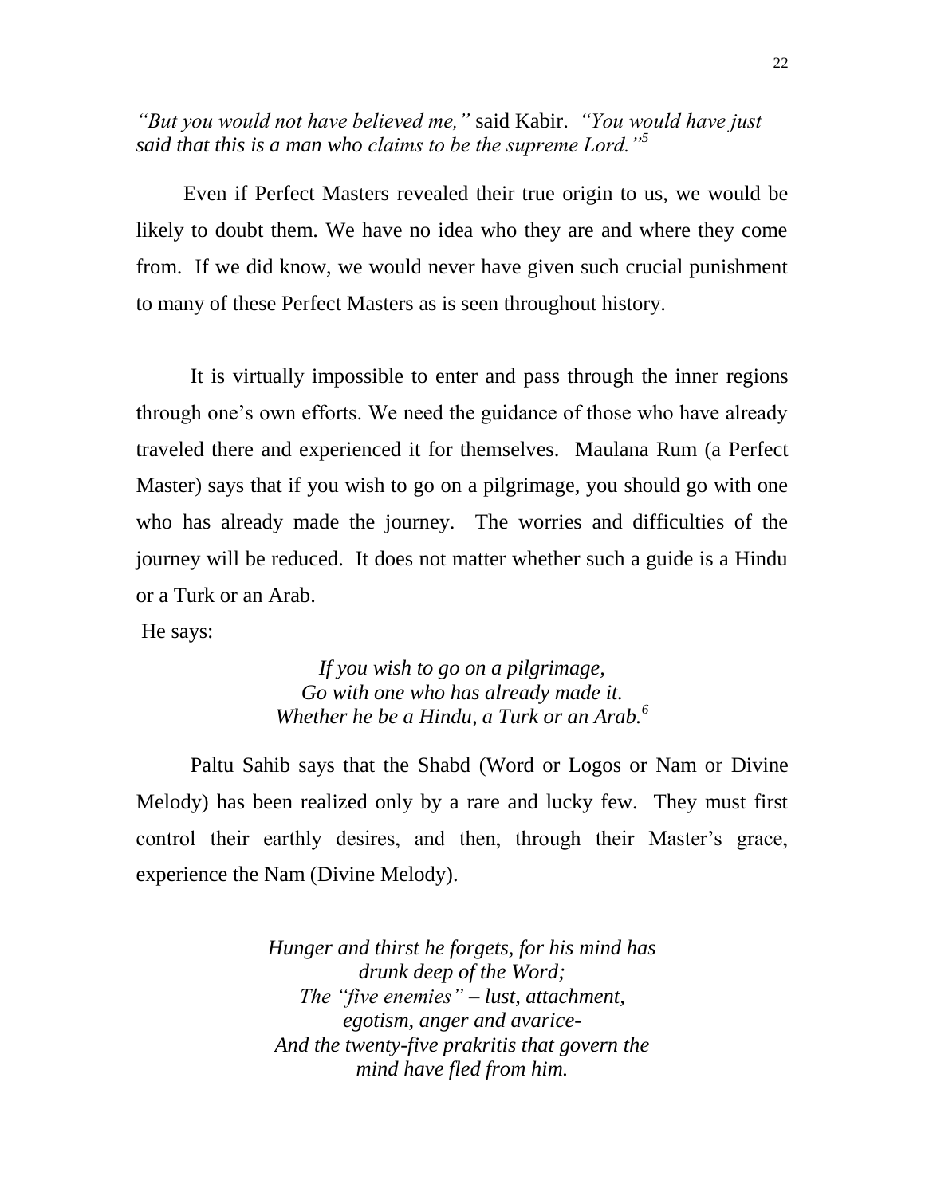*"But you would not have believed me,"* said Kabir. *"You would have just said that this is a man who claims to be the supreme Lord."*[5]

Even if Perfect Masters revealed their true origin to us, we would be likely to doubt them. We have no idea who they are and where they come from. If we did know, we would never have given such crucial punishment to many of these Perfect Masters as is seen throughout history.

It is virtually impossible to enter and pass through the inner regions through one's own efforts. We need the guidance of those who have already traveled there and experienced it for themselves. Maulana Rum (a Perfect Master) says that if you wish to go on a pilgrimage, you should go with one who has already made the journey. The worries and difficulties of the journey will be reduced. It does not matter whether such a guide is a Hindu or a Turk or an Arab.

He says:

*If you wish to go on a pilgrimage,*
*Go with one who has already made it.*
*Whether he be a Hindu, a Turk or an Arab.*[6]

Paltu Sahib says that the Shabd (Word or Logos or Nam or Divine Melody) has been realized only by a rare and lucky few. They must first control their earthly desires, and then, through their Master's grace, experience the Nam (Divine Melody).

*Hunger and thirst he forgets, for his mind has drunk deep of the Word;*
*The "five enemies" – lust, attachment, egotism, anger and avarice-*
*And the twenty-five prakritis that govern the mind have fled from him.*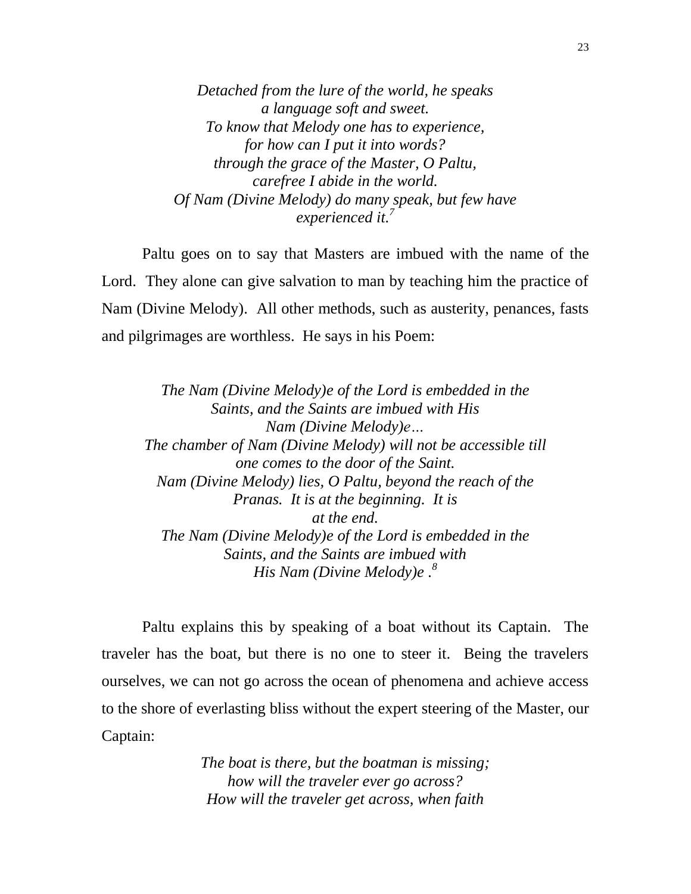*Detached from the lure of the world, he speaks*
*a language soft and sweet.*
*To know that Melody one has to experience,*
*for how can I put it into words?*
*through the grace of the Master, O Paltu,*
*carefree I abide in the world.*
*Of Nam (Divine Melody) do many speak, but few have*
*experienced it.*[7]

Paltu goes on to say that Masters are imbued with the name of the Lord. They alone can give salvation to man by teaching him the practice of Nam (Divine Melody). All other methods, such as austerity, penances, fasts and pilgrimages are worthless. He says in his Poem:

*The Nam (Divine Melody)e of the Lord is embedded in the*
*Saints, and the Saints are imbued with His*
*Nam (Divine Melody)e…*
*The chamber of Nam (Divine Melody) will not be accessible till*
*one comes to the door of the Saint.*
*Nam (Divine Melody) lies, O Paltu, beyond the reach of the*
*Pranas. It is at the beginning. It is*
*at the end.*
*The Nam (Divine Melody)e of the Lord is embedded in the*
*Saints, and the Saints are imbued with*
*His Nam (Divine Melody)e .*[8]

Paltu explains this by speaking of a boat without its Captain. The traveler has the boat, but there is no one to steer it. Being the travelers ourselves, we can not go across the ocean of phenomena and achieve access to the shore of everlasting bliss without the expert steering of the Master, our Captain:

*The boat is there, but the boatman is missing;*
*how will the traveler ever go across?*
*How will the traveler get across, when faith*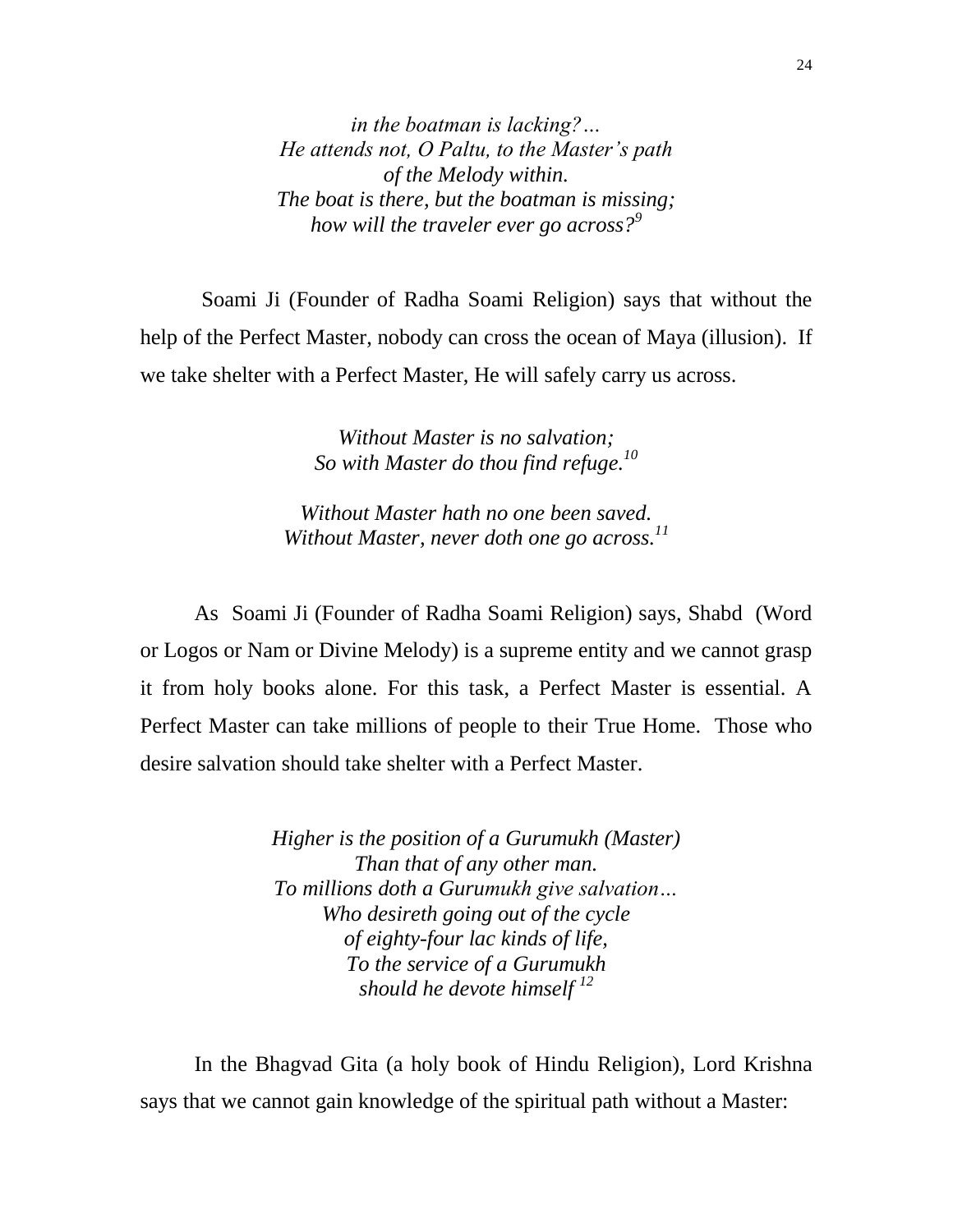*in the boatman is lacking?…*
*He attends not, O Paltu, to the Master's path*
*of the Melody within.*
*The boat is there, but the boatman is missing;*
*how will the traveler ever go across?*[9]

Soami Ji (Founder of Radha Soami Religion) says that without the help of the Perfect Master, nobody can cross the ocean of Maya (illusion). If we take shelter with a Perfect Master, He will safely carry us across.

*Without Master is no salvation;*
*So with Master do thou find refuge.*[10]

*Without Master hath no one been saved.*
*Without Master, never doth one go across.*[11]

As Soami Ji (Founder of Radha Soami Religion) says, Shabd (Word or Logos or Nam or Divine Melody) is a supreme entity and we cannot grasp it from holy books alone. For this task, a Perfect Master is essential. A Perfect Master can take millions of people to their True Home. Those who desire salvation should take shelter with a Perfect Master.

*Higher is the position of a Gurumukh (Master)*
*Than that of any other man.*
*To millions doth a Gurumukh give salvation…*
*Who desireth going out of the cycle*
*of eighty-four lac kinds of life,*
*To the service of a Gurumukh*
*should he devote himself*[12]

In the Bhagvad Gita (a holy book of Hindu Religion), Lord Krishna says that we cannot gain knowledge of the spiritual path without a Master: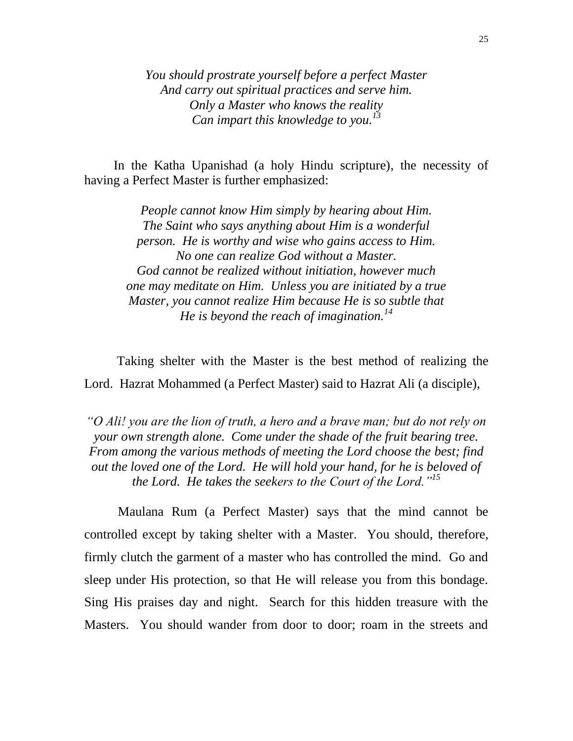*You should prostrate yourself before a perfect Master*
*And carry out spiritual practices and serve him.*
*Only a Master who knows the reality*
*Can impart this knowledge to you.*[13]

In the Katha Upanishad (a holy Hindu scripture), the necessity of having a Perfect Master is further emphasized:

*People cannot know Him simply by hearing about Him. The Saint who says anything about Him is a wonderful person. He is worthy and wise who gains access to Him. No one can realize God without a Master. God cannot be realized without initiation, however much one may meditate on Him. Unless you are initiated by a true Master, you cannot realize Him because He is so subtle that He is beyond the reach of imagination.*[14]

Taking shelter with the Master is the best method of realizing the Lord. Hazrat Mohammed (a Perfect Master) said to Hazrat Ali (a disciple),

*"O Ali! you are the lion of truth, a hero and a brave man; but do not rely on your own strength alone. Come under the shade of the fruit bearing tree. From among the various methods of meeting the Lord choose the best; find out the loved one of the Lord. He will hold your hand, for he is beloved of the Lord. He takes the seekers to the Court of the Lord."*[15]

Maulana Rum (a Perfect Master) says that the mind cannot be controlled except by taking shelter with a Master. You should, therefore, firmly clutch the garment of a master who has controlled the mind. Go and sleep under His protection, so that He will release you from this bondage. Sing His praises day and night. Search for this hidden treasure with the Masters. You should wander from door to door; roam in the streets and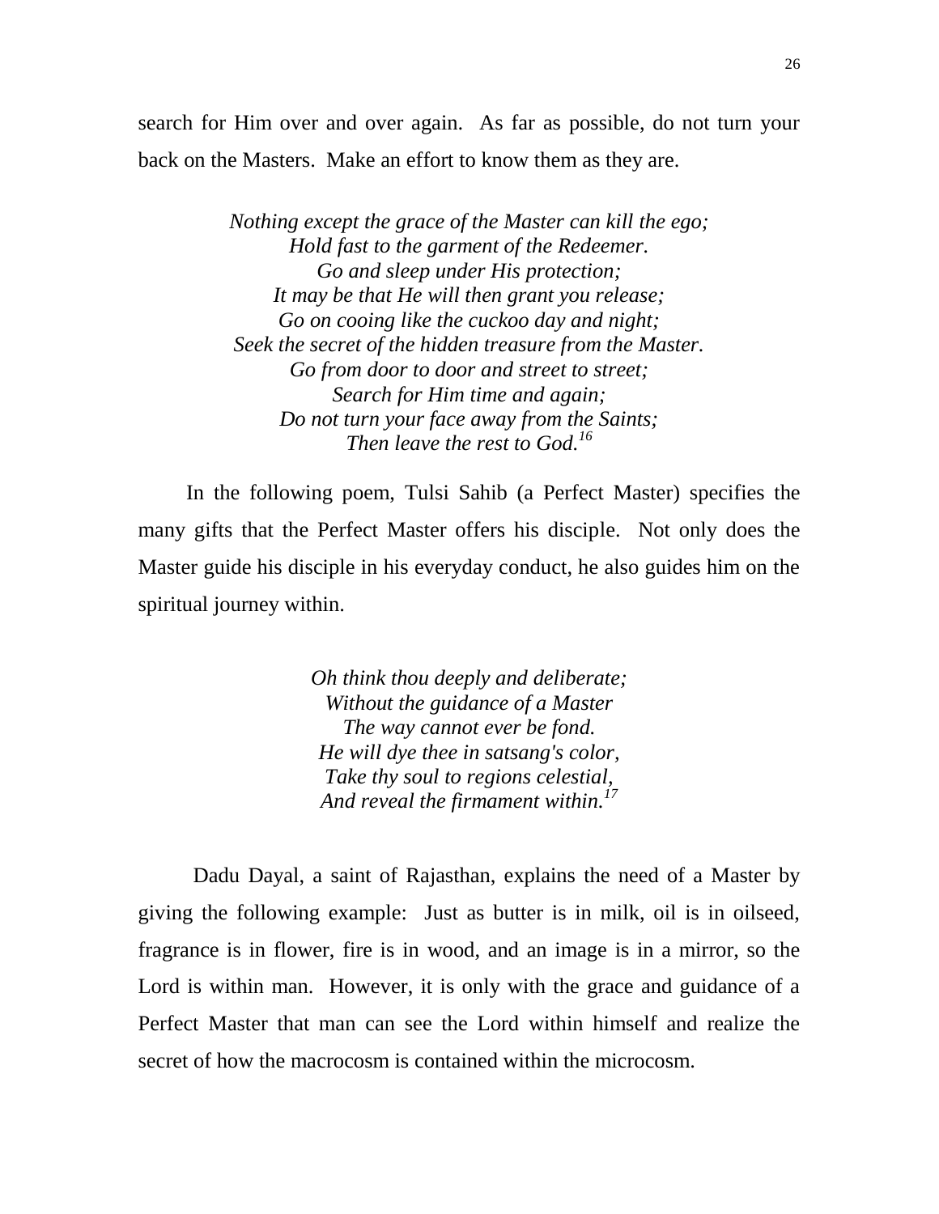search for Him over and over again. As far as possible, do not turn your back on the Masters. Make an effort to know them as they are.

*Nothing except the grace of the Master can kill the ego;*
*Hold fast to the garment of the Redeemer.*
*Go and sleep under His protection;*
*It may be that He will then grant you release;*
*Go on cooing like the cuckoo day and night;*
*Seek the secret of the hidden treasure from the Master.*
*Go from door to door and street to street;*
*Search for Him time and again;*
*Do not turn your face away from the Saints;*
*Then leave the rest to God.*[16]

In the following poem, Tulsi Sahib (a Perfect Master) specifies the many gifts that the Perfect Master offers his disciple. Not only does the Master guide his disciple in his everyday conduct, he also guides him on the spiritual journey within.

*Oh think thou deeply and deliberate;*
*Without the guidance of a Master*
*The way cannot ever be fond.*
*He will dye thee in satsang's color,*
*Take thy soul to regions celestial,*
*And reveal the firmament within.*[17]

Dadu Dayal, a saint of Rajasthan, explains the need of a Master by giving the following example: Just as butter is in milk, oil is in oilseed, fragrance is in flower, fire is in wood, and an image is in a mirror, so the Lord is within man. However, it is only with the grace and guidance of a Perfect Master that man can see the Lord within himself and realize the secret of how the macrocosm is contained within the microcosm.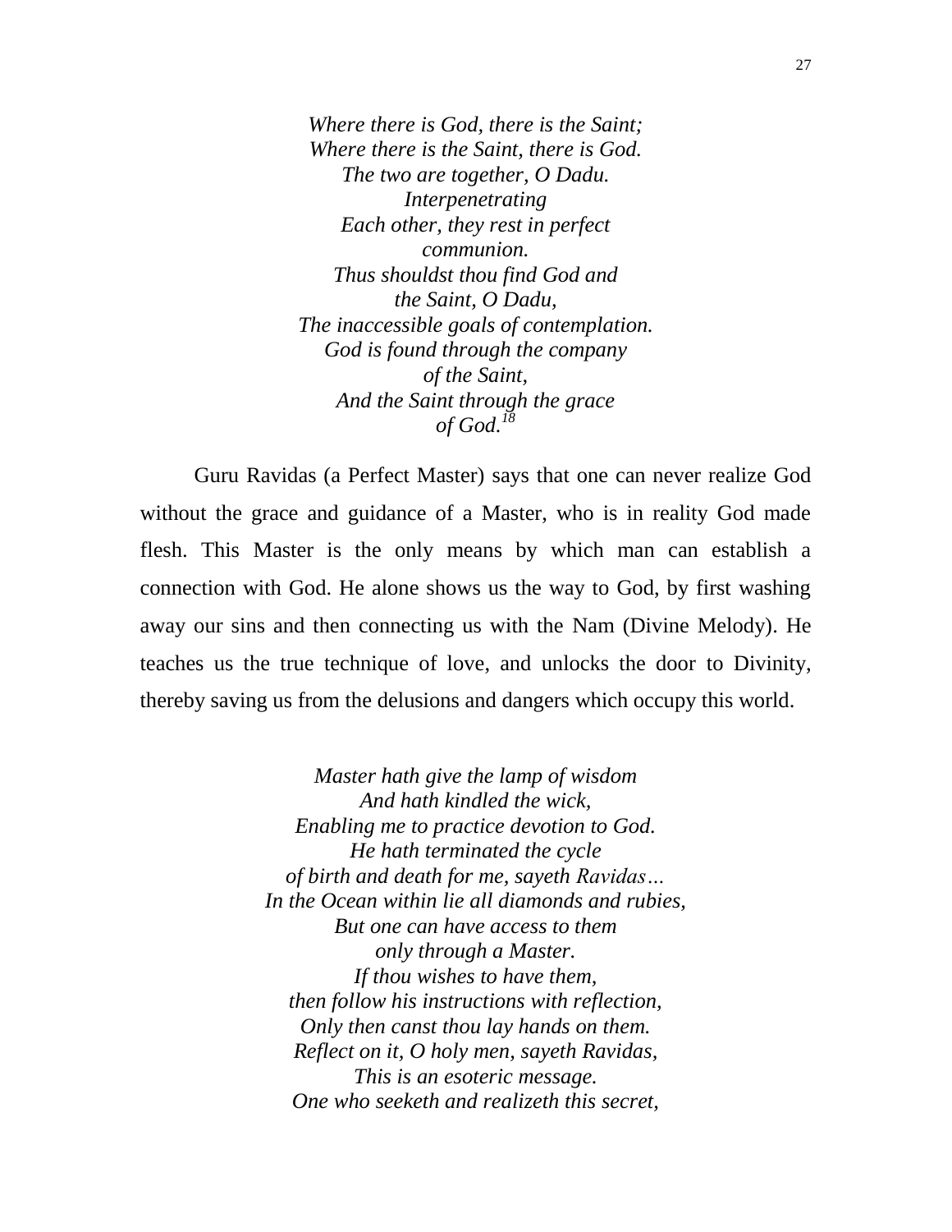*Where there is God, there is the Saint;*
*Where there is the Saint, there is God.*
*The two are together, O Dadu.*
*Interpenetrating*
*Each other, they rest in perfect*
*communion.*
*Thus shouldst thou find God and*
*the Saint, O Dadu,*
*The inaccessible goals of contemplation.*
*God is found through the company*
*of the Saint,*
*And the Saint through the grace*
*of God.*[18]

Guru Ravidas (a Perfect Master) says that one can never realize God without the grace and guidance of a Master, who is in reality God made flesh. This Master is the only means by which man can establish a connection with God. He alone shows us the way to God, by first washing away our sins and then connecting us with the Nam (Divine Melody). He teaches us the true technique of love, and unlocks the door to Divinity, thereby saving us from the delusions and dangers which occupy this world.

*Master hath give the lamp of wisdom*
*And hath kindled the wick,*
*Enabling me to practice devotion to God.*
*He hath terminated the cycle*
*of birth and death for me, sayeth Ravidas…*
*In the Ocean within lie all diamonds and rubies,*
*But one can have access to them*
*only through a Master.*
*If thou wishes to have them,*
*then follow his instructions with reflection,*
*Only then canst thou lay hands on them.*
*Reflect on it, O holy men, sayeth Ravidas,*
*This is an esoteric message.*
*One who seeketh and realizeth this secret,*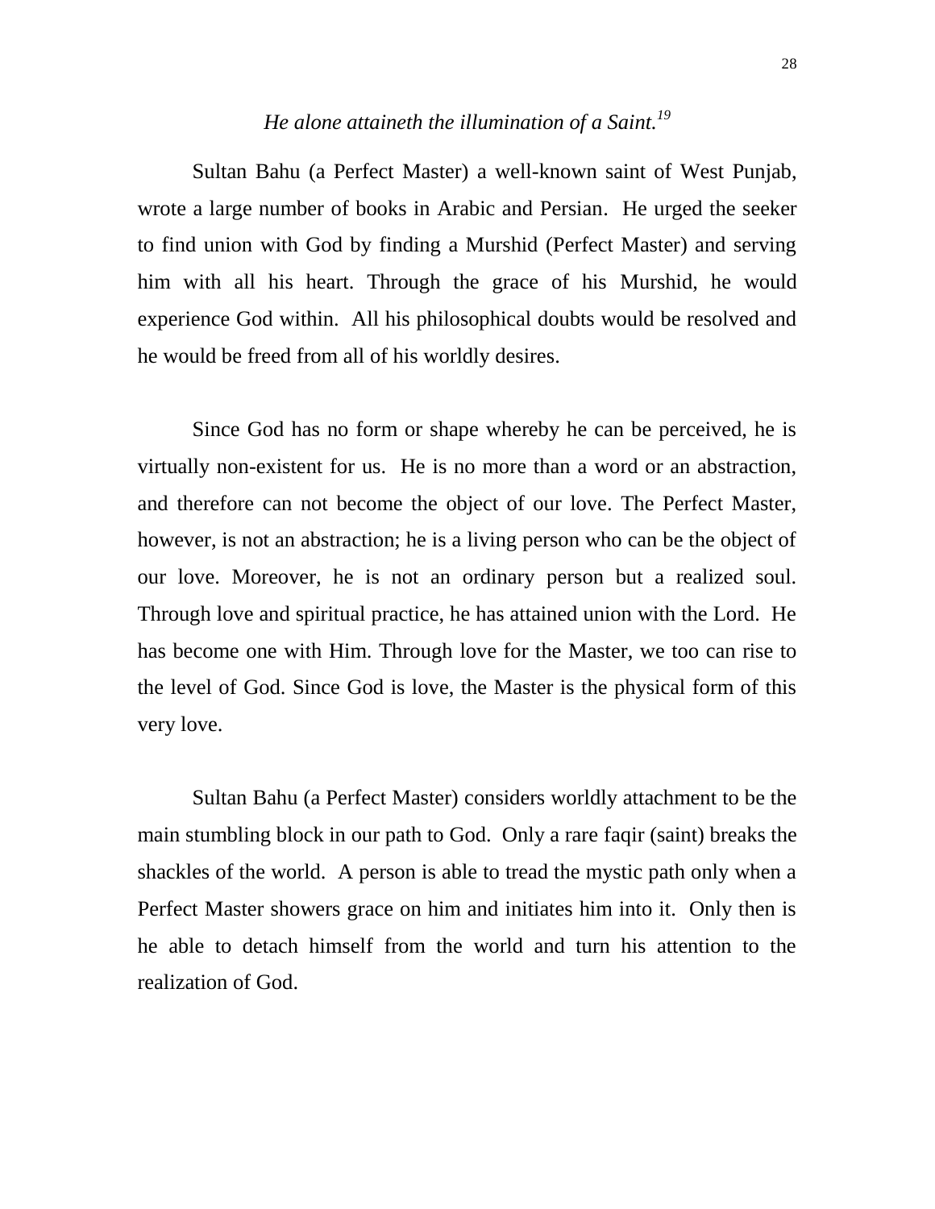*He alone attaineth the illumination of a Saint.*[19]

Sultan Bahu (a Perfect Master) a well-known saint of West Punjab, wrote a large number of books in Arabic and Persian. He urged the seeker to find union with God by finding a Murshid (Perfect Master) and serving him with all his heart. Through the grace of his Murshid, he would experience God within. All his philosophical doubts would be resolved and he would be freed from all of his worldly desires.

Since God has no form or shape whereby he can be perceived, he is virtually non-existent for us. He is no more than a word or an abstraction, and therefore can not become the object of our love. The Perfect Master, however, is not an abstraction; he is a living person who can be the object of our love. Moreover, he is not an ordinary person but a realized soul. Through love and spiritual practice, he has attained union with the Lord. He has become one with Him. Through love for the Master, we too can rise to the level of God. Since God is love, the Master is the physical form of this very love.

Sultan Bahu (a Perfect Master) considers worldly attachment to be the main stumbling block in our path to God. Only a rare faqir (saint) breaks the shackles of the world. A person is able to tread the mystic path only when a Perfect Master showers grace on him and initiates him into it. Only then is he able to detach himself from the world and turn his attention to the realization of God.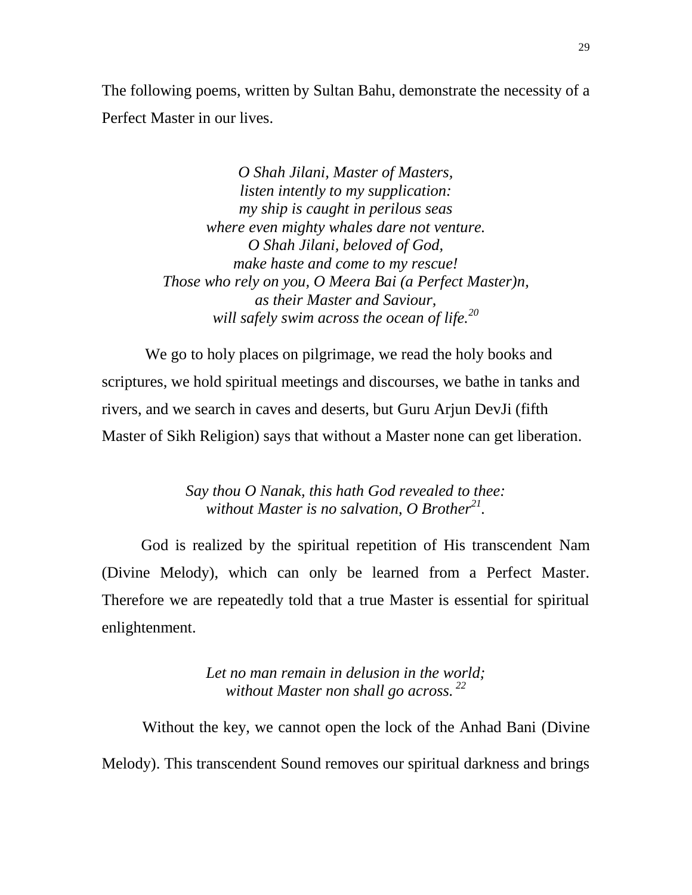The following poems, written by Sultan Bahu, demonstrate the necessity of a Perfect Master in our lives.

*O Shah Jilani, Master of Masters,*
*listen intently to my supplication:*
*my ship is caught in perilous seas*
*where even mighty whales dare not venture.*
*O Shah Jilani, beloved of God,*
*make haste and come to my rescue!*
*Those who rely on you, O Meera Bai (a Perfect Master)n,*
*as their Master and Saviour,*
*will safely swim across the ocean of life.*[20]

We go to holy places on pilgrimage, we read the holy books and scriptures, we hold spiritual meetings and discourses, we bathe in tanks and rivers, and we search in caves and deserts, but Guru Arjun DevJi (fifth Master of Sikh Religion) says that without a Master none can get liberation.

*Say thou O Nanak, this hath God revealed to thee:*
*without Master is no salvation, O Brother*[21].

God is realized by the spiritual repetition of His transcendent Nam (Divine Melody), which can only be learned from a Perfect Master. Therefore we are repeatedly told that a true Master is essential for spiritual enlightenment.

*Let no man remain in delusion in the world;*
*without Master non shall go across.* [22]

Without the key, we cannot open the lock of the Anhad Bani (Divine Melody). This transcendent Sound removes our spiritual darkness and brings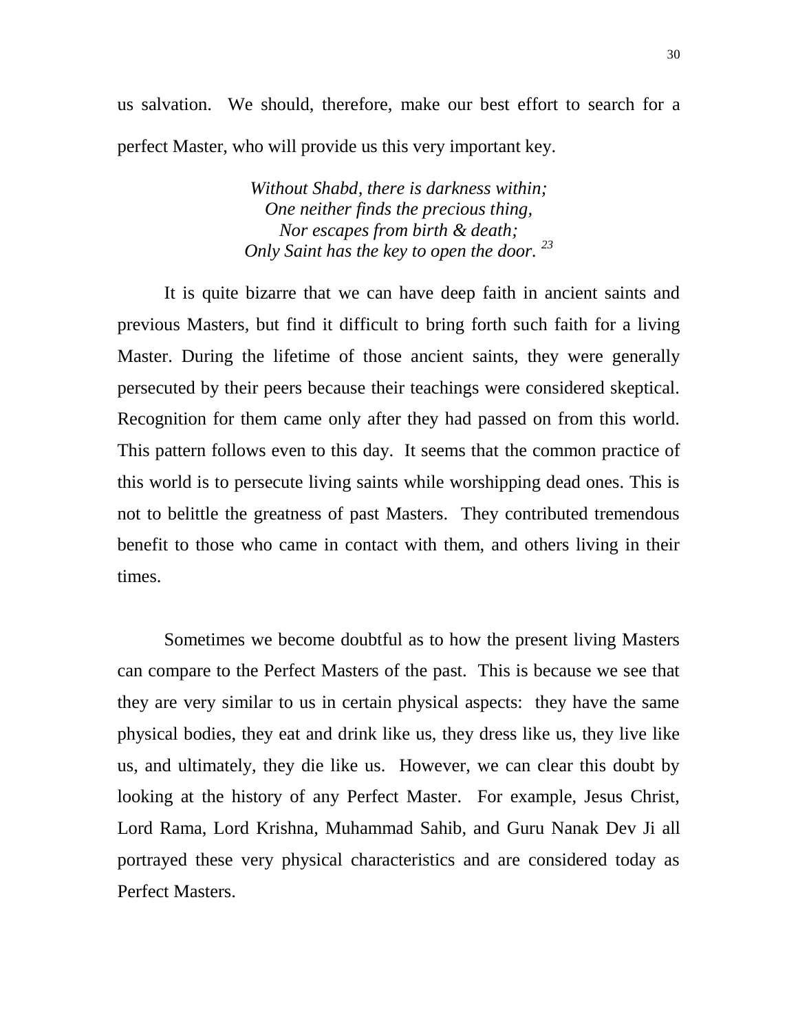us salvation. We should, therefore, make our best effort to search for a perfect Master, who will provide us this very important key.

*Without Shabd, there is darkness within;*
*One neither finds the precious thing,*
*Nor escapes from birth & death;*
*Only Saint has the key to open the door.* [23]

It is quite bizarre that we can have deep faith in ancient saints and previous Masters, but find it difficult to bring forth such faith for a living Master. During the lifetime of those ancient saints, they were generally persecuted by their peers because their teachings were considered skeptical. Recognition for them came only after they had passed on from this world. This pattern follows even to this day. It seems that the common practice of this world is to persecute living saints while worshipping dead ones. This is not to belittle the greatness of past Masters. They contributed tremendous benefit to those who came in contact with them, and others living in their times.

Sometimes we become doubtful as to how the present living Masters can compare to the Perfect Masters of the past. This is because we see that they are very similar to us in certain physical aspects: they have the same physical bodies, they eat and drink like us, they dress like us, they live like us, and ultimately, they die like us. However, we can clear this doubt by looking at the history of any Perfect Master. For example, Jesus Christ, Lord Rama, Lord Krishna, Muhammad Sahib, and Guru Nanak Dev Ji all portrayed these very physical characteristics and are considered today as Perfect Masters.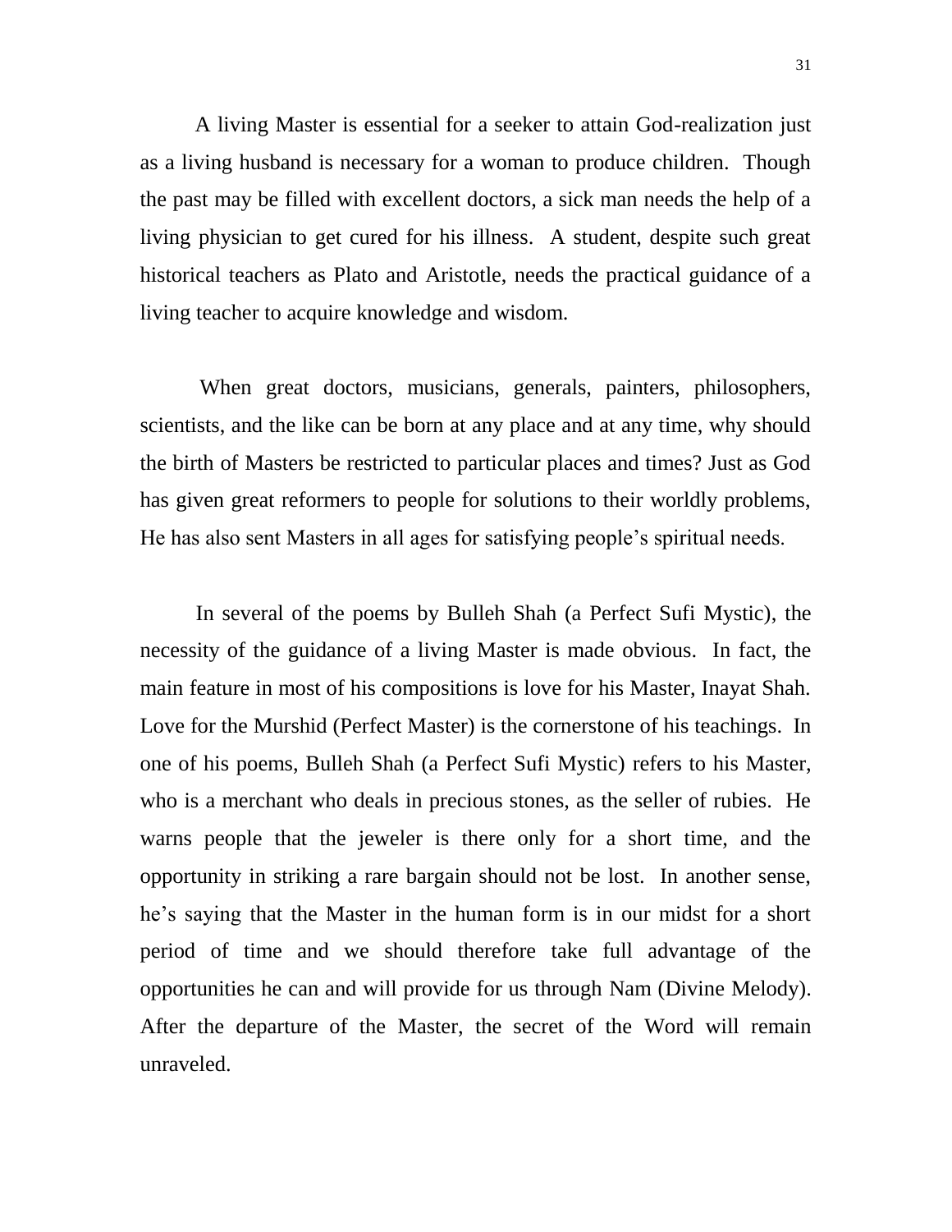A living Master is essential for a seeker to attain God-realization just as a living husband is necessary for a woman to produce children. Though the past may be filled with excellent doctors, a sick man needs the help of a living physician to get cured for his illness. A student, despite such great historical teachers as Plato and Aristotle, needs the practical guidance of a living teacher to acquire knowledge and wisdom.

When great doctors, musicians, generals, painters, philosophers, scientists, and the like can be born at any place and at any time, why should the birth of Masters be restricted to particular places and times? Just as God has given great reformers to people for solutions to their worldly problems, He has also sent Masters in all ages for satisfying people's spiritual needs.

In several of the poems by Bulleh Shah (a Perfect Sufi Mystic), the necessity of the guidance of a living Master is made obvious. In fact, the main feature in most of his compositions is love for his Master, Inayat Shah. Love for the Murshid (Perfect Master) is the cornerstone of his teachings. In one of his poems, Bulleh Shah (a Perfect Sufi Mystic) refers to his Master, who is a merchant who deals in precious stones, as the seller of rubies. He warns people that the jeweler is there only for a short time, and the opportunity in striking a rare bargain should not be lost. In another sense, he's saying that the Master in the human form is in our midst for a short period of time and we should therefore take full advantage of the opportunities he can and will provide for us through Nam (Divine Melody). After the departure of the Master, the secret of the Word will remain unraveled.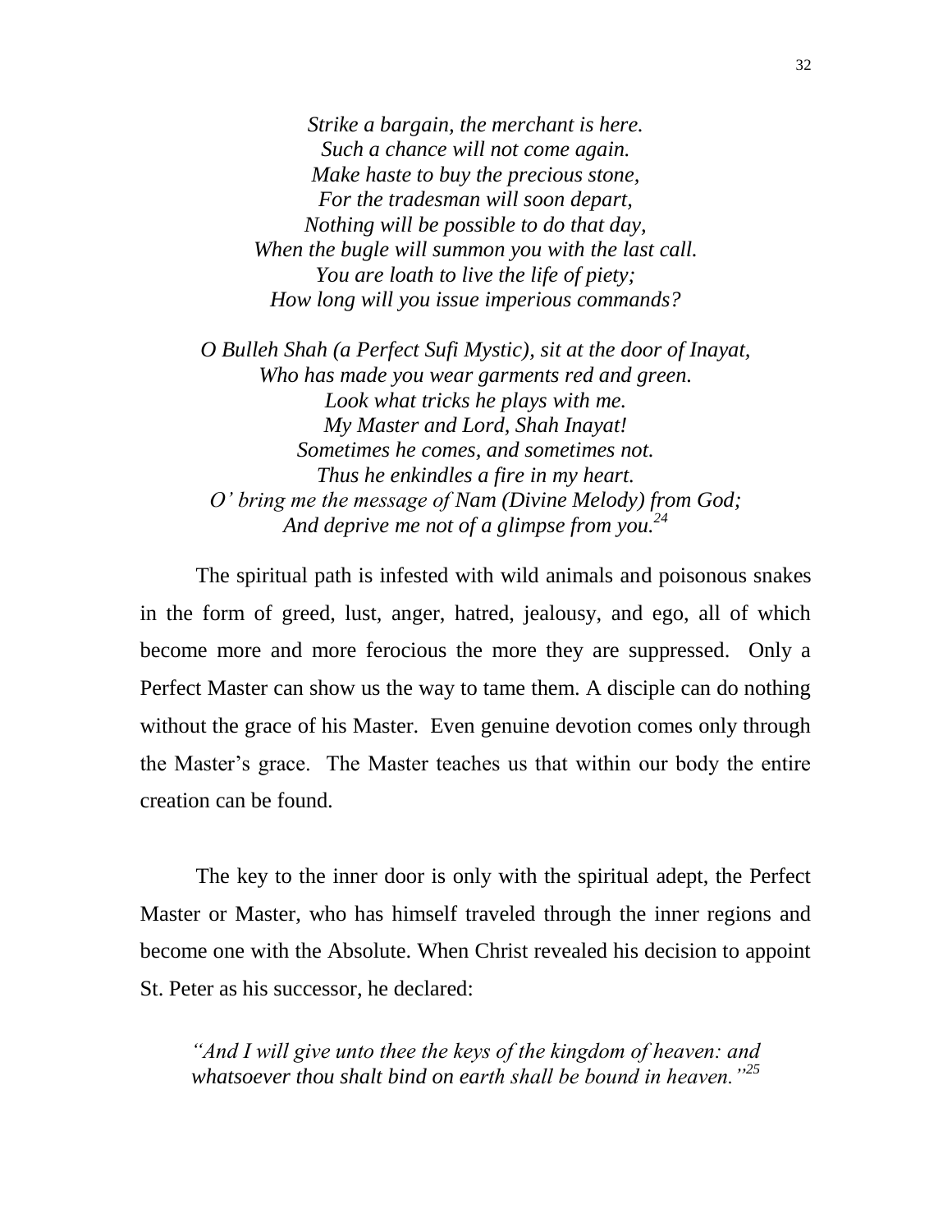*Strike a bargain, the merchant is here.*
*Such a chance will not come again.*
*Make haste to buy the precious stone,*
*For the tradesman will soon depart,*
*Nothing will be possible to do that day,*
*When the bugle will summon you with the last call.*
*You are loath to live the life of piety;*
*How long will you issue imperious commands?*

*O Bulleh Shah (a Perfect Sufi Mystic), sit at the door of Inayat,*
*Who has made you wear garments red and green.*
*Look what tricks he plays with me.*
*My Master and Lord, Shah Inayat!*
*Sometimes he comes, and sometimes not.*
*Thus he enkindles a fire in my heart.*
*O' bring me the message of Nam (Divine Melody) from God;*
*And deprive me not of a glimpse from you.*[24]

The spiritual path is infested with wild animals and poisonous snakes in the form of greed, lust, anger, hatred, jealousy, and ego, all of which become more and more ferocious the more they are suppressed. Only a Perfect Master can show us the way to tame them. A disciple can do nothing without the grace of his Master. Even genuine devotion comes only through the Master's grace. The Master teaches us that within our body the entire creation can be found.

The key to the inner door is only with the spiritual adept, the Perfect Master or Master, who has himself traveled through the inner regions and become one with the Absolute. When Christ revealed his decision to appoint St. Peter as his successor, he declared:

*"And I will give unto thee the keys of the kingdom of heaven: and whatsoever thou shalt bind on earth shall be bound in heaven."*[25]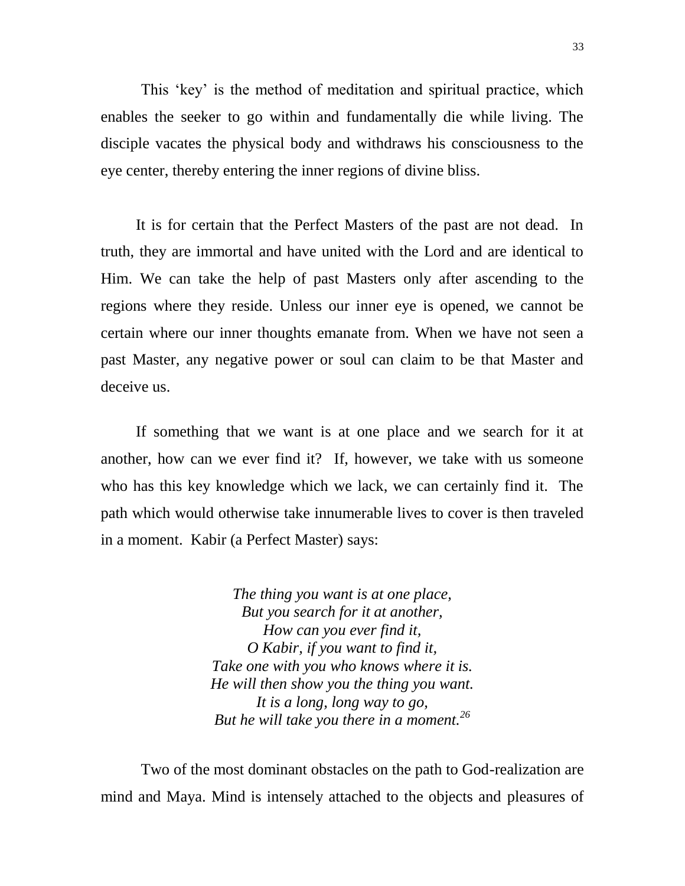This 'key' is the method of meditation and spiritual practice, which enables the seeker to go within and fundamentally die while living. The disciple vacates the physical body and withdraws his consciousness to the eye center, thereby entering the inner regions of divine bliss.

It is for certain that the Perfect Masters of the past are not dead. In truth, they are immortal and have united with the Lord and are identical to Him. We can take the help of past Masters only after ascending to the regions where they reside. Unless our inner eye is opened, we cannot be certain where our inner thoughts emanate from. When we have not seen a past Master, any negative power or soul can claim to be that Master and deceive us.

If something that we want is at one place and we search for it at another, how can we ever find it? If, however, we take with us someone who has this key knowledge which we lack, we can certainly find it. The path which would otherwise take innumerable lives to cover is then traveled in a moment. Kabir (a Perfect Master) says:

*The thing you want is at one place,*
*But you search for it at another,*
*How can you ever find it,*
*O Kabir, if you want to find it,*
*Take one with you who knows where it is.*
*He will then show you the thing you want.*
*It is a long, long way to go,*
*But he will take you there in a moment.*[26]

Two of the most dominant obstacles on the path to God-realization are mind and Maya. Mind is intensely attached to the objects and pleasures of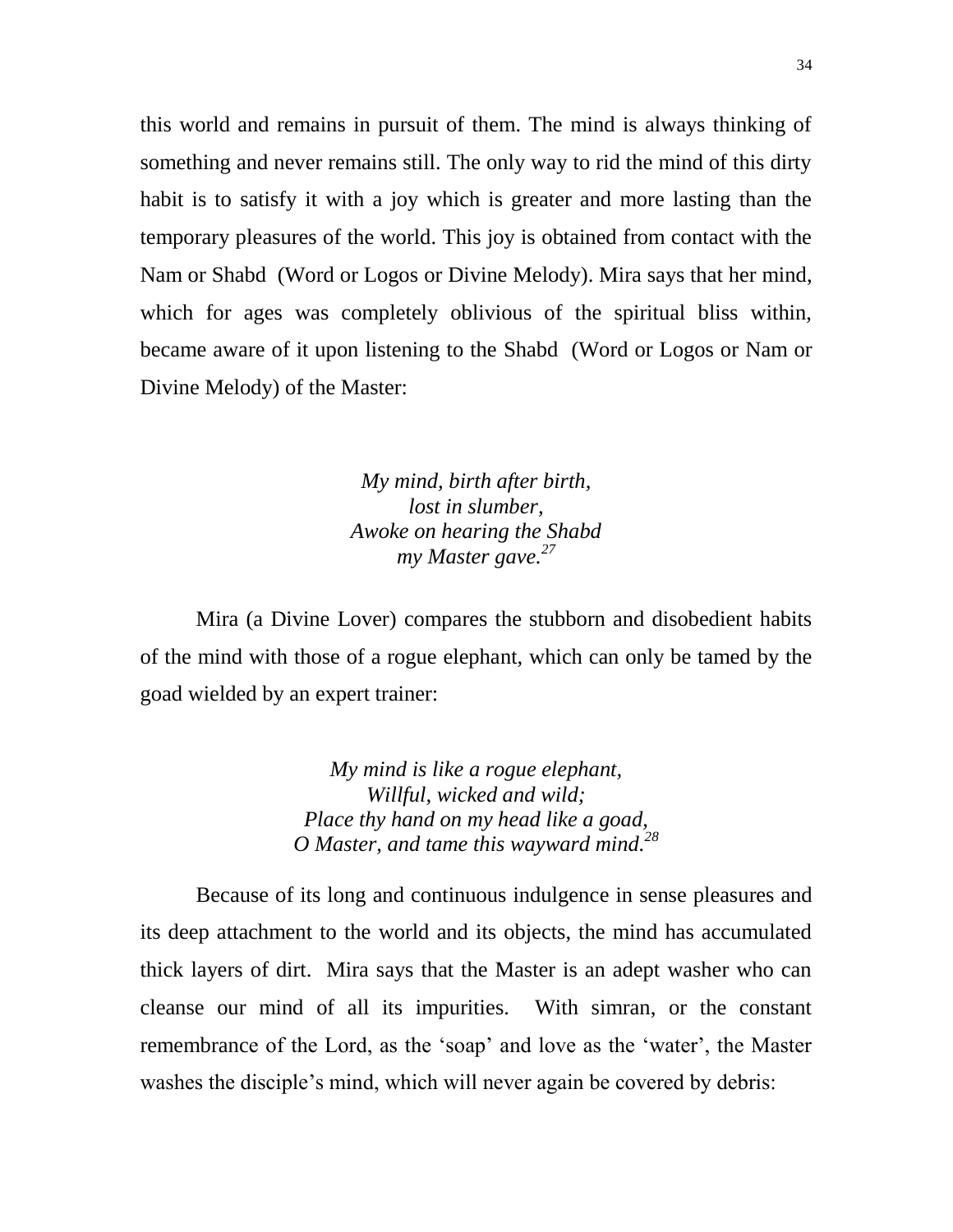this world and remains in pursuit of them. The mind is always thinking of something and never remains still. The only way to rid the mind of this dirty habit is to satisfy it with a joy which is greater and more lasting than the temporary pleasures of the world. This joy is obtained from contact with the Nam or Shabd (Word or Logos or Divine Melody). Mira says that her mind, which for ages was completely oblivious of the spiritual bliss within, became aware of it upon listening to the Shabd (Word or Logos or Nam or Divine Melody) of the Master:

*My mind, birth after birth,*
*lost in slumber,*
*Awoke on hearing the Shabd*
*my Master gave.*[27]

Mira (a Divine Lover) compares the stubborn and disobedient habits of the mind with those of a rogue elephant, which can only be tamed by the goad wielded by an expert trainer:

*My mind is like a rogue elephant,*
*Willful, wicked and wild;*
*Place thy hand on my head like a goad,*
*O Master, and tame this wayward mind.*[28]

Because of its long and continuous indulgence in sense pleasures and its deep attachment to the world and its objects, the mind has accumulated thick layers of dirt. Mira says that the Master is an adept washer who can cleanse our mind of all its impurities. With simran, or the constant remembrance of the Lord, as the 'soap' and love as the 'water', the Master washes the disciple's mind, which will never again be covered by debris: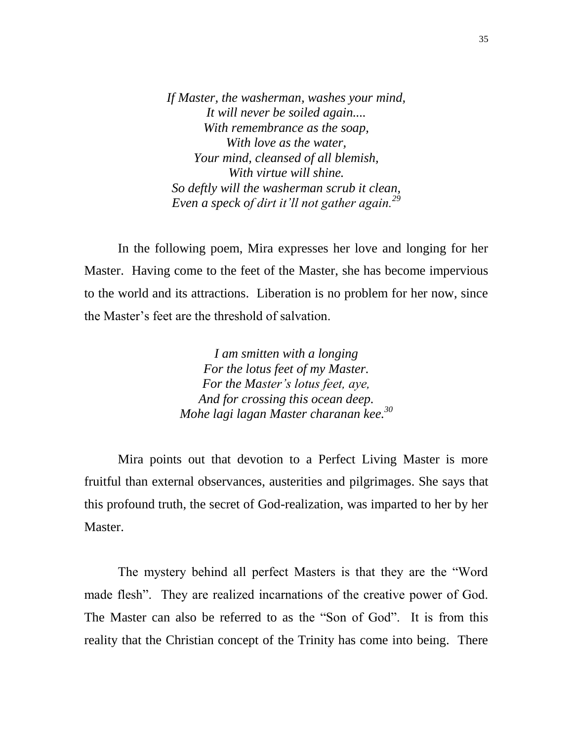*If Master, the washerman, washes your mind,*
*It will never be soiled again....*
*With remembrance as the soap,*
*With love as the water,*
*Your mind, cleansed of all blemish,*
*With virtue will shine.*
*So deftly will the washerman scrub it clean,*
*Even a speck of dirt it'll not gather again.*[29]

In the following poem, Mira expresses her love and longing for her Master. Having come to the feet of the Master, she has become impervious to the world and its attractions. Liberation is no problem for her now, since the Master's feet are the threshold of salvation.

*I am smitten with a longing*
*For the lotus feet of my Master.*
*For the Master's lotus feet, aye,*
*And for crossing this ocean deep.*
*Mohe lagi lagan Master charanan kee.*[30]

Mira points out that devotion to a Perfect Living Master is more fruitful than external observances, austerities and pilgrimages. She says that this profound truth, the secret of God-realization, was imparted to her by her Master.

The mystery behind all perfect Masters is that they are the "Word made flesh". They are realized incarnations of the creative power of God. The Master can also be referred to as the "Son of God". It is from this reality that the Christian concept of the Trinity has come into being. There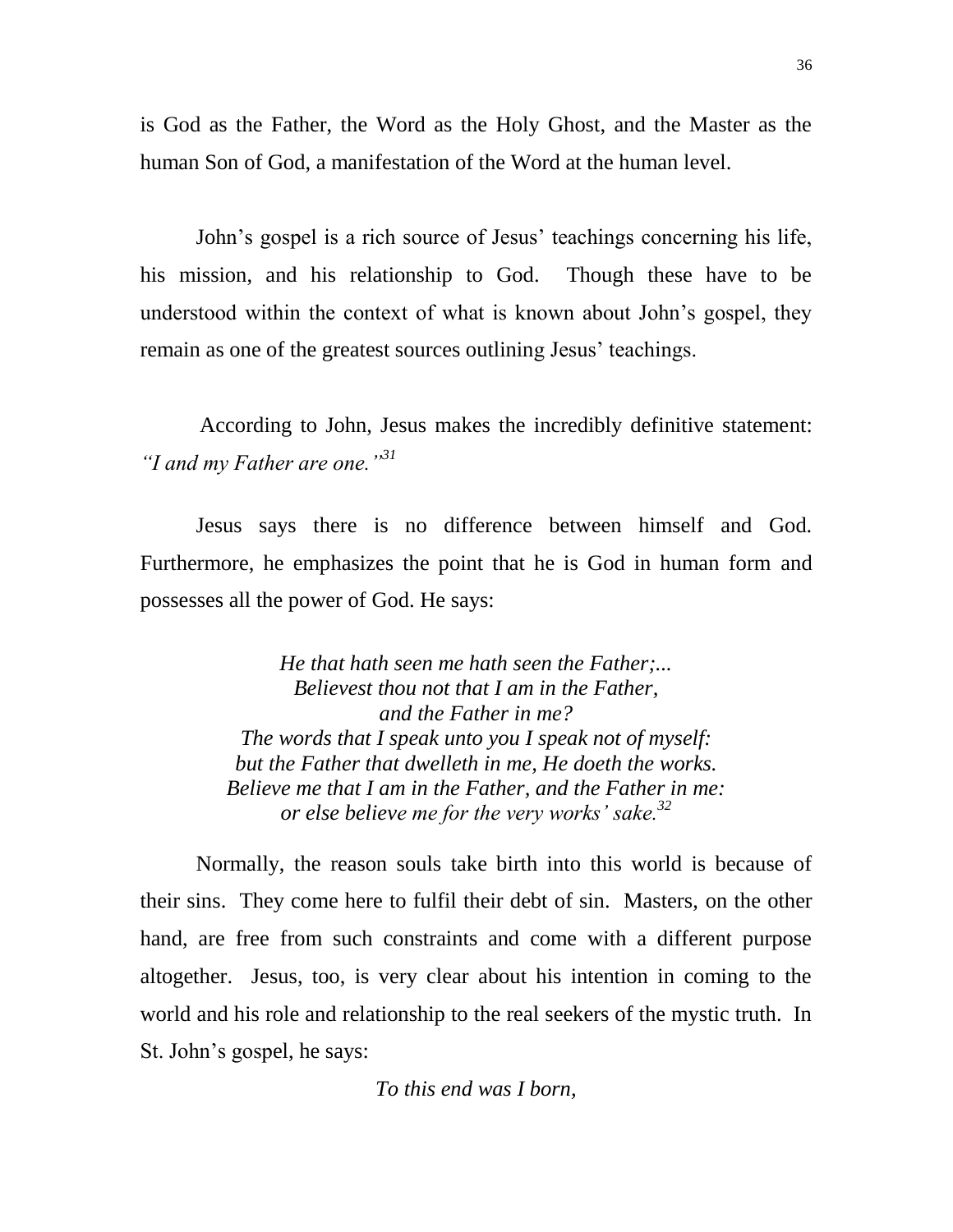is God as the Father, the Word as the Holy Ghost, and the Master as the human Son of God, a manifestation of the Word at the human level.

John's gospel is a rich source of Jesus' teachings concerning his life, his mission, and his relationship to God. Though these have to be understood within the context of what is known about John's gospel, they remain as one of the greatest sources outlining Jesus' teachings.

According to John, Jesus makes the incredibly definitive statement: *"I and my Father are one."*[31]

Jesus says there is no difference between himself and God. Furthermore, he emphasizes the point that he is God in human form and possesses all the power of God. He says:

> *He that hath seen me hath seen the Father;...*
> *Believest thou not that I am in the Father,*
> *and the Father in me?*
> *The words that I speak unto you I speak not of myself:*
> *but the Father that dwelleth in me, He doeth the works.*
> *Believe me that I am in the Father, and the Father in me:*
> *or else believe me for the very works' sake.*[32]

Normally, the reason souls take birth into this world is because of their sins. They come here to fulfil their debt of sin. Masters, on the other hand, are free from such constraints and come with a different purpose altogether. Jesus, too, is very clear about his intention in coming to the world and his role and relationship to the real seekers of the mystic truth. In St. John's gospel, he says:

> *To this end was I born,*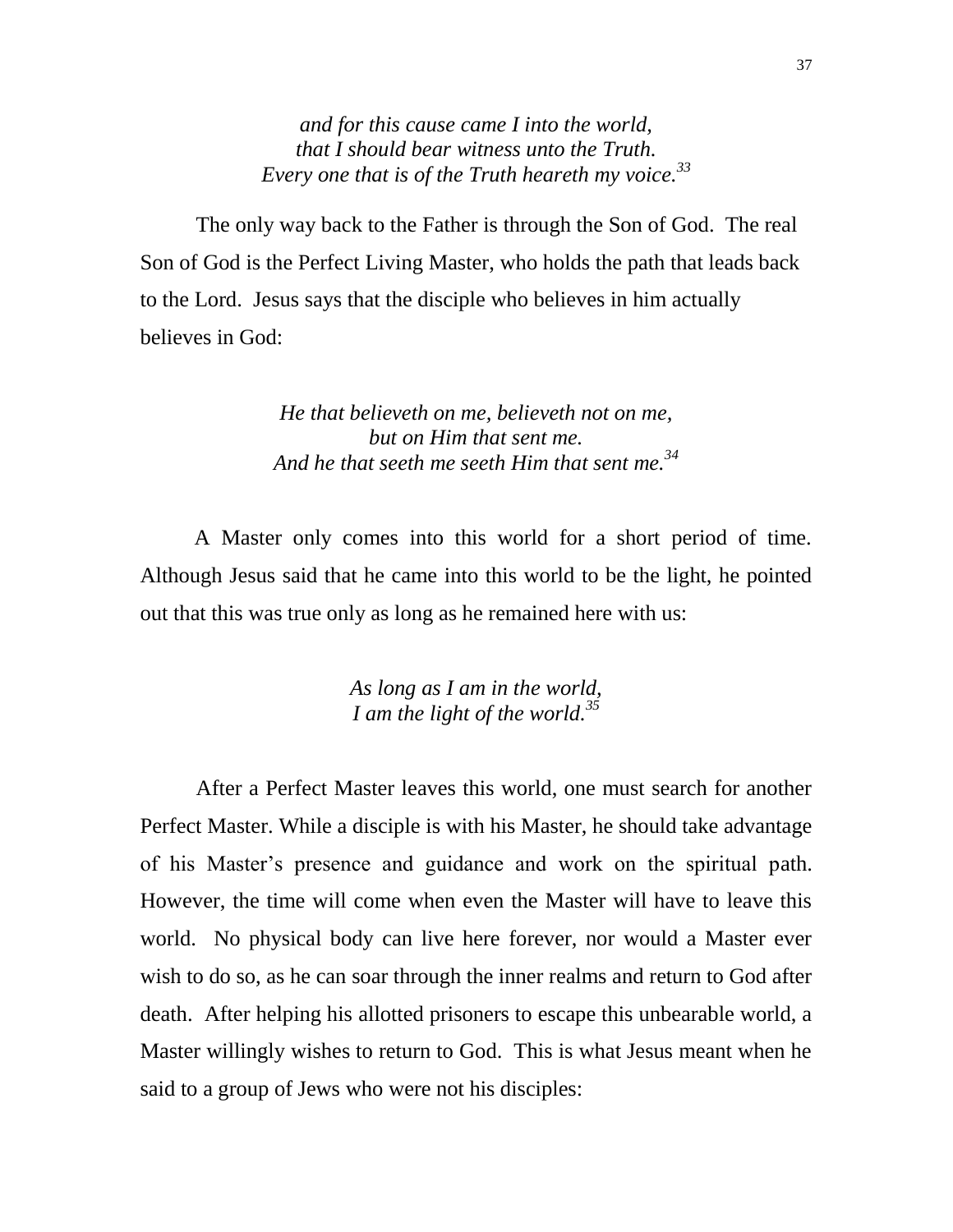*and for this cause came I into the world,*
*that I should bear witness unto the Truth.*
*Every one that is of the Truth heareth my voice.*[33]

The only way back to the Father is through the Son of God. The real Son of God is the Perfect Living Master, who holds the path that leads back to the Lord. Jesus says that the disciple who believes in him actually believes in God:

*He that believeth on me, believeth not on me,*
*but on Him that sent me.*
*And he that seeth me seeth Him that sent me.*[34]

A Master only comes into this world for a short period of time. Although Jesus said that he came into this world to be the light, he pointed out that this was true only as long as he remained here with us:

*As long as I am in the world,*
*I am the light of the world.*[35]

After a Perfect Master leaves this world, one must search for another Perfect Master. While a disciple is with his Master, he should take advantage of his Master's presence and guidance and work on the spiritual path. However, the time will come when even the Master will have to leave this world. No physical body can live here forever, nor would a Master ever wish to do so, as he can soar through the inner realms and return to God after death. After helping his allotted prisoners to escape this unbearable world, a Master willingly wishes to return to God. This is what Jesus meant when he said to a group of Jews who were not his disciples: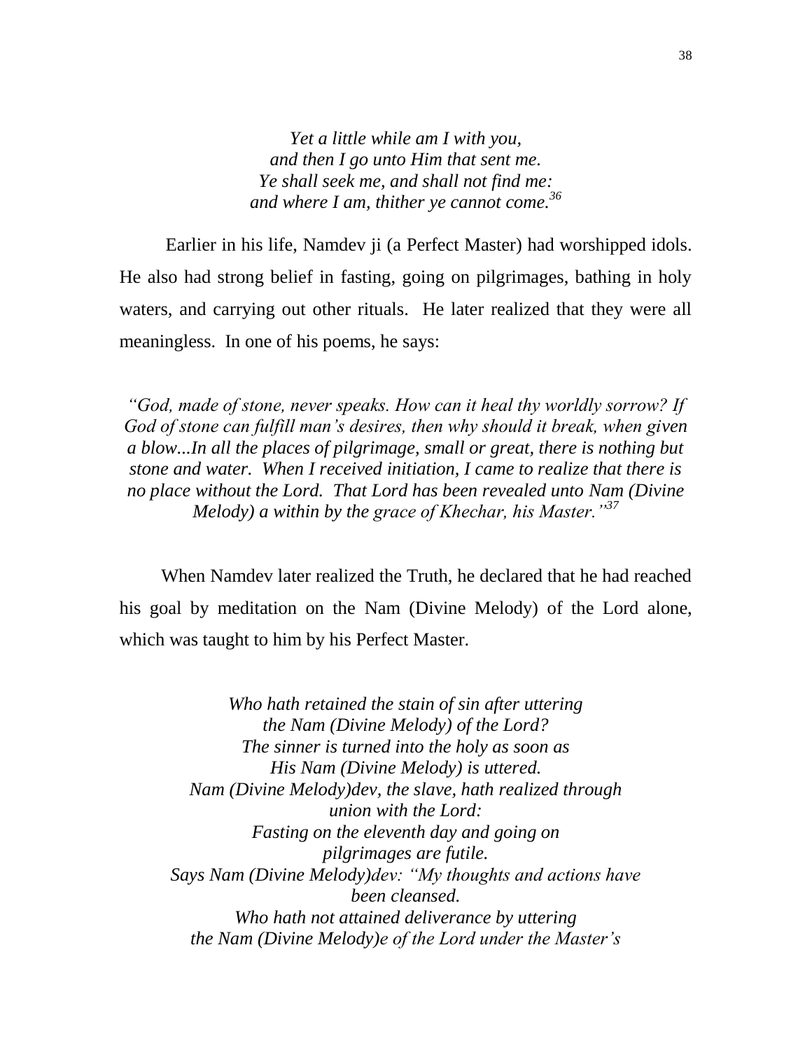*Yet a little while am I with you,*
*and then I go unto Him that sent me.*
*Ye shall seek me, and shall not find me:*
*and where I am, thither ye cannot come.*[36]

Earlier in his life, Namdev ji (a Perfect Master) had worshipped idols. He also had strong belief in fasting, going on pilgrimages, bathing in holy waters, and carrying out other rituals. He later realized that they were all meaningless. In one of his poems, he says:

*"God, made of stone, never speaks. How can it heal thy worldly sorrow? If God of stone can fulfill man's desires, then why should it break, when given a blow...In all the places of pilgrimage, small or great, there is nothing but stone and water. When I received initiation, I came to realize that there is no place without the Lord. That Lord has been revealed unto Nam (Divine Melody) a within by the grace of Khechar, his Master."*[37]

When Namdev later realized the Truth, he declared that he had reached his goal by meditation on the Nam (Divine Melody) of the Lord alone, which was taught to him by his Perfect Master.

*Who hath retained the stain of sin after uttering*
*the Nam (Divine Melody) of the Lord?*
*The sinner is turned into the holy as soon as*
*His Nam (Divine Melody) is uttered.*
*Nam (Divine Melody)dev, the slave, hath realized through*
*union with the Lord:*
*Fasting on the eleventh day and going on*
*pilgrimages are futile.*
*Says Nam (Divine Melody)dev: "My thoughts and actions have*
*been cleansed.*
*Who hath not attained deliverance by uttering*
*the Nam (Divine Melody)e of the Lord under the Master's*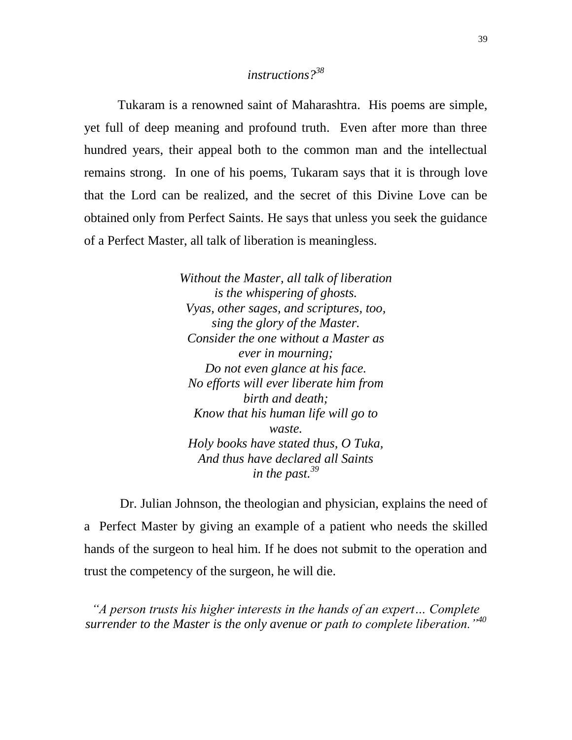*instructions?*[38]

Tukaram is a renowned saint of Maharashtra. His poems are simple, yet full of deep meaning and profound truth. Even after more than three hundred years, their appeal both to the common man and the intellectual remains strong. In one of his poems, Tukaram says that it is through love that the Lord can be realized, and the secret of this Divine Love can be obtained only from Perfect Saints. He says that unless you seek the guidance of a Perfect Master, all talk of liberation is meaningless.

*Without the Master, all talk of liberation*
*is the whispering of ghosts.*
*Vyas, other sages, and scriptures, too,*
*sing the glory of the Master.*
*Consider the one without a Master as*
*ever in mourning;*
*Do not even glance at his face.*
*No efforts will ever liberate him from*
*birth and death;*
*Know that his human life will go to*
*waste.*
*Holy books have stated thus, O Tuka,*
*And thus have declared all Saints*
*in the past.*[39]

Dr. Julian Johnson, the theologian and physician, explains the need of a Perfect Master by giving an example of a patient who needs the skilled hands of the surgeon to heal him. If he does not submit to the operation and trust the competency of the surgeon, he will die.

*"A person trusts his higher interests in the hands of an expert… Complete surrender to the Master is the only avenue or path to complete liberation."*[40]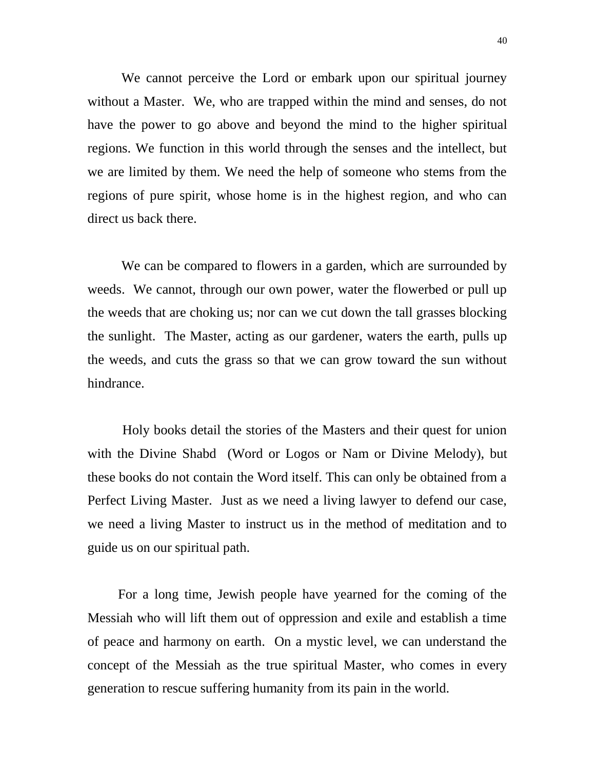We cannot perceive the Lord or embark upon our spiritual journey without a Master. We, who are trapped within the mind and senses, do not have the power to go above and beyond the mind to the higher spiritual regions. We function in this world through the senses and the intellect, but we are limited by them. We need the help of someone who stems from the regions of pure spirit, whose home is in the highest region, and who can direct us back there.

We can be compared to flowers in a garden, which are surrounded by weeds. We cannot, through our own power, water the flowerbed or pull up the weeds that are choking us; nor can we cut down the tall grasses blocking the sunlight. The Master, acting as our gardener, waters the earth, pulls up the weeds, and cuts the grass so that we can grow toward the sun without hindrance.

Holy books detail the stories of the Masters and their quest for union with the Divine Shabd (Word or Logos or Nam or Divine Melody), but these books do not contain the Word itself. This can only be obtained from a Perfect Living Master. Just as we need a living lawyer to defend our case, we need a living Master to instruct us in the method of meditation and to guide us on our spiritual path.

For a long time, Jewish people have yearned for the coming of the Messiah who will lift them out of oppression and exile and establish a time of peace and harmony on earth. On a mystic level, we can understand the concept of the Messiah as the true spiritual Master, who comes in every generation to rescue suffering humanity from its pain in the world.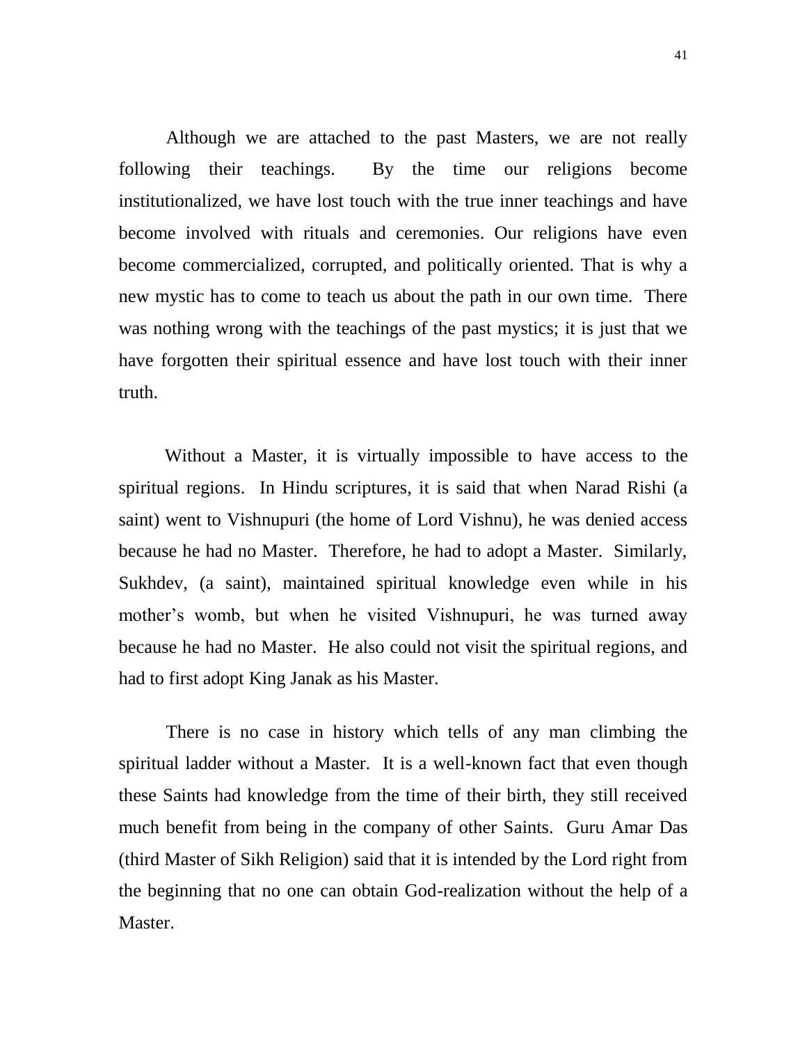Although we are attached to the past Masters, we are not really following their teachings. By the time our religions become institutionalized, we have lost touch with the true inner teachings and have become involved with rituals and ceremonies. Our religions have even become commercialized, corrupted, and politically oriented. That is why a new mystic has to come to teach us about the path in our own time. There was nothing wrong with the teachings of the past mystics; it is just that we have forgotten their spiritual essence and have lost touch with their inner truth.

Without a Master, it is virtually impossible to have access to the spiritual regions. In Hindu scriptures, it is said that when Narad Rishi (a saint) went to Vishnupuri (the home of Lord Vishnu), he was denied access because he had no Master. Therefore, he had to adopt a Master. Similarly, Sukhdev, (a saint), maintained spiritual knowledge even while in his mother's womb, but when he visited Vishnupuri, he was turned away because he had no Master. He also could not visit the spiritual regions, and had to first adopt King Janak as his Master.

There is no case in history which tells of any man climbing the spiritual ladder without a Master. It is a well-known fact that even though these Saints had knowledge from the time of their birth, they still received much benefit from being in the company of other Saints. Guru Amar Das (third Master of Sikh Religion) said that it is intended by the Lord right from the beginning that no one can obtain God-realization without the help of a Master.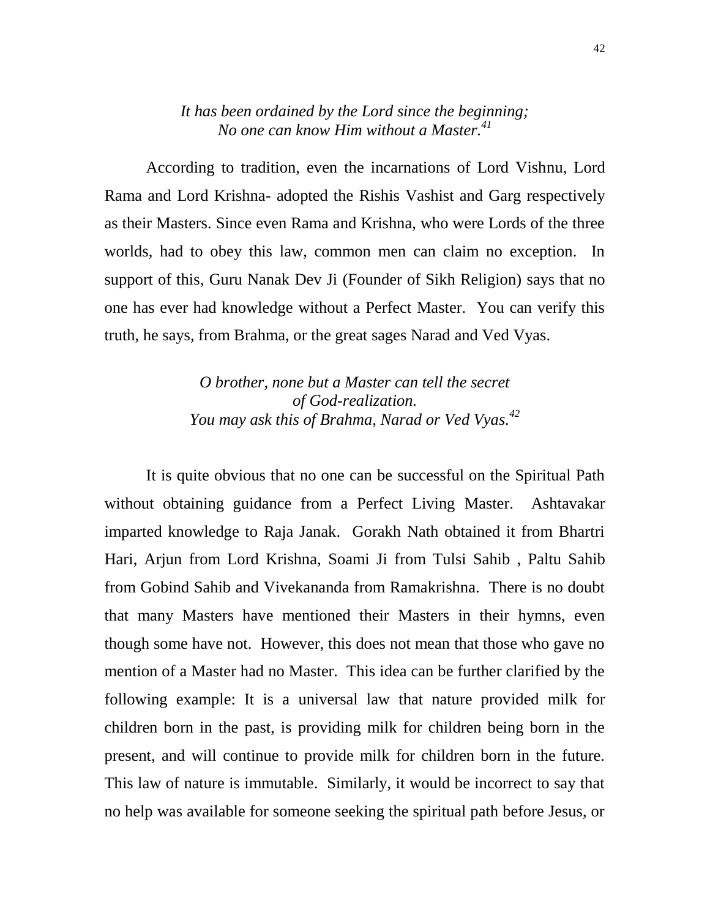*It has been ordained by the Lord since the beginning;*
*No one can know Him without a Master.*[41]

According to tradition, even the incarnations of Lord Vishnu, Lord Rama and Lord Krishna- adopted the Rishis Vashist and Garg respectively as their Masters. Since even Rama and Krishna, who were Lords of the three worlds, had to obey this law, common men can claim no exception. In support of this, Guru Nanak Dev Ji (Founder of Sikh Religion) says that no one has ever had knowledge without a Perfect Master. You can verify this truth, he says, from Brahma, or the great sages Narad and Ved Vyas.

*O brother, none but a Master can tell the secret*
*of God-realization.*
*You may ask this of Brahma, Narad or Ved Vyas.*[42]

It is quite obvious that no one can be successful on the Spiritual Path without obtaining guidance from a Perfect Living Master. Ashtavakar imparted knowledge to Raja Janak. Gorakh Nath obtained it from Bhartri Hari, Arjun from Lord Krishna, Soami Ji from Tulsi Sahib , Paltu Sahib from Gobind Sahib and Vivekananda from Ramakrishna. There is no doubt that many Masters have mentioned their Masters in their hymns, even though some have not. However, this does not mean that those who gave no mention of a Master had no Master. This idea can be further clarified by the following example: It is a universal law that nature provided milk for children born in the past, is providing milk for children being born in the present, and will continue to provide milk for children born in the future. This law of nature is immutable. Similarly, it would be incorrect to say that no help was available for someone seeking the spiritual path before Jesus, or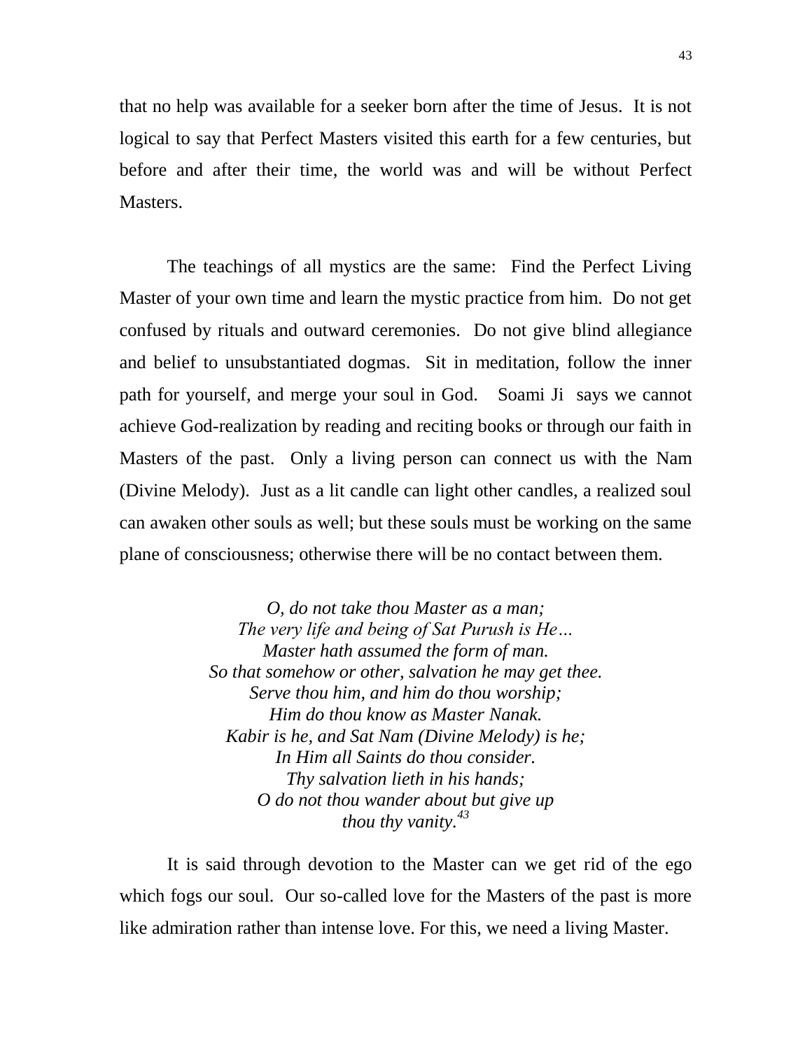that no help was available for a seeker born after the time of Jesus. It is not logical to say that Perfect Masters visited this earth for a few centuries, but before and after their time, the world was and will be without Perfect Masters.

The teachings of all mystics are the same: Find the Perfect Living Master of your own time and learn the mystic practice from him. Do not get confused by rituals and outward ceremonies. Do not give blind allegiance and belief to unsubstantiated dogmas. Sit in meditation, follow the inner path for yourself, and merge your soul in God. Soami Ji says we cannot achieve God-realization by reading and reciting books or through our faith in Masters of the past. Only a living person can connect us with the Nam (Divine Melody). Just as a lit candle can light other candles, a realized soul can awaken other souls as well; but these souls must be working on the same plane of consciousness; otherwise there will be no contact between them.

*O, do not take thou Master as a man;*
*The very life and being of Sat Purush is He…*
*Master hath assumed the form of man.*
*So that somehow or other, salvation he may get thee.*
*Serve thou him, and him do thou worship;*
*Him do thou know as Master Nanak.*
*Kabir is he, and Sat Nam (Divine Melody) is he;*
*In Him all Saints do thou consider.*
*Thy salvation lieth in his hands;*
*O do not thou wander about but give up*
*thou thy vanity.*[43]

It is said through devotion to the Master can we get rid of the ego which fogs our soul. Our so-called love for the Masters of the past is more like admiration rather than intense love. For this, we need a living Master.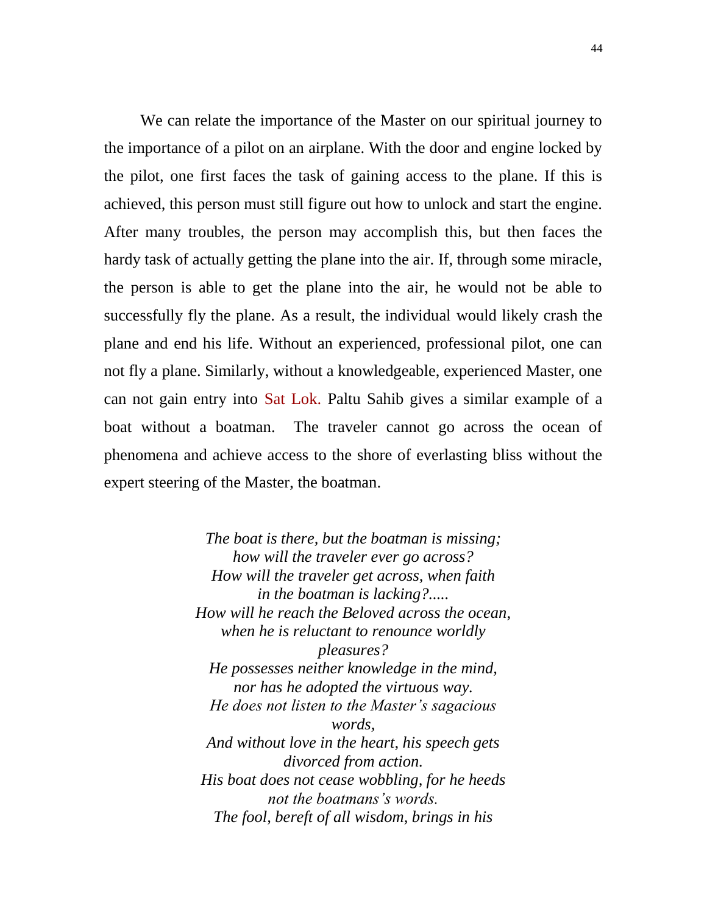We can relate the importance of the Master on our spiritual journey to the importance of a pilot on an airplane. With the door and engine locked by the pilot, one first faces the task of gaining access to the plane. If this is achieved, this person must still figure out how to unlock and start the engine. After many troubles, the person may accomplish this, but then faces the hardy task of actually getting the plane into the air. If, through some miracle, the person is able to get the plane into the air, he would not be able to successfully fly the plane. As a result, the individual would likely crash the plane and end his life. Without an experienced, professional pilot, one can not fly a plane. Similarly, without a knowledgeable, experienced Master, one can not gain entry into Sat Lok. Paltu Sahib gives a similar example of a boat without a boatman. The traveler cannot go across the ocean of phenomena and achieve access to the shore of everlasting bliss without the expert steering of the Master, the boatman.

*The boat is there, but the boatman is missing;*
*how will the traveler ever go across?*
*How will the traveler get across, when faith*
*in the boatman is lacking?.....*
*How will he reach the Beloved across the ocean,*
*when he is reluctant to renounce worldly*
*pleasures?*
*He possesses neither knowledge in the mind,*
*nor has he adopted the virtuous way.*
*He does not listen to the Master's sagacious*
*words,*
*And without love in the heart, his speech gets*
*divorced from action.*
*His boat does not cease wobbling, for he heeds*
*not the boatmans's words.*
*The fool, bereft of all wisdom, brings in his*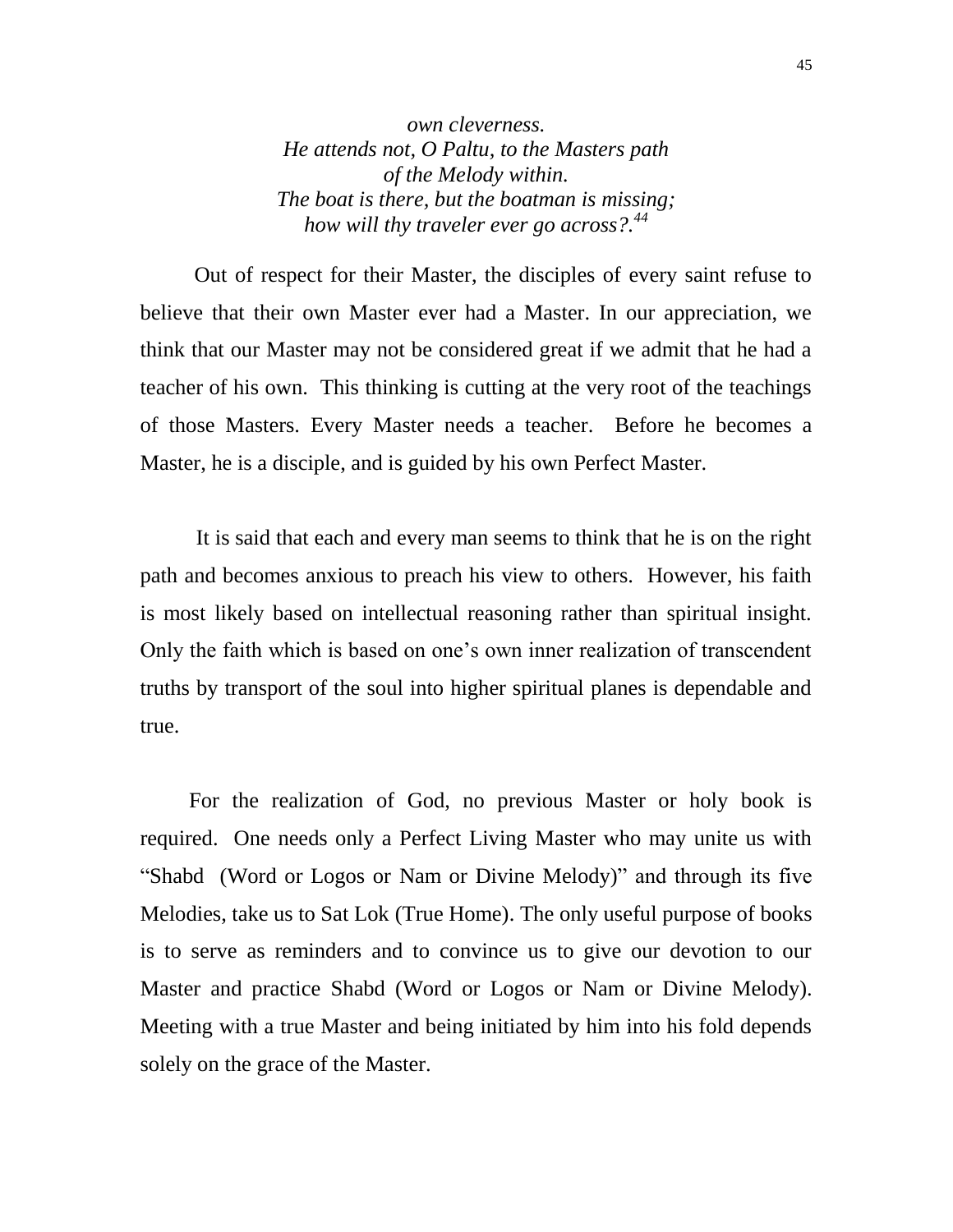*own cleverness.*
*He attends not, O Paltu, to the Masters path*
*of the Melody within.*
*The boat is there, but the boatman is missing;*
*how will thy traveler ever go across?.*[44]

Out of respect for their Master, the disciples of every saint refuse to believe that their own Master ever had a Master. In our appreciation, we think that our Master may not be considered great if we admit that he had a teacher of his own. This thinking is cutting at the very root of the teachings of those Masters. Every Master needs a teacher. Before he becomes a Master, he is a disciple, and is guided by his own Perfect Master.

It is said that each and every man seems to think that he is on the right path and becomes anxious to preach his view to others. However, his faith is most likely based on intellectual reasoning rather than spiritual insight. Only the faith which is based on one's own inner realization of transcendent truths by transport of the soul into higher spiritual planes is dependable and true.

For the realization of God, no previous Master or holy book is required. One needs only a Perfect Living Master who may unite us with "Shabd (Word or Logos or Nam or Divine Melody)" and through its five Melodies, take us to Sat Lok (True Home). The only useful purpose of books is to serve as reminders and to convince us to give our devotion to our Master and practice Shabd (Word or Logos or Nam or Divine Melody). Meeting with a true Master and being initiated by him into his fold depends solely on the grace of the Master.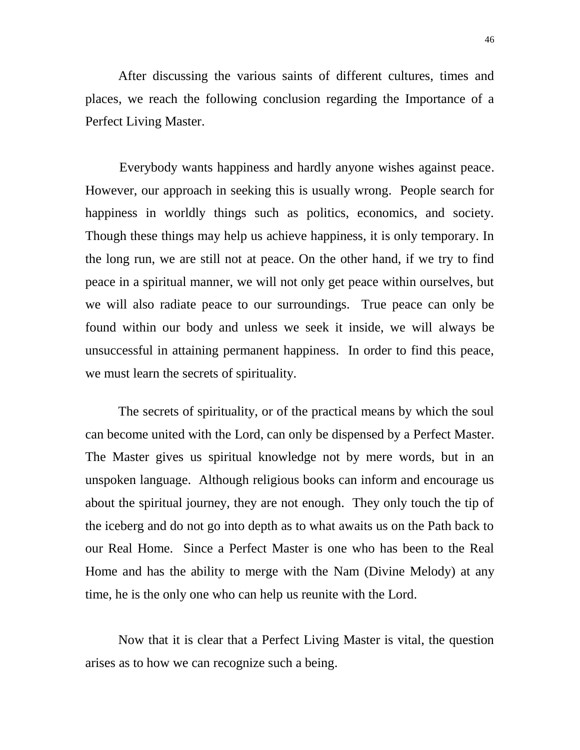After discussing the various saints of different cultures, times and places, we reach the following conclusion regarding the Importance of a Perfect Living Master.

Everybody wants happiness and hardly anyone wishes against peace. However, our approach in seeking this is usually wrong. People search for happiness in worldly things such as politics, economics, and society. Though these things may help us achieve happiness, it is only temporary. In the long run, we are still not at peace. On the other hand, if we try to find peace in a spiritual manner, we will not only get peace within ourselves, but we will also radiate peace to our surroundings. True peace can only be found within our body and unless we seek it inside, we will always be unsuccessful in attaining permanent happiness. In order to find this peace, we must learn the secrets of spirituality.

The secrets of spirituality, or of the practical means by which the soul can become united with the Lord, can only be dispensed by a Perfect Master. The Master gives us spiritual knowledge not by mere words, but in an unspoken language. Although religious books can inform and encourage us about the spiritual journey, they are not enough. They only touch the tip of the iceberg and do not go into depth as to what awaits us on the Path back to our Real Home. Since a Perfect Master is one who has been to the Real Home and has the ability to merge with the Nam (Divine Melody) at any time, he is the only one who can help us reunite with the Lord.

Now that it is clear that a Perfect Living Master is vital, the question arises as to how we can recognize such a being.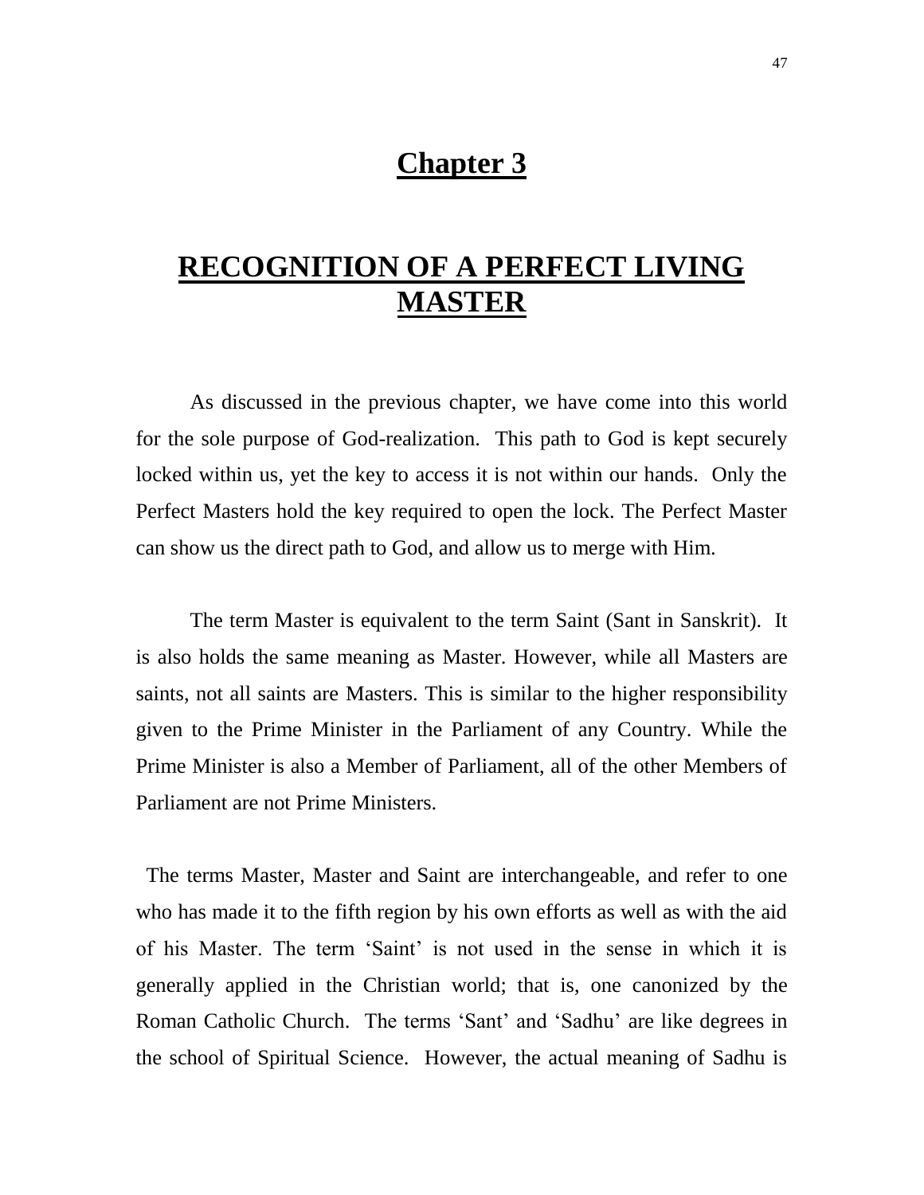# Chapter 3

# RECOGNITION OF A PERFECT LIVING MASTER

As discussed in the previous chapter, we have come into this world for the sole purpose of God-realization. This path to God is kept securely locked within us, yet the key to access it is not within our hands. Only the Perfect Masters hold the key required to open the lock. The Perfect Master can show us the direct path to God, and allow us to merge with Him.

The term Master is equivalent to the term Saint (Sant in Sanskrit). It is also holds the same meaning as Master. However, while all Masters are saints, not all saints are Masters. This is similar to the higher responsibility given to the Prime Minister in the Parliament of any Country. While the Prime Minister is also a Member of Parliament, all of the other Members of Parliament are not Prime Ministers.

The terms Master, Master and Saint are interchangeable, and refer to one who has made it to the fifth region by his own efforts as well as with the aid of his Master. The term 'Saint' is not used in the sense in which it is generally applied in the Christian world; that is, one canonized by the Roman Catholic Church. The terms 'Sant' and 'Sadhu' are like degrees in the school of Spiritual Science. However, the actual meaning of Sadhu is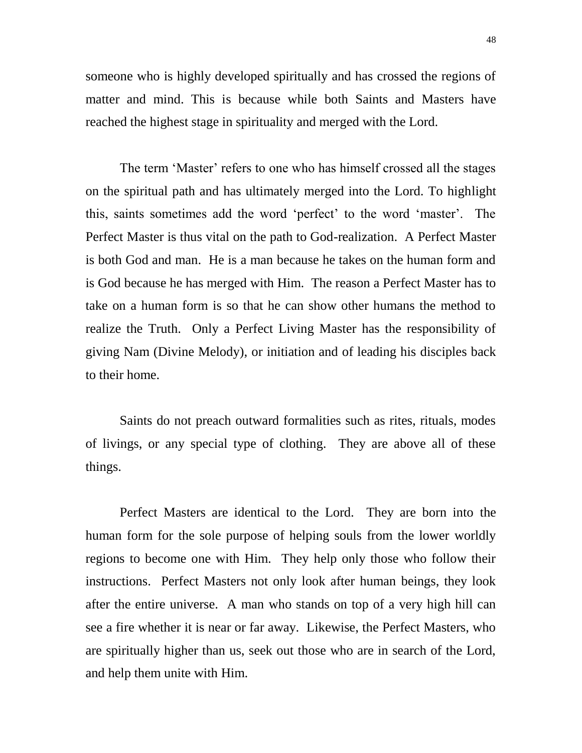someone who is highly developed spiritually and has crossed the regions of matter and mind. This is because while both Saints and Masters have reached the highest stage in spirituality and merged with the Lord.

The term 'Master' refers to one who has himself crossed all the stages on the spiritual path and has ultimately merged into the Lord. To highlight this, saints sometimes add the word 'perfect' to the word 'master'. The Perfect Master is thus vital on the path to God-realization. A Perfect Master is both God and man. He is a man because he takes on the human form and is God because he has merged with Him. The reason a Perfect Master has to take on a human form is so that he can show other humans the method to realize the Truth. Only a Perfect Living Master has the responsibility of giving Nam (Divine Melody), or initiation and of leading his disciples back to their home.

Saints do not preach outward formalities such as rites, rituals, modes of livings, or any special type of clothing. They are above all of these things.

Perfect Masters are identical to the Lord. They are born into the human form for the sole purpose of helping souls from the lower worldly regions to become one with Him. They help only those who follow their instructions. Perfect Masters not only look after human beings, they look after the entire universe. A man who stands on top of a very high hill can see a fire whether it is near or far away. Likewise, the Perfect Masters, who are spiritually higher than us, seek out those who are in search of the Lord, and help them unite with Him.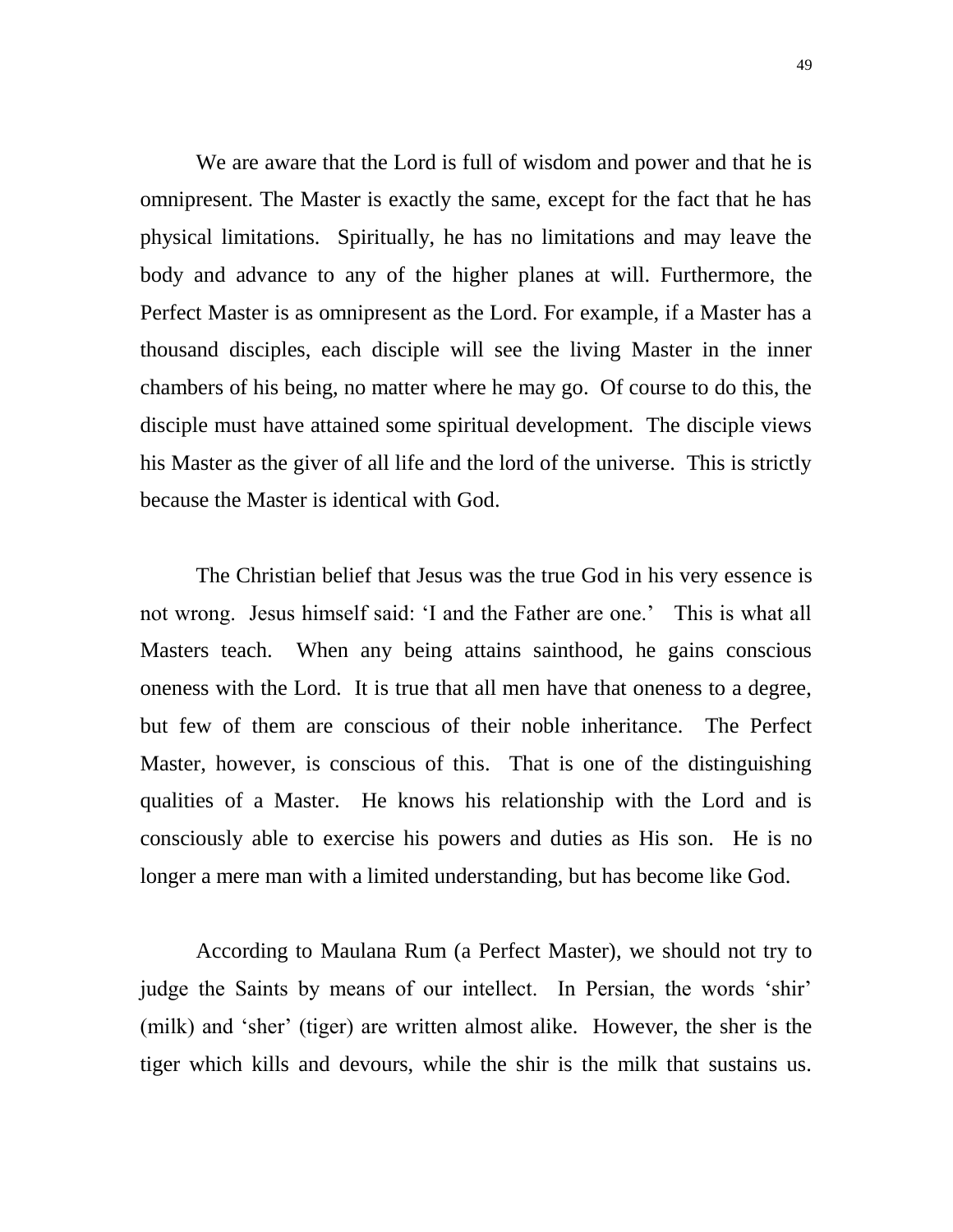We are aware that the Lord is full of wisdom and power and that he is omnipresent. The Master is exactly the same, except for the fact that he has physical limitations. Spiritually, he has no limitations and may leave the body and advance to any of the higher planes at will. Furthermore, the Perfect Master is as omnipresent as the Lord. For example, if a Master has a thousand disciples, each disciple will see the living Master in the inner chambers of his being, no matter where he may go. Of course to do this, the disciple must have attained some spiritual development. The disciple views his Master as the giver of all life and the lord of the universe. This is strictly because the Master is identical with God.

The Christian belief that Jesus was the true God in his very essence is not wrong. Jesus himself said: 'I and the Father are one.' This is what all Masters teach. When any being attains sainthood, he gains conscious oneness with the Lord. It is true that all men have that oneness to a degree, but few of them are conscious of their noble inheritance. The Perfect Master, however, is conscious of this. That is one of the distinguishing qualities of a Master. He knows his relationship with the Lord and is consciously able to exercise his powers and duties as His son. He is no longer a mere man with a limited understanding, but has become like God.

According to Maulana Rum (a Perfect Master), we should not try to judge the Saints by means of our intellect. In Persian, the words 'shir' (milk) and 'sher' (tiger) are written almost alike. However, the sher is the tiger which kills and devours, while the shir is the milk that sustains us.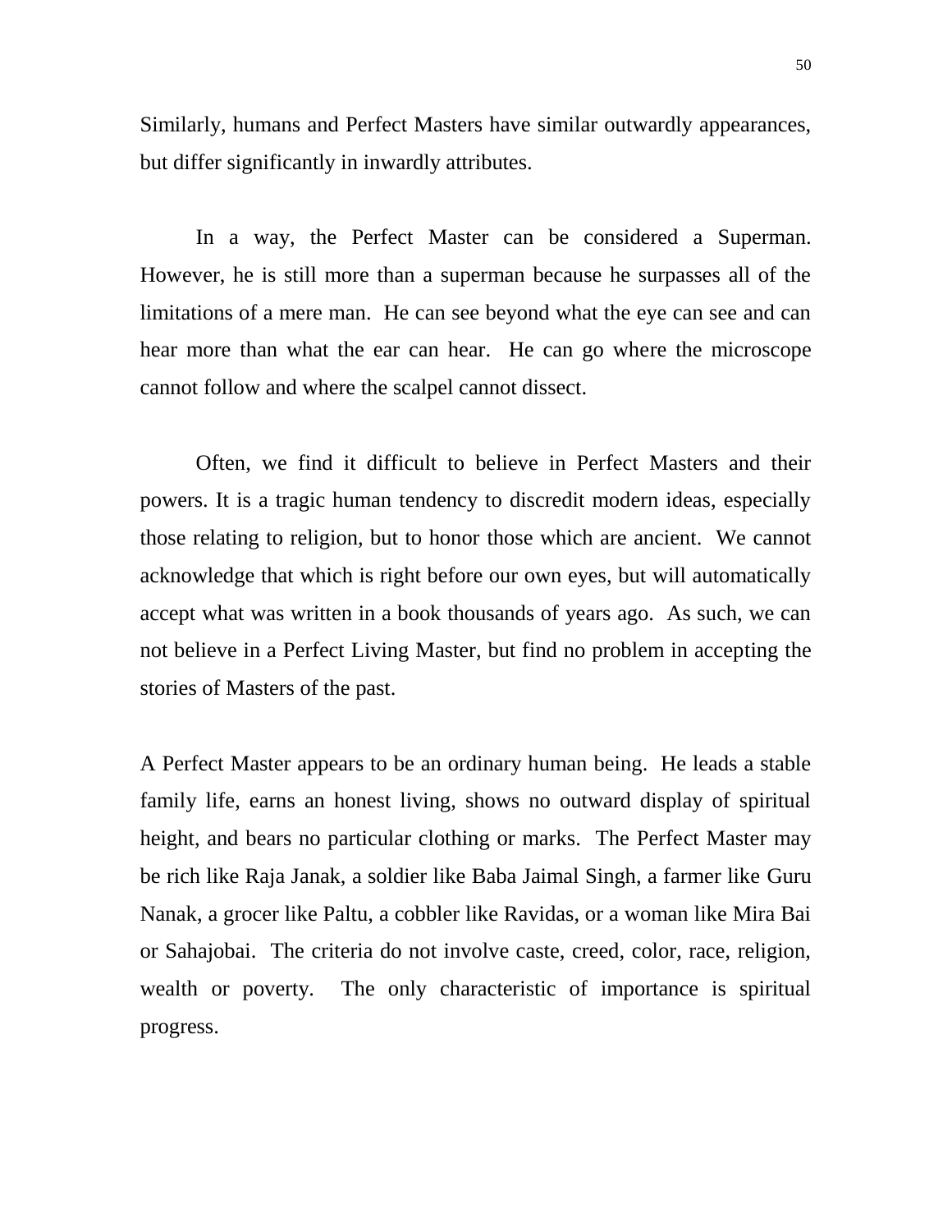Similarly, humans and Perfect Masters have similar outwardly appearances, but differ significantly in inwardly attributes.

In a way, the Perfect Master can be considered a Superman. However, he is still more than a superman because he surpasses all of the limitations of a mere man. He can see beyond what the eye can see and can hear more than what the ear can hear. He can go where the microscope cannot follow and where the scalpel cannot dissect.

Often, we find it difficult to believe in Perfect Masters and their powers. It is a tragic human tendency to discredit modern ideas, especially those relating to religion, but to honor those which are ancient. We cannot acknowledge that which is right before our own eyes, but will automatically accept what was written in a book thousands of years ago. As such, we can not believe in a Perfect Living Master, but find no problem in accepting the stories of Masters of the past.

A Perfect Master appears to be an ordinary human being. He leads a stable family life, earns an honest living, shows no outward display of spiritual height, and bears no particular clothing or marks. The Perfect Master may be rich like Raja Janak, a soldier like Baba Jaimal Singh, a farmer like Guru Nanak, a grocer like Paltu, a cobbler like Ravidas, or a woman like Mira Bai or Sahajobai. The criteria do not involve caste, creed, color, race, religion, wealth or poverty. The only characteristic of importance is spiritual progress.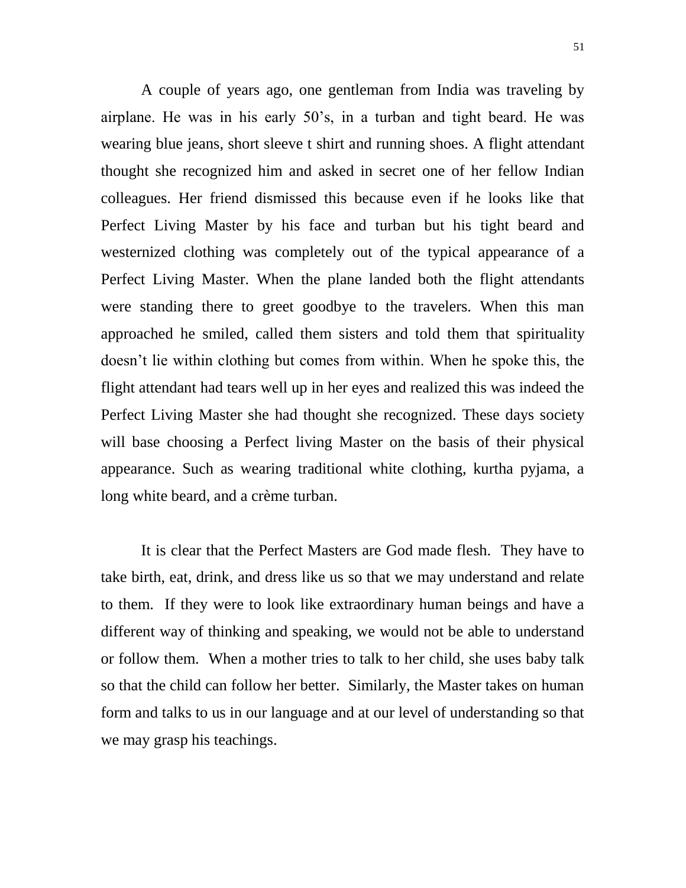A couple of years ago, one gentleman from India was traveling by airplane. He was in his early 50's, in a turban and tight beard. He was wearing blue jeans, short sleeve t shirt and running shoes. A flight attendant thought she recognized him and asked in secret one of her fellow Indian colleagues. Her friend dismissed this because even if he looks like that Perfect Living Master by his face and turban but his tight beard and westernized clothing was completely out of the typical appearance of a Perfect Living Master. When the plane landed both the flight attendants were standing there to greet goodbye to the travelers. When this man approached he smiled, called them sisters and told them that spirituality doesn't lie within clothing but comes from within. When he spoke this, the flight attendant had tears well up in her eyes and realized this was indeed the Perfect Living Master she had thought she recognized. These days society will base choosing a Perfect living Master on the basis of their physical appearance. Such as wearing traditional white clothing, kurtha pyjama, a long white beard, and a crème turban.

It is clear that the Perfect Masters are God made flesh. They have to take birth, eat, drink, and dress like us so that we may understand and relate to them. If they were to look like extraordinary human beings and have a different way of thinking and speaking, we would not be able to understand or follow them. When a mother tries to talk to her child, she uses baby talk so that the child can follow her better. Similarly, the Master takes on human form and talks to us in our language and at our level of understanding so that we may grasp his teachings.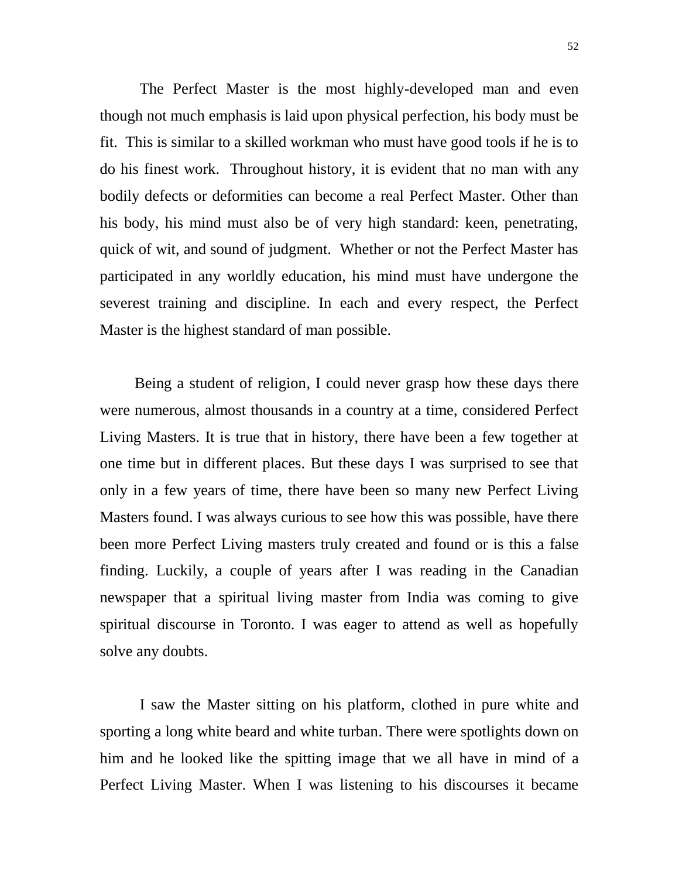The Perfect Master is the most highly-developed man and even though not much emphasis is laid upon physical perfection, his body must be fit. This is similar to a skilled workman who must have good tools if he is to do his finest work. Throughout history, it is evident that no man with any bodily defects or deformities can become a real Perfect Master. Other than his body, his mind must also be of very high standard: keen, penetrating, quick of wit, and sound of judgment. Whether or not the Perfect Master has participated in any worldly education, his mind must have undergone the severest training and discipline. In each and every respect, the Perfect Master is the highest standard of man possible.

Being a student of religion, I could never grasp how these days there were numerous, almost thousands in a country at a time, considered Perfect Living Masters. It is true that in history, there have been a few together at one time but in different places. But these days I was surprised to see that only in a few years of time, there have been so many new Perfect Living Masters found. I was always curious to see how this was possible, have there been more Perfect Living masters truly created and found or is this a false finding. Luckily, a couple of years after I was reading in the Canadian newspaper that a spiritual living master from India was coming to give spiritual discourse in Toronto. I was eager to attend as well as hopefully solve any doubts.

I saw the Master sitting on his platform, clothed in pure white and sporting a long white beard and white turban. There were spotlights down on him and he looked like the spitting image that we all have in mind of a Perfect Living Master. When I was listening to his discourses it became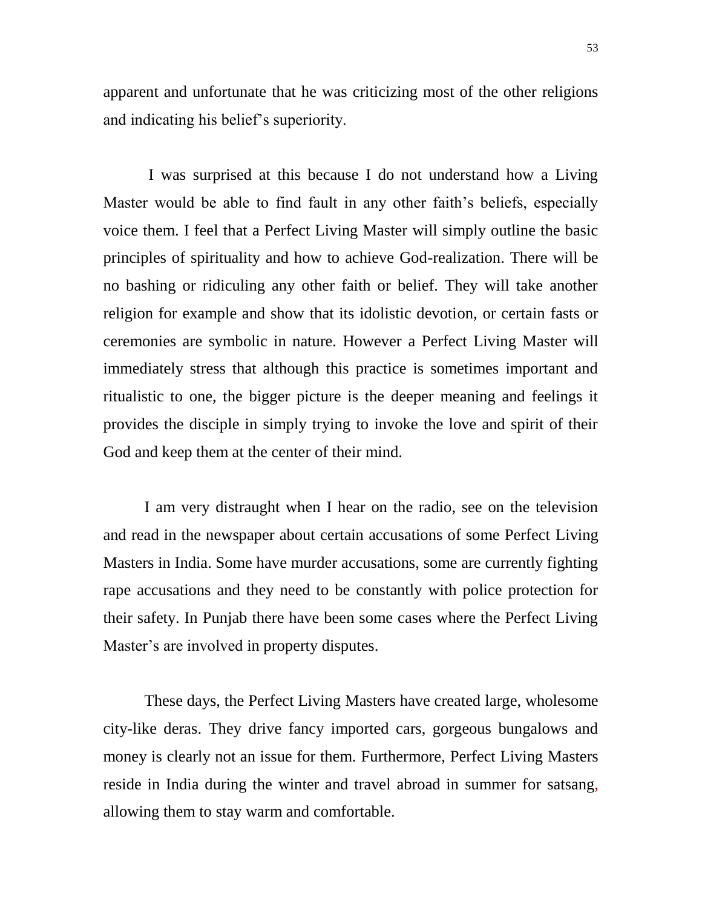apparent and unfortunate that he was criticizing most of the other religions and indicating his belief's superiority.

I was surprised at this because I do not understand how a Living Master would be able to find fault in any other faith's beliefs, especially voice them. I feel that a Perfect Living Master will simply outline the basic principles of spirituality and how to achieve God-realization. There will be no bashing or ridiculing any other faith or belief. They will take another religion for example and show that its idolistic devotion, or certain fasts or ceremonies are symbolic in nature. However a Perfect Living Master will immediately stress that although this practice is sometimes important and ritualistic to one, the bigger picture is the deeper meaning and feelings it provides the disciple in simply trying to invoke the love and spirit of their God and keep them at the center of their mind.

I am very distraught when I hear on the radio, see on the television and read in the newspaper about certain accusations of some Perfect Living Masters in India. Some have murder accusations, some are currently fighting rape accusations and they need to be constantly with police protection for their safety. In Punjab there have been some cases where the Perfect Living Master's are involved in property disputes.

These days, the Perfect Living Masters have created large, wholesome city-like deras. They drive fancy imported cars, gorgeous bungalows and money is clearly not an issue for them. Furthermore, Perfect Living Masters reside in India during the winter and travel abroad in summer for satsang, allowing them to stay warm and comfortable.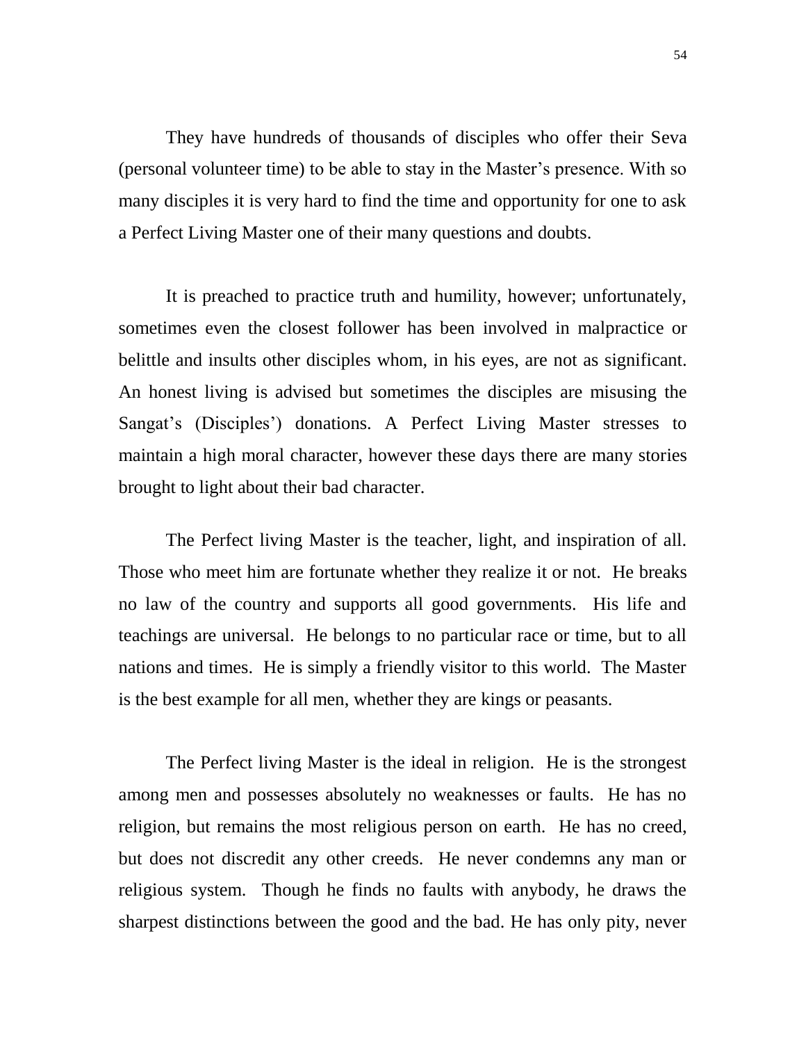They have hundreds of thousands of disciples who offer their Seva (personal volunteer time) to be able to stay in the Master's presence. With so many disciples it is very hard to find the time and opportunity for one to ask a Perfect Living Master one of their many questions and doubts.

It is preached to practice truth and humility, however; unfortunately, sometimes even the closest follower has been involved in malpractice or belittle and insults other disciples whom, in his eyes, are not as significant. An honest living is advised but sometimes the disciples are misusing the Sangat's (Disciples') donations. A Perfect Living Master stresses to maintain a high moral character, however these days there are many stories brought to light about their bad character.

The Perfect living Master is the teacher, light, and inspiration of all. Those who meet him are fortunate whether they realize it or not. He breaks no law of the country and supports all good governments. His life and teachings are universal. He belongs to no particular race or time, but to all nations and times. He is simply a friendly visitor to this world. The Master is the best example for all men, whether they are kings or peasants.

The Perfect living Master is the ideal in religion. He is the strongest among men and possesses absolutely no weaknesses or faults. He has no religion, but remains the most religious person on earth. He has no creed, but does not discredit any other creeds. He never condemns any man or religious system. Though he finds no faults with anybody, he draws the sharpest distinctions between the good and the bad. He has only pity, never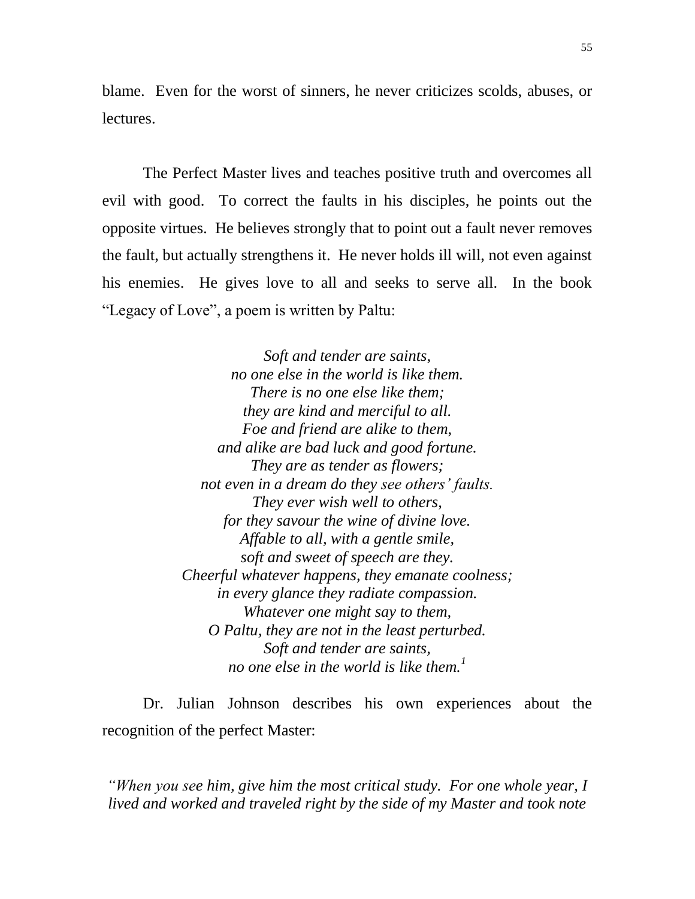blame. Even for the worst of sinners, he never criticizes scolds, abuses, or lectures.

The Perfect Master lives and teaches positive truth and overcomes all evil with good. To correct the faults in his disciples, he points out the opposite virtues. He believes strongly that to point out a fault never removes the fault, but actually strengthens it. He never holds ill will, not even against his enemies. He gives love to all and seeks to serve all. In the book "Legacy of Love", a poem is written by Paltu:

*Soft and tender are saints,*
*no one else in the world is like them.*
*There is no one else like them;*
*they are kind and merciful to all.*
*Foe and friend are alike to them,*
*and alike are bad luck and good fortune.*
*They are as tender as flowers;*
*not even in a dream do they see others' faults.*
*They ever wish well to others,*
*for they savour the wine of divine love.*
*Affable to all, with a gentle smile,*
*soft and sweet of speech are they.*
*Cheerful whatever happens, they emanate coolness;*
*in every glance they radiate compassion.*
*Whatever one might say to them,*
*O Paltu, they are not in the least perturbed.*
*Soft and tender are saints,*
*no one else in the world is like them.*[1]

Dr. Julian Johnson describes his own experiences about the recognition of the perfect Master:

*"When you see him, give him the most critical study. For one whole year, I lived and worked and traveled right by the side of my Master and took note*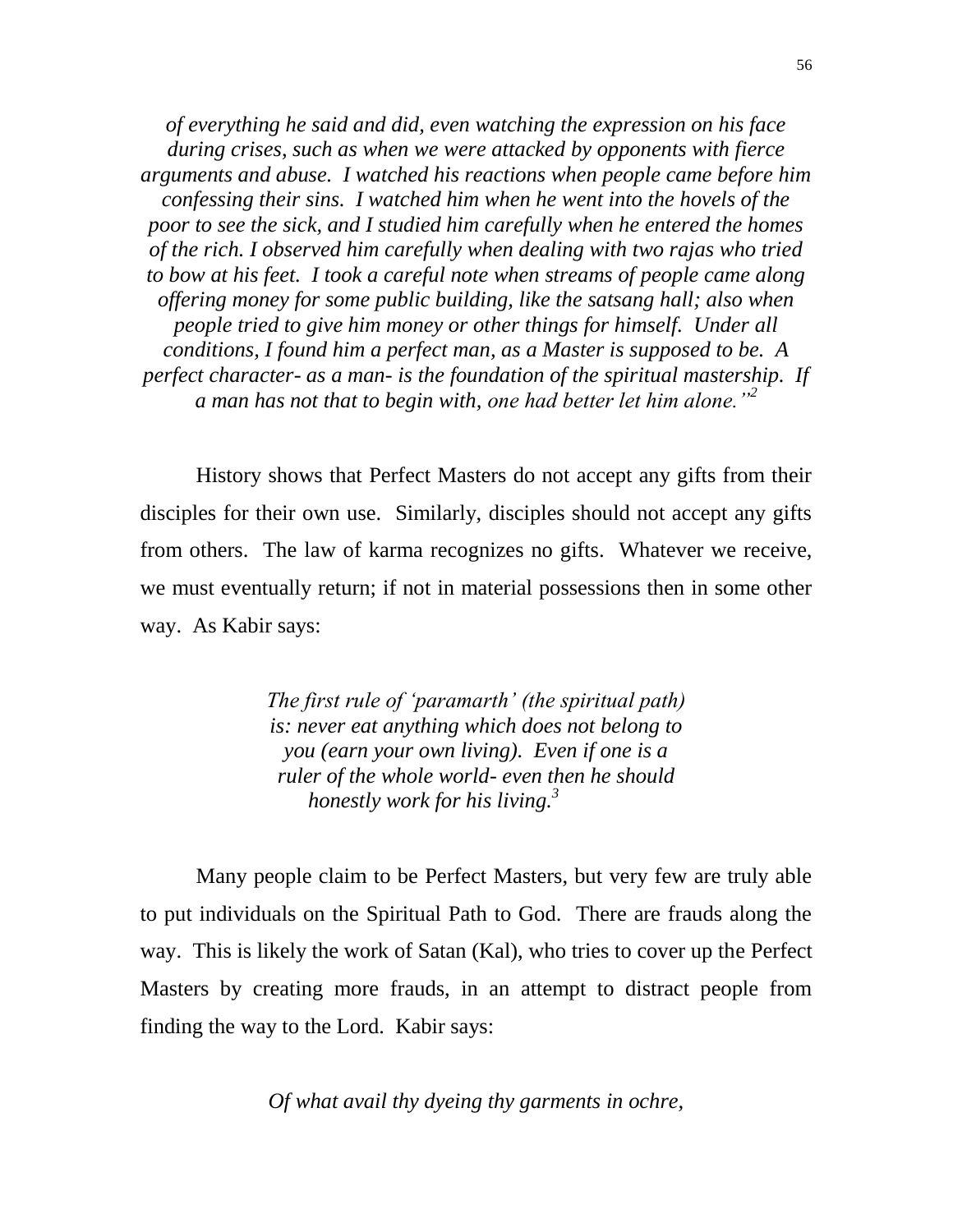*of everything he said and did, even watching the expression on his face during crises, such as when we were attacked by opponents with fierce arguments and abuse. I watched his reactions when people came before him confessing their sins. I watched him when he went into the hovels of the poor to see the sick, and I studied him carefully when he entered the homes of the rich. I observed him carefully when dealing with two rajas who tried to bow at his feet. I took a careful note when streams of people came along offering money for some public building, like the satsang hall; also when people tried to give him money or other things for himself. Under all conditions, I found him a perfect man, as a Master is supposed to be. A perfect character- as a man- is the foundation of the spiritual mastership. If a man has not that to begin with, one had better let him alone."*[2]

History shows that Perfect Masters do not accept any gifts from their disciples for their own use. Similarly, disciples should not accept any gifts from others. The law of karma recognizes no gifts. Whatever we receive, we must eventually return; if not in material possessions then in some other way. As Kabir says:

> *The first rule of 'paramarth' (the spiritual path) is: never eat anything which does not belong to you (earn your own living). Even if one is a ruler of the whole world- even then he should honestly work for his living.*[3]

Many people claim to be Perfect Masters, but very few are truly able to put individuals on the Spiritual Path to God. There are frauds along the way. This is likely the work of Satan (Kal), who tries to cover up the Perfect Masters by creating more frauds, in an attempt to distract people from finding the way to the Lord. Kabir says:

> *Of what avail thy dyeing thy garments in ochre,*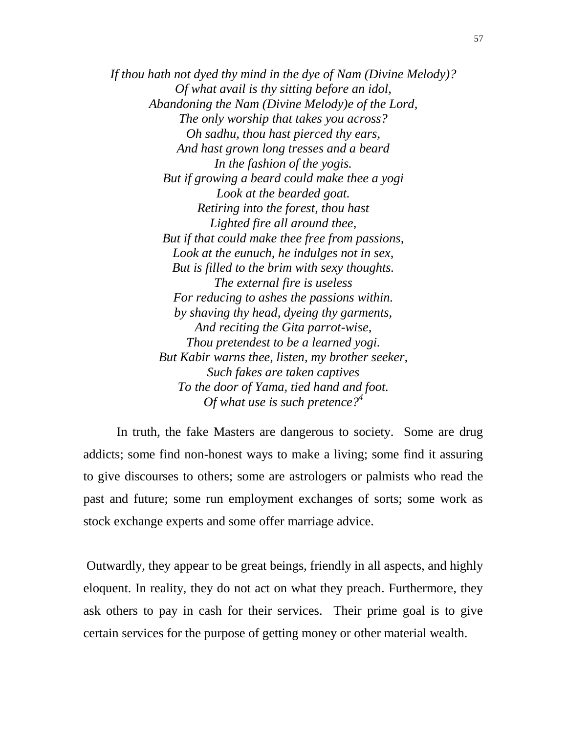*If thou hath not dyed thy mind in the dye of Nam (Divine Melody)?*
*Of what avail is thy sitting before an idol,*
*Abandoning the Nam (Divine Melody)e of the Lord,*
*The only worship that takes you across?*
*Oh sadhu, thou hast pierced thy ears,*
*And hast grown long tresses and a beard*
*In the fashion of the yogis.*
*But if growing a beard could make thee a yogi*
*Look at the bearded goat.*
*Retiring into the forest, thou hast*
*Lighted fire all around thee,*
*But if that could make thee free from passions,*
*Look at the eunuch, he indulges not in sex,*
*But is filled to the brim with sexy thoughts.*
*The external fire is useless*
*For reducing to ashes the passions within.*
*by shaving thy head, dyeing thy garments,*
*And reciting the Gita parrot-wise,*
*Thou pretendest to be a learned yogi.*
*But Kabir warns thee, listen, my brother seeker,*
*Such fakes are taken captives*
*To the door of Yama, tied hand and foot.*
*Of what use is such pretence?*[4]

In truth, the fake Masters are dangerous to society. Some are drug addicts; some find non-honest ways to make a living; some find it assuring to give discourses to others; some are astrologers or palmists who read the past and future; some run employment exchanges of sorts; some work as stock exchange experts and some offer marriage advice.

Outwardly, they appear to be great beings, friendly in all aspects, and highly eloquent. In reality, they do not act on what they preach. Furthermore, they ask others to pay in cash for their services. Their prime goal is to give certain services for the purpose of getting money or other material wealth.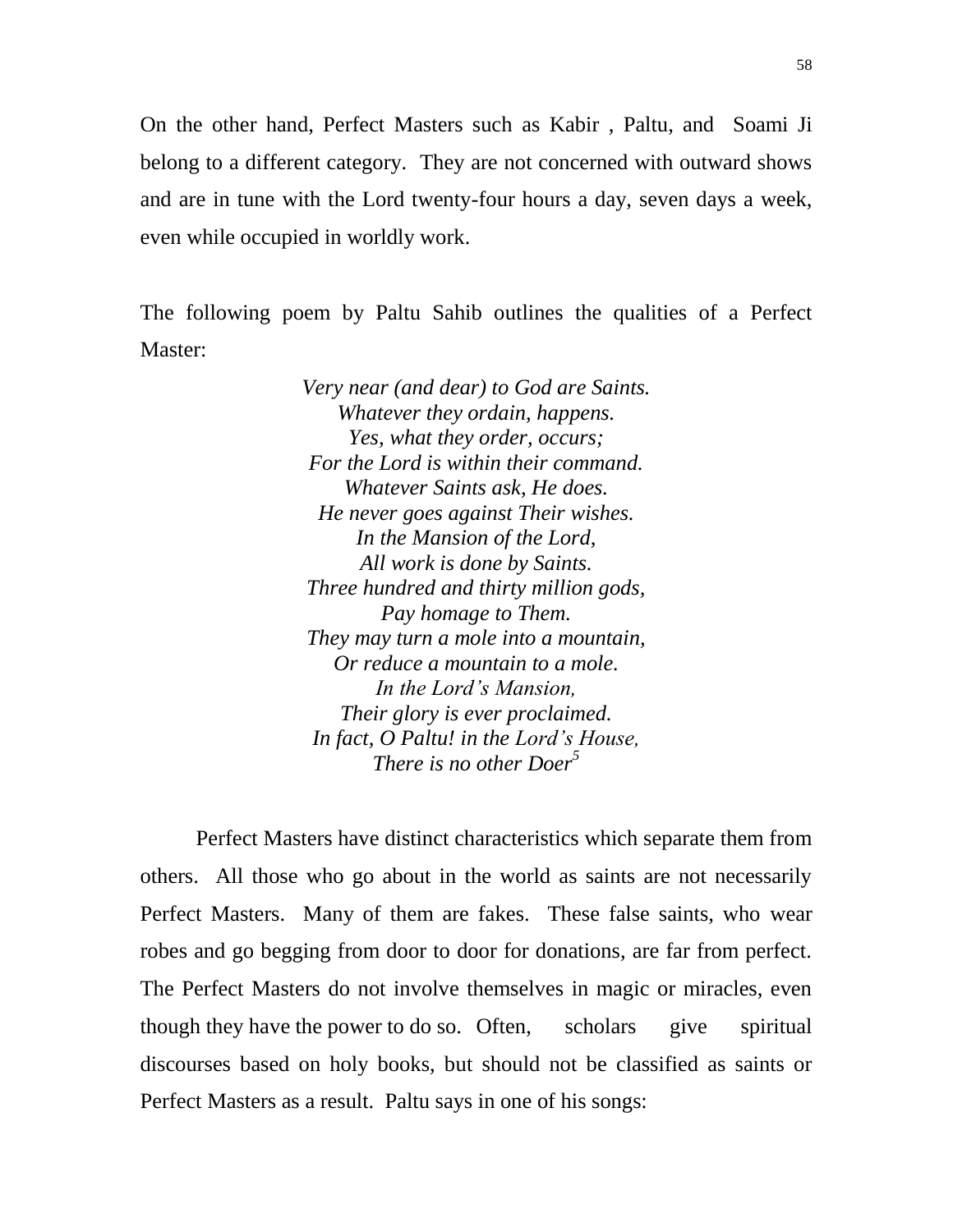On the other hand, Perfect Masters such as Kabir , Paltu, and Soami Ji belong to a different category. They are not concerned with outward shows and are in tune with the Lord twenty-four hours a day, seven days a week, even while occupied in worldly work.

The following poem by Paltu Sahib outlines the qualities of a Perfect Master:

*Very near (and dear) to God are Saints.*
*Whatever they ordain, happens.*
*Yes, what they order, occurs;*
*For the Lord is within their command.*
*Whatever Saints ask, He does.*
*He never goes against Their wishes.*
*In the Mansion of the Lord,*
*All work is done by Saints.*
*Three hundred and thirty million gods,*
*Pay homage to Them.*
*They may turn a mole into a mountain,*
*Or reduce a mountain to a mole.*
*In the Lord's Mansion,*
*Their glory is ever proclaimed.*
*In fact, O Paltu! in the Lord's House,*
*There is no other Doer*[5]

Perfect Masters have distinct characteristics which separate them from others. All those who go about in the world as saints are not necessarily Perfect Masters. Many of them are fakes. These false saints, who wear robes and go begging from door to door for donations, are far from perfect. The Perfect Masters do not involve themselves in magic or miracles, even though they have the power to do so. Often, scholars give spiritual discourses based on holy books, but should not be classified as saints or Perfect Masters as a result. Paltu says in one of his songs: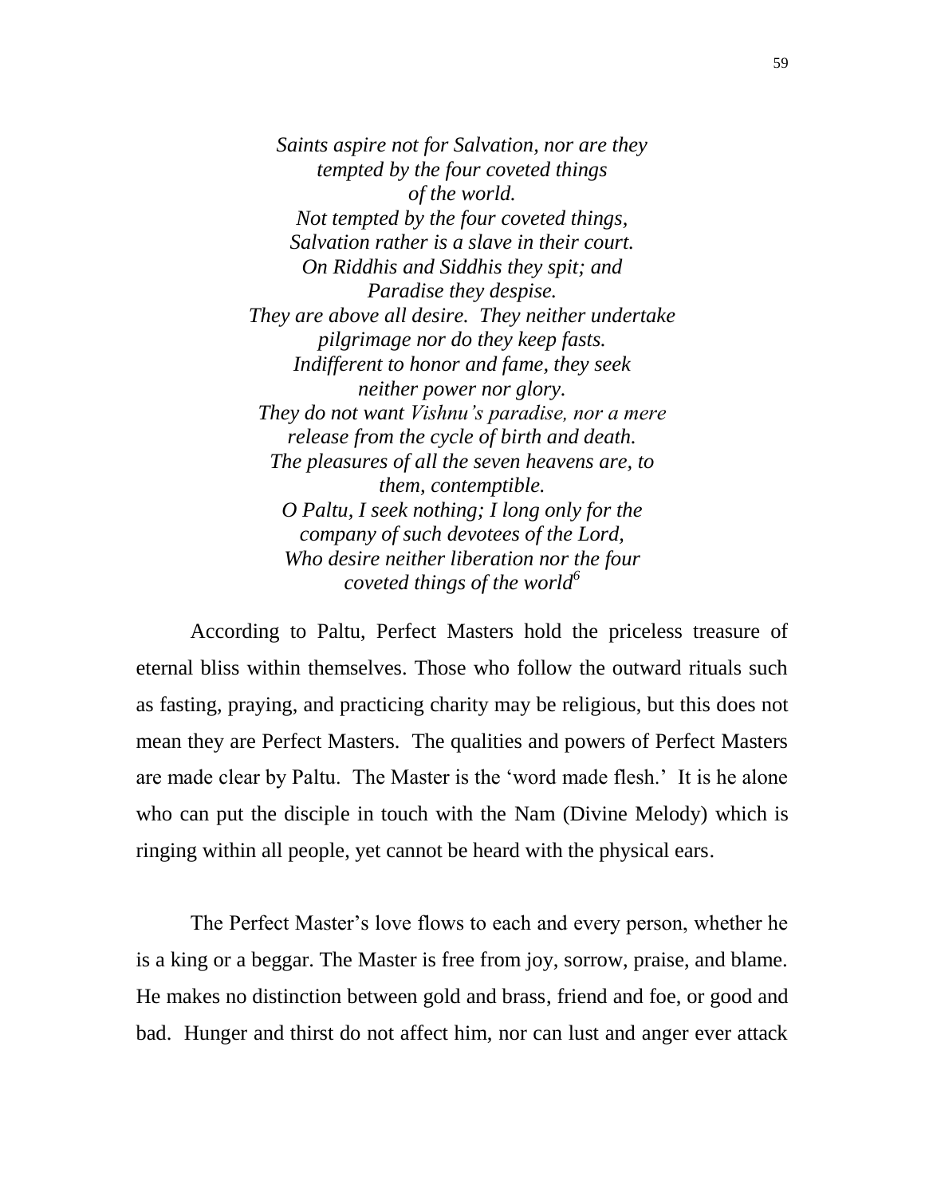*Saints aspire not for Salvation, nor are they tempted by the four coveted things of the world.*
*Not tempted by the four coveted things, Salvation rather is a slave in their court.*
*On Riddhis and Siddhis they spit; and Paradise they despise.*
*They are above all desire. They neither undertake pilgrimage nor do they keep fasts.*
*Indifferent to honor and fame, they seek neither power nor glory.*
*They do not want Vishnu's paradise, nor a mere release from the cycle of birth and death.*
*The pleasures of all the seven heavens are, to them, contemptible.*
*O Paltu, I seek nothing; I long only for the company of such devotees of the Lord,*
*Who desire neither liberation nor the four coveted things of the world*[6]

According to Paltu, Perfect Masters hold the priceless treasure of eternal bliss within themselves. Those who follow the outward rituals such as fasting, praying, and practicing charity may be religious, but this does not mean they are Perfect Masters. The qualities and powers of Perfect Masters are made clear by Paltu. The Master is the 'word made flesh.' It is he alone who can put the disciple in touch with the Nam (Divine Melody) which is ringing within all people, yet cannot be heard with the physical ears.

The Perfect Master's love flows to each and every person, whether he is a king or a beggar. The Master is free from joy, sorrow, praise, and blame. He makes no distinction between gold and brass, friend and foe, or good and bad. Hunger and thirst do not affect him, nor can lust and anger ever attack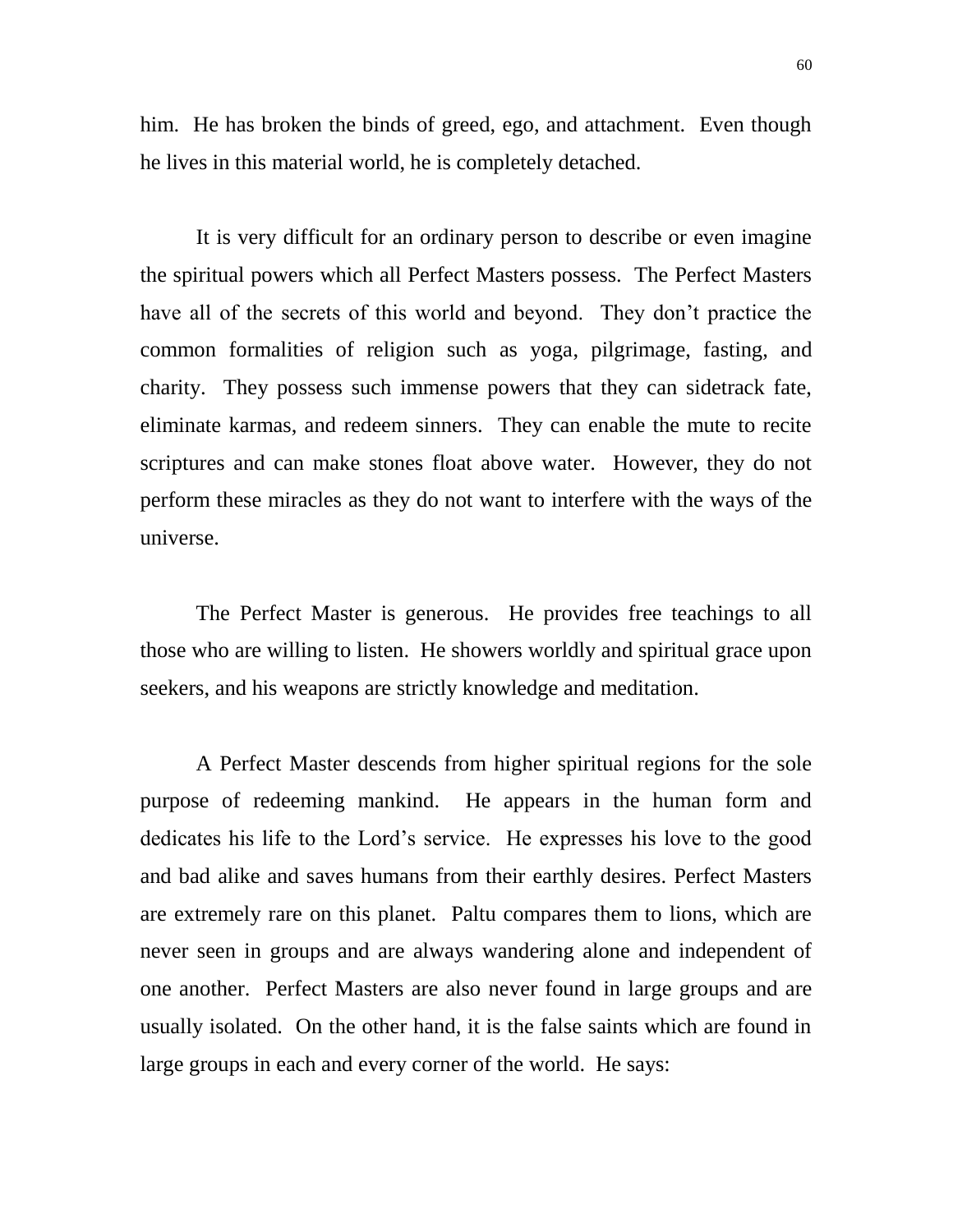him. He has broken the binds of greed, ego, and attachment. Even though he lives in this material world, he is completely detached.

It is very difficult for an ordinary person to describe or even imagine the spiritual powers which all Perfect Masters possess. The Perfect Masters have all of the secrets of this world and beyond. They don't practice the common formalities of religion such as yoga, pilgrimage, fasting, and charity. They possess such immense powers that they can sidetrack fate, eliminate karmas, and redeem sinners. They can enable the mute to recite scriptures and can make stones float above water. However, they do not perform these miracles as they do not want to interfere with the ways of the universe.

The Perfect Master is generous. He provides free teachings to all those who are willing to listen. He showers worldly and spiritual grace upon seekers, and his weapons are strictly knowledge and meditation.

A Perfect Master descends from higher spiritual regions for the sole purpose of redeeming mankind. He appears in the human form and dedicates his life to the Lord's service. He expresses his love to the good and bad alike and saves humans from their earthly desires. Perfect Masters are extremely rare on this planet. Paltu compares them to lions, which are never seen in groups and are always wandering alone and independent of one another. Perfect Masters are also never found in large groups and are usually isolated. On the other hand, it is the false saints which are found in large groups in each and every corner of the world. He says: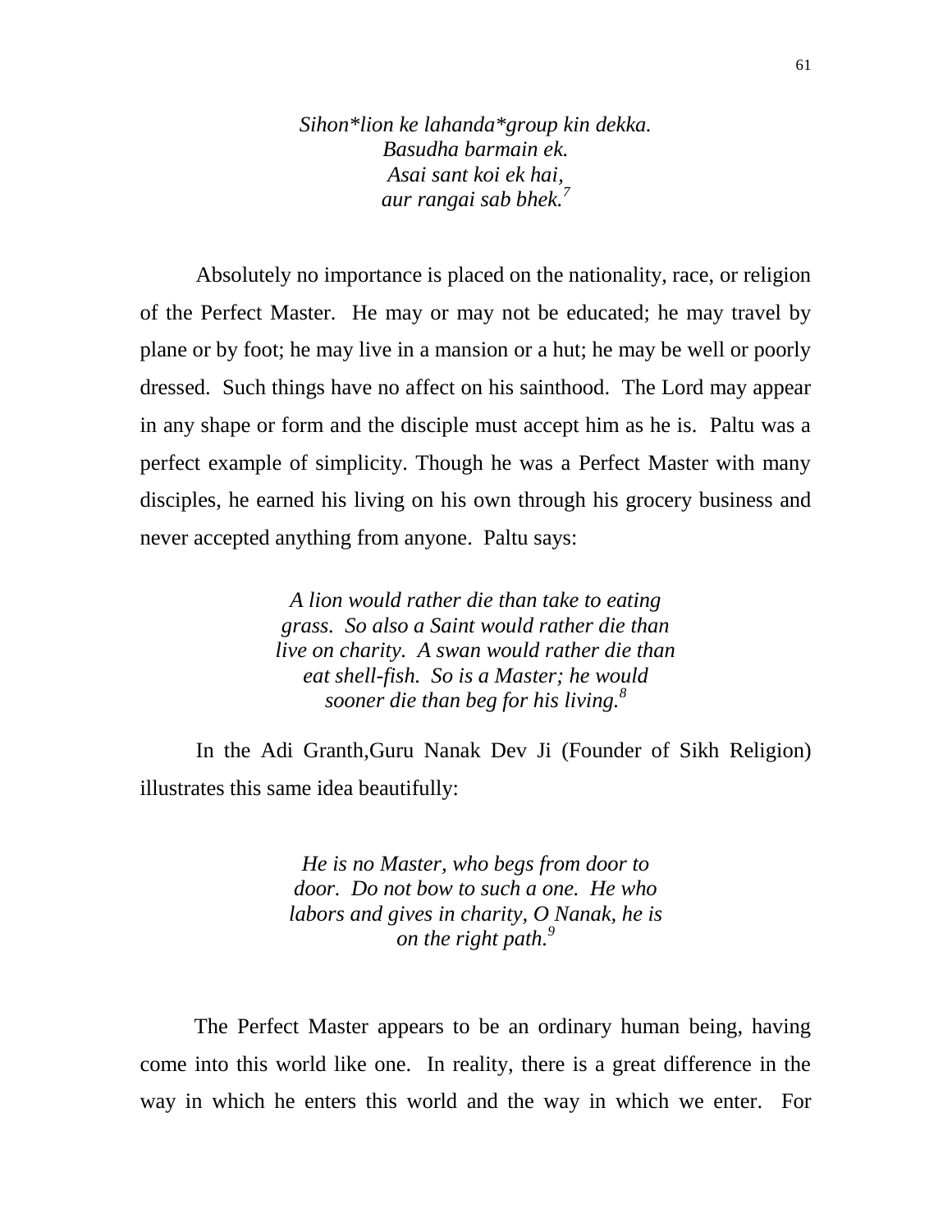*Sihon\*lion ke lahanda\*group kin dekka.*
*Basudha barmain ek.*
*Asai sant koi ek hai,*
*aur rangai sab bhek.*[7]

Absolutely no importance is placed on the nationality, race, or religion of the Perfect Master. He may or may not be educated; he may travel by plane or by foot; he may live in a mansion or a hut; he may be well or poorly dressed. Such things have no affect on his sainthood. The Lord may appear in any shape or form and the disciple must accept him as he is. Paltu was a perfect example of simplicity. Though he was a Perfect Master with many disciples, he earned his living on his own through his grocery business and never accepted anything from anyone. Paltu says:

*A lion would rather die than take to eating grass. So also a Saint would rather die than live on charity. A swan would rather die than eat shell-fish. So is a Master; he would sooner die than beg for his living.*[8]

In the Adi Granth,Guru Nanak Dev Ji (Founder of Sikh Religion) illustrates this same idea beautifully:

*He is no Master, who begs from door to door. Do not bow to such a one. He who labors and gives in charity, O Nanak, he is on the right path.*[9]

The Perfect Master appears to be an ordinary human being, having come into this world like one. In reality, there is a great difference in the way in which he enters this world and the way in which we enter. For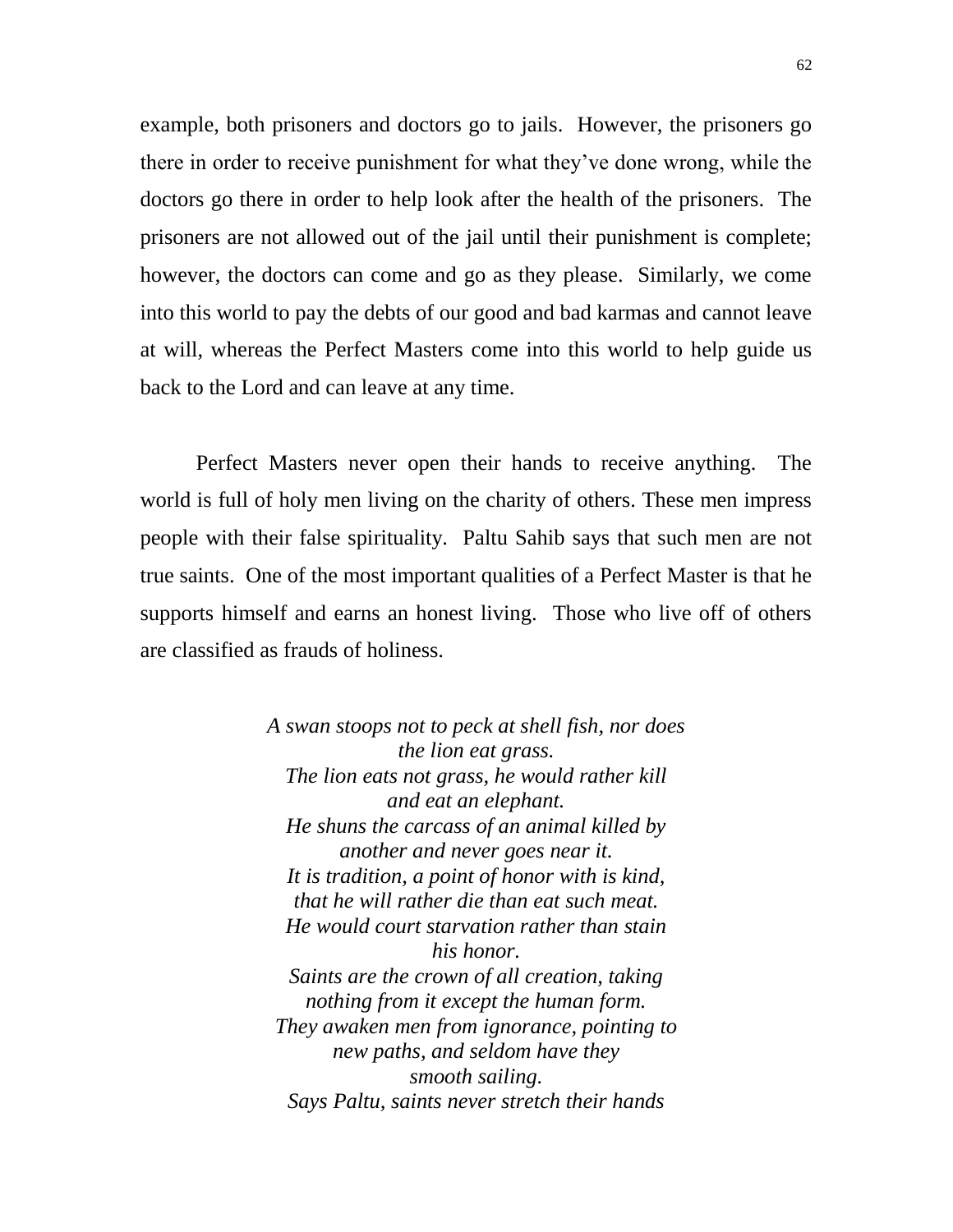example, both prisoners and doctors go to jails. However, the prisoners go there in order to receive punishment for what they've done wrong, while the doctors go there in order to help look after the health of the prisoners. The prisoners are not allowed out of the jail until their punishment is complete; however, the doctors can come and go as they please. Similarly, we come into this world to pay the debts of our good and bad karmas and cannot leave at will, whereas the Perfect Masters come into this world to help guide us back to the Lord and can leave at any time.

Perfect Masters never open their hands to receive anything. The world is full of holy men living on the charity of others. These men impress people with their false spirituality. Paltu Sahib says that such men are not true saints. One of the most important qualities of a Perfect Master is that he supports himself and earns an honest living. Those who live off of others are classified as frauds of holiness.

*A swan stoops not to peck at shell fish, nor does the lion eat grass.*
*The lion eats not grass, he would rather kill and eat an elephant.*
*He shuns the carcass of an animal killed by another and never goes near it.*
*It is tradition, a point of honor with is kind, that he will rather die than eat such meat.*
*He would court starvation rather than stain his honor.*
*Saints are the crown of all creation, taking nothing from it except the human form.*
*They awaken men from ignorance, pointing to new paths, and seldom have they smooth sailing.*
*Says Paltu, saints never stretch their hands*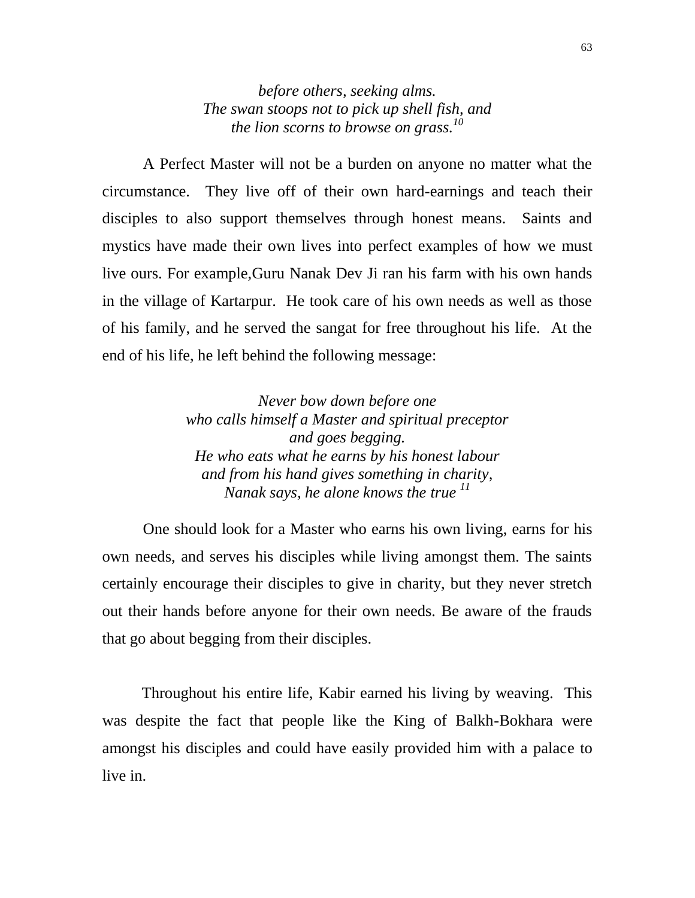*before others, seeking alms.*  
*The swan stoops not to pick up shell fish, and*  
*the lion scorns to browse on grass.*[10]

A Perfect Master will not be a burden on anyone no matter what the circumstance. They live off of their own hard-earnings and teach their disciples to also support themselves through honest means. Saints and mystics have made their own lives into perfect examples of how we must live ours. For example,Guru Nanak Dev Ji ran his farm with his own hands in the village of Kartarpur. He took care of his own needs as well as those of his family, and he served the sangat for free throughout his life. At the end of his life, he left behind the following message:

*Never bow down before one*  
*who calls himself a Master and spiritual preceptor*  
*and goes begging.*  
*He who eats what he earns by his honest labour*  
*and from his hand gives something in charity,*  
*Nanak says, he alone knows the true* [11]

One should look for a Master who earns his own living, earns for his own needs, and serves his disciples while living amongst them. The saints certainly encourage their disciples to give in charity, but they never stretch out their hands before anyone for their own needs. Be aware of the frauds that go about begging from their disciples.

Throughout his entire life, Kabir earned his living by weaving. This was despite the fact that people like the King of Balkh-Bokhara were amongst his disciples and could have easily provided him with a palace to live in.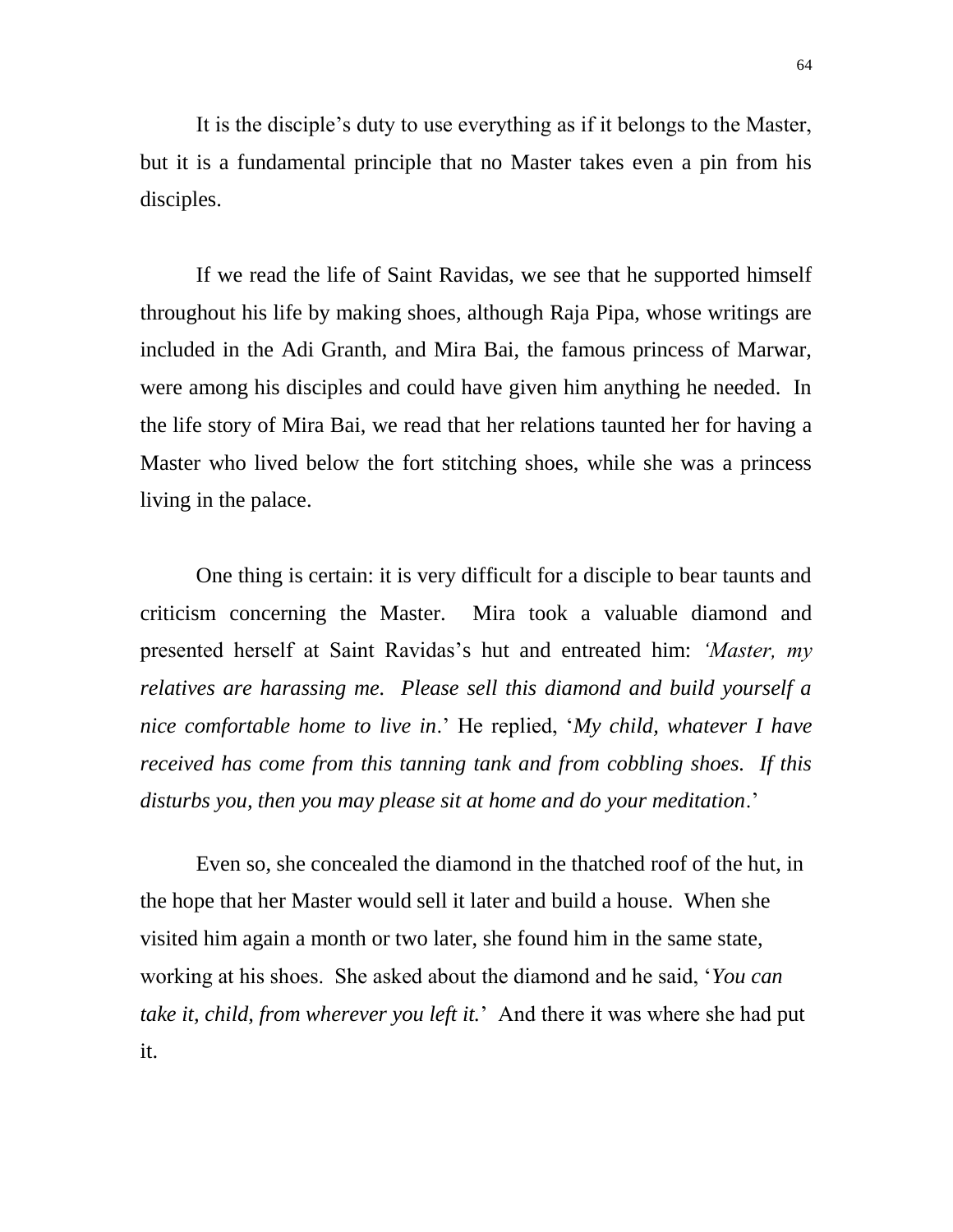It is the disciple's duty to use everything as if it belongs to the Master, but it is a fundamental principle that no Master takes even a pin from his disciples.

If we read the life of Saint Ravidas, we see that he supported himself throughout his life by making shoes, although Raja Pipa, whose writings are included in the Adi Granth, and Mira Bai, the famous princess of Marwar, were among his disciples and could have given him anything he needed. In the life story of Mira Bai, we read that her relations taunted her for having a Master who lived below the fort stitching shoes, while she was a princess living in the palace.

One thing is certain: it is very difficult for a disciple to bear taunts and criticism concerning the Master. Mira took a valuable diamond and presented herself at Saint Ravidas's hut and entreated him: *'Master, my relatives are harassing me. Please sell this diamond and build yourself a nice comfortable home to live in*.' He replied, '*My child, whatever I have received has come from this tanning tank and from cobbling shoes. If this disturbs you, then you may please sit at home and do your meditation*.'

Even so, she concealed the diamond in the thatched roof of the hut, in the hope that her Master would sell it later and build a house. When she visited him again a month or two later, she found him in the same state, working at his shoes. She asked about the diamond and he said, '*You can take it, child, from wherever you left it.*' And there it was where she had put it.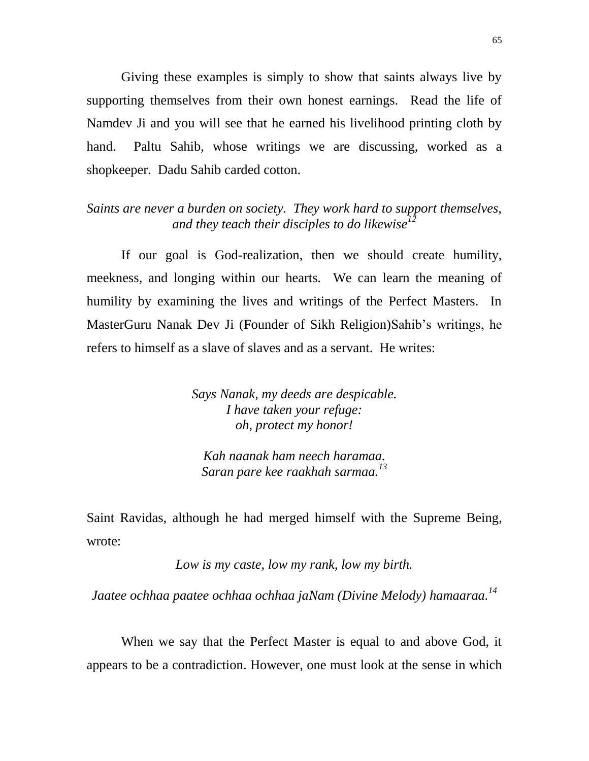Giving these examples is simply to show that saints always live by supporting themselves from their own honest earnings. Read the life of Namdev Ji and you will see that he earned his livelihood printing cloth by hand. Paltu Sahib, whose writings we are discussing, worked as a shopkeeper. Dadu Sahib carded cotton.

*Saints are never a burden on society. They work hard to support themselves, and they teach their disciples to do likewise*[12]

If our goal is God-realization, then we should create humility, meekness, and longing within our hearts. We can learn the meaning of humility by examining the lives and writings of the Perfect Masters. In MasterGuru Nanak Dev Ji (Founder of Sikh Religion)Sahib's writings, he refers to himself as a slave of slaves and as a servant. He writes:

*Says Nanak, my deeds are despicable.*
*I have taken your refuge:*
*oh, protect my honor!*

*Kah naanak ham neech haramaa.*
*Saran pare kee raakhah sarmaa.*[13]

Saint Ravidas, although he had merged himself with the Supreme Being, wrote:

*Low is my caste, low my rank, low my birth.*

*Jaatee ochhaa paatee ochhaa ochhaa jaNam (Divine Melody) hamaaraa.*[14]

When we say that the Perfect Master is equal to and above God, it appears to be a contradiction. However, one must look at the sense in which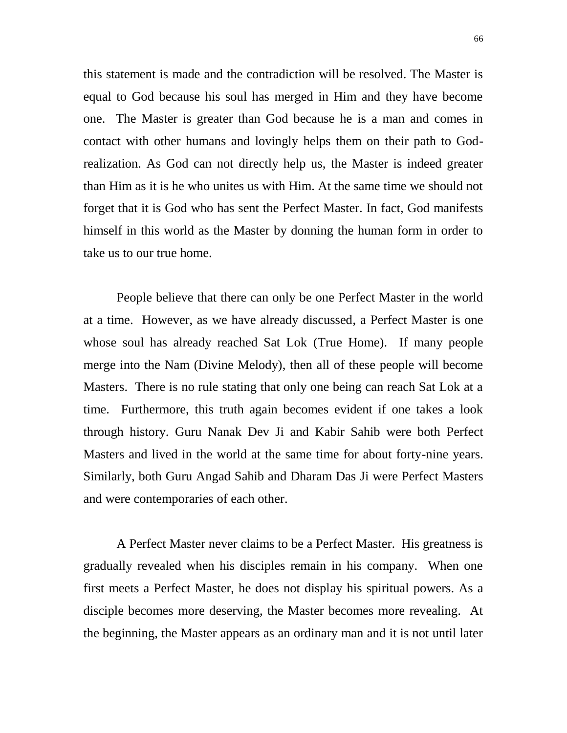this statement is made and the contradiction will be resolved. The Master is equal to God because his soul has merged in Him and they have become one. The Master is greater than God because he is a man and comes in contact with other humans and lovingly helps them on their path to God-realization. As God can not directly help us, the Master is indeed greater than Him as it is he who unites us with Him. At the same time we should not forget that it is God who has sent the Perfect Master. In fact, God manifests himself in this world as the Master by donning the human form in order to take us to our true home.

People believe that there can only be one Perfect Master in the world at a time. However, as we have already discussed, a Perfect Master is one whose soul has already reached Sat Lok (True Home). If many people merge into the Nam (Divine Melody), then all of these people will become Masters. There is no rule stating that only one being can reach Sat Lok at a time. Furthermore, this truth again becomes evident if one takes a look through history. Guru Nanak Dev Ji and Kabir Sahib were both Perfect Masters and lived in the world at the same time for about forty-nine years. Similarly, both Guru Angad Sahib and Dharam Das Ji were Perfect Masters and were contemporaries of each other.

A Perfect Master never claims to be a Perfect Master. His greatness is gradually revealed when his disciples remain in his company. When one first meets a Perfect Master, he does not display his spiritual powers. As a disciple becomes more deserving, the Master becomes more revealing. At the beginning, the Master appears as an ordinary man and it is not until later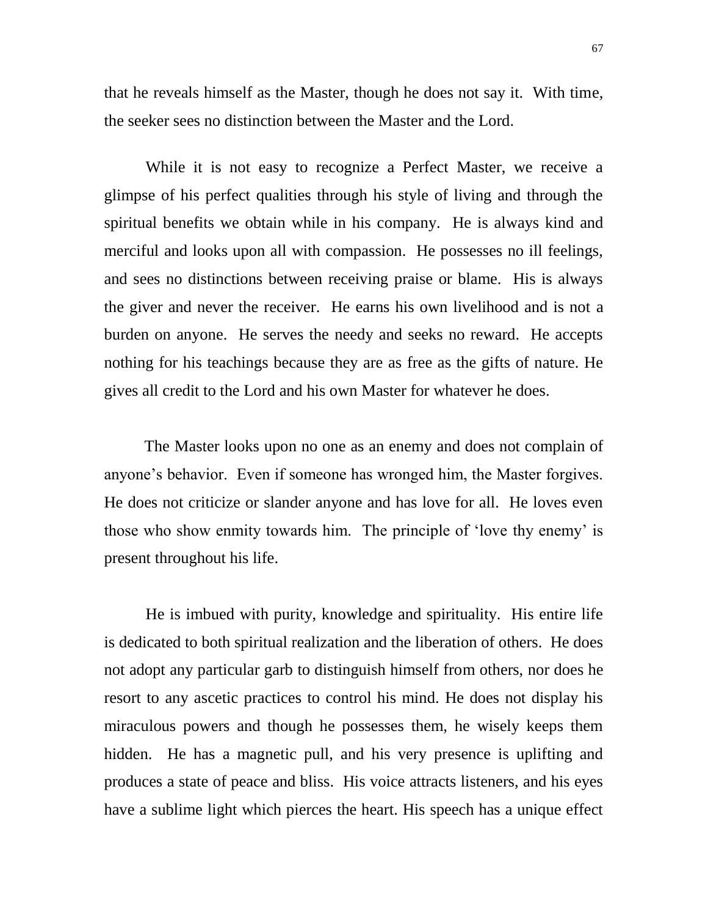that he reveals himself as the Master, though he does not say it. With time, the seeker sees no distinction between the Master and the Lord.

While it is not easy to recognize a Perfect Master, we receive a glimpse of his perfect qualities through his style of living and through the spiritual benefits we obtain while in his company. He is always kind and merciful and looks upon all with compassion. He possesses no ill feelings, and sees no distinctions between receiving praise or blame. His is always the giver and never the receiver. He earns his own livelihood and is not a burden on anyone. He serves the needy and seeks no reward. He accepts nothing for his teachings because they are as free as the gifts of nature. He gives all credit to the Lord and his own Master for whatever he does.

The Master looks upon no one as an enemy and does not complain of anyone's behavior. Even if someone has wronged him, the Master forgives. He does not criticize or slander anyone and has love for all. He loves even those who show enmity towards him. The principle of 'love thy enemy' is present throughout his life.

He is imbued with purity, knowledge and spirituality. His entire life is dedicated to both spiritual realization and the liberation of others. He does not adopt any particular garb to distinguish himself from others, nor does he resort to any ascetic practices to control his mind. He does not display his miraculous powers and though he possesses them, he wisely keeps them hidden. He has a magnetic pull, and his very presence is uplifting and produces a state of peace and bliss. His voice attracts listeners, and his eyes have a sublime light which pierces the heart. His speech has a unique effect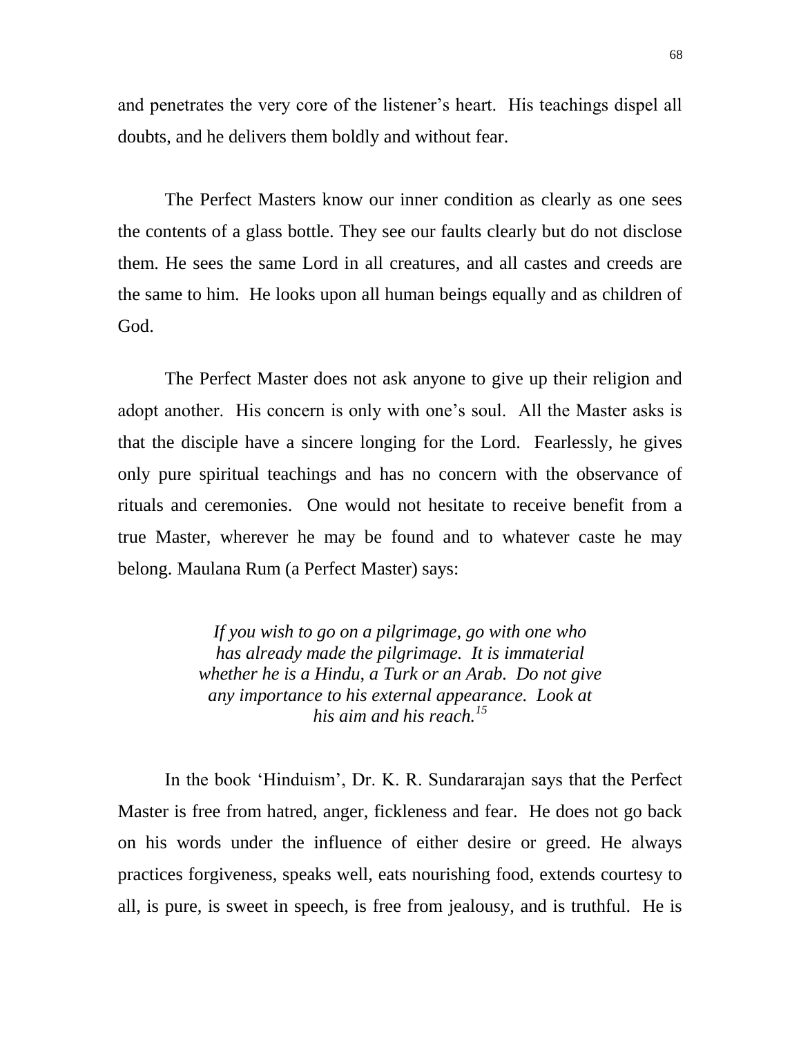and penetrates the very core of the listener's heart. His teachings dispel all doubts, and he delivers them boldly and without fear.

The Perfect Masters know our inner condition as clearly as one sees the contents of a glass bottle. They see our faults clearly but do not disclose them. He sees the same Lord in all creatures, and all castes and creeds are the same to him. He looks upon all human beings equally and as children of God.

The Perfect Master does not ask anyone to give up their religion and adopt another. His concern is only with one's soul. All the Master asks is that the disciple have a sincere longing for the Lord. Fearlessly, he gives only pure spiritual teachings and has no concern with the observance of rituals and ceremonies. One would not hesitate to receive benefit from a true Master, wherever he may be found and to whatever caste he may belong. Maulana Rum (a Perfect Master) says:

> *If you wish to go on a pilgrimage, go with one who has already made the pilgrimage. It is immaterial whether he is a Hindu, a Turk or an Arab. Do not give any importance to his external appearance. Look at his aim and his reach.*[15]

In the book 'Hinduism', Dr. K. R. Sundararajan says that the Perfect Master is free from hatred, anger, fickleness and fear. He does not go back on his words under the influence of either desire or greed. He always practices forgiveness, speaks well, eats nourishing food, extends courtesy to all, is pure, is sweet in speech, is free from jealousy, and is truthful. He is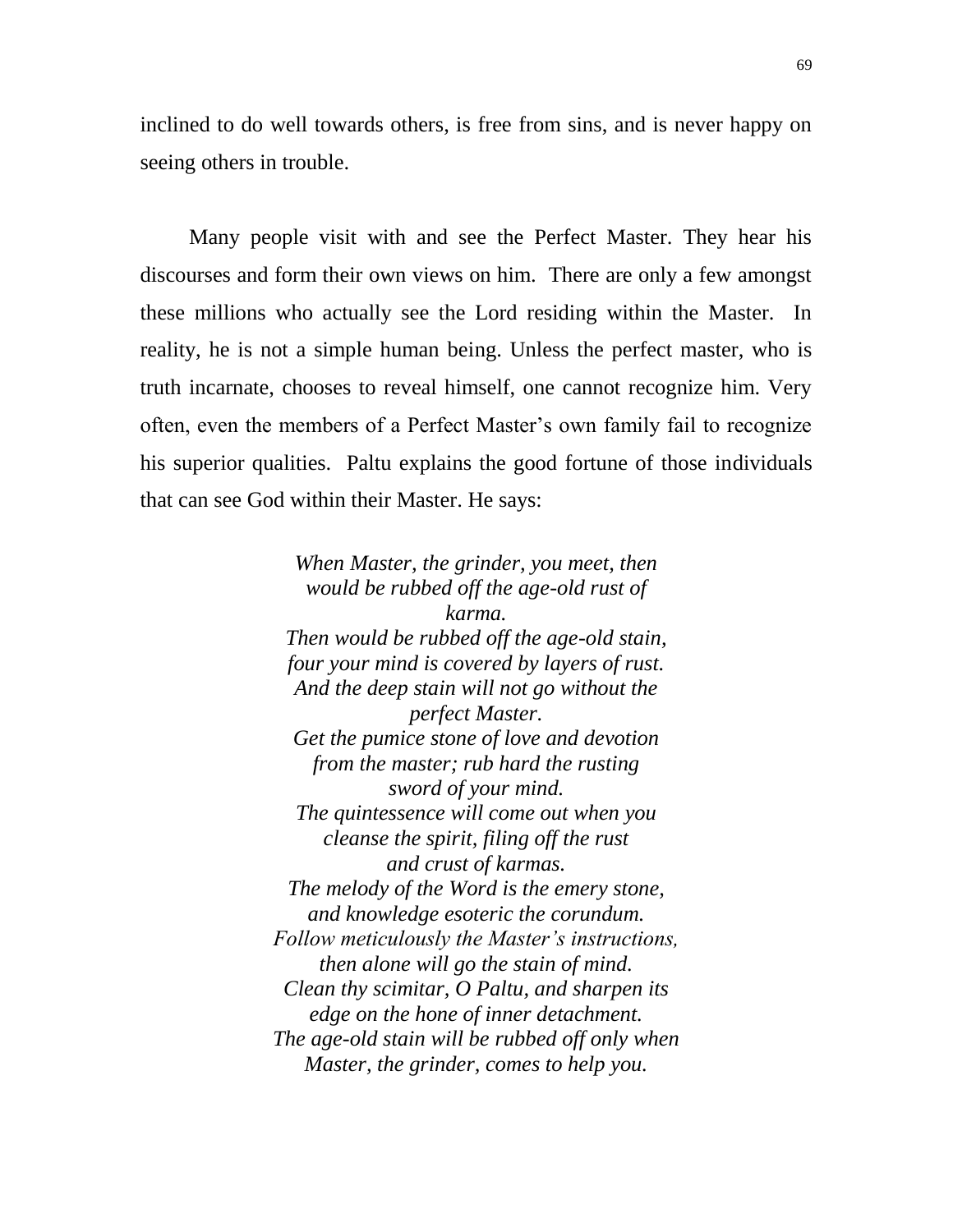inclined to do well towards others, is free from sins, and is never happy on seeing others in trouble.

Many people visit with and see the Perfect Master. They hear his discourses and form their own views on him. There are only a few amongst these millions who actually see the Lord residing within the Master. In reality, he is not a simple human being. Unless the perfect master, who is truth incarnate, chooses to reveal himself, one cannot recognize him. Very often, even the members of a Perfect Master's own family fail to recognize his superior qualities. Paltu explains the good fortune of those individuals that can see God within their Master. He says:

*When Master, the grinder, you meet, then would be rubbed off the age-old rust of karma.*
*Then would be rubbed off the age-old stain, four your mind is covered by layers of rust.*
*And the deep stain will not go without the perfect Master.*
*Get the pumice stone of love and devotion from the master; rub hard the rusting sword of your mind.*
*The quintessence will come out when you cleanse the spirit, filing off the rust and crust of karmas.*
*The melody of the Word is the emery stone, and knowledge esoteric the corundum.*
*Follow meticulously the Master's instructions, then alone will go the stain of mind.*
*Clean thy scimitar, O Paltu, and sharpen its edge on the hone of inner detachment.*
*The age-old stain will be rubbed off only when Master, the grinder, comes to help you.*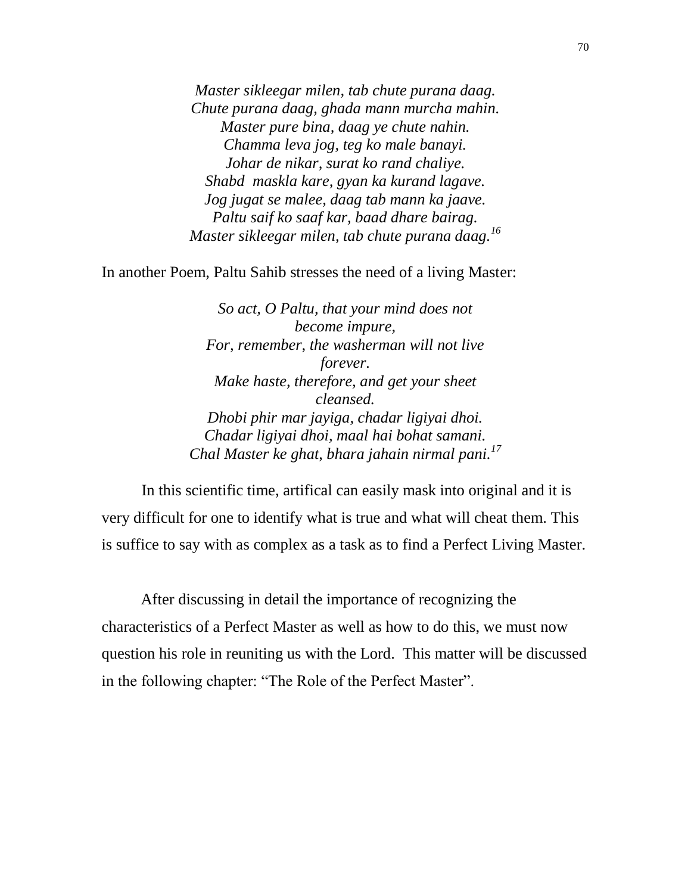*Master sikleegar milen, tab chute purana daag.*
*Chute purana daag, ghada mann murcha mahin.*
*Master pure bina, daag ye chute nahin.*
*Chamma leva jog, teg ko male banayi.*
*Johar de nikar, surat ko rand chaliye.*
*Shabd maskla kare, gyan ka kurand lagave.*
*Jog jugat se malee, daag tab mann ka jaave.*
*Paltu saif ko saaf kar, baad dhare bairag.*
*Master sikleegar milen, tab chute purana daag.*[16]

In another Poem, Paltu Sahib stresses the need of a living Master:

*So act, O Paltu, that your mind does not become impure,*
*For, remember, the washerman will not live forever.*
*Make haste, therefore, and get your sheet cleansed.*
*Dhobi phir mar jayiga, chadar ligiyai dhoi.*
*Chadar ligiyai dhoi, maal hai bohat samani.*
*Chal Master ke ghat, bhara jahain nirmal pani.*[17]

In this scientific time, artifical can easily mask into original and it is very difficult for one to identify what is true and what will cheat them. This is suffice to say with as complex as a task as to find a Perfect Living Master.

After discussing in detail the importance of recognizing the characteristics of a Perfect Master as well as how to do this, we must now question his role in reuniting us with the Lord. This matter will be discussed in the following chapter: “The Role of the Perfect Master”.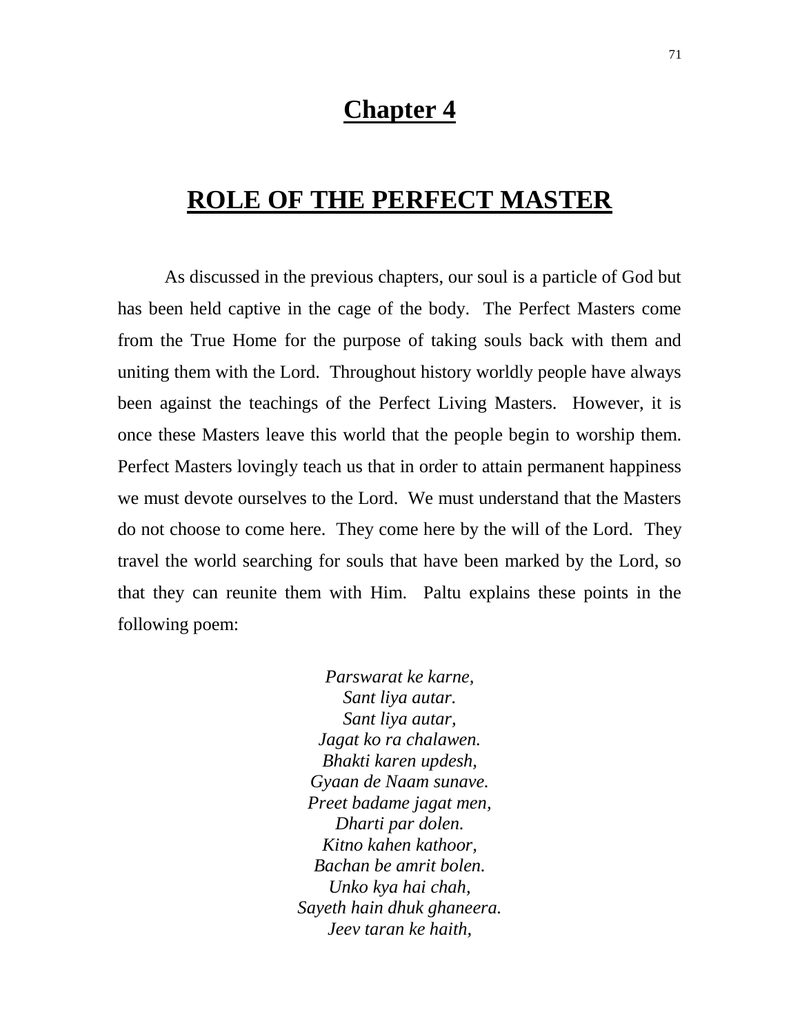# Chapter 4

## ROLE OF THE PERFECT MASTER

As discussed in the previous chapters, our soul is a particle of God but has been held captive in the cage of the body. The Perfect Masters come from the True Home for the purpose of taking souls back with them and uniting them with the Lord. Throughout history worldly people have always been against the teachings of the Perfect Living Masters. However, it is once these Masters leave this world that the people begin to worship them. Perfect Masters lovingly teach us that in order to attain permanent happiness we must devote ourselves to the Lord. We must understand that the Masters do not choose to come here. They come here by the will of the Lord. They travel the world searching for souls that have been marked by the Lord, so that they can reunite them with Him. Paltu explains these points in the following poem:

*Parswarat ke karne,*
*Sant liya autar.*
*Sant liya autar,*
*Jagat ko ra chalawen.*
*Bhakti karen updesh,*
*Gyaan de Naam sunave.*
*Preet badame jagat men,*
*Dharti par dolen.*
*Kitno kahen kathoor,*
*Bachan be amrit bolen.*
*Unko kya hai chah,*
*Sayeth hain dhuk ghaneera.*
*Jeev taran ke haith,*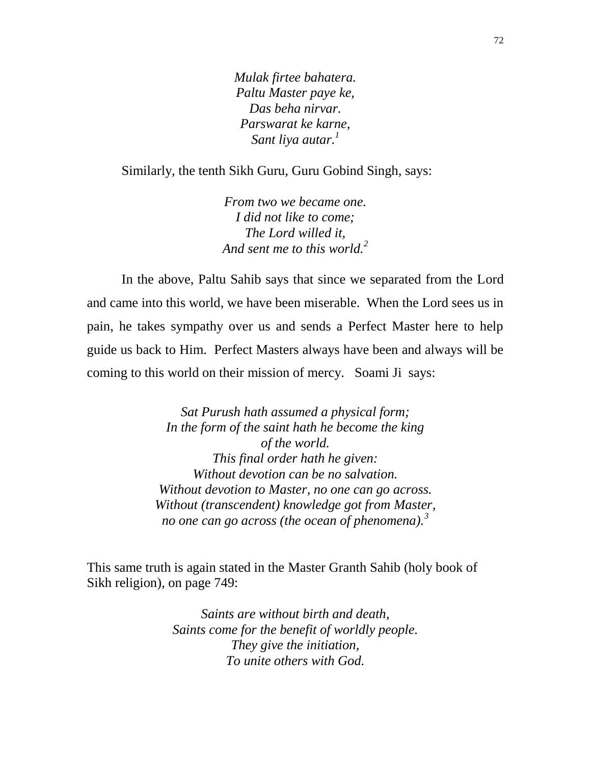*Mulak firtee bahatera.*
*Paltu Master paye ke,*
*Das beha nirvar.*
*Parswarat ke karne,*
*Sant liya autar.*[1]

Similarly, the tenth Sikh Guru, Guru Gobind Singh, says:

*From two we became one.*
*I did not like to come;*
*The Lord willed it,*
*And sent me to this world.*[2]

In the above, Paltu Sahib says that since we separated from the Lord and came into this world, we have been miserable. When the Lord sees us in pain, he takes sympathy over us and sends a Perfect Master here to help guide us back to Him. Perfect Masters always have been and always will be coming to this world on their mission of mercy. Soami Ji says:

*Sat Purush hath assumed a physical form;*
*In the form of the saint hath he become the king of the world.*
*This final order hath he given:*
*Without devotion can be no salvation.*
*Without devotion to Master, no one can go across.*
*Without (transcendent) knowledge got from Master, no one can go across (the ocean of phenomena).*[3]

This same truth is again stated in the Master Granth Sahib (holy book of Sikh religion), on page 749:

*Saints are without birth and death,*
*Saints come for the benefit of worldly people.*
*They give the initiation,*
*To unite others with God.*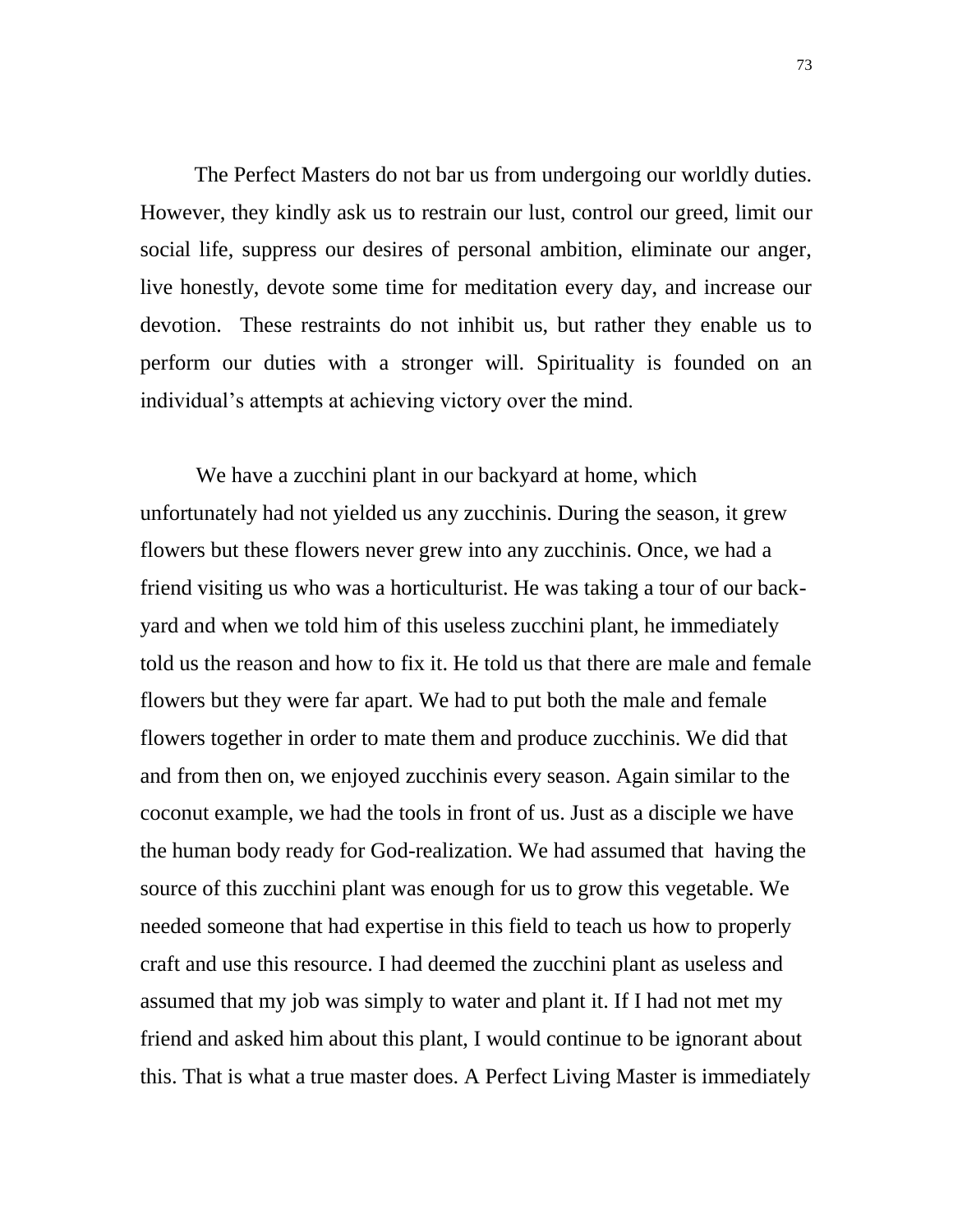The Perfect Masters do not bar us from undergoing our worldly duties. However, they kindly ask us to restrain our lust, control our greed, limit our social life, suppress our desires of personal ambition, eliminate our anger, live honestly, devote some time for meditation every day, and increase our devotion. These restraints do not inhibit us, but rather they enable us to perform our duties with a stronger will. Spirituality is founded on an individual's attempts at achieving victory over the mind.

We have a zucchini plant in our backyard at home, which unfortunately had not yielded us any zucchinis. During the season, it grew flowers but these flowers never grew into any zucchinis. Once, we had a friend visiting us who was a horticulturist. He was taking a tour of our back-yard and when we told him of this useless zucchini plant, he immediately told us the reason and how to fix it. He told us that there are male and female flowers but they were far apart. We had to put both the male and female flowers together in order to mate them and produce zucchinis. We did that and from then on, we enjoyed zucchinis every season. Again similar to the coconut example, we had the tools in front of us. Just as a disciple we have the human body ready for God-realization. We had assumed that having the source of this zucchini plant was enough for us to grow this vegetable. We needed someone that had expertise in this field to teach us how to properly craft and use this resource. I had deemed the zucchini plant as useless and assumed that my job was simply to water and plant it. If I had not met my friend and asked him about this plant, I would continue to be ignorant about this. That is what a true master does. A Perfect Living Master is immediately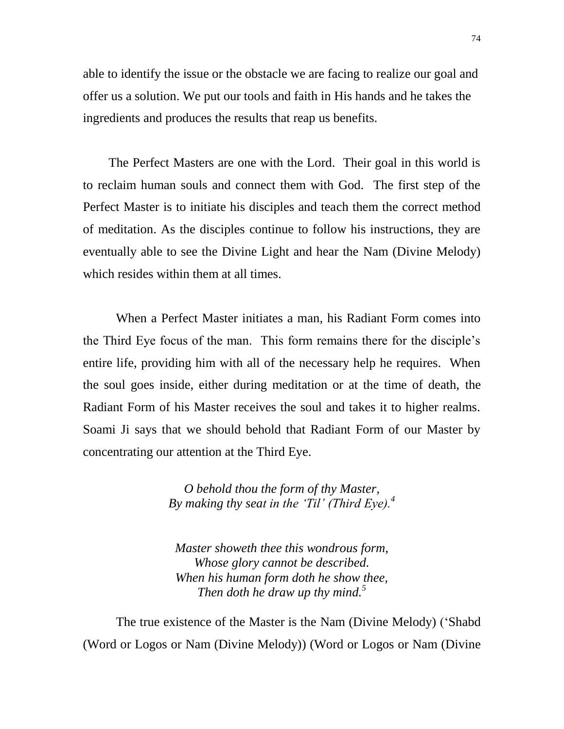able to identify the issue or the obstacle we are facing to realize our goal and offer us a solution. We put our tools and faith in His hands and he takes the ingredients and produces the results that reap us benefits.

The Perfect Masters are one with the Lord. Their goal in this world is to reclaim human souls and connect them with God. The first step of the Perfect Master is to initiate his disciples and teach them the correct method of meditation. As the disciples continue to follow his instructions, they are eventually able to see the Divine Light and hear the Nam (Divine Melody) which resides within them at all times.

When a Perfect Master initiates a man, his Radiant Form comes into the Third Eye focus of the man. This form remains there for the disciple's entire life, providing him with all of the necessary help he requires. When the soul goes inside, either during meditation or at the time of death, the Radiant Form of his Master receives the soul and takes it to higher realms. Soami Ji says that we should behold that Radiant Form of our Master by concentrating our attention at the Third Eye.

*O behold thou the form of thy Master,*
*By making thy seat in the 'Til' (Third Eye).*[4]

*Master showeth thee this wondrous form,*
*Whose glory cannot be described.*
*When his human form doth he show thee,*
*Then doth he draw up thy mind.*[5]

The true existence of the Master is the Nam (Divine Melody) ('Shabd (Word or Logos or Nam (Divine Melody)) (Word or Logos or Nam (Divine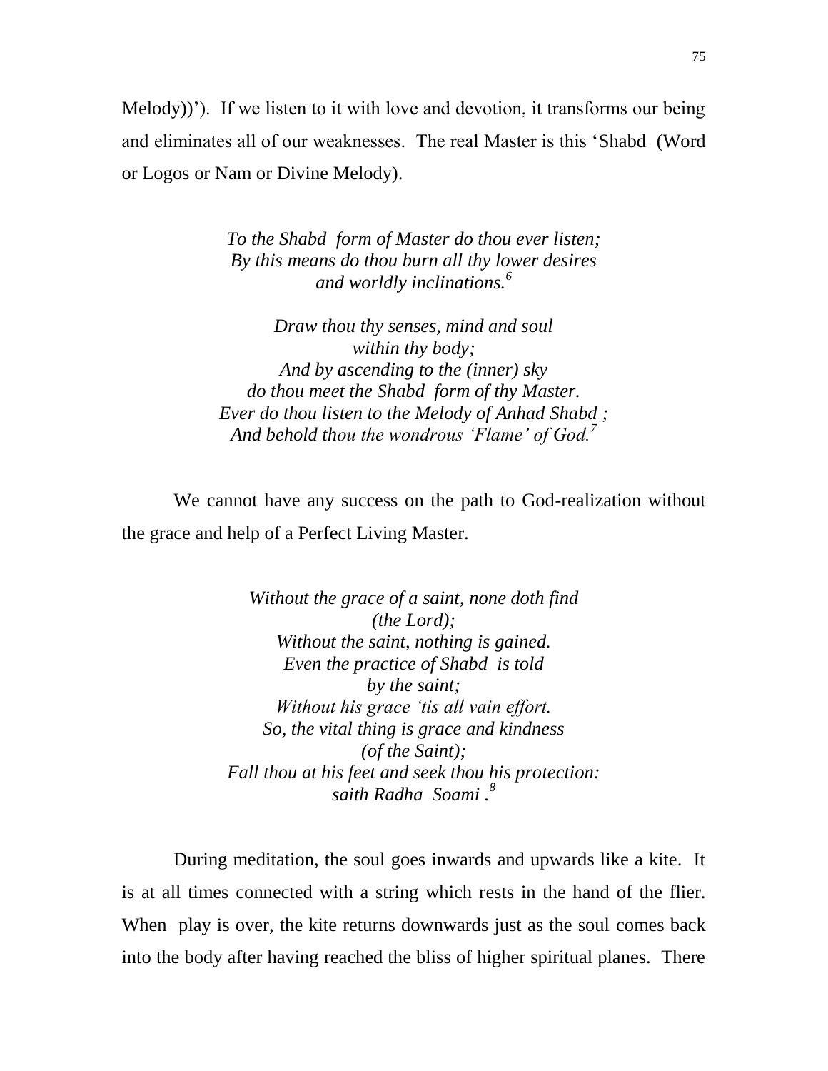Melody))'). If we listen to it with love and devotion, it transforms our being and eliminates all of our weaknesses. The real Master is this 'Shabd (Word or Logos or Nam or Divine Melody).

*To the Shabd form of Master do thou ever listen;*
*By this means do thou burn all thy lower desires*
*and worldly inclinations.*[6]

*Draw thou thy senses, mind and soul*
*within thy body;*
*And by ascending to the (inner) sky*
*do thou meet the Shabd form of thy Master.*
*Ever do thou listen to the Melody of Anhad Shabd ;*
*And behold thou the wondrous 'Flame' of God.*[7]

We cannot have any success on the path to God-realization without the grace and help of a Perfect Living Master.

*Without the grace of a saint, none doth find*
*(the Lord);*
*Without the saint, nothing is gained.*
*Even the practice of Shabd is told*
*by the saint;*
*Without his grace 'tis all vain effort.*
*So, the vital thing is grace and kindness*
*(of the Saint);*
*Fall thou at his feet and seek thou his protection:*
*saith Radha Soami .*[8]

During meditation, the soul goes inwards and upwards like a kite. It is at all times connected with a string which rests in the hand of the flier. When play is over, the kite returns downwards just as the soul comes back into the body after having reached the bliss of higher spiritual planes. There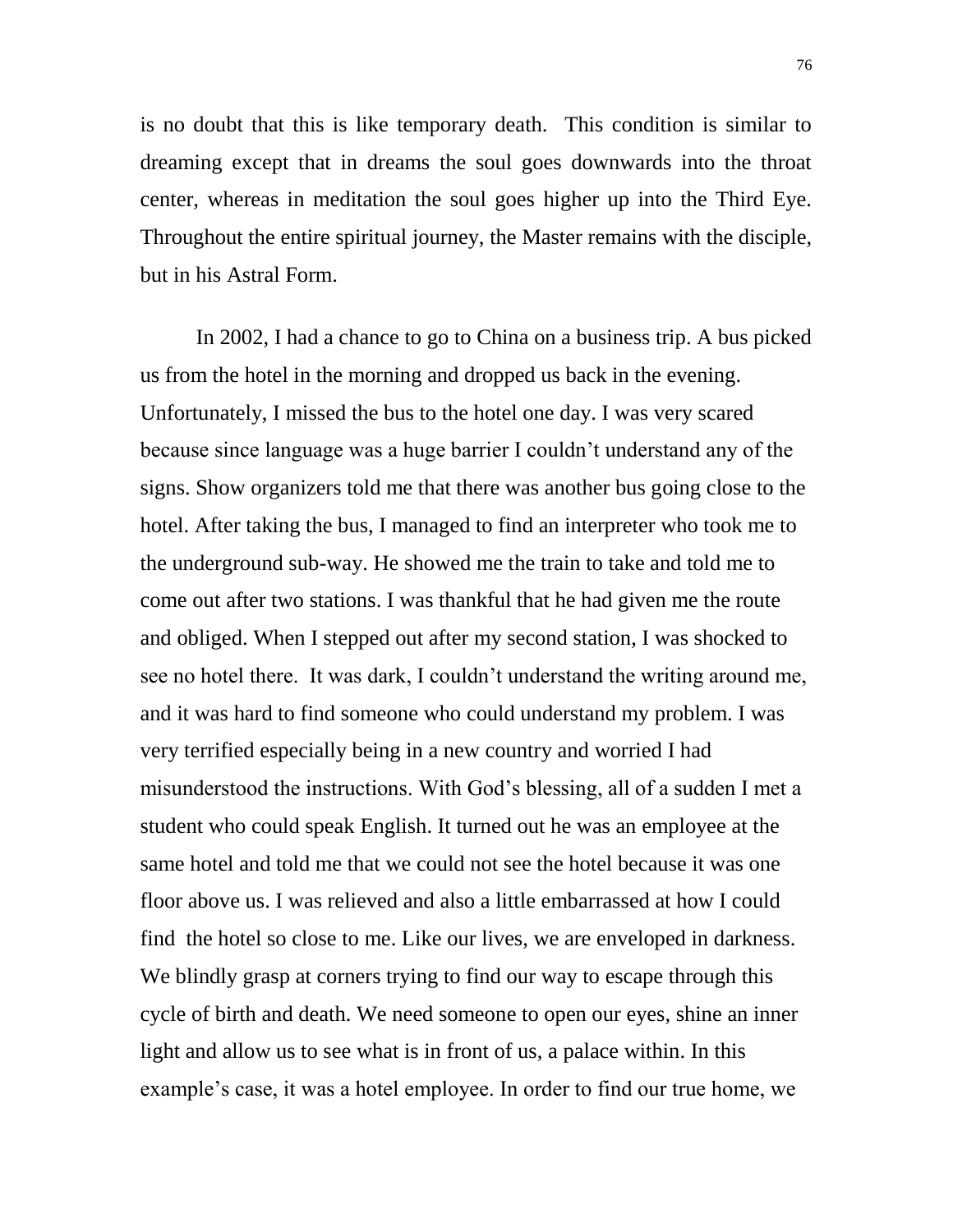is no doubt that this is like temporary death. This condition is similar to dreaming except that in dreams the soul goes downwards into the throat center, whereas in meditation the soul goes higher up into the Third Eye. Throughout the entire spiritual journey, the Master remains with the disciple, but in his Astral Form.

In 2002, I had a chance to go to China on a business trip. A bus picked us from the hotel in the morning and dropped us back in the evening. Unfortunately, I missed the bus to the hotel one day. I was very scared because since language was a huge barrier I couldn't understand any of the signs. Show organizers told me that there was another bus going close to the hotel. After taking the bus, I managed to find an interpreter who took me to the underground sub-way. He showed me the train to take and told me to come out after two stations. I was thankful that he had given me the route and obliged. When I stepped out after my second station, I was shocked to see no hotel there. It was dark, I couldn't understand the writing around me, and it was hard to find someone who could understand my problem. I was very terrified especially being in a new country and worried I had misunderstood the instructions. With God's blessing, all of a sudden I met a student who could speak English. It turned out he was an employee at the same hotel and told me that we could not see the hotel because it was one floor above us. I was relieved and also a little embarrassed at how I could find the hotel so close to me. Like our lives, we are enveloped in darkness. We blindly grasp at corners trying to find our way to escape through this cycle of birth and death. We need someone to open our eyes, shine an inner light and allow us to see what is in front of us, a palace within. In this example's case, it was a hotel employee. In order to find our true home, we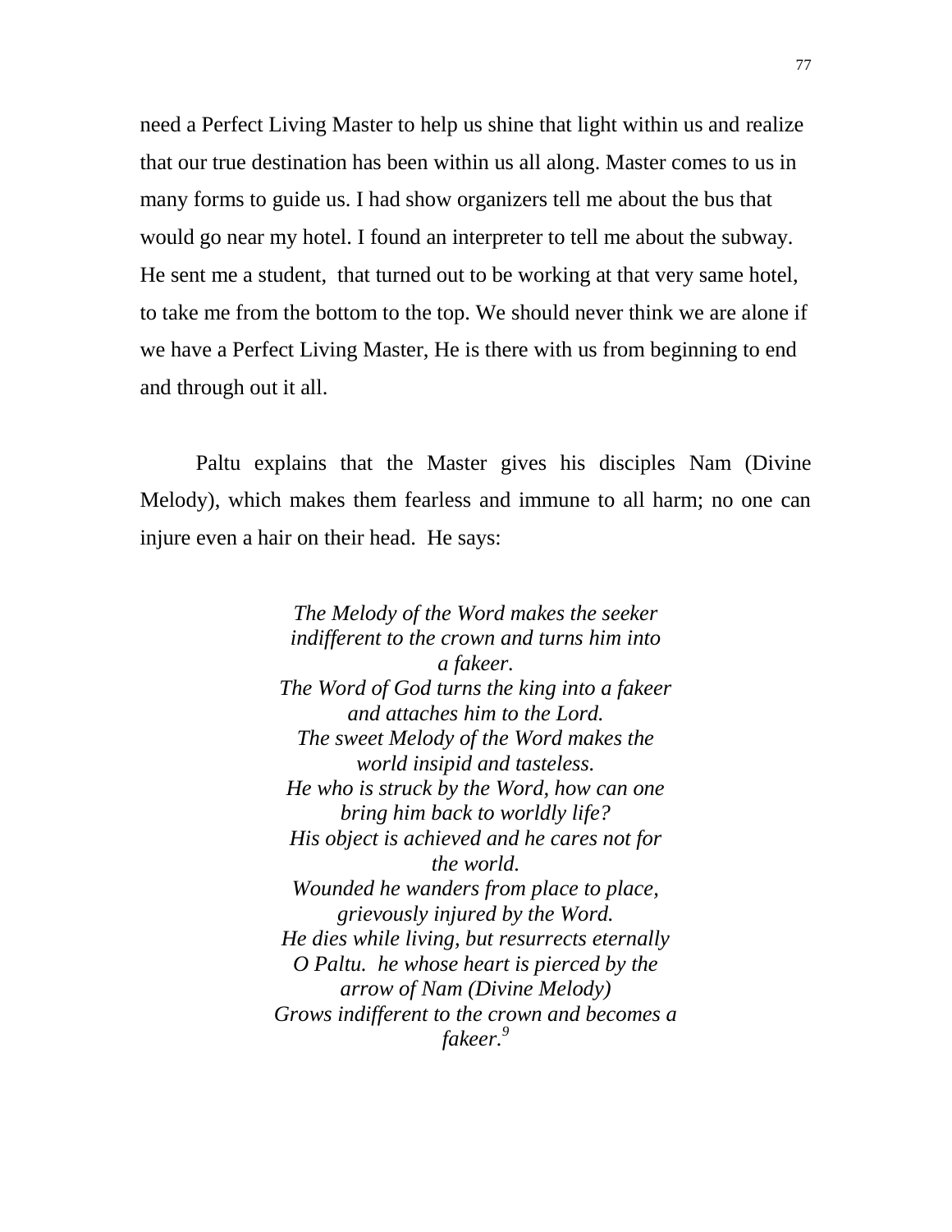need a Perfect Living Master to help us shine that light within us and realize that our true destination has been within us all along. Master comes to us in many forms to guide us. I had show organizers tell me about the bus that would go near my hotel. I found an interpreter to tell me about the subway. He sent me a student, that turned out to be working at that very same hotel, to take me from the bottom to the top. We should never think we are alone if we have a Perfect Living Master, He is there with us from beginning to end and through out it all.

Paltu explains that the Master gives his disciples Nam (Divine Melody), which makes them fearless and immune to all harm; no one can injure even a hair on their head. He says:

*The Melody of the Word makes the seeker indifferent to the crown and turns him into a fakeer.*
*The Word of God turns the king into a fakeer and attaches him to the Lord.*
*The sweet Melody of the Word makes the world insipid and tasteless.*
*He who is struck by the Word, how can one bring him back to worldly life?*
*His object is achieved and he cares not for the world.*
*Wounded he wanders from place to place, grievously injured by the Word.*
*He dies while living, but resurrects eternally*
*O Paltu. he whose heart is pierced by the arrow of Nam (Divine Melody)*
*Grows indifferent to the crown and becomes a fakeer.*[9]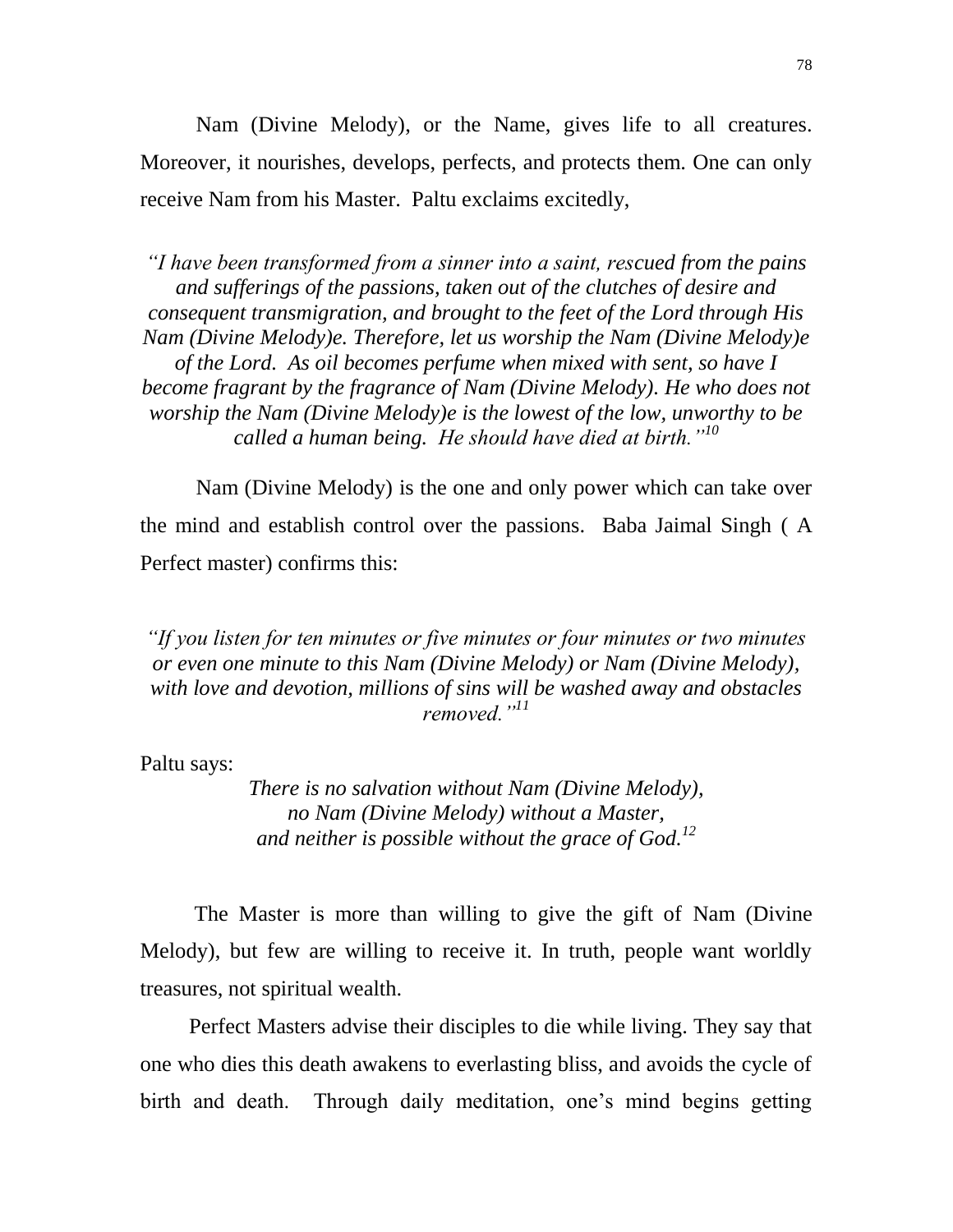Nam (Divine Melody), or the Name, gives life to all creatures. Moreover, it nourishes, develops, perfects, and protects them. One can only receive Nam from his Master. Paltu exclaims excitedly,

*"I have been transformed from a sinner into a saint, rescued from the pains and sufferings of the passions, taken out of the clutches of desire and consequent transmigration, and brought to the feet of the Lord through His Nam (Divine Melody)e. Therefore, let us worship the Nam (Divine Melody)e of the Lord. As oil becomes perfume when mixed with sent, so have I become fragrant by the fragrance of Nam (Divine Melody). He who does not worship the Nam (Divine Melody)e is the lowest of the low, unworthy to be called a human being. He should have died at birth."*[10]

Nam (Divine Melody) is the one and only power which can take over the mind and establish control over the passions. Baba Jaimal Singh ( A Perfect master) confirms this:

*"If you listen for ten minutes or five minutes or four minutes or two minutes or even one minute to this Nam (Divine Melody) or Nam (Divine Melody), with love and devotion, millions of sins will be washed away and obstacles removed."*[11]

Paltu says:

*There is no salvation without Nam (Divine Melody),*
*no Nam (Divine Melody) without a Master,*
*and neither is possible without the grace of God.*[12]

The Master is more than willing to give the gift of Nam (Divine Melody), but few are willing to receive it. In truth, people want worldly treasures, not spiritual wealth.

Perfect Masters advise their disciples to die while living. They say that one who dies this death awakens to everlasting bliss, and avoids the cycle of birth and death. Through daily meditation, one's mind begins getting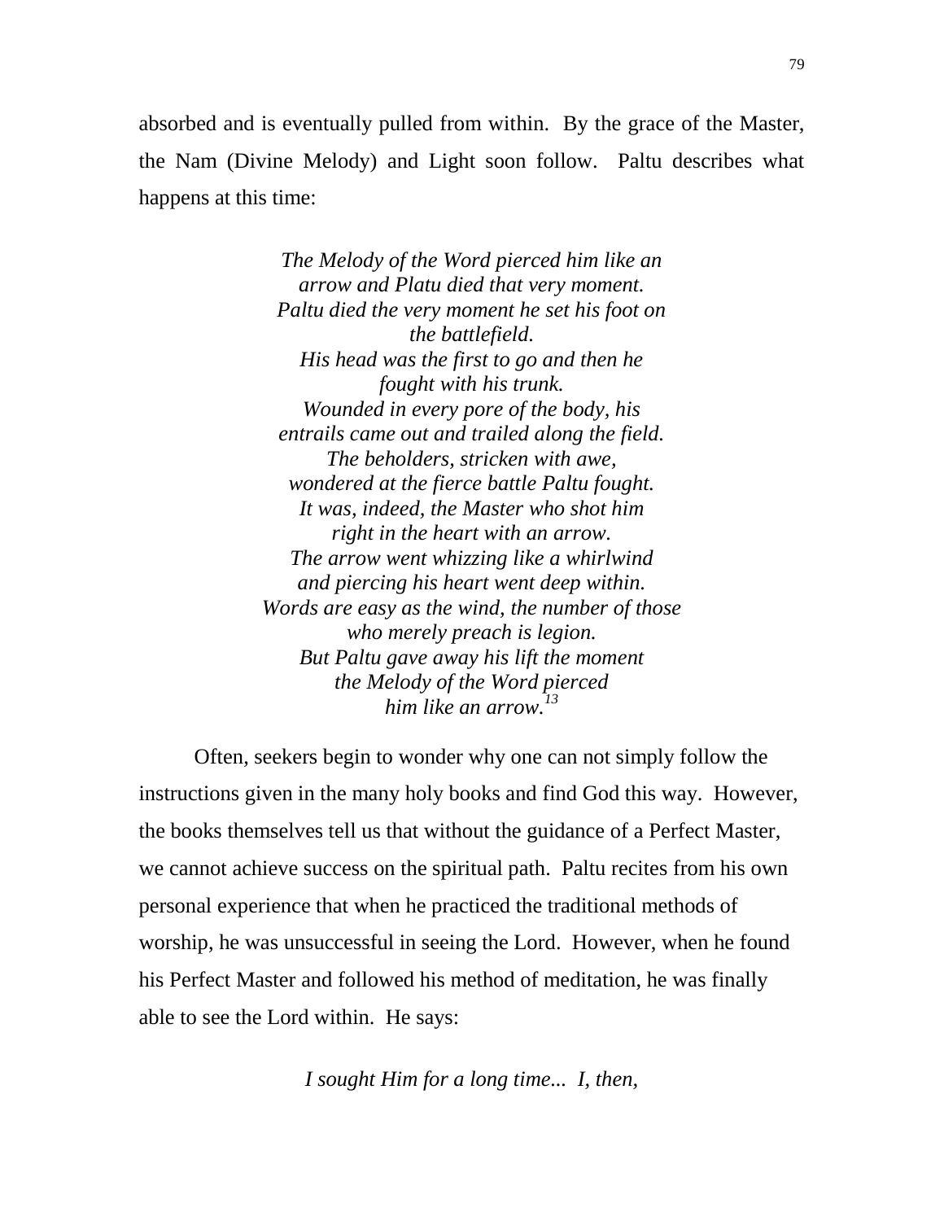absorbed and is eventually pulled from within. By the grace of the Master, the Nam (Divine Melody) and Light soon follow. Paltu describes what happens at this time:

*The Melody of the Word pierced him like an arrow and Platu died that very moment.*
*Paltu died the very moment he set his foot on the battlefield.*
*His head was the first to go and then he fought with his trunk.*
*Wounded in every pore of the body, his entrails came out and trailed along the field.*
*The beholders, stricken with awe, wondered at the fierce battle Paltu fought.*
*It was, indeed, the Master who shot him right in the heart with an arrow.*
*The arrow went whizzing like a whirlwind and piercing his heart went deep within.*
*Words are easy as the wind, the number of those who merely preach is legion.*
*But Paltu gave away his lift the moment the Melody of the Word pierced him like an arrow.*[13]

Often, seekers begin to wonder why one can not simply follow the instructions given in the many holy books and find God this way. However, the books themselves tell us that without the guidance of a Perfect Master, we cannot achieve success on the spiritual path. Paltu recites from his own personal experience that when he practiced the traditional methods of worship, he was unsuccessful in seeing the Lord. However, when he found his Perfect Master and followed his method of meditation, he was finally able to see the Lord within. He says:

*I sought Him for a long time... I, then,*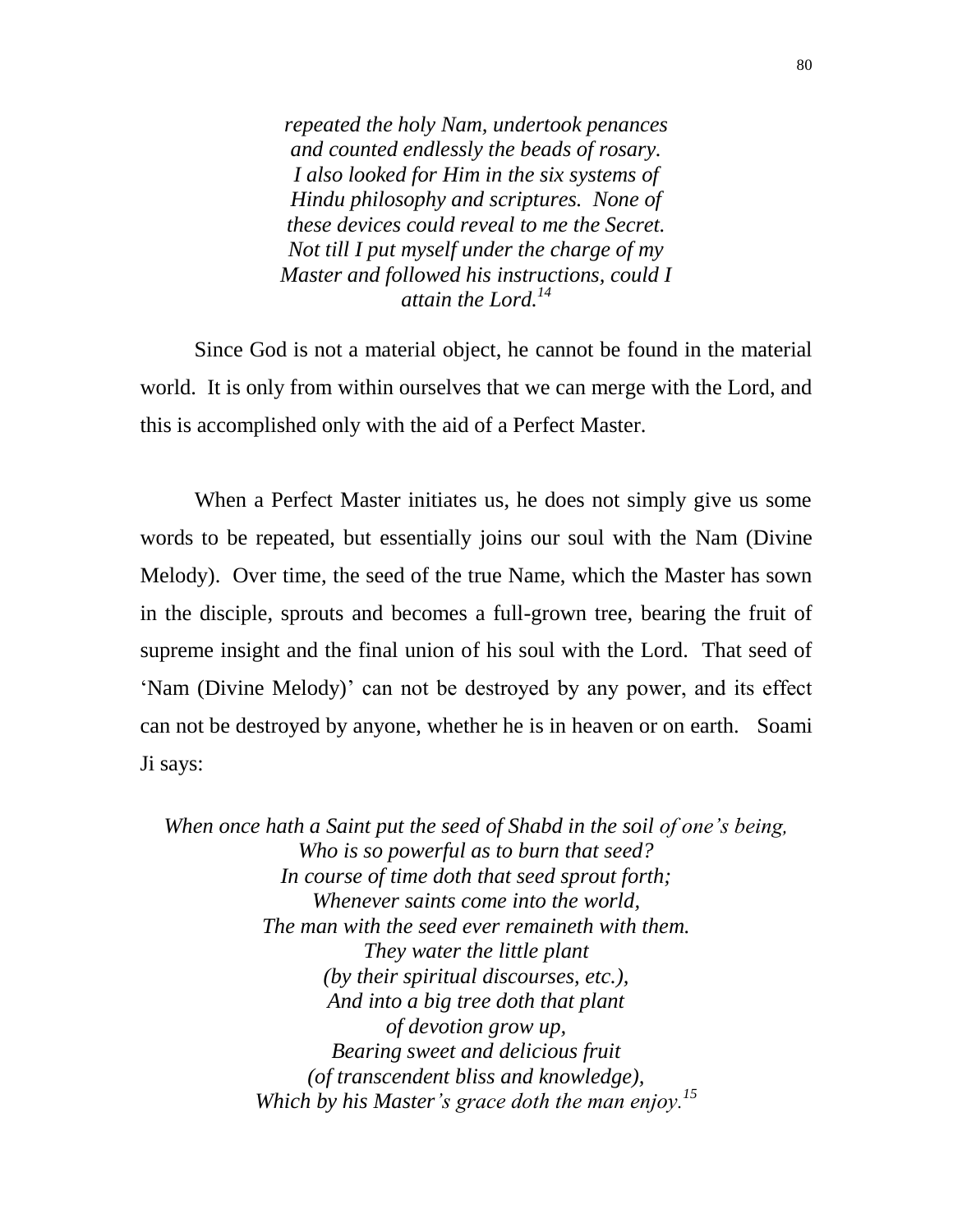*repeated the holy Nam, undertook penances and counted endlessly the beads of rosary. I also looked for Him in the six systems of Hindu philosophy and scriptures. None of these devices could reveal to me the Secret. Not till I put myself under the charge of my Master and followed his instructions, could I attain the Lord.*[14]

Since God is not a material object, he cannot be found in the material world. It is only from within ourselves that we can merge with the Lord, and this is accomplished only with the aid of a Perfect Master.

When a Perfect Master initiates us, he does not simply give us some words to be repeated, but essentially joins our soul with the Nam (Divine Melody). Over time, the seed of the true Name, which the Master has sown in the disciple, sprouts and becomes a full-grown tree, bearing the fruit of supreme insight and the final union of his soul with the Lord. That seed of 'Nam (Divine Melody)' can not be destroyed by any power, and its effect can not be destroyed by anyone, whether he is in heaven or on earth. Soami Ji says:

*When once hath a Saint put the seed of Shabd in the soil of one's being,*
*Who is so powerful as to burn that seed?*
*In course of time doth that seed sprout forth;*
*Whenever saints come into the world,*
*The man with the seed ever remaineth with them.*
*They water the little plant*
*(by their spiritual discourses, etc.),*
*And into a big tree doth that plant*
*of devotion grow up,*
*Bearing sweet and delicious fruit*
*(of transcendent bliss and knowledge),*
*Which by his Master's grace doth the man enjoy.*[15]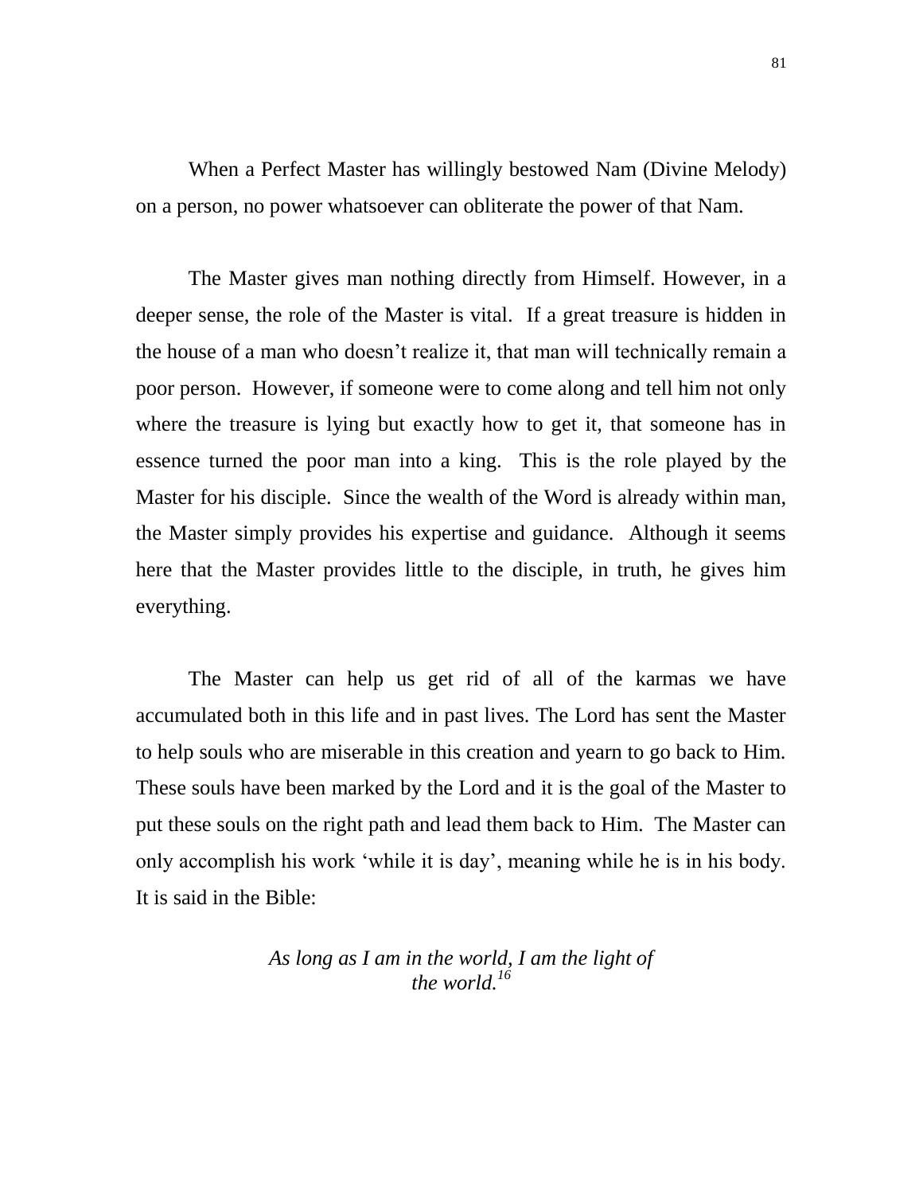When a Perfect Master has willingly bestowed Nam (Divine Melody) on a person, no power whatsoever can obliterate the power of that Nam.

The Master gives man nothing directly from Himself. However, in a deeper sense, the role of the Master is vital. If a great treasure is hidden in the house of a man who doesn't realize it, that man will technically remain a poor person. However, if someone were to come along and tell him not only where the treasure is lying but exactly how to get it, that someone has in essence turned the poor man into a king. This is the role played by the Master for his disciple. Since the wealth of the Word is already within man, the Master simply provides his expertise and guidance. Although it seems here that the Master provides little to the disciple, in truth, he gives him everything.

The Master can help us get rid of all of the karmas we have accumulated both in this life and in past lives. The Lord has sent the Master to help souls who are miserable in this creation and yearn to go back to Him. These souls have been marked by the Lord and it is the goal of the Master to put these souls on the right path and lead them back to Him. The Master can only accomplish his work 'while it is day', meaning while he is in his body. It is said in the Bible:

> *As long as I am in the world, I am the light of the world.*[16]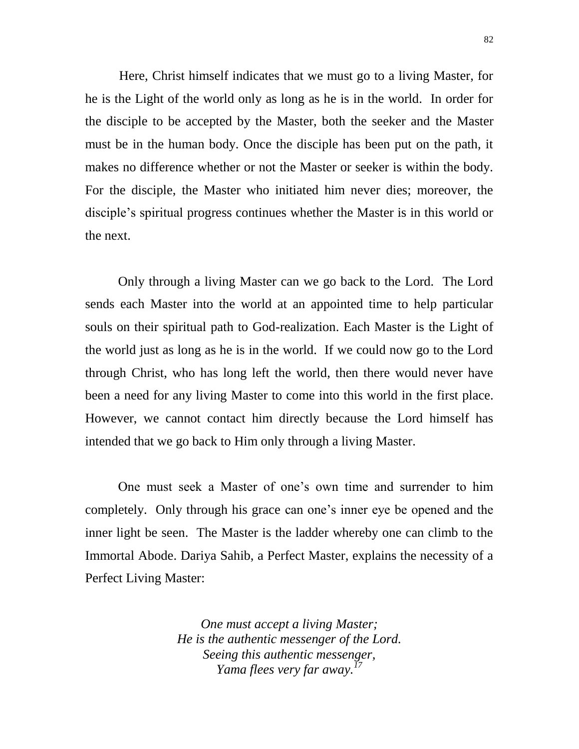Here, Christ himself indicates that we must go to a living Master, for he is the Light of the world only as long as he is in the world. In order for the disciple to be accepted by the Master, both the seeker and the Master must be in the human body. Once the disciple has been put on the path, it makes no difference whether or not the Master or seeker is within the body. For the disciple, the Master who initiated him never dies; moreover, the disciple's spiritual progress continues whether the Master is in this world or the next.

Only through a living Master can we go back to the Lord. The Lord sends each Master into the world at an appointed time to help particular souls on their spiritual path to God-realization. Each Master is the Light of the world just as long as he is in the world. If we could now go to the Lord through Christ, who has long left the world, then there would never have been a need for any living Master to come into this world in the first place. However, we cannot contact him directly because the Lord himself has intended that we go back to Him only through a living Master.

One must seek a Master of one's own time and surrender to him completely. Only through his grace can one's inner eye be opened and the inner light be seen. The Master is the ladder whereby one can climb to the Immortal Abode. Dariya Sahib, a Perfect Master, explains the necessity of a Perfect Living Master:

*One must accept a living Master;*
*He is the authentic messenger of the Lord.*
*Seeing this authentic messenger,*
*Yama flees very far away.*[17]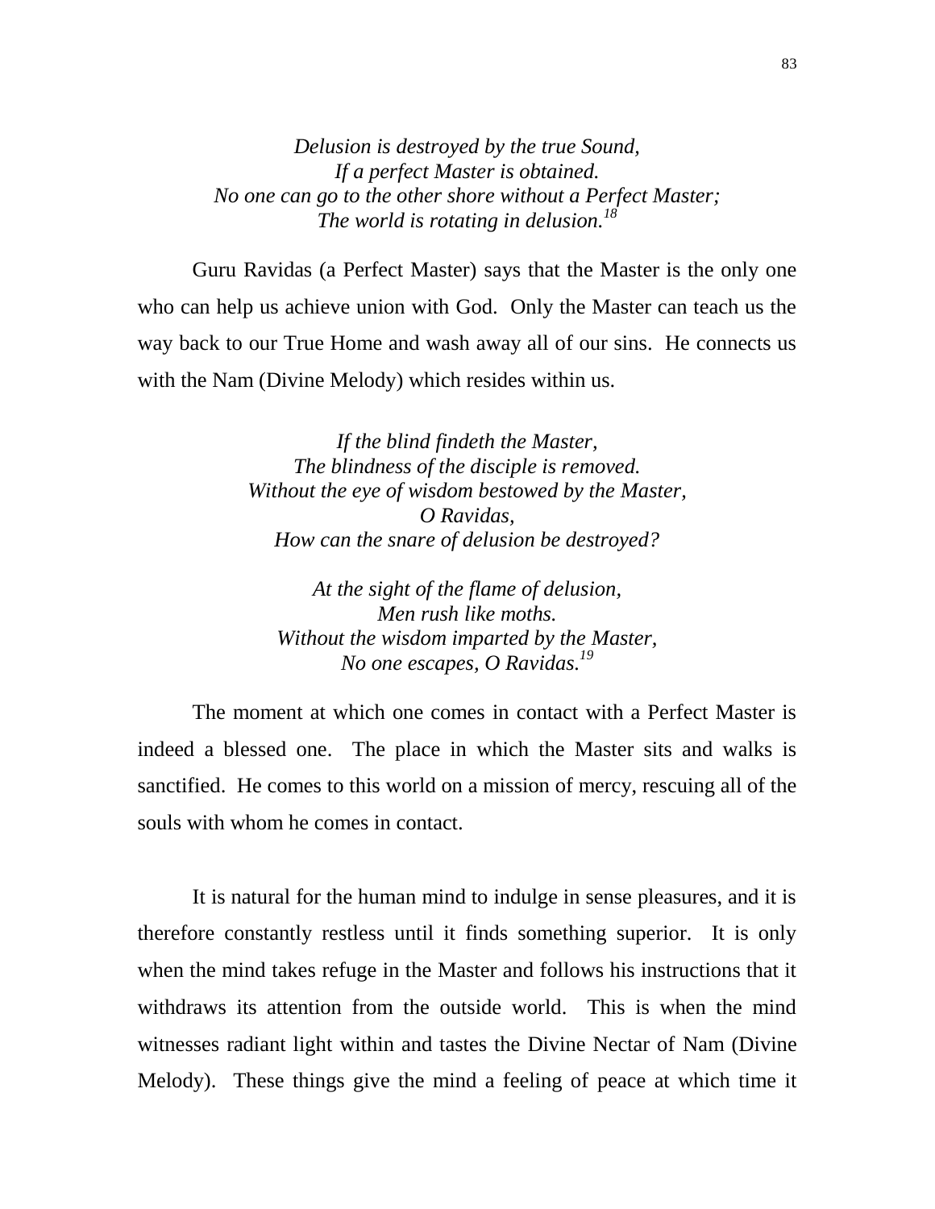*Delusion is destroyed by the true Sound,*
*If a perfect Master is obtained.*
*No one can go to the other shore without a Perfect Master;*
*The world is rotating in delusion.*[18]

Guru Ravidas (a Perfect Master) says that the Master is the only one who can help us achieve union with God. Only the Master can teach us the way back to our True Home and wash away all of our sins. He connects us with the Nam (Divine Melody) which resides within us.

*If the blind findeth the Master,*
*The blindness of the disciple is removed.*
*Without the eye of wisdom bestowed by the Master,*
*O Ravidas,*
*How can the snare of delusion be destroyed?*

*At the sight of the flame of delusion,*
*Men rush like moths.*
*Without the wisdom imparted by the Master,*
*No one escapes, O Ravidas.*[19]

The moment at which one comes in contact with a Perfect Master is indeed a blessed one. The place in which the Master sits and walks is sanctified. He comes to this world on a mission of mercy, rescuing all of the souls with whom he comes in contact.

It is natural for the human mind to indulge in sense pleasures, and it is therefore constantly restless until it finds something superior. It is only when the mind takes refuge in the Master and follows his instructions that it withdraws its attention from the outside world. This is when the mind witnesses radiant light within and tastes the Divine Nectar of Nam (Divine Melody). These things give the mind a feeling of peace at which time it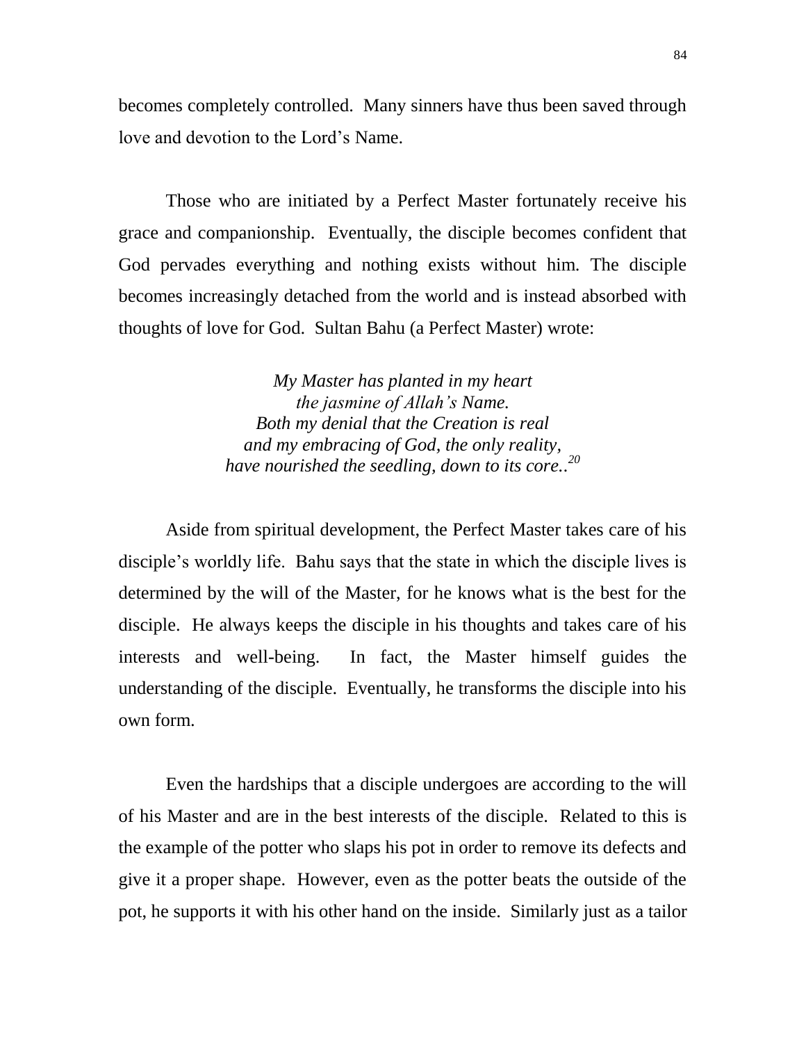becomes completely controlled. Many sinners have thus been saved through love and devotion to the Lord's Name.

Those who are initiated by a Perfect Master fortunately receive his grace and companionship. Eventually, the disciple becomes confident that God pervades everything and nothing exists without him. The disciple becomes increasingly detached from the world and is instead absorbed with thoughts of love for God. Sultan Bahu (a Perfect Master) wrote:

> *My Master has planted in my heart*
> *the jasmine of Allah's Name.*
> *Both my denial that the Creation is real*
> *and my embracing of God, the only reality,*
> *have nourished the seedling, down to its core..*[20]

Aside from spiritual development, the Perfect Master takes care of his disciple's worldly life. Bahu says that the state in which the disciple lives is determined by the will of the Master, for he knows what is the best for the disciple. He always keeps the disciple in his thoughts and takes care of his interests and well-being. In fact, the Master himself guides the understanding of the disciple. Eventually, he transforms the disciple into his own form.

Even the hardships that a disciple undergoes are according to the will of his Master and are in the best interests of the disciple. Related to this is the example of the potter who slaps his pot in order to remove its defects and give it a proper shape. However, even as the potter beats the outside of the pot, he supports it with his other hand on the inside. Similarly just as a tailor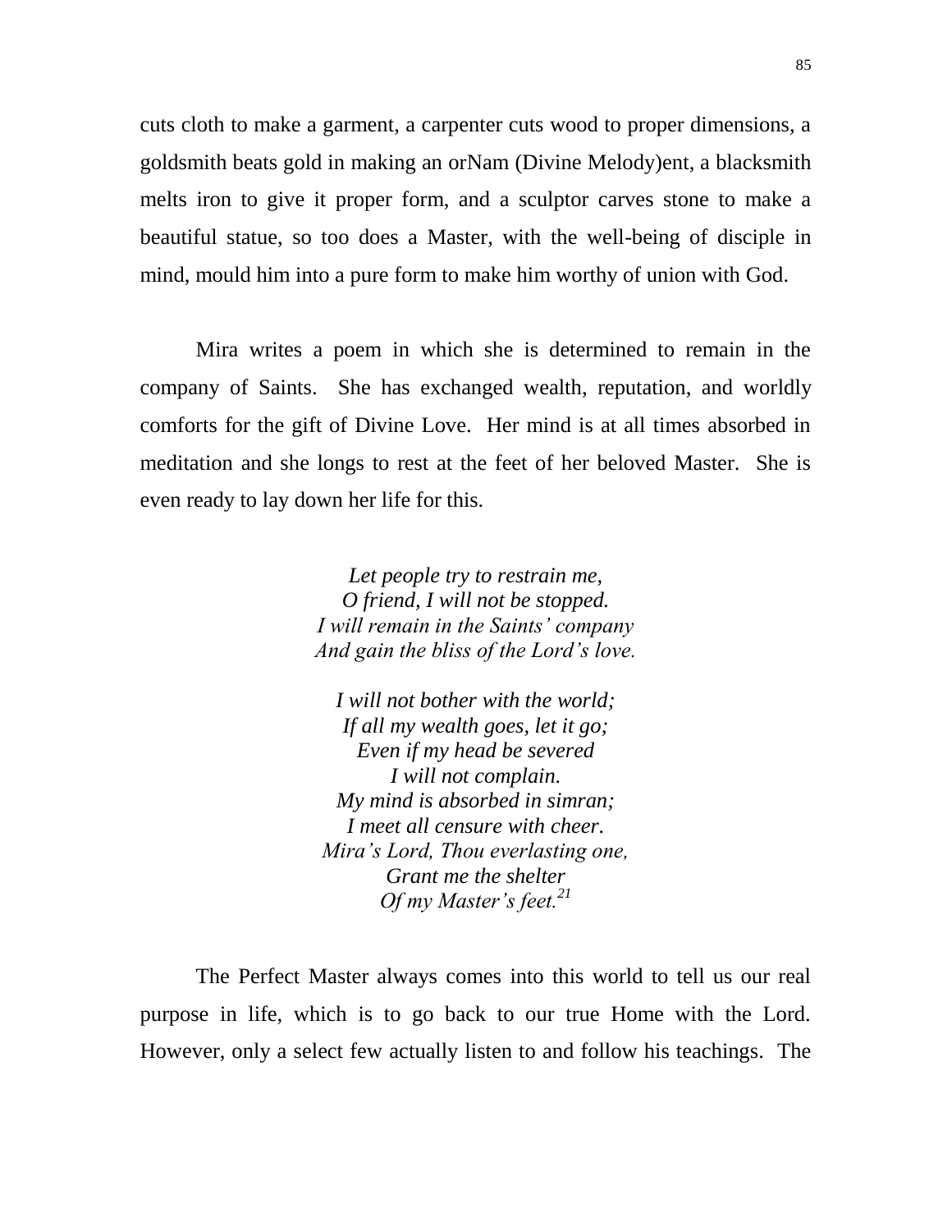cuts cloth to make a garment, a carpenter cuts wood to proper dimensions, a goldsmith beats gold in making an orNam (Divine Melody)ent, a blacksmith melts iron to give it proper form, and a sculptor carves stone to make a beautiful statue, so too does a Master, with the well-being of disciple in mind, mould him into a pure form to make him worthy of union with God.

Mira writes a poem in which she is determined to remain in the company of Saints. She has exchanged wealth, reputation, and worldly comforts for the gift of Divine Love. Her mind is at all times absorbed in meditation and she longs to rest at the feet of her beloved Master. She is even ready to lay down her life for this.

*Let people try to restrain me,*
*O friend, I will not be stopped.*
*I will remain in the Saints' company*
*And gain the bliss of the Lord's love.*

*I will not bother with the world;*
*If all my wealth goes, let it go;*
*Even if my head be severed*
*I will not complain.*
*My mind is absorbed in simran;*
*I meet all censure with cheer.*
*Mira's Lord, Thou everlasting one,*
*Grant me the shelter*
*Of my Master's feet.*[21]

The Perfect Master always comes into this world to tell us our real purpose in life, which is to go back to our true Home with the Lord. However, only a select few actually listen to and follow his teachings. The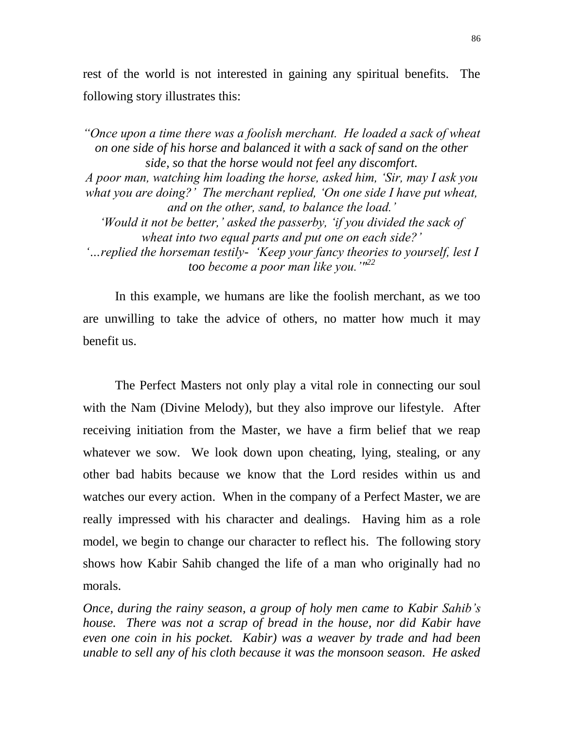rest of the world is not interested in gaining any spiritual benefits. The following story illustrates this:

*"Once upon a time there was a foolish merchant. He loaded a sack of wheat on one side of his horse and balanced it with a sack of sand on the other side, so that the horse would not feel any discomfort.*
*A poor man, watching him loading the horse, asked him, 'Sir, may I ask you what you are doing?' The merchant replied, 'On one side I have put wheat, and on the other, sand, to balance the load.'*
*'Would it not be better,' asked the passerby, 'if you divided the sack of wheat into two equal parts and put one on each side?'*
*'...replied the horseman testily- 'Keep your fancy theories to yourself, lest I too become a poor man like you.'"*[22]

In this example, we humans are like the foolish merchant, as we too are unwilling to take the advice of others, no matter how much it may benefit us.

The Perfect Masters not only play a vital role in connecting our soul with the Nam (Divine Melody), but they also improve our lifestyle. After receiving initiation from the Master, we have a firm belief that we reap whatever we sow. We look down upon cheating, lying, stealing, or any other bad habits because we know that the Lord resides within us and watches our every action. When in the company of a Perfect Master, we are really impressed with his character and dealings. Having him as a role model, we begin to change our character to reflect his. The following story shows how Kabir Sahib changed the life of a man who originally had no morals.

*Once, during the rainy season, a group of holy men came to Kabir Sahib's house. There was not a scrap of bread in the house, nor did Kabir have even one coin in his pocket. Kabir) was a weaver by trade and had been unable to sell any of his cloth because it was the monsoon season. He asked*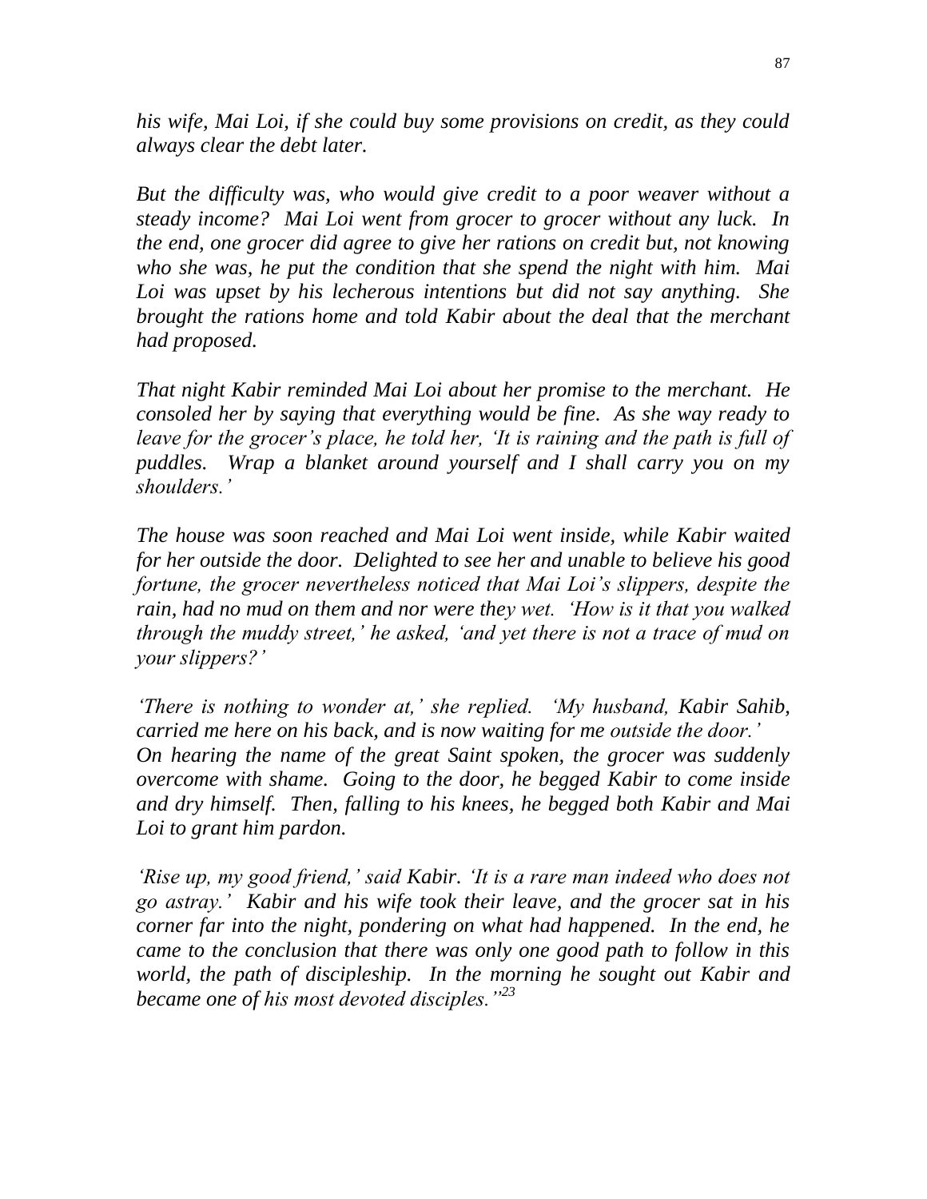*his wife, Mai Loi, if she could buy some provisions on credit, as they could always clear the debt later.*

*But the difficulty was, who would give credit to a poor weaver without a steady income? Mai Loi went from grocer to grocer without any luck. In the end, one grocer did agree to give her rations on credit but, not knowing who she was, he put the condition that she spend the night with him. Mai Loi was upset by his lecherous intentions but did not say anything. She brought the rations home and told Kabir about the deal that the merchant had proposed.*

*That night Kabir reminded Mai Loi about her promise to the merchant. He consoled her by saying that everything would be fine. As she way ready to leave for the grocer's place, he told her, 'It is raining and the path is full of puddles. Wrap a blanket around yourself and I shall carry you on my shoulders.'*

*The house was soon reached and Mai Loi went inside, while Kabir waited for her outside the door. Delighted to see her and unable to believe his good fortune, the grocer nevertheless noticed that Mai Loi's slippers, despite the rain, had no mud on them and nor were they wet. 'How is it that you walked through the muddy street,' he asked, 'and yet there is not a trace of mud on your slippers?'*

*'There is nothing to wonder at,' she replied. 'My husband, Kabir Sahib, carried me here on his back, and is now waiting for me outside the door.' On hearing the name of the great Saint spoken, the grocer was suddenly overcome with shame. Going to the door, he begged Kabir to come inside and dry himself. Then, falling to his knees, he begged both Kabir and Mai Loi to grant him pardon.*

*'Rise up, my good friend,' said Kabir. 'It is a rare man indeed who does not go astray.' Kabir and his wife took their leave, and the grocer sat in his corner far into the night, pondering on what had happened. In the end, he came to the conclusion that there was only one good path to follow in this world, the path of discipleship. In the morning he sought out Kabir and became one of his most devoted disciples.'"*[23]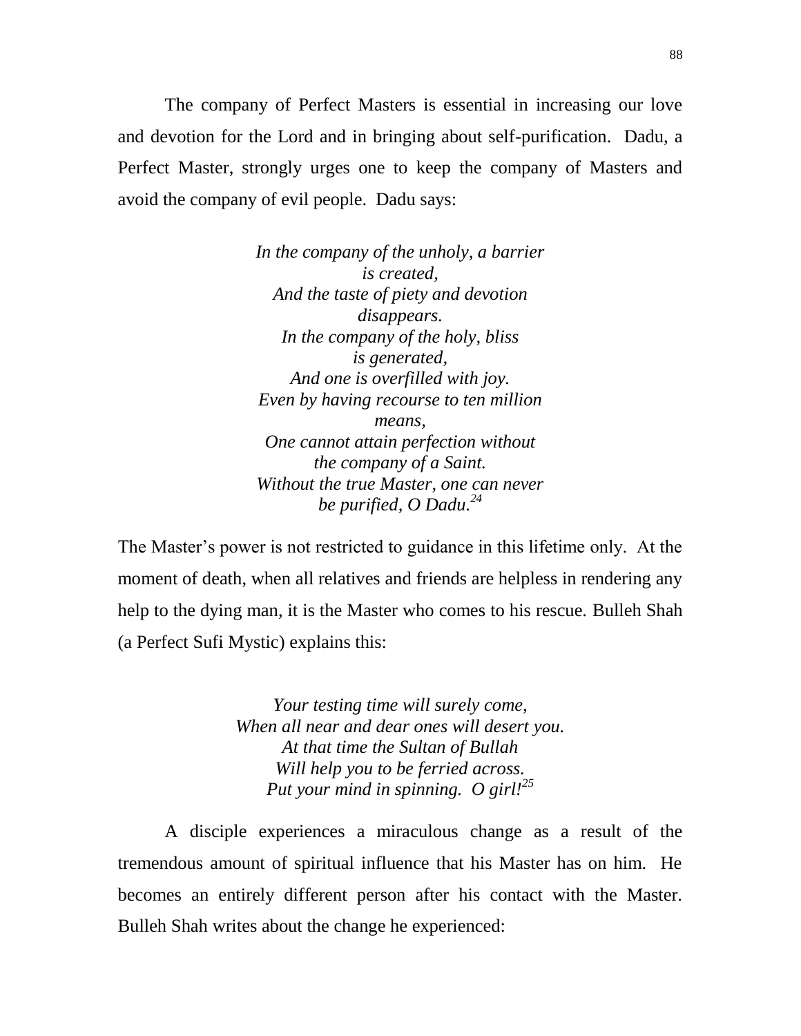The company of Perfect Masters is essential in increasing our love and devotion for the Lord and in bringing about self-purification. Dadu, a Perfect Master, strongly urges one to keep the company of Masters and avoid the company of evil people. Dadu says:

*In the company of the unholy, a barrier is created,*
*And the taste of piety and devotion disappears.*
*In the company of the holy, bliss is generated,*
*And one is overfilled with joy.*
*Even by having recourse to ten million means,*
*One cannot attain perfection without the company of a Saint.*
*Without the true Master, one can never be purified, O Dadu.*[24]

The Master's power is not restricted to guidance in this lifetime only. At the moment of death, when all relatives and friends are helpless in rendering any help to the dying man, it is the Master who comes to his rescue. Bulleh Shah (a Perfect Sufi Mystic) explains this:

*Your testing time will surely come,*
*When all near and dear ones will desert you.*
*At that time the Sultan of Bullah*
*Will help you to be ferried across.*
*Put your mind in spinning. O girl!*[25]

A disciple experiences a miraculous change as a result of the tremendous amount of spiritual influence that his Master has on him. He becomes an entirely different person after his contact with the Master. Bulleh Shah writes about the change he experienced: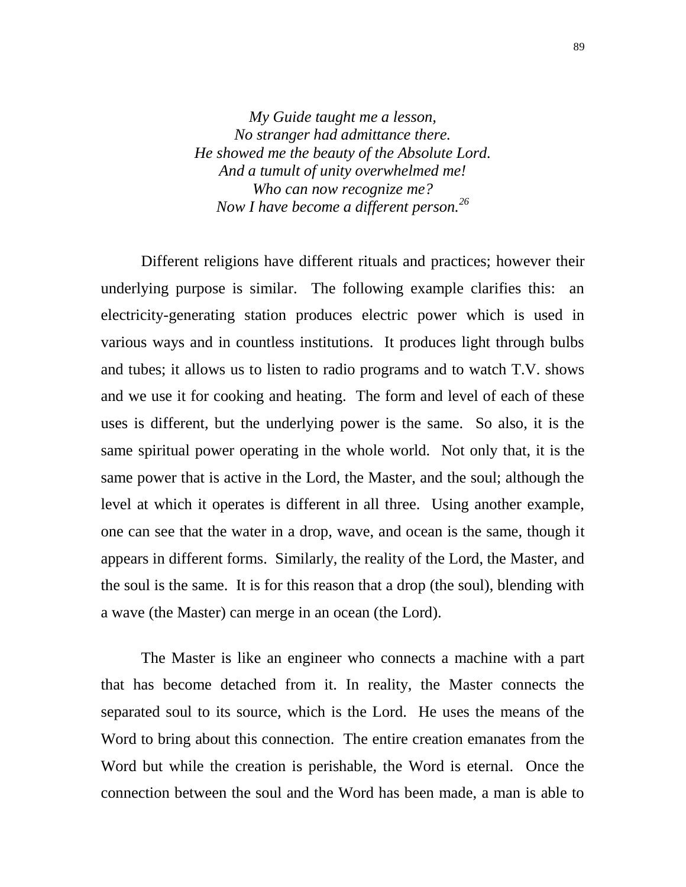*My Guide taught me a lesson,*  
*No stranger had admittance there.*  
*He showed me the beauty of the Absolute Lord.*  
*And a tumult of unity overwhelmed me!*  
*Who can now recognize me?*  
*Now I have become a different person.*[26]

Different religions have different rituals and practices; however their underlying purpose is similar. The following example clarifies this: an electricity-generating station produces electric power which is used in various ways and in countless institutions. It produces light through bulbs and tubes; it allows us to listen to radio programs and to watch T.V. shows and we use it for cooking and heating. The form and level of each of these uses is different, but the underlying power is the same. So also, it is the same spiritual power operating in the whole world. Not only that, it is the same power that is active in the Lord, the Master, and the soul; although the level at which it operates is different in all three. Using another example, one can see that the water in a drop, wave, and ocean is the same, though it appears in different forms. Similarly, the reality of the Lord, the Master, and the soul is the same. It is for this reason that a drop (the soul), blending with a wave (the Master) can merge in an ocean (the Lord).

The Master is like an engineer who connects a machine with a part that has become detached from it. In reality, the Master connects the separated soul to its source, which is the Lord. He uses the means of the Word to bring about this connection. The entire creation emanates from the Word but while the creation is perishable, the Word is eternal. Once the connection between the soul and the Word has been made, a man is able to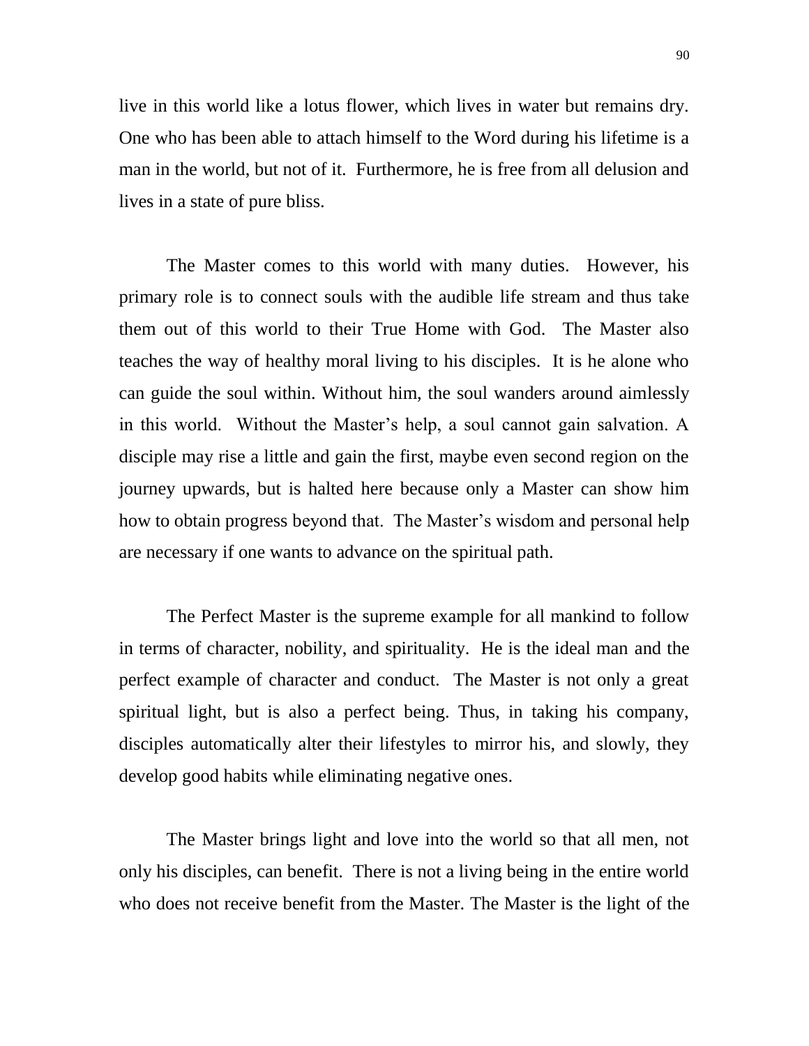live in this world like a lotus flower, which lives in water but remains dry. One who has been able to attach himself to the Word during his lifetime is a man in the world, but not of it. Furthermore, he is free from all delusion and lives in a state of pure bliss.

The Master comes to this world with many duties. However, his primary role is to connect souls with the audible life stream and thus take them out of this world to their True Home with God. The Master also teaches the way of healthy moral living to his disciples. It is he alone who can guide the soul within. Without him, the soul wanders around aimlessly in this world. Without the Master's help, a soul cannot gain salvation. A disciple may rise a little and gain the first, maybe even second region on the journey upwards, but is halted here because only a Master can show him how to obtain progress beyond that. The Master's wisdom and personal help are necessary if one wants to advance on the spiritual path.

The Perfect Master is the supreme example for all mankind to follow in terms of character, nobility, and spirituality. He is the ideal man and the perfect example of character and conduct. The Master is not only a great spiritual light, but is also a perfect being. Thus, in taking his company, disciples automatically alter their lifestyles to mirror his, and slowly, they develop good habits while eliminating negative ones.

The Master brings light and love into the world so that all men, not only his disciples, can benefit. There is not a living being in the entire world who does not receive benefit from the Master. The Master is the light of the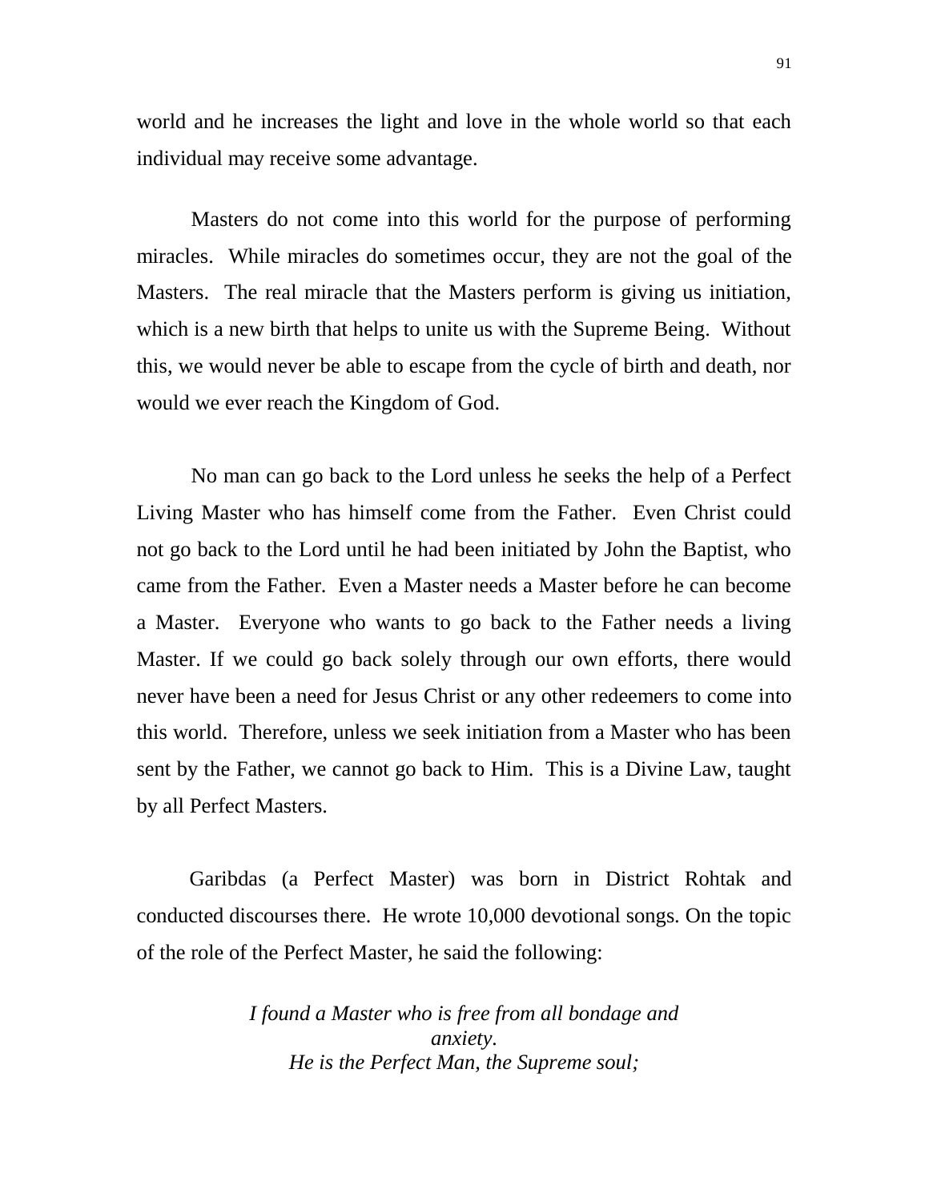world and he increases the light and love in the whole world so that each individual may receive some advantage.

Masters do not come into this world for the purpose of performing miracles. While miracles do sometimes occur, they are not the goal of the Masters. The real miracle that the Masters perform is giving us initiation, which is a new birth that helps to unite us with the Supreme Being. Without this, we would never be able to escape from the cycle of birth and death, nor would we ever reach the Kingdom of God.

No man can go back to the Lord unless he seeks the help of a Perfect Living Master who has himself come from the Father. Even Christ could not go back to the Lord until he had been initiated by John the Baptist, who came from the Father. Even a Master needs a Master before he can become a Master. Everyone who wants to go back to the Father needs a living Master. If we could go back solely through our own efforts, there would never have been a need for Jesus Christ or any other redeemers to come into this world. Therefore, unless we seek initiation from a Master who has been sent by the Father, we cannot go back to Him. This is a Divine Law, taught by all Perfect Masters.

Garibdas (a Perfect Master) was born in District Rohtak and conducted discourses there. He wrote 10,000 devotional songs. On the topic of the role of the Perfect Master, he said the following:

*I found a Master who is free from all bondage and anxiety.*
*He is the Perfect Man, the Supreme soul;*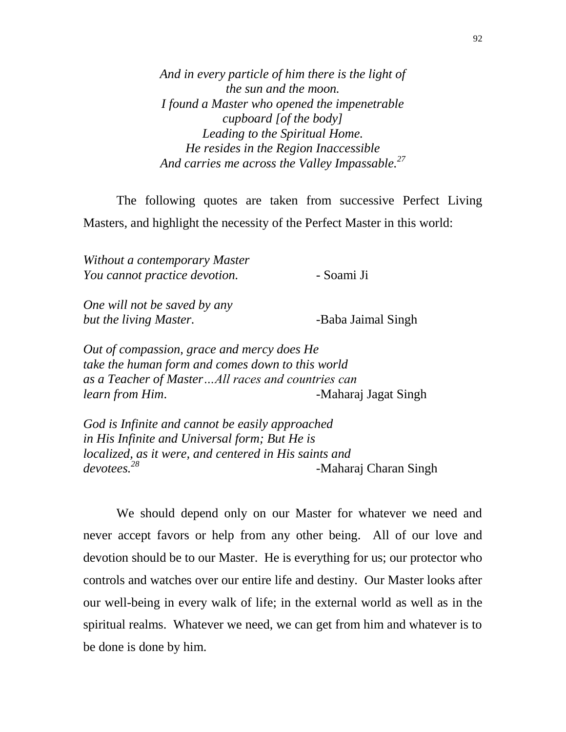*And in every particle of him there is the light of*
*the sun and the moon.*
*I found a Master who opened the impenetrable*
*cupboard [of the body]*
*Leading to the Spiritual Home.*
*He resides in the Region Inaccessible*
*And carries me across the Valley Impassable.*[27]

The following quotes are taken from successive Perfect Living Masters, and highlight the necessity of the Perfect Master in this world:

*Without a contemporary Master*
*You cannot practice devotion.* - Soami Ji

*One will not be saved by any*
*but the living Master.* -Baba Jaimal Singh

*Out of compassion, grace and mercy does He*
*take the human form and comes down to this world*
*as a Teacher of Master…All races and countries can*
*learn from Him*. -Maharaj Jagat Singh

*God is Infinite and cannot be easily approached*
*in His Infinite and Universal form; But He is*
*localized, as it were, and centered in His saints and*
*devotees.*[28] -Maharaj Charan Singh

We should depend only on our Master for whatever we need and never accept favors or help from any other being. All of our love and devotion should be to our Master. He is everything for us; our protector who controls and watches over our entire life and destiny. Our Master looks after our well-being in every walk of life; in the external world as well as in the spiritual realms. Whatever we need, we can get from him and whatever is to be done is done by him.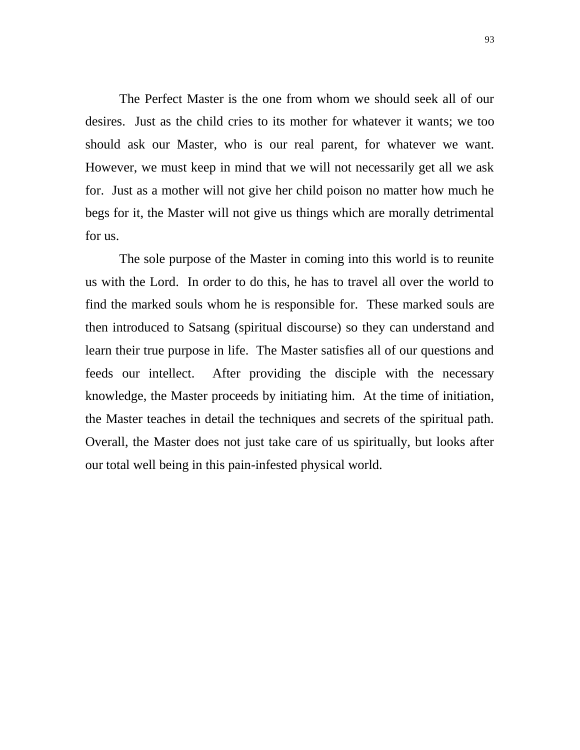The Perfect Master is the one from whom we should seek all of our desires. Just as the child cries to its mother for whatever it wants; we too should ask our Master, who is our real parent, for whatever we want. However, we must keep in mind that we will not necessarily get all we ask for. Just as a mother will not give her child poison no matter how much he begs for it, the Master will not give us things which are morally detrimental for us.

The sole purpose of the Master in coming into this world is to reunite us with the Lord. In order to do this, he has to travel all over the world to find the marked souls whom he is responsible for. These marked souls are then introduced to Satsang (spiritual discourse) so they can understand and learn their true purpose in life. The Master satisfies all of our questions and feeds our intellect. After providing the disciple with the necessary knowledge, the Master proceeds by initiating him. At the time of initiation, the Master teaches in detail the techniques and secrets of the spiritual path. Overall, the Master does not just take care of us spiritually, but looks after our total well being in this pain-infested physical world.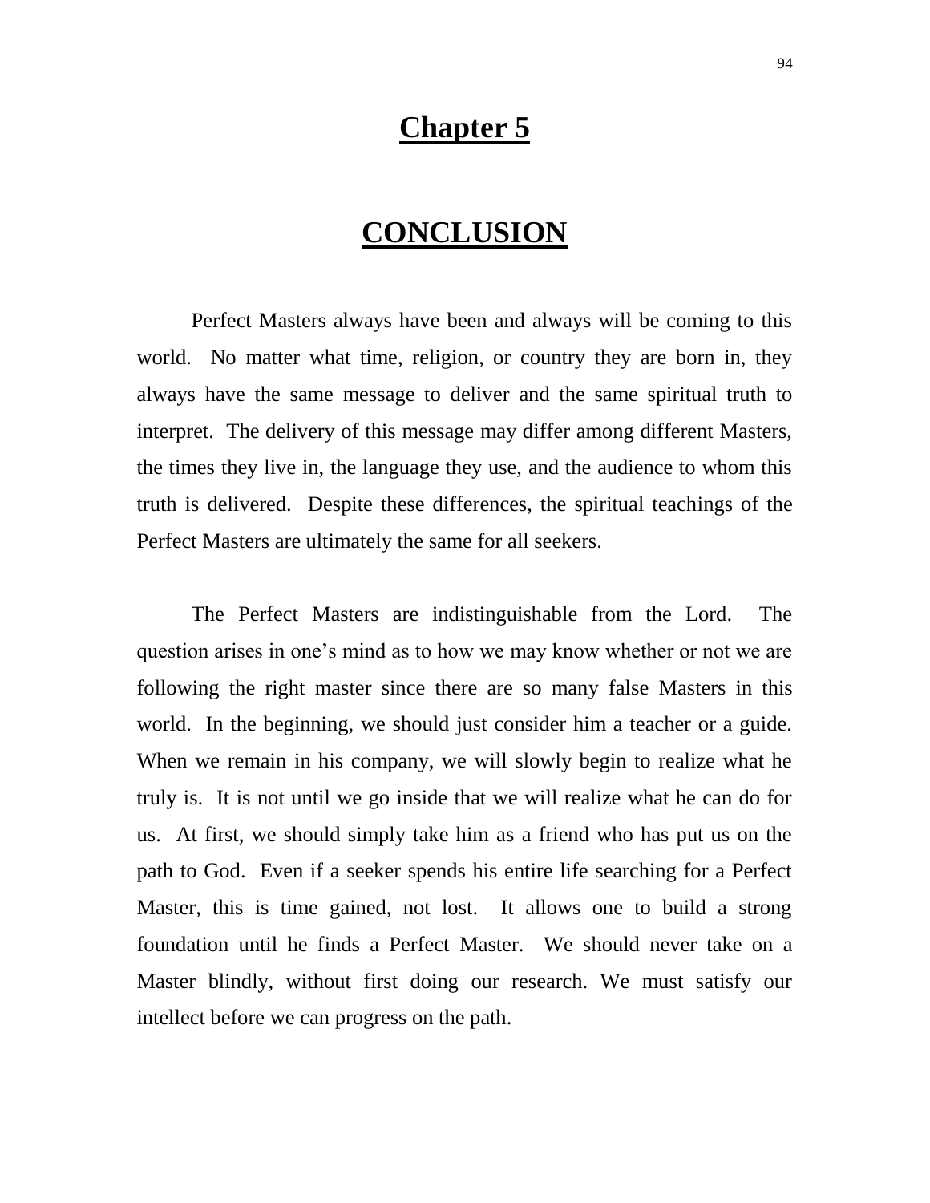# Chapter 5

# CONCLUSION

Perfect Masters always have been and always will be coming to this world. No matter what time, religion, or country they are born in, they always have the same message to deliver and the same spiritual truth to interpret. The delivery of this message may differ among different Masters, the times they live in, the language they use, and the audience to whom this truth is delivered. Despite these differences, the spiritual teachings of the Perfect Masters are ultimately the same for all seekers.

The Perfect Masters are indistinguishable from the Lord. The question arises in one's mind as to how we may know whether or not we are following the right master since there are so many false Masters in this world. In the beginning, we should just consider him a teacher or a guide. When we remain in his company, we will slowly begin to realize what he truly is. It is not until we go inside that we will realize what he can do for us. At first, we should simply take him as a friend who has put us on the path to God. Even if a seeker spends his entire life searching for a Perfect Master, this is time gained, not lost. It allows one to build a strong foundation until he finds a Perfect Master. We should never take on a Master blindly, without first doing our research. We must satisfy our intellect before we can progress on the path.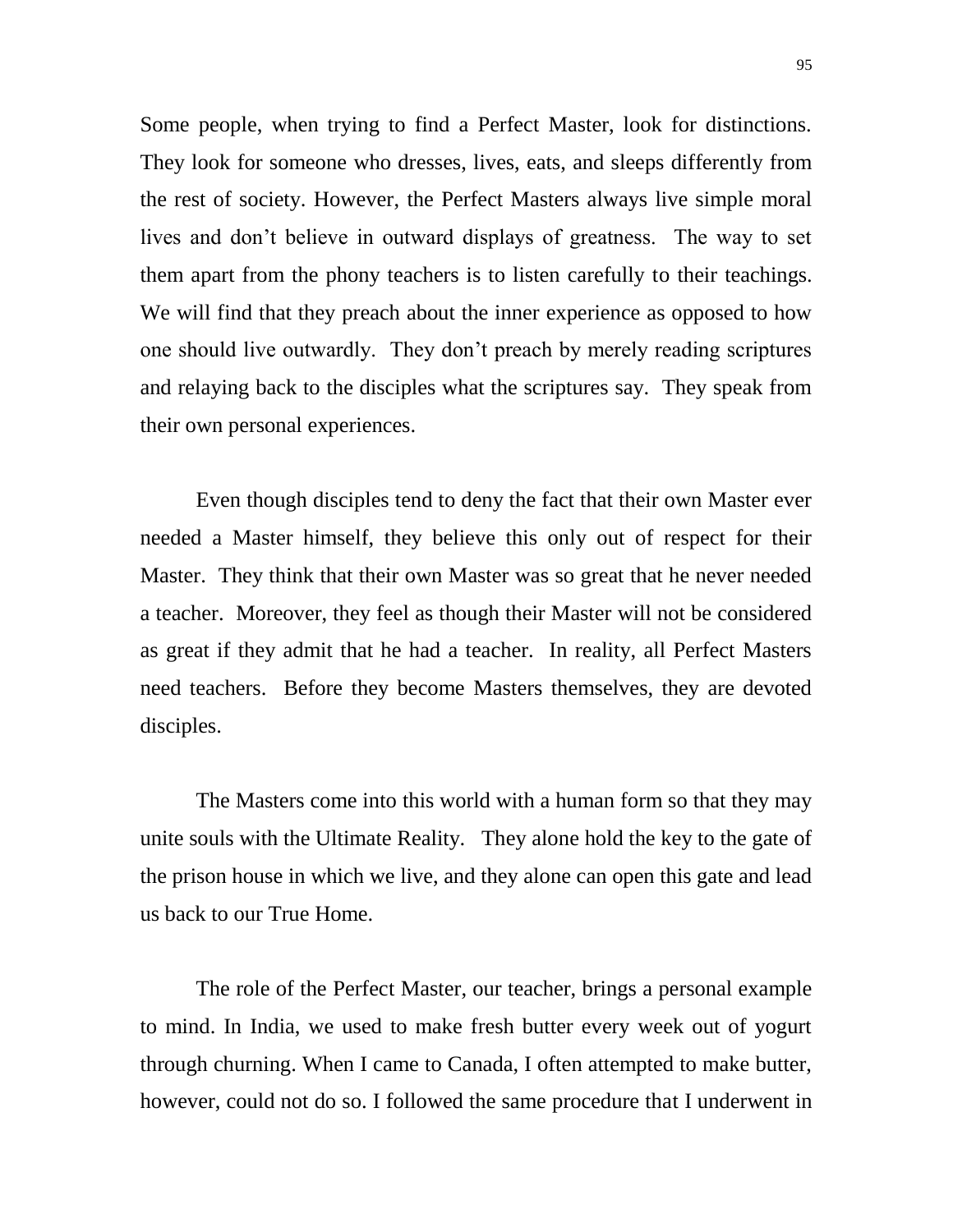Some people, when trying to find a Perfect Master, look for distinctions. They look for someone who dresses, lives, eats, and sleeps differently from the rest of society. However, the Perfect Masters always live simple moral lives and don't believe in outward displays of greatness. The way to set them apart from the phony teachers is to listen carefully to their teachings. We will find that they preach about the inner experience as opposed to how one should live outwardly. They don't preach by merely reading scriptures and relaying back to the disciples what the scriptures say. They speak from their own personal experiences.

Even though disciples tend to deny the fact that their own Master ever needed a Master himself, they believe this only out of respect for their Master. They think that their own Master was so great that he never needed a teacher. Moreover, they feel as though their Master will not be considered as great if they admit that he had a teacher. In reality, all Perfect Masters need teachers. Before they become Masters themselves, they are devoted disciples.

The Masters come into this world with a human form so that they may unite souls with the Ultimate Reality. They alone hold the key to the gate of the prison house in which we live, and they alone can open this gate and lead us back to our True Home.

The role of the Perfect Master, our teacher, brings a personal example to mind. In India, we used to make fresh butter every week out of yogurt through churning. When I came to Canada, I often attempted to make butter, however, could not do so. I followed the same procedure that I underwent in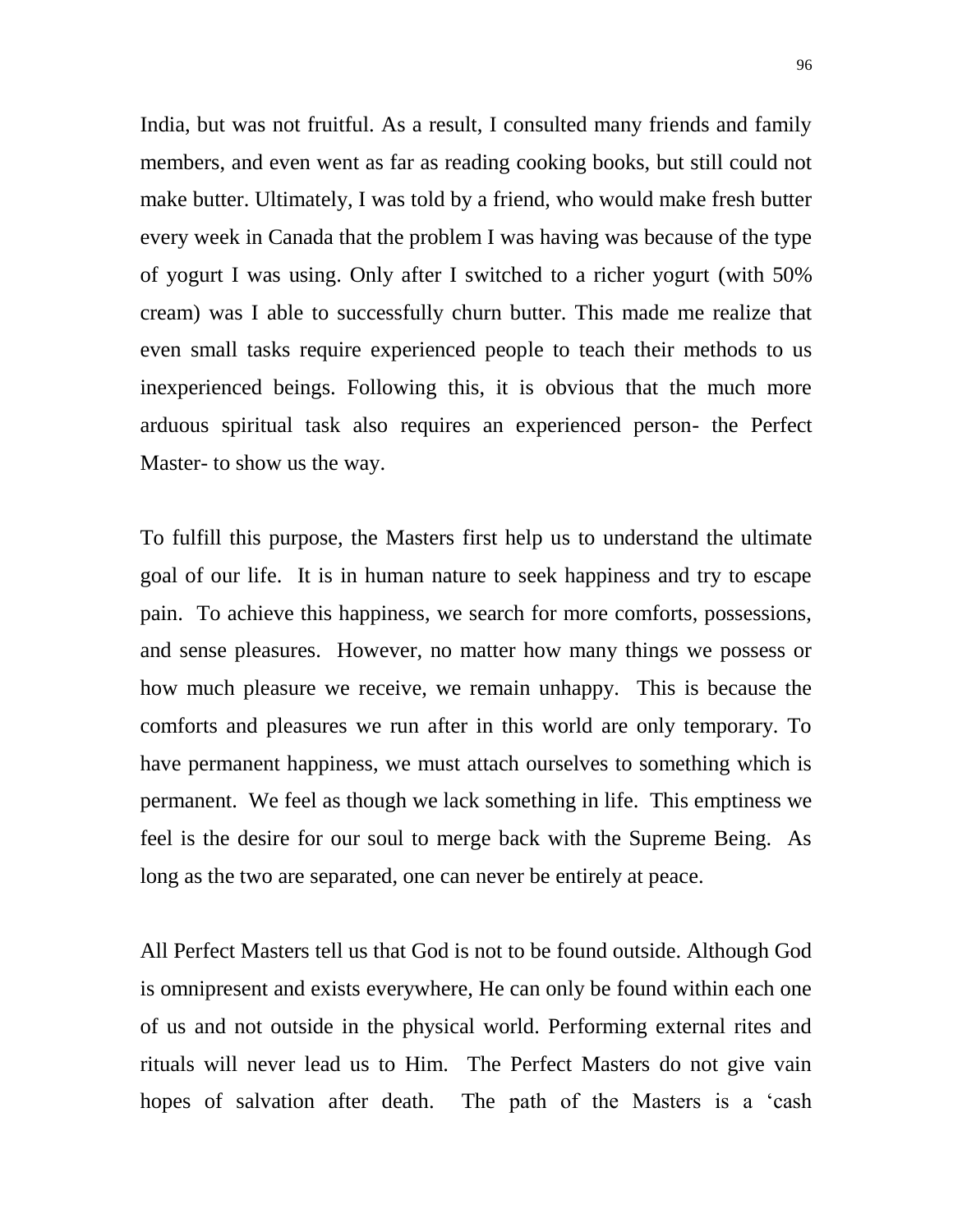India, but was not fruitful. As a result, I consulted many friends and family members, and even went as far as reading cooking books, but still could not make butter. Ultimately, I was told by a friend, who would make fresh butter every week in Canada that the problem I was having was because of the type of yogurt I was using. Only after I switched to a richer yogurt (with 50% cream) was I able to successfully churn butter. This made me realize that even small tasks require experienced people to teach their methods to us inexperienced beings. Following this, it is obvious that the much more arduous spiritual task also requires an experienced person- the Perfect Master- to show us the way.

To fulfill this purpose, the Masters first help us to understand the ultimate goal of our life. It is in human nature to seek happiness and try to escape pain. To achieve this happiness, we search for more comforts, possessions, and sense pleasures. However, no matter how many things we possess or how much pleasure we receive, we remain unhappy. This is because the comforts and pleasures we run after in this world are only temporary. To have permanent happiness, we must attach ourselves to something which is permanent. We feel as though we lack something in life. This emptiness we feel is the desire for our soul to merge back with the Supreme Being. As long as the two are separated, one can never be entirely at peace.

All Perfect Masters tell us that God is not to be found outside. Although God is omnipresent and exists everywhere, He can only be found within each one of us and not outside in the physical world. Performing external rites and rituals will never lead us to Him. The Perfect Masters do not give vain hopes of salvation after death. The path of the Masters is a 'cash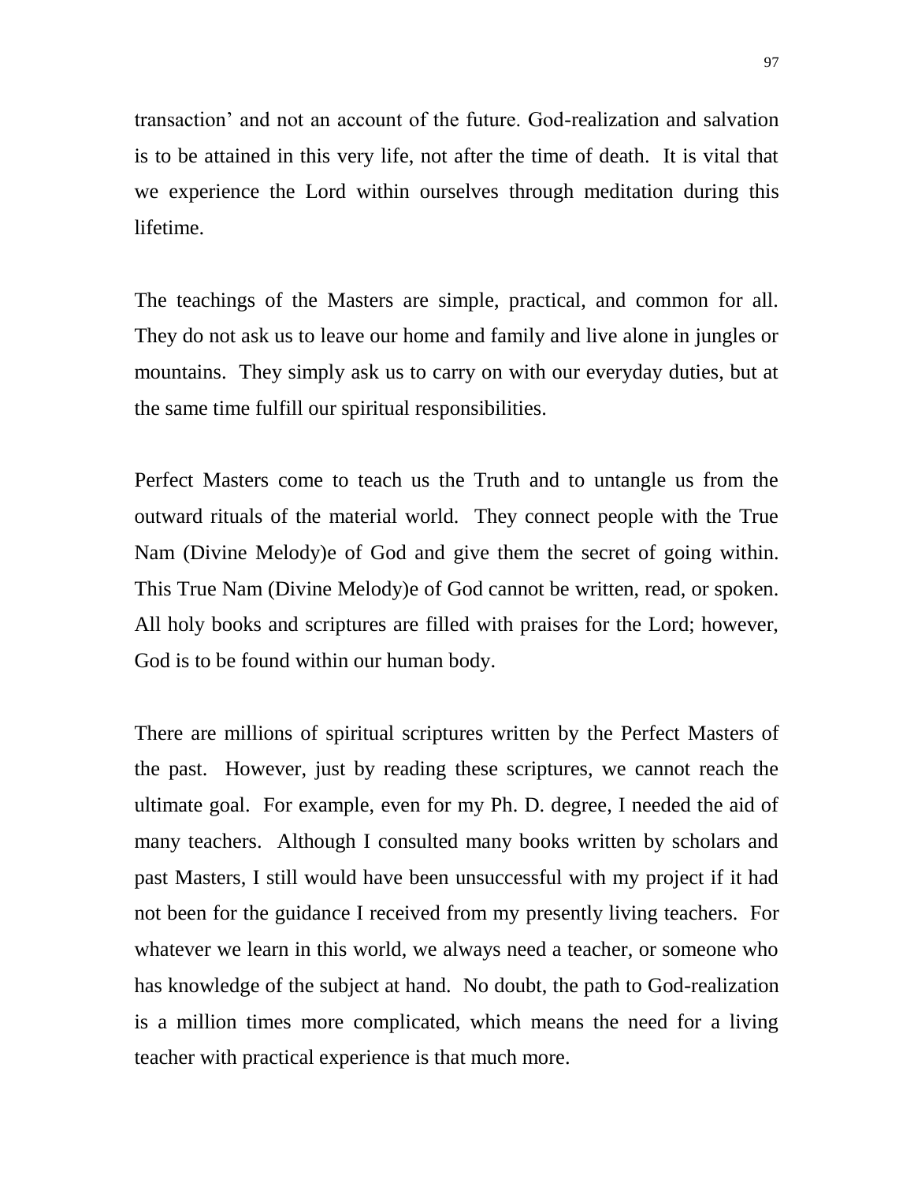transaction' and not an account of the future. God-realization and salvation is to be attained in this very life, not after the time of death. It is vital that we experience the Lord within ourselves through meditation during this lifetime.

The teachings of the Masters are simple, practical, and common for all. They do not ask us to leave our home and family and live alone in jungles or mountains. They simply ask us to carry on with our everyday duties, but at the same time fulfill our spiritual responsibilities.

Perfect Masters come to teach us the Truth and to untangle us from the outward rituals of the material world. They connect people with the True Nam (Divine Melody)e of God and give them the secret of going within. This True Nam (Divine Melody)e of God cannot be written, read, or spoken. All holy books and scriptures are filled with praises for the Lord; however, God is to be found within our human body.

There are millions of spiritual scriptures written by the Perfect Masters of the past. However, just by reading these scriptures, we cannot reach the ultimate goal. For example, even for my Ph. D. degree, I needed the aid of many teachers. Although I consulted many books written by scholars and past Masters, I still would have been unsuccessful with my project if it had not been for the guidance I received from my presently living teachers. For whatever we learn in this world, we always need a teacher, or someone who has knowledge of the subject at hand. No doubt, the path to God-realization is a million times more complicated, which means the need for a living teacher with practical experience is that much more.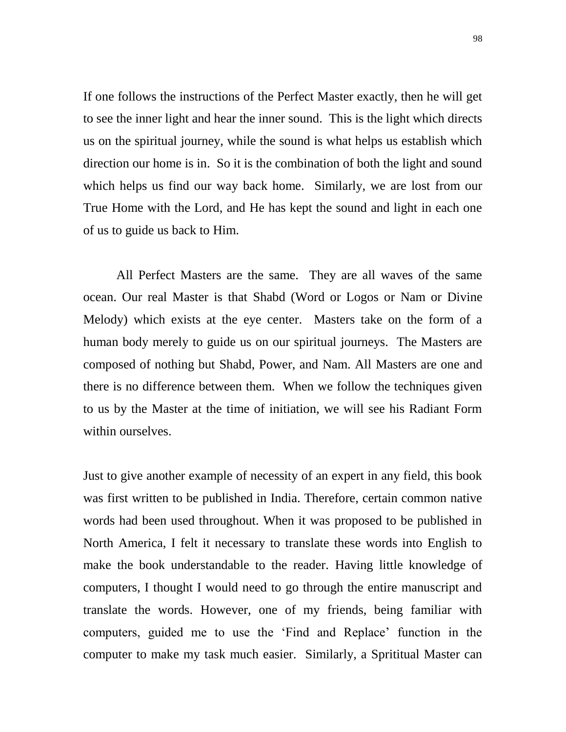If one follows the instructions of the Perfect Master exactly, then he will get to see the inner light and hear the inner sound. This is the light which directs us on the spiritual journey, while the sound is what helps us establish which direction our home is in. So it is the combination of both the light and sound which helps us find our way back home. Similarly, we are lost from our True Home with the Lord, and He has kept the sound and light in each one of us to guide us back to Him.

All Perfect Masters are the same. They are all waves of the same ocean. Our real Master is that Shabd (Word or Logos or Nam or Divine Melody) which exists at the eye center. Masters take on the form of a human body merely to guide us on our spiritual journeys. The Masters are composed of nothing but Shabd, Power, and Nam. All Masters are one and there is no difference between them. When we follow the techniques given to us by the Master at the time of initiation, we will see his Radiant Form within ourselves.

Just to give another example of necessity of an expert in any field, this book was first written to be published in India. Therefore, certain common native words had been used throughout. When it was proposed to be published in North America, I felt it necessary to translate these words into English to make the book understandable to the reader. Having little knowledge of computers, I thought I would need to go through the entire manuscript and translate the words. However, one of my friends, being familiar with computers, guided me to use the 'Find and Replace' function in the computer to make my task much easier. Similarly, a Sprititual Master can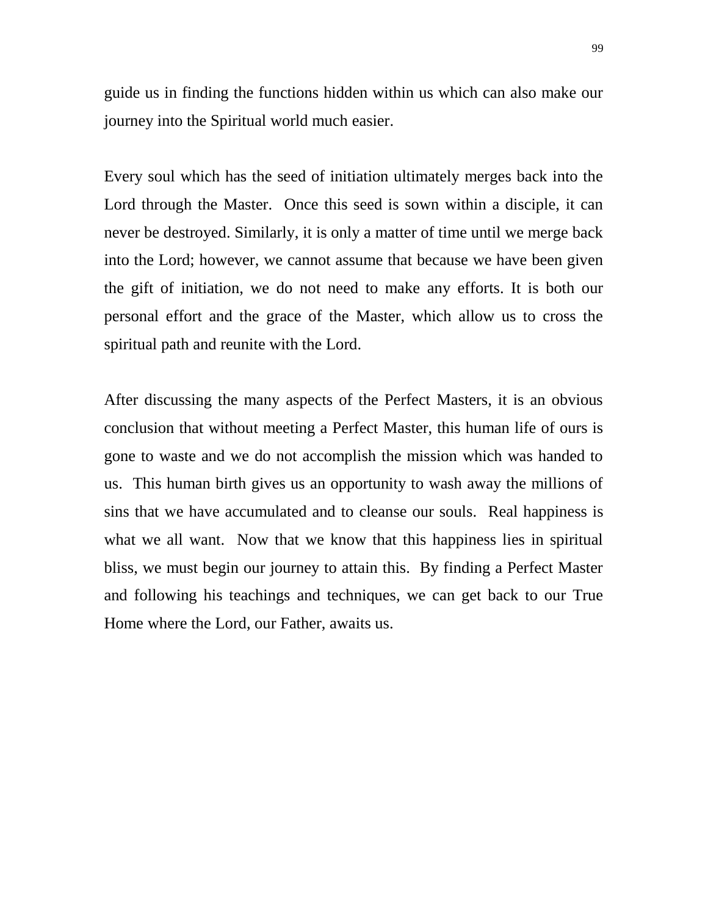guide us in finding the functions hidden within us which can also make our journey into the Spiritual world much easier.

Every soul which has the seed of initiation ultimately merges back into the Lord through the Master. Once this seed is sown within a disciple, it can never be destroyed. Similarly, it is only a matter of time until we merge back into the Lord; however, we cannot assume that because we have been given the gift of initiation, we do not need to make any efforts. It is both our personal effort and the grace of the Master, which allow us to cross the spiritual path and reunite with the Lord.

After discussing the many aspects of the Perfect Masters, it is an obvious conclusion that without meeting a Perfect Master, this human life of ours is gone to waste and we do not accomplish the mission which was handed to us. This human birth gives us an opportunity to wash away the millions of sins that we have accumulated and to cleanse our souls. Real happiness is what we all want. Now that we know that this happiness lies in spiritual bliss, we must begin our journey to attain this. By finding a Perfect Master and following his teachings and techniques, we can get back to our True Home where the Lord, our Father, awaits us.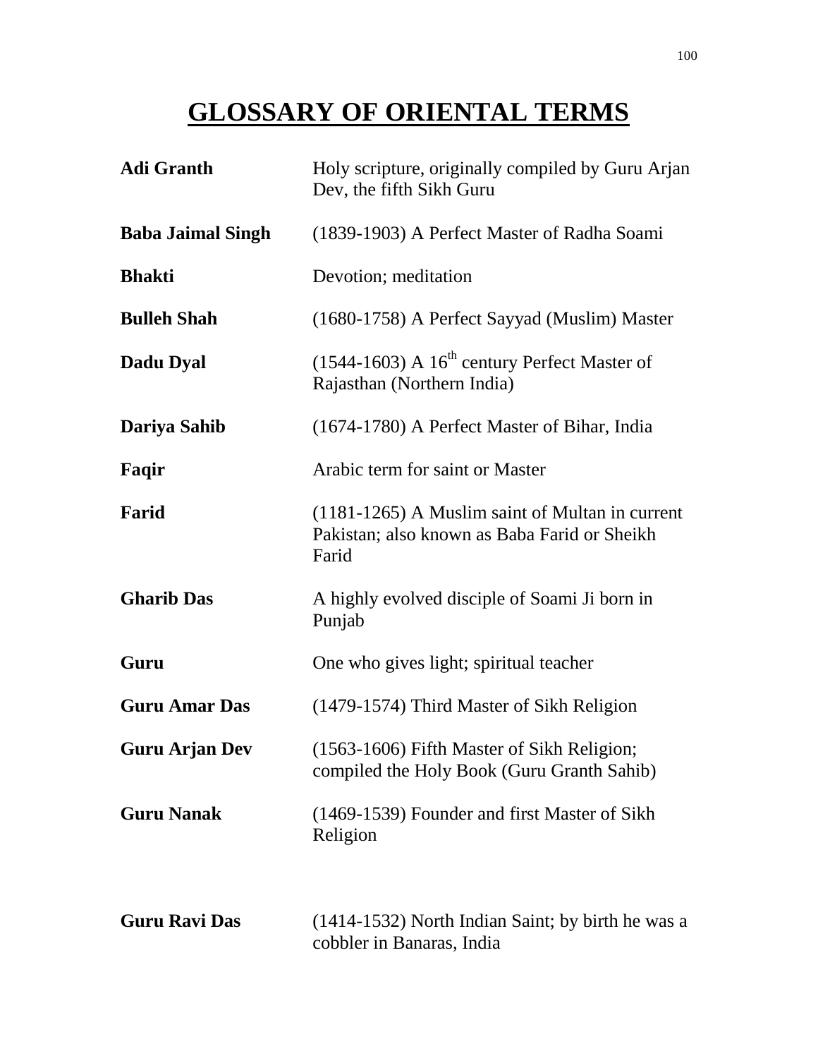# GLOSSARY OF ORIENTAL TERMS

| | |
|---|---|
| **Adi Granth** | Holy scripture, originally compiled by Guru Arjan Dev, the fifth Sikh Guru |
| **Baba Jaimal Singh** | (1839-1903) A Perfect Master of Radha Soami |
| **Bhakti** | Devotion; meditation |
| **Bulleh Shah** | (1680-1758) A Perfect Sayyad (Muslim) Master |
| **Dadu Dyal** | (1544-1603) A 16th century Perfect Master of Rajasthan (Northern India) |
| **Dariya Sahib** | (1674-1780) A Perfect Master of Bihar, India |
| **Faqir** | Arabic term for saint or Master |
| **Farid** | (1181-1265) A Muslim saint of Multan in current Pakistan; also known as Baba Farid or Sheikh Farid |
| **Gharib Das** | A highly evolved disciple of Soami Ji born in Punjab |
| **Guru** | One who gives light; spiritual teacher |
| **Guru Amar Das** | (1479-1574) Third Master of Sikh Religion |
| **Guru Arjan Dev** | (1563-1606) Fifth Master of Sikh Religion; compiled the Holy Book (Guru Granth Sahib) |
| **Guru Nanak** | (1469-1539) Founder and first Master of Sikh Religion |
| **Guru Ravi Das** | (1414-1532) North Indian Saint; by birth he was a cobbler in Banaras, India |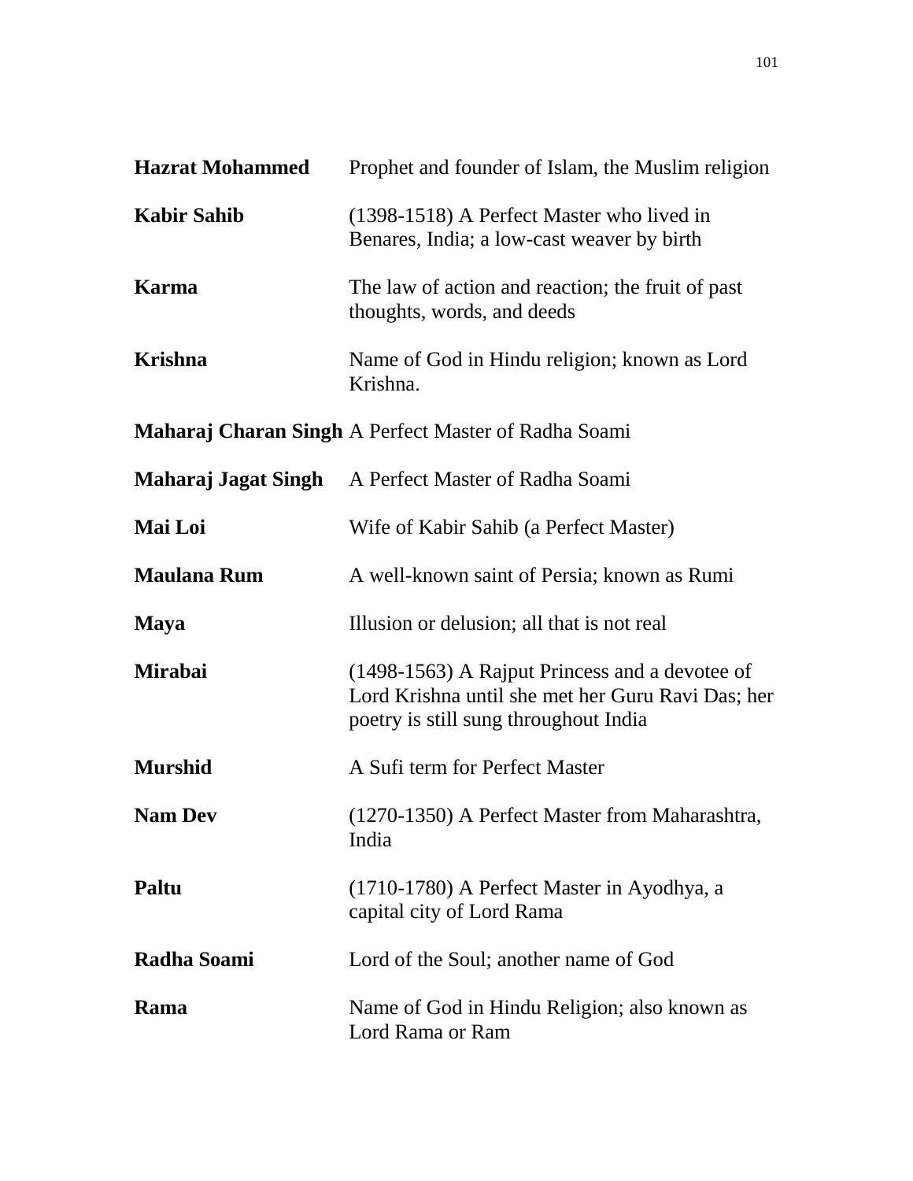| | |
|---|---|
| **Hazrat Mohammed** | Prophet and founder of Islam, the Muslim religion |
| **Kabir Sahib** | (1398-1518) A Perfect Master who lived in Benares, India; a low-cast weaver by birth |
| **Karma** | The law of action and reaction; the fruit of past thoughts, words, and deeds |
| **Krishna** | Name of God in Hindu religion; known as Lord Krishna. |
| **Maharaj Charan Singh** | A Perfect Master of Radha Soami |
| **Maharaj Jagat Singh** | A Perfect Master of Radha Soami |
| **Mai Loi** | Wife of Kabir Sahib (a Perfect Master) |
| **Maulana Rum** | A well-known saint of Persia; known as Rumi |
| **Maya** | Illusion or delusion; all that is not real |
| **Mirabai** | (1498-1563) A Rajput Princess and a devotee of Lord Krishna until she met her Guru Ravi Das; her poetry is still sung throughout India |
| **Murshid** | A Sufi term for Perfect Master |
| **Nam Dev** | (1270-1350) A Perfect Master from Maharashtra, India |
| **Paltu** | (1710-1780) A Perfect Master in Ayodhya, a capital city of Lord Rama |
| **Radha Soami** | Lord of the Soul; another name of God |
| **Rama** | Name of God in Hindu Religion; also known as Lord Rama or Ram |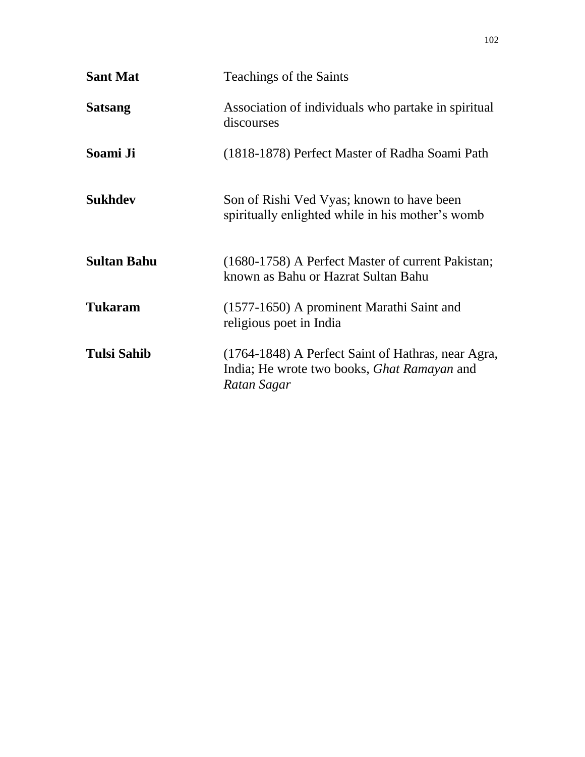| | |
|---|---|
| **Sant Mat** | Teachings of the Saints |
| **Satsang** | Association of individuals who partake in spiritual discourses |
| **Soami Ji** | (1818-1878) Perfect Master of Radha Soami Path |
| **Sukhdev** | Son of Rishi Ved Vyas; known to have been spiritually enlighted while in his mother's womb |
| **Sultan Bahu** | (1680-1758) A Perfect Master of current Pakistan; known as Bahu or Hazrat Sultan Bahu |
| **Tukaram** | (1577-1650) A prominent Marathi Saint and religious poet in India |
| **Tulsi Sahib** | (1764-1848) A Perfect Saint of Hathras, near Agra, India; He wrote two books, *Ghat Ramayan* and *Ratan Sagar* |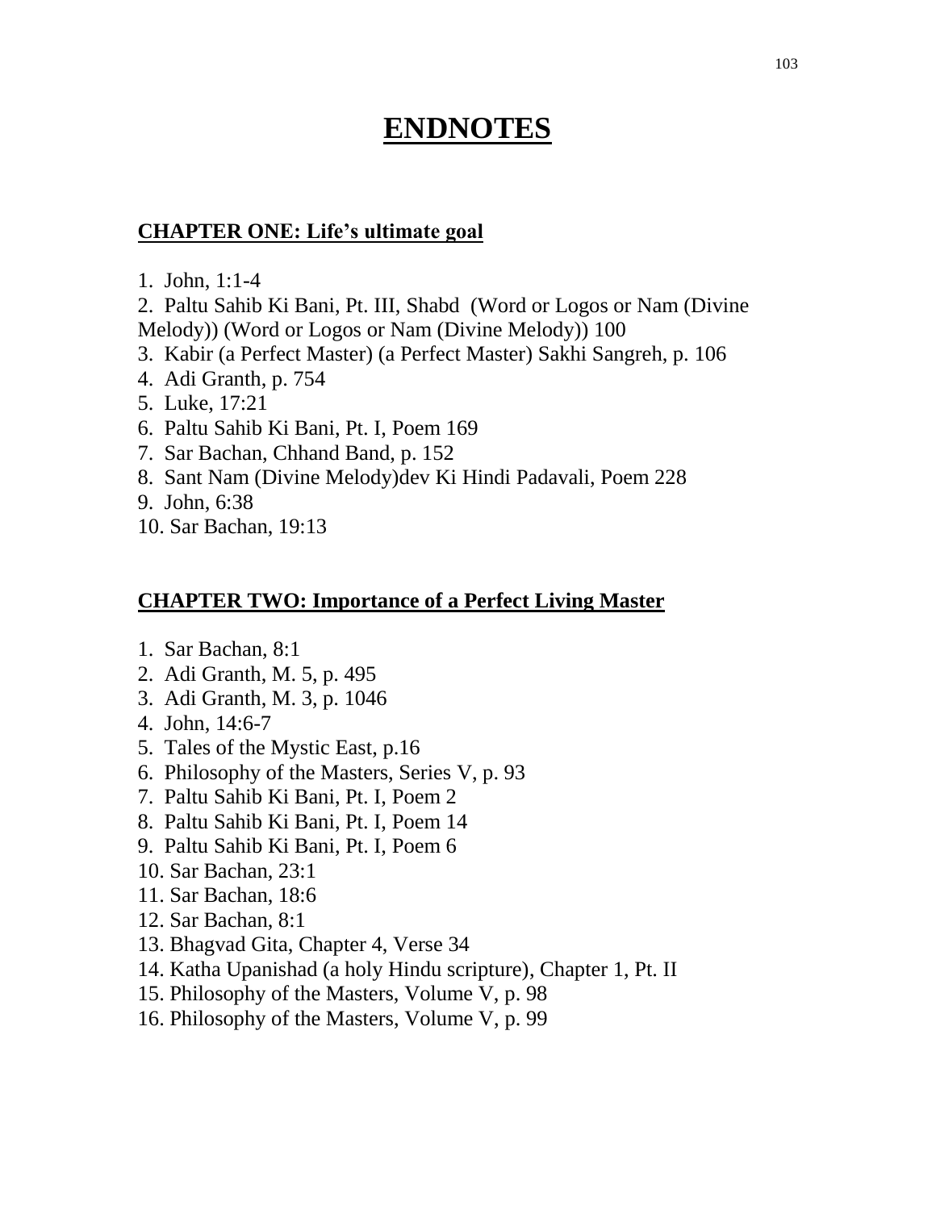# ENDNOTES

## CHAPTER ONE: Life's ultimate goal

1. John, 1:1-4
2. Paltu Sahib Ki Bani, Pt. III, Shabd (Word or Logos or Nam (Divine Melody)) (Word or Logos or Nam (Divine Melody)) 100
3. Kabir (a Perfect Master) (a Perfect Master) Sakhi Sangreh, p. 106
4. Adi Granth, p. 754
5. Luke, 17:21
6. Paltu Sahib Ki Bani, Pt. I, Poem 169
7. Sar Bachan, Chhand Band, p. 152
8. Sant Nam (Divine Melody)dev Ki Hindi Padavali, Poem 228
9. John, 6:38
10. Sar Bachan, 19:13

## CHAPTER TWO: Importance of a Perfect Living Master

1. Sar Bachan, 8:1
2. Adi Granth, M. 5, p. 495
3. Adi Granth, M. 3, p. 1046
4. John, 14:6-7
5. Tales of the Mystic East, p.16
6. Philosophy of the Masters, Series V, p. 93
7. Paltu Sahib Ki Bani, Pt. I, Poem 2
8. Paltu Sahib Ki Bani, Pt. I, Poem 14
9. Paltu Sahib Ki Bani, Pt. I, Poem 6
10. Sar Bachan, 23:1
11. Sar Bachan, 18:6
12. Sar Bachan, 8:1
13. Bhagvad Gita, Chapter 4, Verse 34
14. Katha Upanishad (a holy Hindu scripture), Chapter 1, Pt. II
15. Philosophy of the Masters, Volume V, p. 98
16. Philosophy of the Masters, Volume V, p. 99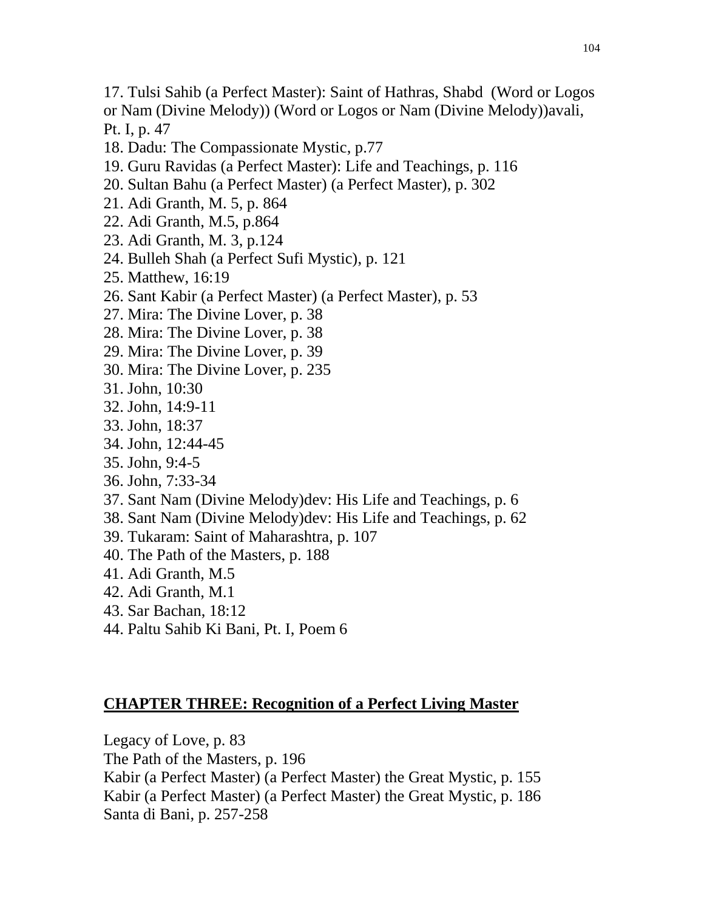17. Tulsi Sahib (a Perfect Master): Saint of Hathras, Shabd  (Word or Logos or Nam (Divine Melody)) (Word or Logos or Nam (Divine Melody))avali, Pt. I, p. 47
18. Dadu: The Compassionate Mystic, p.77
19. Guru Ravidas (a Perfect Master): Life and Teachings, p. 116
20. Sultan Bahu (a Perfect Master) (a Perfect Master), p. 302
21. Adi Granth, M. 5, p. 864
22. Adi Granth, M.5, p.864
23. Adi Granth, M. 3, p.124
24. Bulleh Shah (a Perfect Sufi Mystic), p. 121
25. Matthew, 16:19
26. Sant Kabir (a Perfect Master) (a Perfect Master), p. 53
27. Mira: The Divine Lover, p. 38
28. Mira: The Divine Lover, p. 38
29. Mira: The Divine Lover, p. 39
30. Mira: The Divine Lover, p. 235
31. John, 10:30
32. John, 14:9-11
33. John, 18:37
34. John, 12:44-45
35. John, 9:4-5
36. John, 7:33-34
37. Sant Nam (Divine Melody)dev: His Life and Teachings, p. 6
38. Sant Nam (Divine Melody)dev: His Life and Teachings, p. 62
39. Tukaram: Saint of Maharashtra, p. 107
40. The Path of the Masters, p. 188
41. Adi Granth, M.5
42. Adi Granth, M.1
43. Sar Bachan, 18:12
44. Paltu Sahib Ki Bani, Pt. I, Poem 6

## CHAPTER THREE: Recognition of a Perfect Living Master

Legacy of Love, p. 83
The Path of the Masters, p. 196
Kabir (a Perfect Master) (a Perfect Master) the Great Mystic, p. 155
Kabir (a Perfect Master) (a Perfect Master) the Great Mystic, p. 186
Santa di Bani, p. 257-258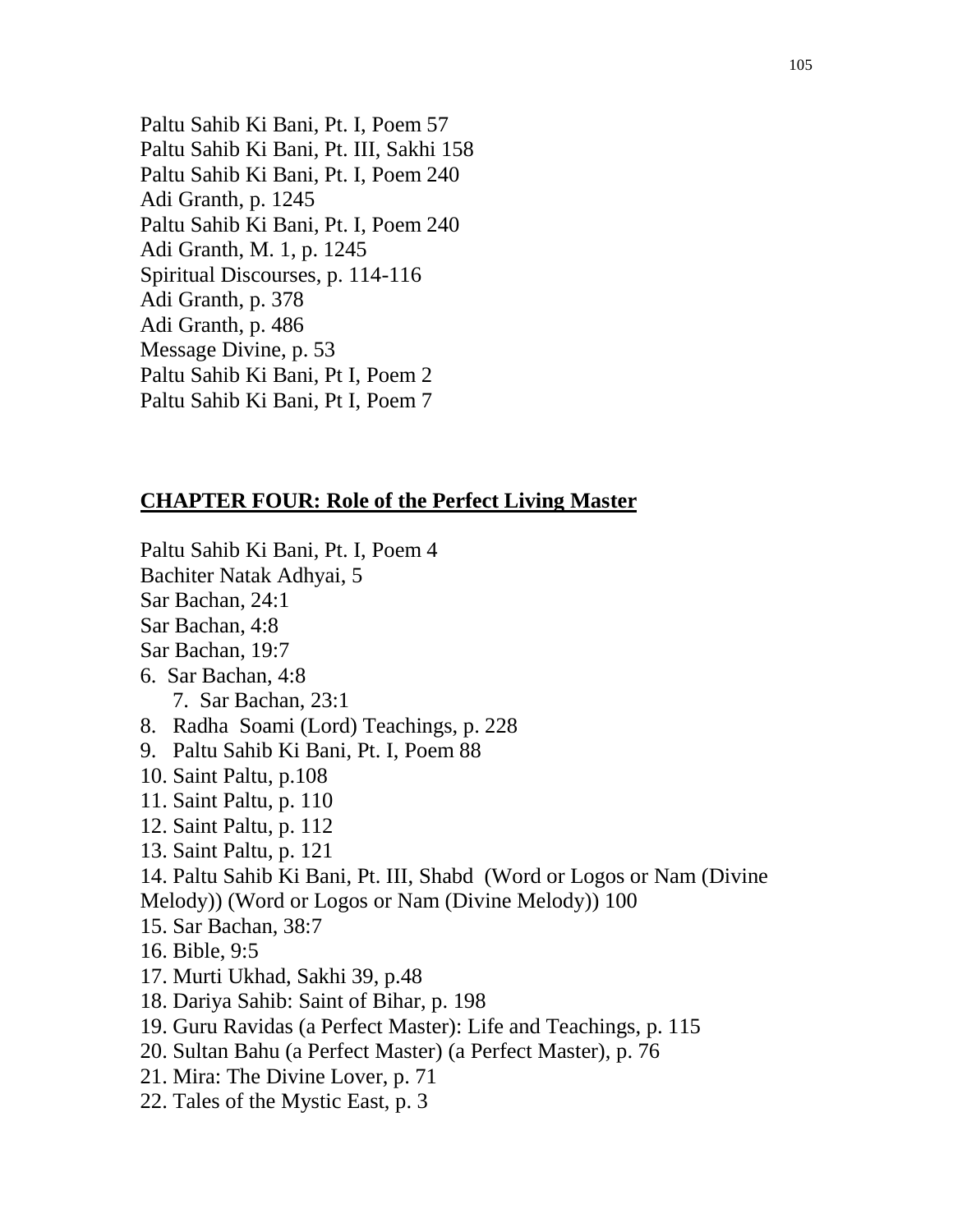Paltu Sahib Ki Bani, Pt. I, Poem 57
Paltu Sahib Ki Bani, Pt. III, Sakhi 158
Paltu Sahib Ki Bani, Pt. I, Poem 240
Adi Granth, p. 1245
Paltu Sahib Ki Bani, Pt. I, Poem 240
Adi Granth, M. 1, p. 1245
Spiritual Discourses, p. 114-116
Adi Granth, p. 378
Adi Granth, p. 486
Message Divine, p. 53
Paltu Sahib Ki Bani, Pt I, Poem 2
Paltu Sahib Ki Bani, Pt I, Poem 7

## CHAPTER FOUR: Role of the Perfect Living Master

Paltu Sahib Ki Bani, Pt. I, Poem 4
Bachiter Natak Adhyai, 5
Sar Bachan, 24:1
Sar Bachan, 4:8
Sar Bachan, 19:7
6. Sar Bachan, 4:8
7. Sar Bachan, 23:1
8. Radha Soami (Lord) Teachings, p. 228
9. Paltu Sahib Ki Bani, Pt. I, Poem 88
10. Saint Paltu, p.108
11. Saint Paltu, p. 110
12. Saint Paltu, p. 112
13. Saint Paltu, p. 121
14. Paltu Sahib Ki Bani, Pt. III, Shabd (Word or Logos or Nam (Divine Melody)) (Word or Logos or Nam (Divine Melody)) 100
15. Sar Bachan, 38:7
16. Bible, 9:5
17. Murti Ukhad, Sakhi 39, p.48
18. Dariya Sahib: Saint of Bihar, p. 198
19. Guru Ravidas (a Perfect Master): Life and Teachings, p. 115
20. Sultan Bahu (a Perfect Master) (a Perfect Master), p. 76
21. Mira: The Divine Lover, p. 71
22. Tales of the Mystic East, p. 3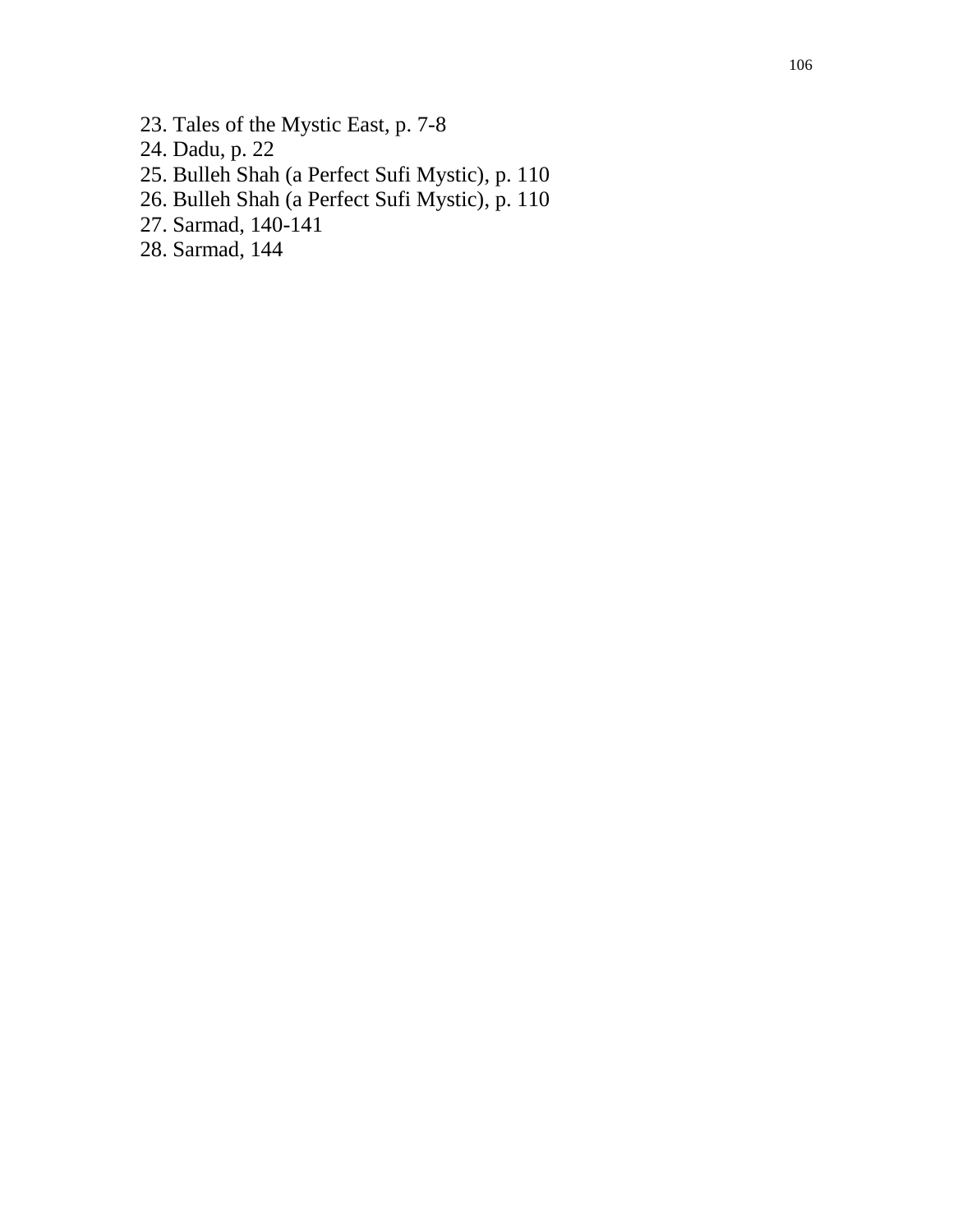23. Tales of the Mystic East, p. 7-8
24. Dadu, p. 22
25. Bulleh Shah (a Perfect Sufi Mystic), p. 110
26. Bulleh Shah (a Perfect Sufi Mystic), p. 110
27. Sarmad, 140-141
28. Sarmad, 144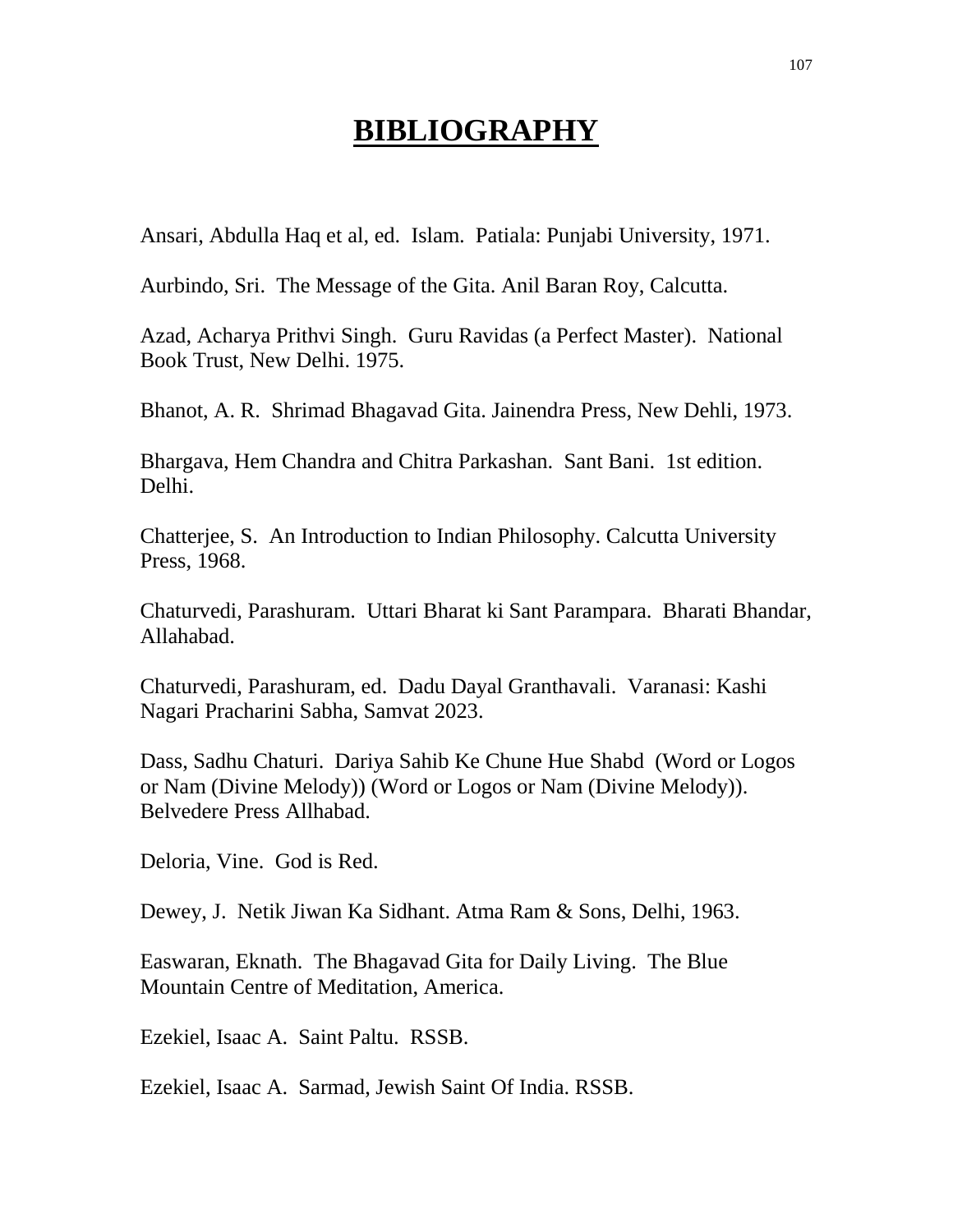# BIBLIOGRAPHY

Ansari, Abdulla Haq et al, ed. Islam. Patiala: Punjabi University, 1971.

Aurbindo, Sri. The Message of the Gita. Anil Baran Roy, Calcutta.

Azad, Acharya Prithvi Singh. Guru Ravidas (a Perfect Master). National Book Trust, New Delhi. 1975.

Bhanot, A. R. Shrimad Bhagavad Gita. Jainendra Press, New Dehli, 1973.

Bhargava, Hem Chandra and Chitra Parkashan. Sant Bani. 1st edition. Delhi.

Chatterjee, S. An Introduction to Indian Philosophy. Calcutta University Press, 1968.

Chaturvedi, Parashuram. Uttari Bharat ki Sant Parampara. Bharati Bhandar, Allahabad.

Chaturvedi, Parashuram, ed. Dadu Dayal Granthavali. Varanasi: Kashi Nagari Pracharini Sabha, Samvat 2023.

Dass, Sadhu Chaturi. Dariya Sahib Ke Chune Hue Shabd (Word or Logos or Nam (Divine Melody)) (Word or Logos or Nam (Divine Melody)). Belvedere Press Allhabad.

Deloria, Vine. God is Red.

Dewey, J. Netik Jiwan Ka Sidhant. Atma Ram & Sons, Delhi, 1963.

Easwaran, Eknath. The Bhagavad Gita for Daily Living. The Blue Mountain Centre of Meditation, America.

Ezekiel, Isaac A. Saint Paltu. RSSB.

Ezekiel, Isaac A. Sarmad, Jewish Saint Of India. RSSB.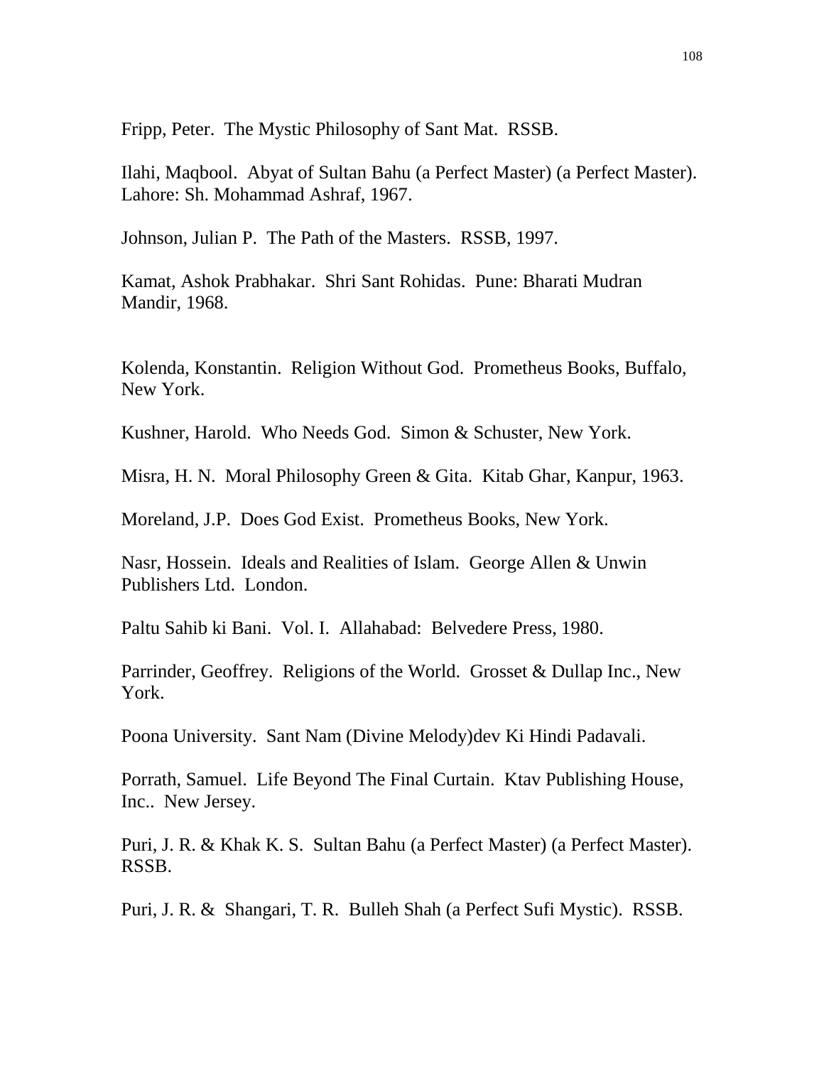Fripp, Peter. The Mystic Philosophy of Sant Mat. RSSB.

Ilahi, Maqbool. Abyat of Sultan Bahu (a Perfect Master) (a Perfect Master). Lahore: Sh. Mohammad Ashraf, 1967.

Johnson, Julian P. The Path of the Masters. RSSB, 1997.

Kamat, Ashok Prabhakar. Shri Sant Rohidas. Pune: Bharati Mudran Mandir, 1968.

Kolenda, Konstantin. Religion Without God. Prometheus Books, Buffalo, New York.

Kushner, Harold. Who Needs God. Simon & Schuster, New York.

Misra, H. N. Moral Philosophy Green & Gita. Kitab Ghar, Kanpur, 1963.

Moreland, J.P. Does God Exist. Prometheus Books, New York.

Nasr, Hossein. Ideals and Realities of Islam. George Allen & Unwin Publishers Ltd. London.

Paltu Sahib ki Bani. Vol. I. Allahabad: Belvedere Press, 1980.

Parrinder, Geoffrey. Religions of the World. Grosset & Dullap Inc., New York.

Poona University. Sant Nam (Divine Melody)dev Ki Hindi Padavali.

Porrath, Samuel. Life Beyond The Final Curtain. Ktav Publishing House, Inc.. New Jersey.

Puri, J. R. & Khak K. S. Sultan Bahu (a Perfect Master) (a Perfect Master). RSSB.

Puri, J. R. & Shangari, T. R. Bulleh Shah (a Perfect Sufi Mystic). RSSB.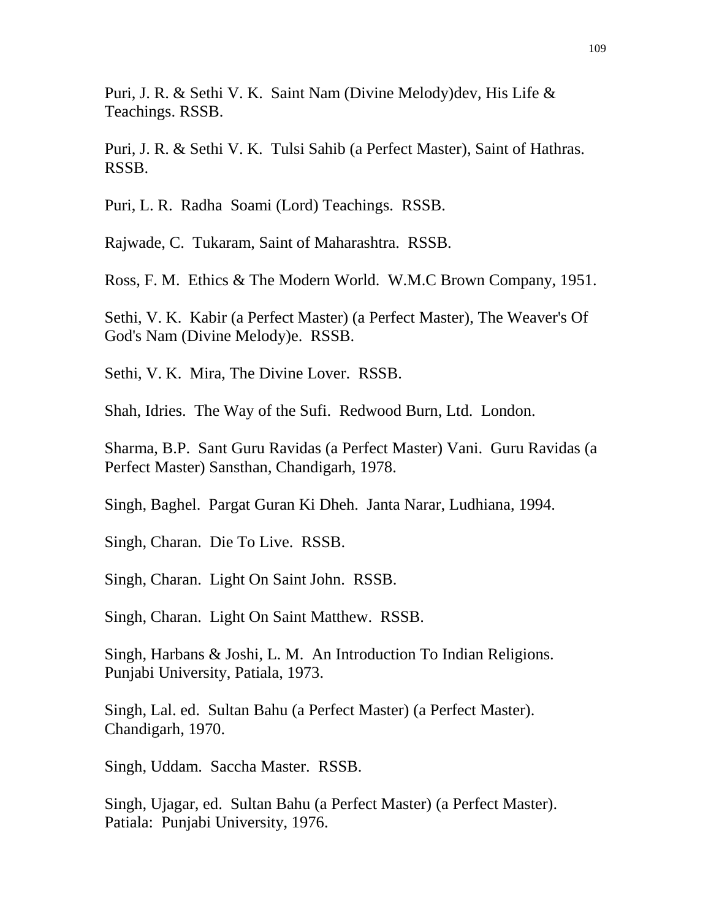Puri, J. R. & Sethi V. K.  Saint Nam (Divine Melody)dev, His Life & Teachings. RSSB.

Puri, J. R. & Sethi V. K.  Tulsi Sahib (a Perfect Master), Saint of Hathras. RSSB.

Puri, L. R.  Radha  Soami (Lord) Teachings.  RSSB.

Rajwade, C.  Tukaram, Saint of Maharashtra.  RSSB.

Ross, F. M.  Ethics & The Modern World.  W.M.C Brown Company, 1951.

Sethi, V. K.  Kabir (a Perfect Master) (a Perfect Master), The Weaver's Of God's Nam (Divine Melody)e.  RSSB.

Sethi, V. K.  Mira, The Divine Lover.  RSSB.

Shah, Idries.  The Way of the Sufi.  Redwood Burn, Ltd.  London.

Sharma, B.P.  Sant Guru Ravidas (a Perfect Master) Vani.  Guru Ravidas (a Perfect Master) Sansthan, Chandigarh, 1978.

Singh, Baghel.  Pargat Guran Ki Dheh.  Janta Narar, Ludhiana, 1994.

Singh, Charan.  Die To Live.  RSSB.

Singh, Charan.  Light On Saint John.  RSSB.

Singh, Charan.  Light On Saint Matthew.  RSSB.

Singh, Harbans & Joshi, L. M.  An Introduction To Indian Religions. Punjabi University, Patiala, 1973.

Singh, Lal. ed.  Sultan Bahu (a Perfect Master) (a Perfect Master). Chandigarh, 1970.

Singh, Uddam.  Saccha Master.  RSSB.

Singh, Ujagar, ed.  Sultan Bahu (a Perfect Master) (a Perfect Master). Patiala:  Punjabi University, 1976.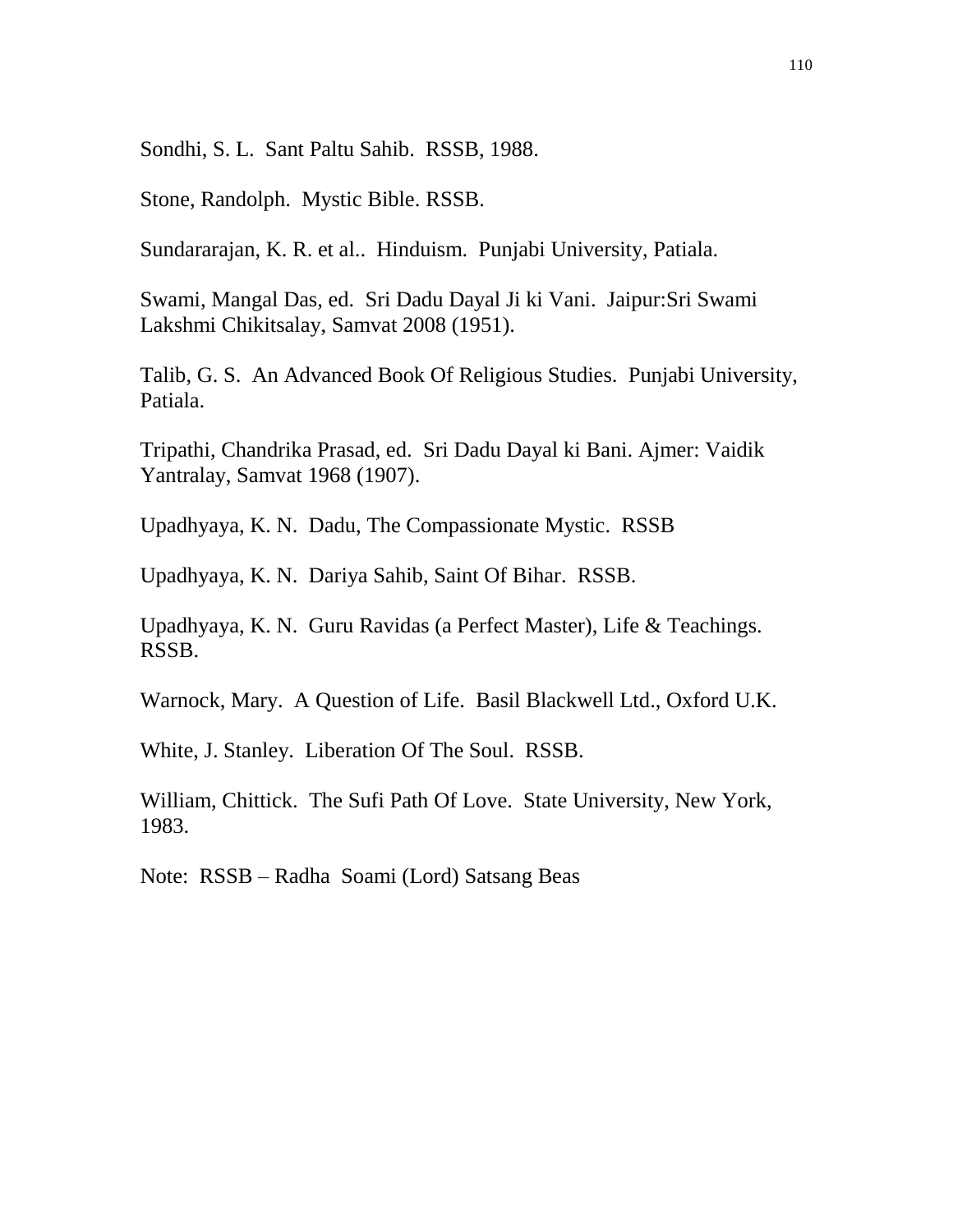Sondhi, S. L. Sant Paltu Sahib. RSSB, 1988.

Stone, Randolph. Mystic Bible. RSSB.

Sundararajan, K. R. et al.. Hinduism. Punjabi University, Patiala.

Swami, Mangal Das, ed. Sri Dadu Dayal Ji ki Vani. Jaipur:Sri Swami Lakshmi Chikitsalay, Samvat 2008 (1951).

Talib, G. S. An Advanced Book Of Religious Studies. Punjabi University, Patiala.

Tripathi, Chandrika Prasad, ed. Sri Dadu Dayal ki Bani. Ajmer: Vaidik Yantralay, Samvat 1968 (1907).

Upadhyaya, K. N. Dadu, The Compassionate Mystic. RSSB

Upadhyaya, K. N. Dariya Sahib, Saint Of Bihar. RSSB.

Upadhyaya, K. N. Guru Ravidas (a Perfect Master), Life & Teachings. RSSB.

Warnock, Mary. A Question of Life. Basil Blackwell Ltd., Oxford U.K.

White, J. Stanley. Liberation Of The Soul. RSSB.

William, Chittick. The Sufi Path Of Love. State University, New York, 1983.

Note: RSSB – Radha Soami (Lord) Satsang Beas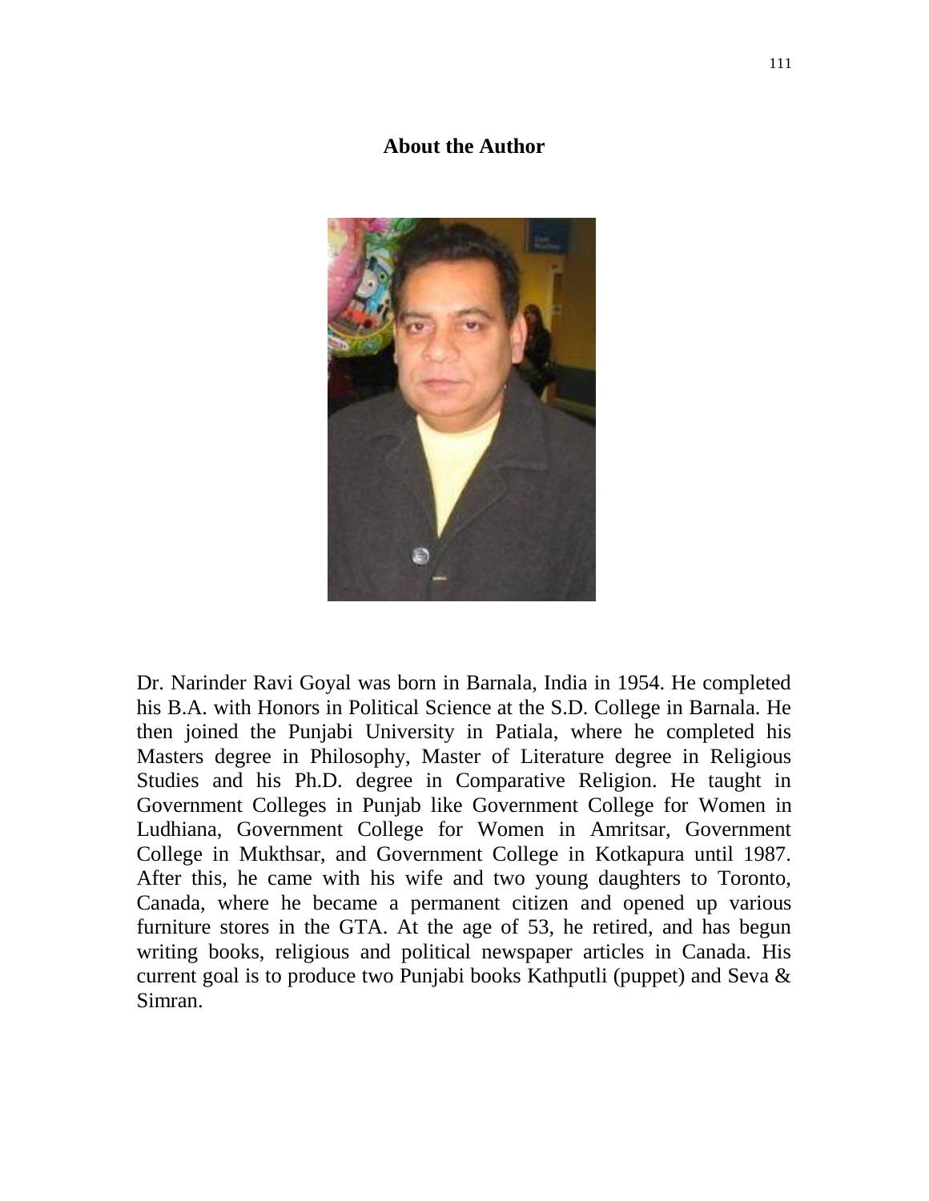# About the Author

Dr. Narinder Ravi Goyal was born in Barnala, India in 1954. He completed his B.A. with Honors in Political Science at the S.D. College in Barnala. He then joined the Punjabi University in Patiala, where he completed his Masters degree in Philosophy, Master of Literature degree in Religious Studies and his Ph.D. degree in Comparative Religion. He taught in Government Colleges in Punjab like Government College for Women in Ludhiana, Government College for Women in Amritsar, Government College in Mukthsar, and Government College in Kotkapura until 1987. After this, he came with his wife and two young daughters to Toronto, Canada, where he became a permanent citizen and opened up various furniture stores in the GTA. At the age of 53, he retired, and has begun writing books, religious and political newspaper articles in Canada. His current goal is to produce two Punjabi books Kathputli (puppet) and Seva & Simran.